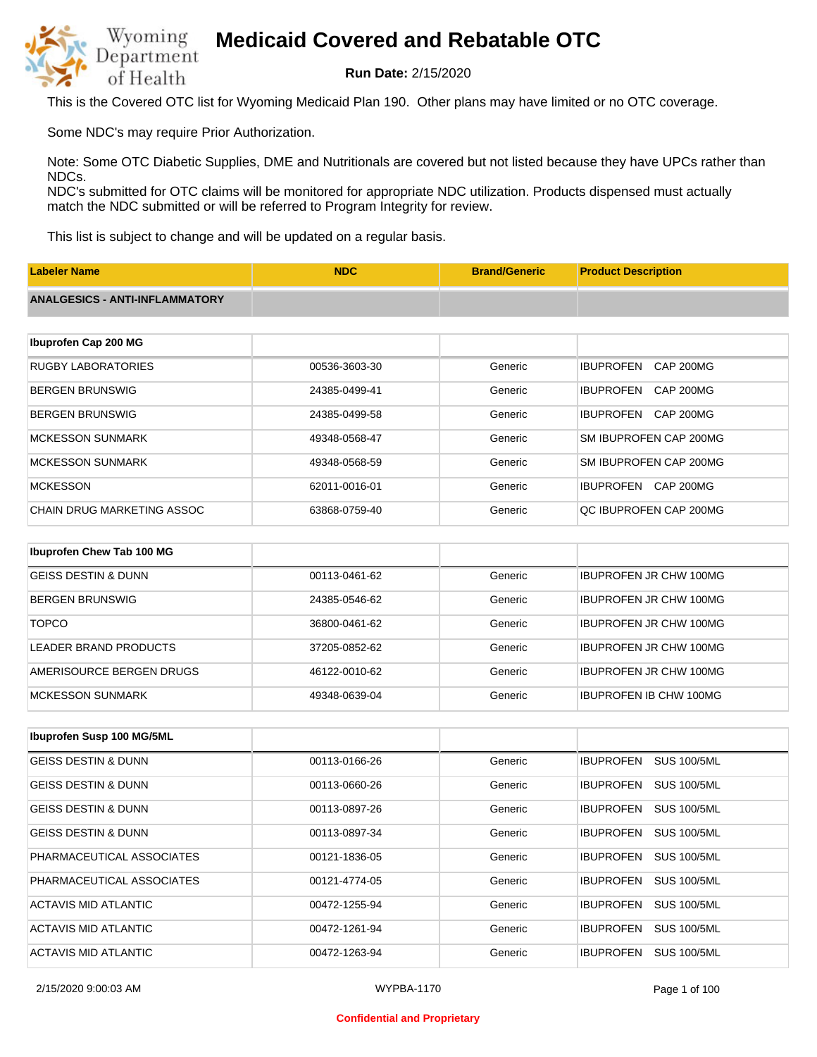# Medicaid Covered and Rebatable OTC

**Run Date:** 2/15/2020

This is the Covered OTC list for Wyoming Medicaid Plan 190.  Other plans may have limited or no OTC coverage.

Some NDC's may require Prior Authorization.

Note: Some OTC Diabetic Supplies, DME and Nutritionals are covered but not listed because they have UPCs rather than NDCs.
NDC's submitted for OTC claims will be monitored for appropriate NDC utilization. Products dispensed must actually match the NDC submitted or will be referred to Program Integrity for review.

This list is subject to change and will be updated on a regular basis.

| Labeler Name | NDC | Brand/Generic | Product Description |
|---|---|---|---|
| **ANALGESICS - ANTI-INFLAMMATORY** | | | |
| **Ibuprofen Cap 200 MG** | | | |
| RUGBY LABORATORIES | 00536-3603-30 | Generic | IBUPROFEN CAP 200MG |
| BERGEN BRUNSWIG | 24385-0499-41 | Generic | IBUPROFEN CAP 200MG |
| BERGEN BRUNSWIG | 24385-0499-58 | Generic | IBUPROFEN CAP 200MG |
| MCKESSON SUNMARK | 49348-0568-47 | Generic | SM IBUPROFEN CAP 200MG |
| MCKESSON SUNMARK | 49348-0568-59 | Generic | SM IBUPROFEN CAP 200MG |
| MCKESSON | 62011-0016-01 | Generic | IBUPROFEN CAP 200MG |
| CHAIN DRUG MARKETING ASSOC | 63868-0759-40 | Generic | QC IBUPROFEN CAP 200MG |
| **Ibuprofen Chew Tab 100 MG** | | | |
| GEISS DESTIN & DUNN | 00113-0461-62 | Generic | IBUPROFEN JR CHW 100MG |
| BERGEN BRUNSWIG | 24385-0546-62 | Generic | IBUPROFEN JR CHW 100MG |
| TOPCO | 36800-0461-62 | Generic | IBUPROFEN JR CHW 100MG |
| LEADER BRAND PRODUCTS | 37205-0852-62 | Generic | IBUPROFEN JR CHW 100MG |
| AMERISOURCE BERGEN DRUGS | 46122-0010-62 | Generic | IBUPROFEN JR CHW 100MG |
| MCKESSON SUNMARK | 49348-0639-04 | Generic | IBUPROFEN IB CHW 100MG |
| **Ibuprofen Susp 100 MG/5ML** | | | |
| GEISS DESTIN & DUNN | 00113-0166-26 | Generic | IBUPROFEN SUS 100/5ML |
| GEISS DESTIN & DUNN | 00113-0660-26 | Generic | IBUPROFEN SUS 100/5ML |
| GEISS DESTIN & DUNN | 00113-0897-26 | Generic | IBUPROFEN SUS 100/5ML |
| GEISS DESTIN & DUNN | 00113-0897-34 | Generic | IBUPROFEN SUS 100/5ML |
| PHARMACEUTICAL ASSOCIATES | 00121-1836-05 | Generic | IBUPROFEN SUS 100/5ML |
| PHARMACEUTICAL ASSOCIATES | 00121-4774-05 | Generic | IBUPROFEN SUS 100/5ML |
| ACTAVIS MID ATLANTIC | 00472-1255-94 | Generic | IBUPROFEN SUS 100/5ML |
| ACTAVIS MID ATLANTIC | 00472-1261-94 | Generic | IBUPROFEN SUS 100/5ML |
| ACTAVIS MID ATLANTIC | 00472-1263-94 | Generic | IBUPROFEN SUS 100/5ML |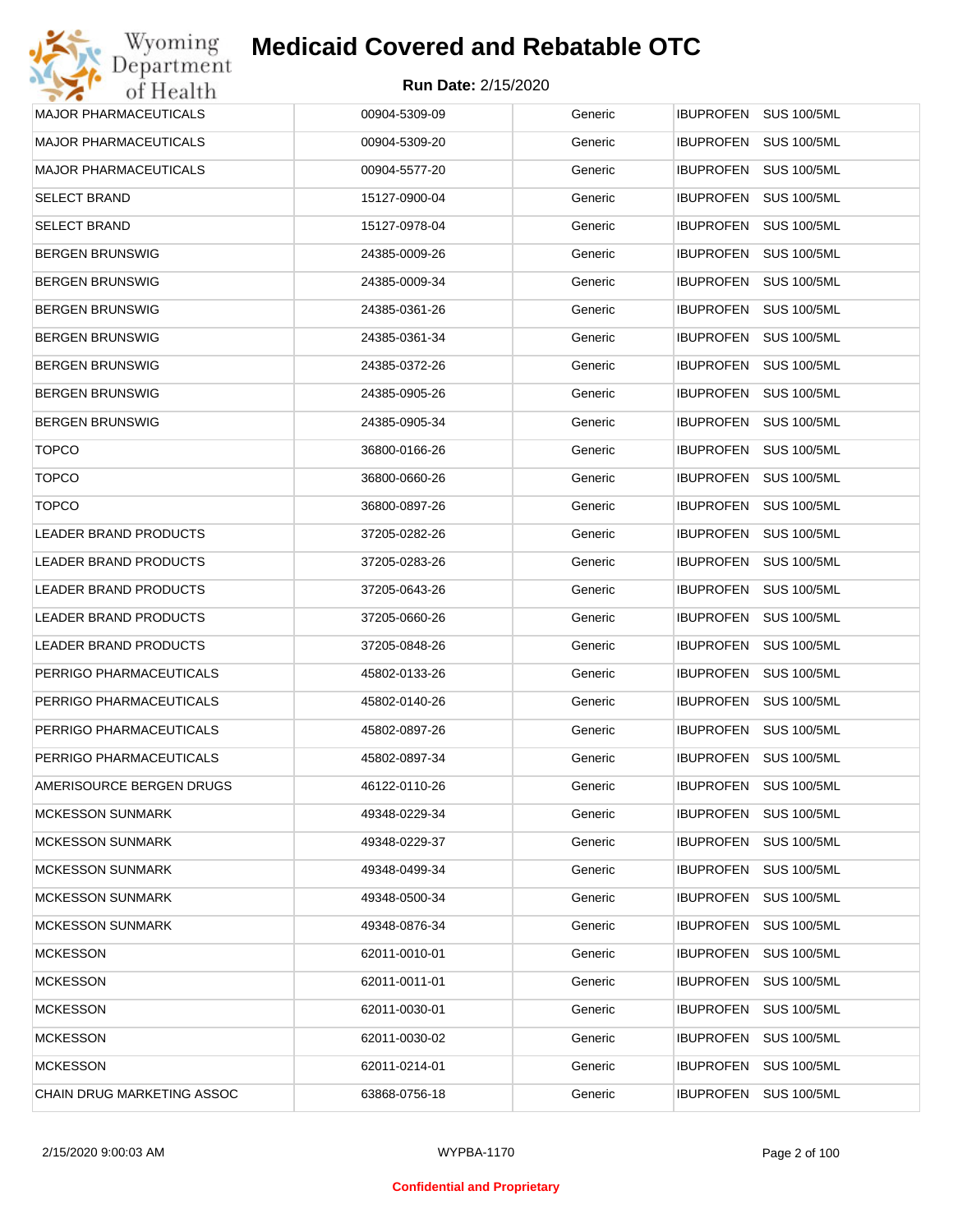| MAJOR PHARMACEUTICALS | 00904-5309-09 | Generic | IBUPROFEN SUS 100/5ML |
|---|---|---|---|
| MAJOR PHARMACEUTICALS | 00904-5309-20 | Generic | IBUPROFEN SUS 100/5ML |
| MAJOR PHARMACEUTICALS | 00904-5577-20 | Generic | IBUPROFEN SUS 100/5ML |
| SELECT BRAND | 15127-0900-04 | Generic | IBUPROFEN SUS 100/5ML |
| SELECT BRAND | 15127-0978-04 | Generic | IBUPROFEN SUS 100/5ML |
| BERGEN BRUNSWIG | 24385-0009-26 | Generic | IBUPROFEN SUS 100/5ML |
| BERGEN BRUNSWIG | 24385-0009-34 | Generic | IBUPROFEN SUS 100/5ML |
| BERGEN BRUNSWIG | 24385-0361-26 | Generic | IBUPROFEN SUS 100/5ML |
| BERGEN BRUNSWIG | 24385-0361-34 | Generic | IBUPROFEN SUS 100/5ML |
| BERGEN BRUNSWIG | 24385-0372-26 | Generic | IBUPROFEN SUS 100/5ML |
| BERGEN BRUNSWIG | 24385-0905-26 | Generic | IBUPROFEN SUS 100/5ML |
| BERGEN BRUNSWIG | 24385-0905-34 | Generic | IBUPROFEN SUS 100/5ML |
| TOPCO | 36800-0166-26 | Generic | IBUPROFEN SUS 100/5ML |
| TOPCO | 36800-0660-26 | Generic | IBUPROFEN SUS 100/5ML |
| TOPCO | 36800-0897-26 | Generic | IBUPROFEN SUS 100/5ML |
| LEADER BRAND PRODUCTS | 37205-0282-26 | Generic | IBUPROFEN SUS 100/5ML |
| LEADER BRAND PRODUCTS | 37205-0283-26 | Generic | IBUPROFEN SUS 100/5ML |
| LEADER BRAND PRODUCTS | 37205-0643-26 | Generic | IBUPROFEN SUS 100/5ML |
| LEADER BRAND PRODUCTS | 37205-0660-26 | Generic | IBUPROFEN SUS 100/5ML |
| LEADER BRAND PRODUCTS | 37205-0848-26 | Generic | IBUPROFEN SUS 100/5ML |
| PERRIGO PHARMACEUTICALS | 45802-0133-26 | Generic | IBUPROFEN SUS 100/5ML |
| PERRIGO PHARMACEUTICALS | 45802-0140-26 | Generic | IBUPROFEN SUS 100/5ML |
| PERRIGO PHARMACEUTICALS | 45802-0897-26 | Generic | IBUPROFEN SUS 100/5ML |
| PERRIGO PHARMACEUTICALS | 45802-0897-34 | Generic | IBUPROFEN SUS 100/5ML |
| AMERISOURCE BERGEN DRUGS | 46122-0110-26 | Generic | IBUPROFEN SUS 100/5ML |
| MCKESSON SUNMARK | 49348-0229-34 | Generic | IBUPROFEN SUS 100/5ML |
| MCKESSON SUNMARK | 49348-0229-37 | Generic | IBUPROFEN SUS 100/5ML |
| MCKESSON SUNMARK | 49348-0499-34 | Generic | IBUPROFEN SUS 100/5ML |
| MCKESSON SUNMARK | 49348-0500-34 | Generic | IBUPROFEN SUS 100/5ML |
| MCKESSON SUNMARK | 49348-0876-34 | Generic | IBUPROFEN SUS 100/5ML |
| MCKESSON | 62011-0010-01 | Generic | IBUPROFEN SUS 100/5ML |
| MCKESSON | 62011-0011-01 | Generic | IBUPROFEN SUS 100/5ML |
| MCKESSON | 62011-0030-01 | Generic | IBUPROFEN SUS 100/5ML |
| MCKESSON | 62011-0030-02 | Generic | IBUPROFEN SUS 100/5ML |
| MCKESSON | 62011-0214-01 | Generic | IBUPROFEN SUS 100/5ML |
| CHAIN DRUG MARKETING ASSOC | 63868-0756-18 | Generic | IBUPROFEN SUS 100/5ML |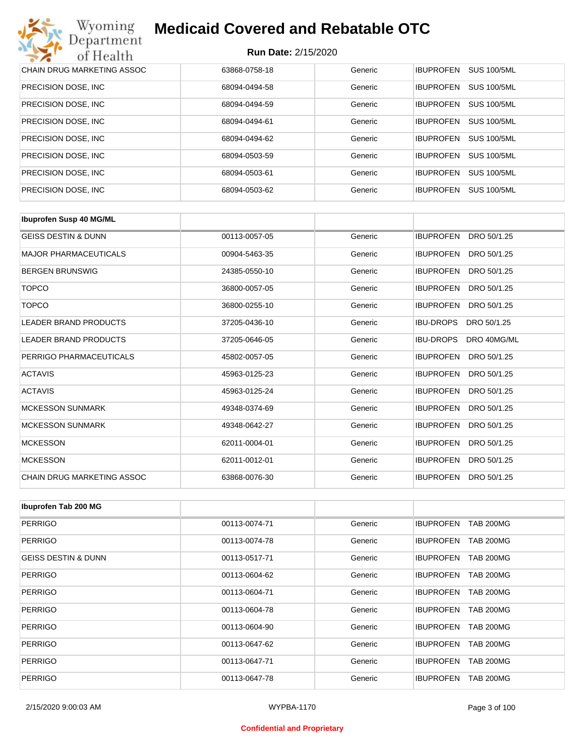| CHAIN DRUG MARKETING ASSOC | 63868-0758-18 | Generic | IBUPROFEN SUS 100/5ML |
|---|---|---|---|
| PRECISION DOSE, INC | 68094-0494-58 | Generic | IBUPROFEN SUS 100/5ML |
| PRECISION DOSE, INC | 68094-0494-59 | Generic | IBUPROFEN SUS 100/5ML |
| PRECISION DOSE, INC | 68094-0494-61 | Generic | IBUPROFEN SUS 100/5ML |
| PRECISION DOSE, INC | 68094-0494-62 | Generic | IBUPROFEN SUS 100/5ML |
| PRECISION DOSE, INC | 68094-0503-59 | Generic | IBUPROFEN SUS 100/5ML |
| PRECISION DOSE, INC | 68094-0503-61 | Generic | IBUPROFEN SUS 100/5ML |
| PRECISION DOSE, INC | 68094-0503-62 | Generic | IBUPROFEN SUS 100/5ML |

| **Ibuprofen Susp 40 MG/ML** | | | |
|---|---|---|---|
| GEISS DESTIN & DUNN | 00113-0057-05 | Generic | IBUPROFEN DRO 50/1.25 |
| MAJOR PHARMACEUTICALS | 00904-5463-35 | Generic | IBUPROFEN DRO 50/1.25 |
| BERGEN BRUNSWIG | 24385-0550-10 | Generic | IBUPROFEN DRO 50/1.25 |
| TOPCO | 36800-0057-05 | Generic | IBUPROFEN DRO 50/1.25 |
| TOPCO | 36800-0255-10 | Generic | IBUPROFEN DRO 50/1.25 |
| LEADER BRAND PRODUCTS | 37205-0436-10 | Generic | IBU-DROPS DRO 50/1.25 |
| LEADER BRAND PRODUCTS | 37205-0646-05 | Generic | IBU-DROPS DRO 40MG/ML |
| PERRIGO PHARMACEUTICALS | 45802-0057-05 | Generic | IBUPROFEN DRO 50/1.25 |
| ACTAVIS | 45963-0125-23 | Generic | IBUPROFEN DRO 50/1.25 |
| ACTAVIS | 45963-0125-24 | Generic | IBUPROFEN DRO 50/1.25 |
| MCKESSON SUNMARK | 49348-0374-69 | Generic | IBUPROFEN DRO 50/1.25 |
| MCKESSON SUNMARK | 49348-0642-27 | Generic | IBUPROFEN DRO 50/1.25 |
| MCKESSON | 62011-0004-01 | Generic | IBUPROFEN DRO 50/1.25 |
| MCKESSON | 62011-0012-01 | Generic | IBUPROFEN DRO 50/1.25 |
| CHAIN DRUG MARKETING ASSOC | 63868-0076-30 | Generic | IBUPROFEN DRO 50/1.25 |

| **Ibuprofen Tab 200 MG** | | | |
|---|---|---|---|
| PERRIGO | 00113-0074-71 | Generic | IBUPROFEN TAB 200MG |
| PERRIGO | 00113-0074-78 | Generic | IBUPROFEN TAB 200MG |
| GEISS DESTIN & DUNN | 00113-0517-71 | Generic | IBUPROFEN TAB 200MG |
| PERRIGO | 00113-0604-62 | Generic | IBUPROFEN TAB 200MG |
| PERRIGO | 00113-0604-71 | Generic | IBUPROFEN TAB 200MG |
| PERRIGO | 00113-0604-78 | Generic | IBUPROFEN TAB 200MG |
| PERRIGO | 00113-0604-90 | Generic | IBUPROFEN TAB 200MG |
| PERRIGO | 00113-0647-62 | Generic | IBUPROFEN TAB 200MG |
| PERRIGO | 00113-0647-71 | Generic | IBUPROFEN TAB 200MG |
| PERRIGO | 00113-0647-78 | Generic | IBUPROFEN TAB 200MG |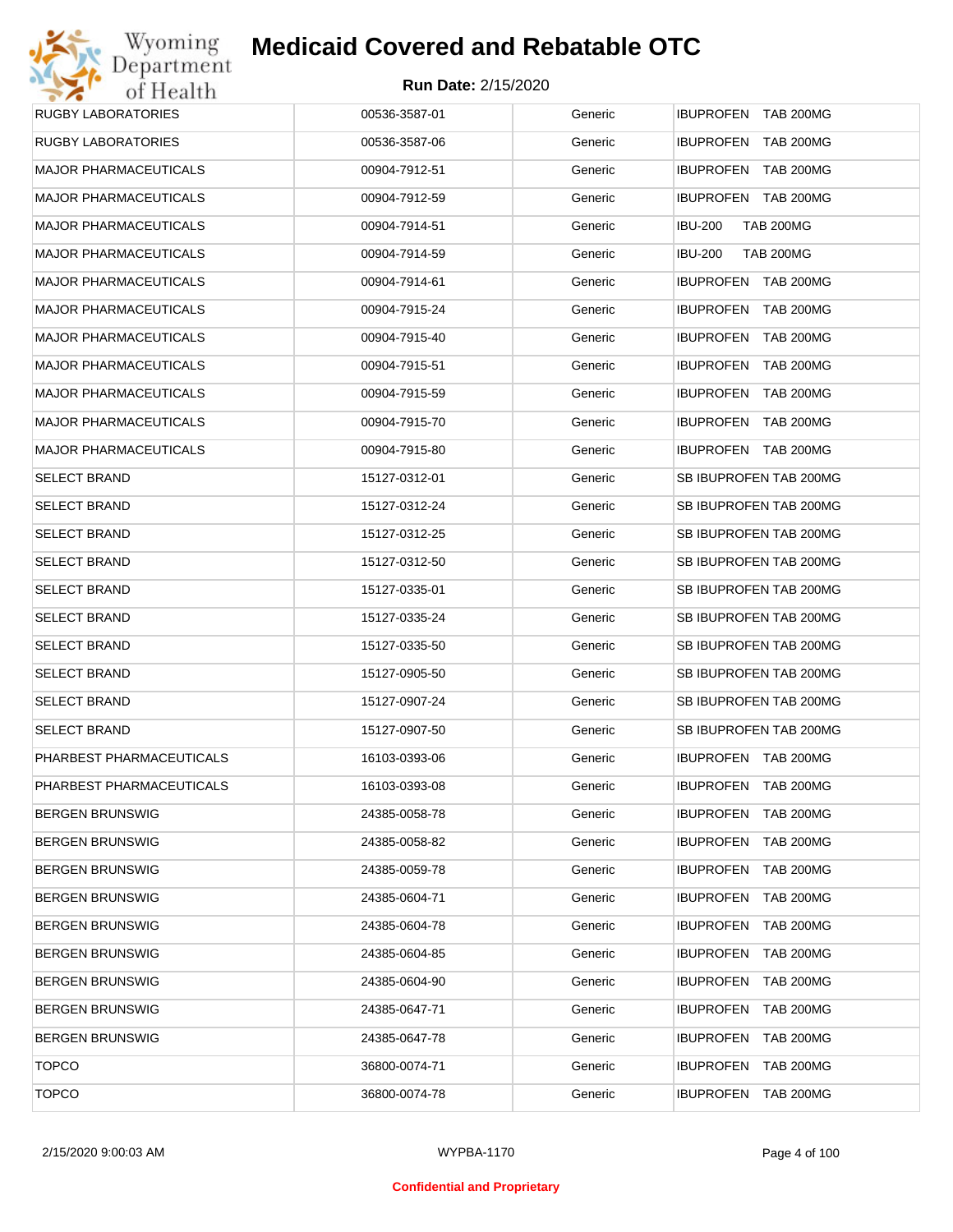# Medicaid Covered and Rebatable OTC

**Run Date:** 2/15/2020

| | | | |
|---|---|---|---|
| RUGBY LABORATORIES | 00536-3587-01 | Generic | IBUPROFEN TAB 200MG |
| RUGBY LABORATORIES | 00536-3587-06 | Generic | IBUPROFEN TAB 200MG |
| MAJOR PHARMACEUTICALS | 00904-7912-51 | Generic | IBUPROFEN TAB 200MG |
| MAJOR PHARMACEUTICALS | 00904-7912-59 | Generic | IBUPROFEN TAB 200MG |
| MAJOR PHARMACEUTICALS | 00904-7914-51 | Generic | IBU-200 TAB 200MG |
| MAJOR PHARMACEUTICALS | 00904-7914-59 | Generic | IBU-200 TAB 200MG |
| MAJOR PHARMACEUTICALS | 00904-7914-61 | Generic | IBUPROFEN TAB 200MG |
| MAJOR PHARMACEUTICALS | 00904-7915-24 | Generic | IBUPROFEN TAB 200MG |
| MAJOR PHARMACEUTICALS | 00904-7915-40 | Generic | IBUPROFEN TAB 200MG |
| MAJOR PHARMACEUTICALS | 00904-7915-51 | Generic | IBUPROFEN TAB 200MG |
| MAJOR PHARMACEUTICALS | 00904-7915-59 | Generic | IBUPROFEN TAB 200MG |
| MAJOR PHARMACEUTICALS | 00904-7915-70 | Generic | IBUPROFEN TAB 200MG |
| MAJOR PHARMACEUTICALS | 00904-7915-80 | Generic | IBUPROFEN TAB 200MG |
| SELECT BRAND | 15127-0312-01 | Generic | SB IBUPROFEN TAB 200MG |
| SELECT BRAND | 15127-0312-24 | Generic | SB IBUPROFEN TAB 200MG |
| SELECT BRAND | 15127-0312-25 | Generic | SB IBUPROFEN TAB 200MG |
| SELECT BRAND | 15127-0312-50 | Generic | SB IBUPROFEN TAB 200MG |
| SELECT BRAND | 15127-0335-01 | Generic | SB IBUPROFEN TAB 200MG |
| SELECT BRAND | 15127-0335-24 | Generic | SB IBUPROFEN TAB 200MG |
| SELECT BRAND | 15127-0335-50 | Generic | SB IBUPROFEN TAB 200MG |
| SELECT BRAND | 15127-0905-50 | Generic | SB IBUPROFEN TAB 200MG |
| SELECT BRAND | 15127-0907-24 | Generic | SB IBUPROFEN TAB 200MG |
| SELECT BRAND | 15127-0907-50 | Generic | SB IBUPROFEN TAB 200MG |
| PHARBEST PHARMACEUTICALS | 16103-0393-06 | Generic | IBUPROFEN TAB 200MG |
| PHARBEST PHARMACEUTICALS | 16103-0393-08 | Generic | IBUPROFEN TAB 200MG |
| BERGEN BRUNSWIG | 24385-0058-78 | Generic | IBUPROFEN TAB 200MG |
| BERGEN BRUNSWIG | 24385-0058-82 | Generic | IBUPROFEN TAB 200MG |
| BERGEN BRUNSWIG | 24385-0059-78 | Generic | IBUPROFEN TAB 200MG |
| BERGEN BRUNSWIG | 24385-0604-71 | Generic | IBUPROFEN TAB 200MG |
| BERGEN BRUNSWIG | 24385-0604-78 | Generic | IBUPROFEN TAB 200MG |
| BERGEN BRUNSWIG | 24385-0604-85 | Generic | IBUPROFEN TAB 200MG |
| BERGEN BRUNSWIG | 24385-0604-90 | Generic | IBUPROFEN TAB 200MG |
| BERGEN BRUNSWIG | 24385-0647-71 | Generic | IBUPROFEN TAB 200MG |
| BERGEN BRUNSWIG | 24385-0647-78 | Generic | IBUPROFEN TAB 200MG |
| TOPCO | 36800-0074-71 | Generic | IBUPROFEN TAB 200MG |
| TOPCO | 36800-0074-78 | Generic | IBUPROFEN TAB 200MG |

**Confidential and Proprietary**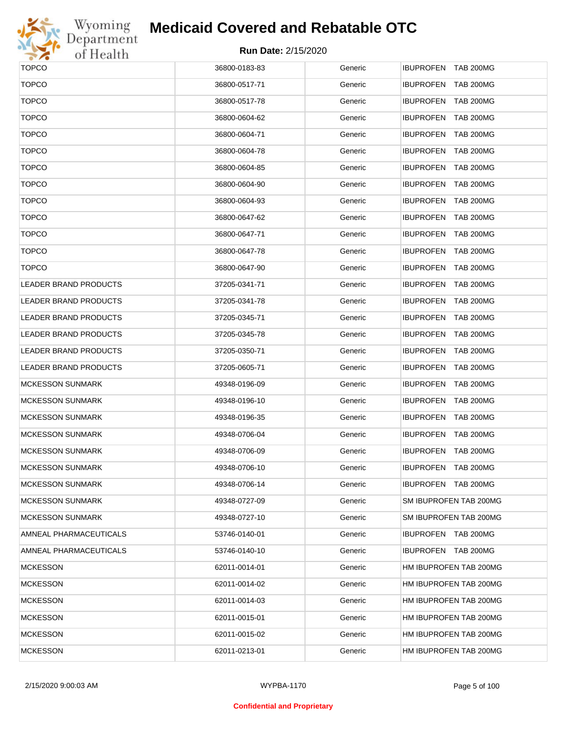# Medicaid Covered and Rebatable OTC

**Run Date:** 2/15/2020

| | | | |
|---|---|---|---|
| TOPCO | 36800-0183-83 | Generic | IBUPROFEN TAB 200MG |
| TOPCO | 36800-0517-71 | Generic | IBUPROFEN TAB 200MG |
| TOPCO | 36800-0517-78 | Generic | IBUPROFEN TAB 200MG |
| TOPCO | 36800-0604-62 | Generic | IBUPROFEN TAB 200MG |
| TOPCO | 36800-0604-71 | Generic | IBUPROFEN TAB 200MG |
| TOPCO | 36800-0604-78 | Generic | IBUPROFEN TAB 200MG |
| TOPCO | 36800-0604-85 | Generic | IBUPROFEN TAB 200MG |
| TOPCO | 36800-0604-90 | Generic | IBUPROFEN TAB 200MG |
| TOPCO | 36800-0604-93 | Generic | IBUPROFEN TAB 200MG |
| TOPCO | 36800-0647-62 | Generic | IBUPROFEN TAB 200MG |
| TOPCO | 36800-0647-71 | Generic | IBUPROFEN TAB 200MG |
| TOPCO | 36800-0647-78 | Generic | IBUPROFEN TAB 200MG |
| TOPCO | 36800-0647-90 | Generic | IBUPROFEN TAB 200MG |
| LEADER BRAND PRODUCTS | 37205-0341-71 | Generic | IBUPROFEN TAB 200MG |
| LEADER BRAND PRODUCTS | 37205-0341-78 | Generic | IBUPROFEN TAB 200MG |
| LEADER BRAND PRODUCTS | 37205-0345-71 | Generic | IBUPROFEN TAB 200MG |
| LEADER BRAND PRODUCTS | 37205-0345-78 | Generic | IBUPROFEN TAB 200MG |
| LEADER BRAND PRODUCTS | 37205-0350-71 | Generic | IBUPROFEN TAB 200MG |
| LEADER BRAND PRODUCTS | 37205-0605-71 | Generic | IBUPROFEN TAB 200MG |
| MCKESSON SUNMARK | 49348-0196-09 | Generic | IBUPROFEN TAB 200MG |
| MCKESSON SUNMARK | 49348-0196-10 | Generic | IBUPROFEN TAB 200MG |
| MCKESSON SUNMARK | 49348-0196-35 | Generic | IBUPROFEN TAB 200MG |
| MCKESSON SUNMARK | 49348-0706-04 | Generic | IBUPROFEN TAB 200MG |
| MCKESSON SUNMARK | 49348-0706-09 | Generic | IBUPROFEN TAB 200MG |
| MCKESSON SUNMARK | 49348-0706-10 | Generic | IBUPROFEN TAB 200MG |
| MCKESSON SUNMARK | 49348-0706-14 | Generic | IBUPROFEN TAB 200MG |
| MCKESSON SUNMARK | 49348-0727-09 | Generic | SM IBUPROFEN TAB 200MG |
| MCKESSON SUNMARK | 49348-0727-10 | Generic | SM IBUPROFEN TAB 200MG |
| AMNEAL PHARMACEUTICALS | 53746-0140-01 | Generic | IBUPROFEN TAB 200MG |
| AMNEAL PHARMACEUTICALS | 53746-0140-10 | Generic | IBUPROFEN TAB 200MG |
| MCKESSON | 62011-0014-01 | Generic | HM IBUPROFEN TAB 200MG |
| MCKESSON | 62011-0014-02 | Generic | HM IBUPROFEN TAB 200MG |
| MCKESSON | 62011-0014-03 | Generic | HM IBUPROFEN TAB 200MG |
| MCKESSON | 62011-0015-01 | Generic | HM IBUPROFEN TAB 200MG |
| MCKESSON | 62011-0015-02 | Generic | HM IBUPROFEN TAB 200MG |
| MCKESSON | 62011-0213-01 | Generic | HM IBUPROFEN TAB 200MG |

2/15/2020 9:00:03 AM WYPBA-1170

**Confidential and Proprietary**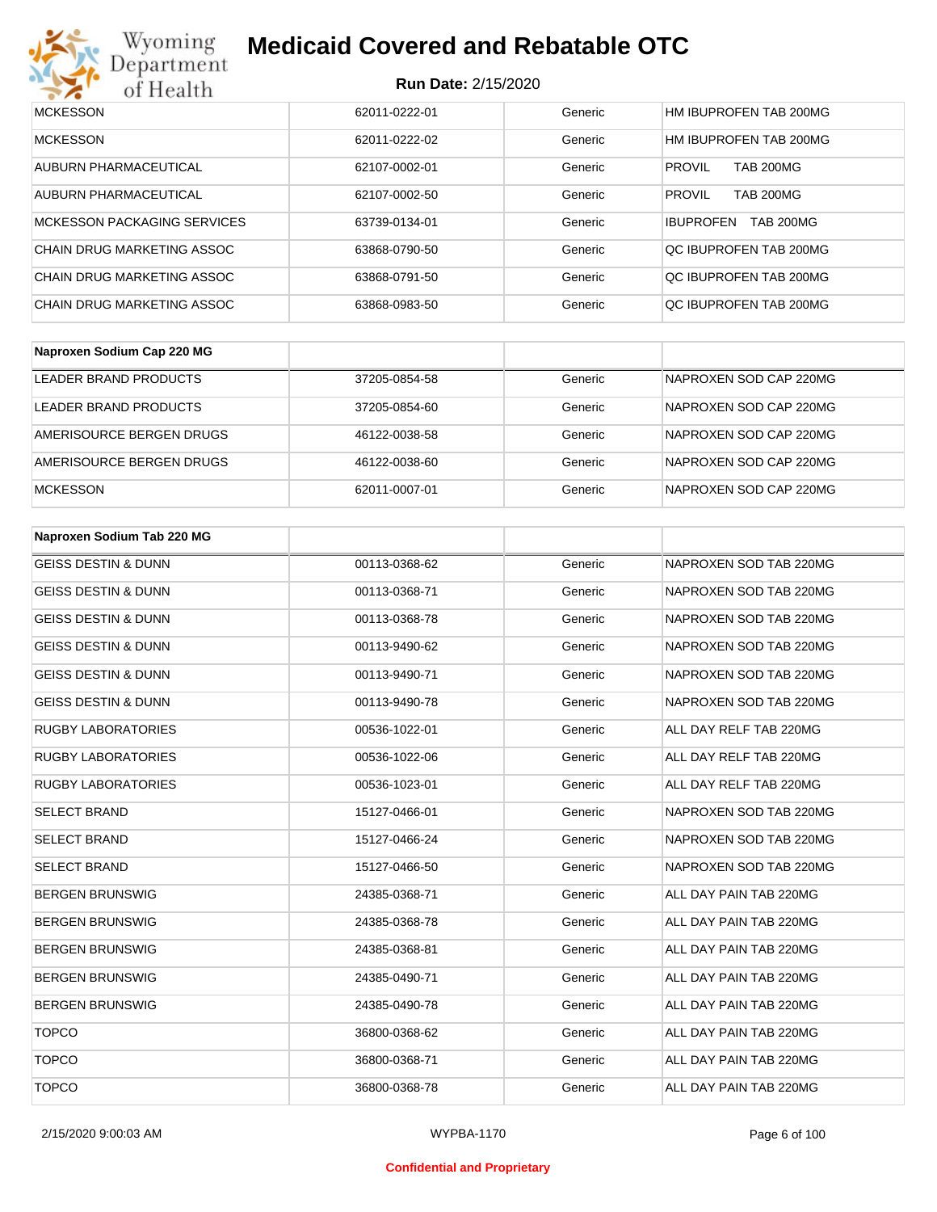| | | | |
|---|---|---|---|
| MCKESSON | 62011-0222-01 | Generic | HM IBUPROFEN TAB 200MG |
| MCKESSON | 62011-0222-02 | Generic | HM IBUPROFEN TAB 200MG |
| AUBURN PHARMACEUTICAL | 62107-0002-01 | Generic | PROVIL TAB 200MG |
| AUBURN PHARMACEUTICAL | 62107-0002-50 | Generic | PROVIL TAB 200MG |
| MCKESSON PACKAGING SERVICES | 63739-0134-01 | Generic | IBUPROFEN TAB 200MG |
| CHAIN DRUG MARKETING ASSOC | 63868-0790-50 | Generic | QC IBUPROFEN TAB 200MG |
| CHAIN DRUG MARKETING ASSOC | 63868-0791-50 | Generic | QC IBUPROFEN TAB 200MG |
| CHAIN DRUG MARKETING ASSOC | 63868-0983-50 | Generic | QC IBUPROFEN TAB 200MG |

| Naproxen Sodium Cap 220 MG | | | |
|---|---|---|---|
| LEADER BRAND PRODUCTS | 37205-0854-58 | Generic | NAPROXEN SOD CAP 220MG |
| LEADER BRAND PRODUCTS | 37205-0854-60 | Generic | NAPROXEN SOD CAP 220MG |
| AMERISOURCE BERGEN DRUGS | 46122-0038-58 | Generic | NAPROXEN SOD CAP 220MG |
| AMERISOURCE BERGEN DRUGS | 46122-0038-60 | Generic | NAPROXEN SOD CAP 220MG |
| MCKESSON | 62011-0007-01 | Generic | NAPROXEN SOD CAP 220MG |

| Naproxen Sodium Tab 220 MG | | | |
|---|---|---|---|
| GEISS DESTIN & DUNN | 00113-0368-62 | Generic | NAPROXEN SOD TAB 220MG |
| GEISS DESTIN & DUNN | 00113-0368-71 | Generic | NAPROXEN SOD TAB 220MG |
| GEISS DESTIN & DUNN | 00113-0368-78 | Generic | NAPROXEN SOD TAB 220MG |
| GEISS DESTIN & DUNN | 00113-9490-62 | Generic | NAPROXEN SOD TAB 220MG |
| GEISS DESTIN & DUNN | 00113-9490-71 | Generic | NAPROXEN SOD TAB 220MG |
| GEISS DESTIN & DUNN | 00113-9490-78 | Generic | NAPROXEN SOD TAB 220MG |
| RUGBY LABORATORIES | 00536-1022-01 | Generic | ALL DAY RELF TAB 220MG |
| RUGBY LABORATORIES | 00536-1022-06 | Generic | ALL DAY RELF TAB 220MG |
| RUGBY LABORATORIES | 00536-1023-01 | Generic | ALL DAY RELF TAB 220MG |
| SELECT BRAND | 15127-0466-01 | Generic | NAPROXEN SOD TAB 220MG |
| SELECT BRAND | 15127-0466-24 | Generic | NAPROXEN SOD TAB 220MG |
| SELECT BRAND | 15127-0466-50 | Generic | NAPROXEN SOD TAB 220MG |
| BERGEN BRUNSWIG | 24385-0368-71 | Generic | ALL DAY PAIN TAB 220MG |
| BERGEN BRUNSWIG | 24385-0368-78 | Generic | ALL DAY PAIN TAB 220MG |
| BERGEN BRUNSWIG | 24385-0368-81 | Generic | ALL DAY PAIN TAB 220MG |
| BERGEN BRUNSWIG | 24385-0490-71 | Generic | ALL DAY PAIN TAB 220MG |
| BERGEN BRUNSWIG | 24385-0490-78 | Generic | ALL DAY PAIN TAB 220MG |
| TOPCO | 36800-0368-62 | Generic | ALL DAY PAIN TAB 220MG |
| TOPCO | 36800-0368-71 | Generic | ALL DAY PAIN TAB 220MG |
| TOPCO | 36800-0368-78 | Generic | ALL DAY PAIN TAB 220MG |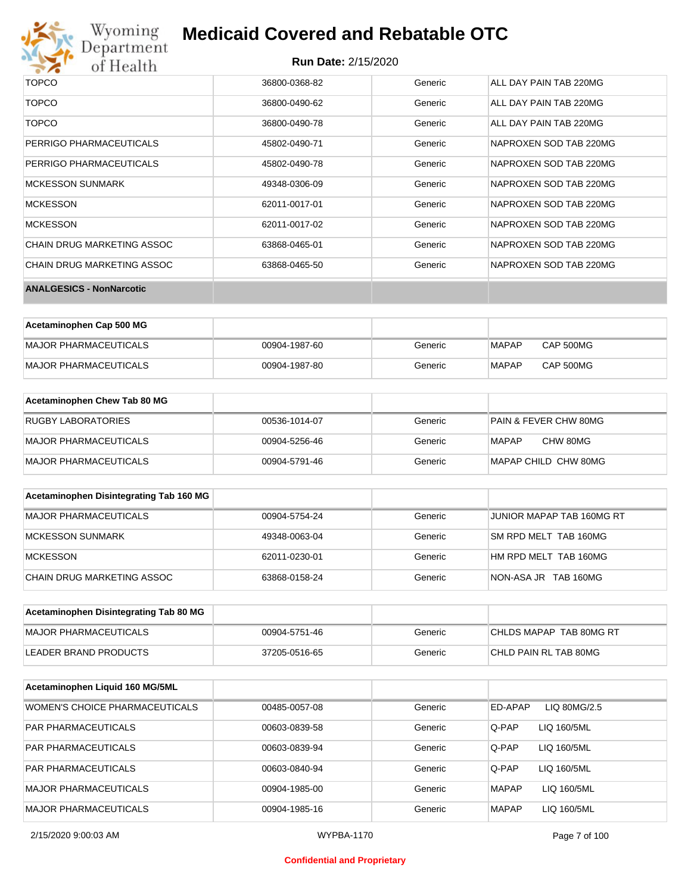| | | | |
|---|---|---|---|
| TOPCO | 36800-0368-82 | Generic | ALL DAY PAIN TAB 220MG |
| TOPCO | 36800-0490-62 | Generic | ALL DAY PAIN TAB 220MG |
| TOPCO | 36800-0490-78 | Generic | ALL DAY PAIN TAB 220MG |
| PERRIGO PHARMACEUTICALS | 45802-0490-71 | Generic | NAPROXEN SOD TAB 220MG |
| PERRIGO PHARMACEUTICALS | 45802-0490-78 | Generic | NAPROXEN SOD TAB 220MG |
| MCKESSON SUNMARK | 49348-0306-09 | Generic | NAPROXEN SOD TAB 220MG |
| MCKESSON | 62011-0017-01 | Generic | NAPROXEN SOD TAB 220MG |
| MCKESSON | 62011-0017-02 | Generic | NAPROXEN SOD TAB 220MG |
| CHAIN DRUG MARKETING ASSOC | 63868-0465-01 | Generic | NAPROXEN SOD TAB 220MG |
| CHAIN DRUG MARKETING ASSOC | 63868-0465-50 | Generic | NAPROXEN SOD TAB 220MG |

## ANALGESICS - NonNarcotic

| Acetaminophen Cap 500 MG | | | |
|---|---|---|---|
| MAJOR PHARMACEUTICALS | 00904-1987-60 | Generic | MAPAP CAP 500MG |
| MAJOR PHARMACEUTICALS | 00904-1987-80 | Generic | MAPAP CAP 500MG |

| Acetaminophen Chew Tab 80 MG | | | |
|---|---|---|---|
| RUGBY LABORATORIES | 00536-1014-07 | Generic | PAIN & FEVER CHW 80MG |
| MAJOR PHARMACEUTICALS | 00904-5256-46 | Generic | MAPAP CHW 80MG |
| MAJOR PHARMACEUTICALS | 00904-5791-46 | Generic | MAPAP CHILD CHW 80MG |

| Acetaminophen Disintegrating Tab 160 MG | | | |
|---|---|---|---|
| MAJOR PHARMACEUTICALS | 00904-5754-24 | Generic | JUNIOR MAPAP TAB 160MG RT |
| MCKESSON SUNMARK | 49348-0063-04 | Generic | SM RPD MELT TAB 160MG |
| MCKESSON | 62011-0230-01 | Generic | HM RPD MELT TAB 160MG |
| CHAIN DRUG MARKETING ASSOC | 63868-0158-24 | Generic | NON-ASA JR TAB 160MG |

| Acetaminophen Disintegrating Tab 80 MG | | | |
|---|---|---|---|
| MAJOR PHARMACEUTICALS | 00904-5751-46 | Generic | CHLDS MAPAP TAB 80MG RT |
| LEADER BRAND PRODUCTS | 37205-0516-65 | Generic | CHLD PAIN RL TAB 80MG |

| Acetaminophen Liquid 160 MG/5ML | | | |
|---|---|---|---|
| WOMEN'S CHOICE PHARMACEUTICALS | 00485-0057-08 | Generic | ED-APAP LIQ 80MG/2.5 |
| PAR PHARMACEUTICALS | 00603-0839-58 | Generic | Q-PAP LIQ 160/5ML |
| PAR PHARMACEUTICALS | 00603-0839-94 | Generic | Q-PAP LIQ 160/5ML |
| PAR PHARMACEUTICALS | 00603-0840-94 | Generic | Q-PAP LIQ 160/5ML |
| MAJOR PHARMACEUTICALS | 00904-1985-00 | Generic | MAPAP LIQ 160/5ML |
| MAJOR PHARMACEUTICALS | 00904-1985-16 | Generic | MAPAP LIQ 160/5ML |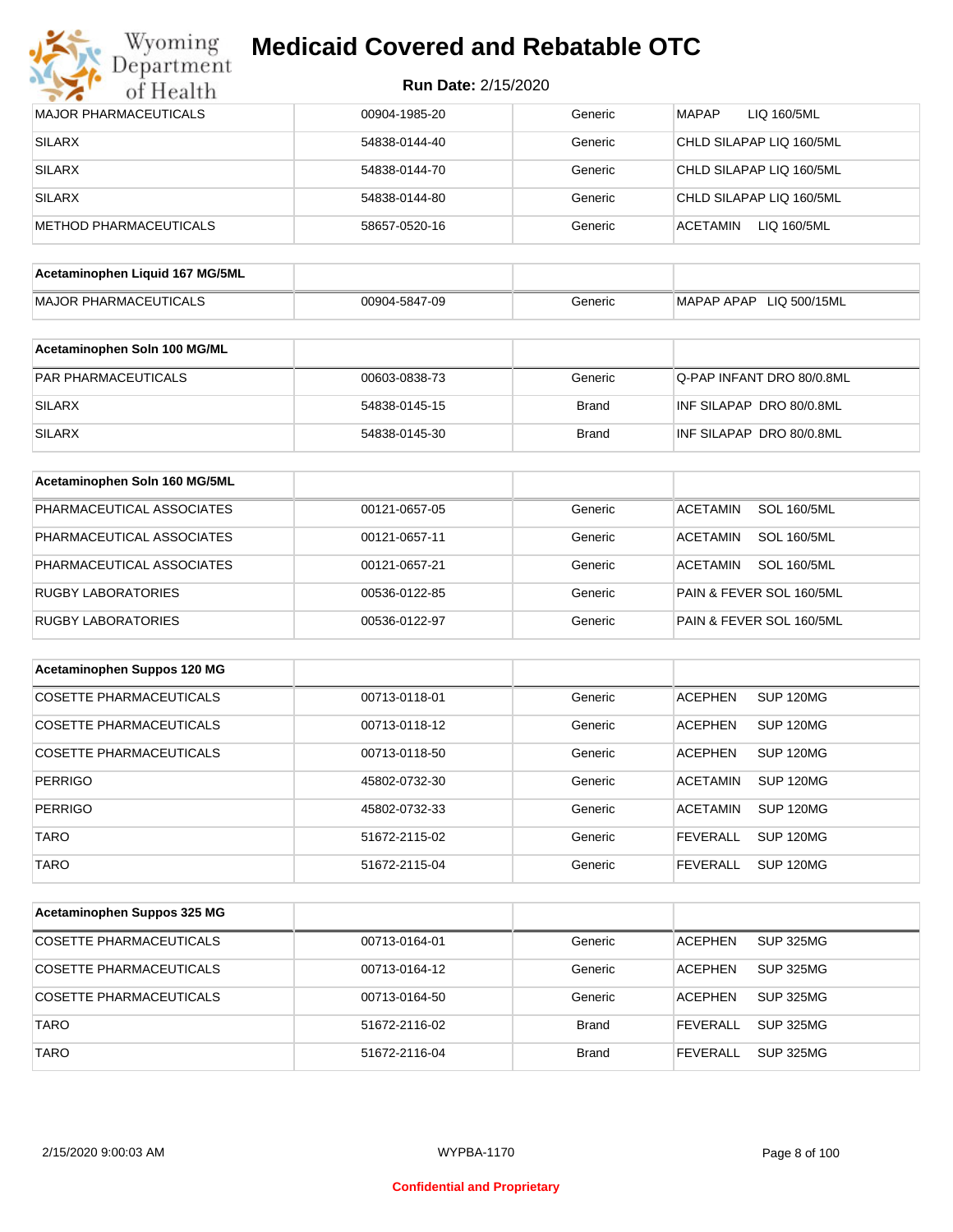| | | | |
|---|---|---|---|
| MAJOR PHARMACEUTICALS | 00904-1985-20 | Generic | MAPAP LIQ 160/5ML |
| SILARX | 54838-0144-40 | Generic | CHLD SILAPAP LIQ 160/5ML |
| SILARX | 54838-0144-70 | Generic | CHLD SILAPAP LIQ 160/5ML |
| SILARX | 54838-0144-80 | Generic | CHLD SILAPAP LIQ 160/5ML |
| METHOD PHARMACEUTICALS | 58657-0520-16 | Generic | ACETAMIN LIQ 160/5ML |

| Acetaminophen Liquid 167 MG/5ML | | | |
|---|---|---|---|
| MAJOR PHARMACEUTICALS | 00904-5847-09 | Generic | MAPAP APAP LIQ 500/15ML |

| Acetaminophen Soln 100 MG/ML | | | |
|---|---|---|---|
| PAR PHARMACEUTICALS | 00603-0838-73 | Generic | Q-PAP INFANT DRO 80/0.8ML |
| SILARX | 54838-0145-15 | Brand | INF SILAPAP DRO 80/0.8ML |
| SILARX | 54838-0145-30 | Brand | INF SILAPAP DRO 80/0.8ML |

| Acetaminophen Soln 160 MG/5ML | | | |
|---|---|---|---|
| PHARMACEUTICAL ASSOCIATES | 00121-0657-05 | Generic | ACETAMIN SOL 160/5ML |
| PHARMACEUTICAL ASSOCIATES | 00121-0657-11 | Generic | ACETAMIN SOL 160/5ML |
| PHARMACEUTICAL ASSOCIATES | 00121-0657-21 | Generic | ACETAMIN SOL 160/5ML |
| RUGBY LABORATORIES | 00536-0122-85 | Generic | PAIN & FEVER SOL 160/5ML |
| RUGBY LABORATORIES | 00536-0122-97 | Generic | PAIN & FEVER SOL 160/5ML |

| Acetaminophen Suppos 120 MG | | | |
|---|---|---|---|
| COSETTE PHARMACEUTICALS | 00713-0118-01 | Generic | ACEPHEN SUP 120MG |
| COSETTE PHARMACEUTICALS | 00713-0118-12 | Generic | ACEPHEN SUP 120MG |
| COSETTE PHARMACEUTICALS | 00713-0118-50 | Generic | ACEPHEN SUP 120MG |
| PERRIGO | 45802-0732-30 | Generic | ACETAMIN SUP 120MG |
| PERRIGO | 45802-0732-33 | Generic | ACETAMIN SUP 120MG |
| TARO | 51672-2115-02 | Generic | FEVERALL SUP 120MG |
| TARO | 51672-2115-04 | Generic | FEVERALL SUP 120MG |

| Acetaminophen Suppos 325 MG | | | |
|---|---|---|---|
| COSETTE PHARMACEUTICALS | 00713-0164-01 | Generic | ACEPHEN SUP 325MG |
| COSETTE PHARMACEUTICALS | 00713-0164-12 | Generic | ACEPHEN SUP 325MG |
| COSETTE PHARMACEUTICALS | 00713-0164-50 | Generic | ACEPHEN SUP 325MG |
| TARO | 51672-2116-02 | Brand | FEVERALL SUP 325MG |
| TARO | 51672-2116-04 | Brand | FEVERALL SUP 325MG |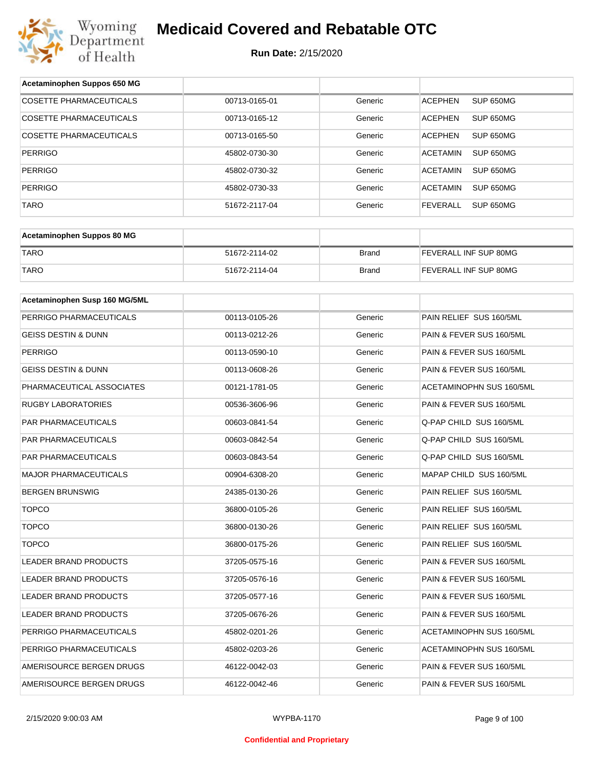| Acetaminophen Suppos 650 MG | | | |
|---|---|---|---|
| COSETTE PHARMACEUTICALS | 00713-0165-01 | Generic | ACEPHEN SUP 650MG |
| COSETTE PHARMACEUTICALS | 00713-0165-12 | Generic | ACEPHEN SUP 650MG |
| COSETTE PHARMACEUTICALS | 00713-0165-50 | Generic | ACEPHEN SUP 650MG |
| PERRIGO | 45802-0730-30 | Generic | ACETAMIN SUP 650MG |
| PERRIGO | 45802-0730-32 | Generic | ACETAMIN SUP 650MG |
| PERRIGO | 45802-0730-33 | Generic | ACETAMIN SUP 650MG |
| TARO | 51672-2117-04 | Generic | FEVERALL SUP 650MG |

| Acetaminophen Suppos 80 MG | | | |
|---|---|---|---|
| TARO | 51672-2114-02 | Brand | FEVERALL INF SUP 80MG |
| TARO | 51672-2114-04 | Brand | FEVERALL INF SUP 80MG |

| Acetaminophen Susp 160 MG/5ML | | | |
|---|---|---|---|
| PERRIGO PHARMACEUTICALS | 00113-0105-26 | Generic | PAIN RELIEF SUS 160/5ML |
| GEISS DESTIN & DUNN | 00113-0212-26 | Generic | PAIN & FEVER SUS 160/5ML |
| PERRIGO | 00113-0590-10 | Generic | PAIN & FEVER SUS 160/5ML |
| GEISS DESTIN & DUNN | 00113-0608-26 | Generic | PAIN & FEVER SUS 160/5ML |
| PHARMACEUTICAL ASSOCIATES | 00121-1781-05 | Generic | ACETAMINOPHN SUS 160/5ML |
| RUGBY LABORATORIES | 00536-3606-96 | Generic | PAIN & FEVER SUS 160/5ML |
| PAR PHARMACEUTICALS | 00603-0841-54 | Generic | Q-PAP CHILD SUS 160/5ML |
| PAR PHARMACEUTICALS | 00603-0842-54 | Generic | Q-PAP CHILD SUS 160/5ML |
| PAR PHARMACEUTICALS | 00603-0843-54 | Generic | Q-PAP CHILD SUS 160/5ML |
| MAJOR PHARMACEUTICALS | 00904-6308-20 | Generic | MAPAP CHILD SUS 160/5ML |
| BERGEN BRUNSWIG | 24385-0130-26 | Generic | PAIN RELIEF SUS 160/5ML |
| TOPCO | 36800-0105-26 | Generic | PAIN RELIEF SUS 160/5ML |
| TOPCO | 36800-0130-26 | Generic | PAIN RELIEF SUS 160/5ML |
| TOPCO | 36800-0175-26 | Generic | PAIN RELIEF SUS 160/5ML |
| LEADER BRAND PRODUCTS | 37205-0575-16 | Generic | PAIN & FEVER SUS 160/5ML |
| LEADER BRAND PRODUCTS | 37205-0576-16 | Generic | PAIN & FEVER SUS 160/5ML |
| LEADER BRAND PRODUCTS | 37205-0577-16 | Generic | PAIN & FEVER SUS 160/5ML |
| LEADER BRAND PRODUCTS | 37205-0676-26 | Generic | PAIN & FEVER SUS 160/5ML |
| PERRIGO PHARMACEUTICALS | 45802-0201-26 | Generic | ACETAMINOPHN SUS 160/5ML |
| PERRIGO PHARMACEUTICALS | 45802-0203-26 | Generic | ACETAMINOPHN SUS 160/5ML |
| AMERISOURCE BERGEN DRUGS | 46122-0042-03 | Generic | PAIN & FEVER SUS 160/5ML |
| AMERISOURCE BERGEN DRUGS | 46122-0042-46 | Generic | PAIN & FEVER SUS 160/5ML |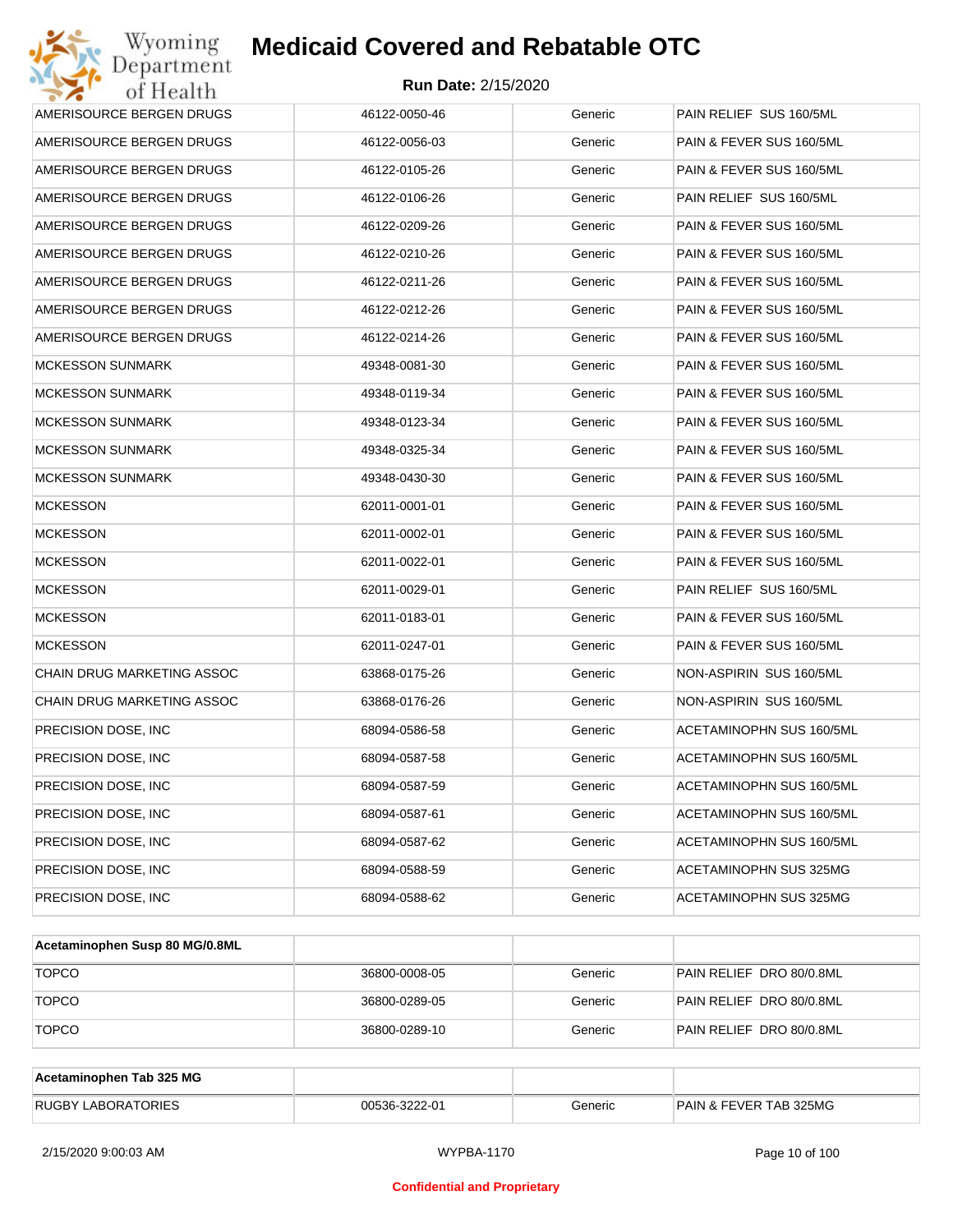| AMERISOURCE BERGEN DRUGS | 46122-0050-46 | Generic | PAIN RELIEF SUS 160/5ML |
|---|---|---|---|
| AMERISOURCE BERGEN DRUGS | 46122-0056-03 | Generic | PAIN & FEVER SUS 160/5ML |
| AMERISOURCE BERGEN DRUGS | 46122-0105-26 | Generic | PAIN & FEVER SUS 160/5ML |
| AMERISOURCE BERGEN DRUGS | 46122-0106-26 | Generic | PAIN RELIEF SUS 160/5ML |
| AMERISOURCE BERGEN DRUGS | 46122-0209-26 | Generic | PAIN & FEVER SUS 160/5ML |
| AMERISOURCE BERGEN DRUGS | 46122-0210-26 | Generic | PAIN & FEVER SUS 160/5ML |
| AMERISOURCE BERGEN DRUGS | 46122-0211-26 | Generic | PAIN & FEVER SUS 160/5ML |
| AMERISOURCE BERGEN DRUGS | 46122-0212-26 | Generic | PAIN & FEVER SUS 160/5ML |
| AMERISOURCE BERGEN DRUGS | 46122-0214-26 | Generic | PAIN & FEVER SUS 160/5ML |
| MCKESSON SUNMARK | 49348-0081-30 | Generic | PAIN & FEVER SUS 160/5ML |
| MCKESSON SUNMARK | 49348-0119-34 | Generic | PAIN & FEVER SUS 160/5ML |
| MCKESSON SUNMARK | 49348-0123-34 | Generic | PAIN & FEVER SUS 160/5ML |
| MCKESSON SUNMARK | 49348-0325-34 | Generic | PAIN & FEVER SUS 160/5ML |
| MCKESSON SUNMARK | 49348-0430-30 | Generic | PAIN & FEVER SUS 160/5ML |
| MCKESSON | 62011-0001-01 | Generic | PAIN & FEVER SUS 160/5ML |
| MCKESSON | 62011-0002-01 | Generic | PAIN & FEVER SUS 160/5ML |
| MCKESSON | 62011-0022-01 | Generic | PAIN & FEVER SUS 160/5ML |
| MCKESSON | 62011-0029-01 | Generic | PAIN RELIEF SUS 160/5ML |
| MCKESSON | 62011-0183-01 | Generic | PAIN & FEVER SUS 160/5ML |
| MCKESSON | 62011-0247-01 | Generic | PAIN & FEVER SUS 160/5ML |
| CHAIN DRUG MARKETING ASSOC | 63868-0175-26 | Generic | NON-ASPIRIN SUS 160/5ML |
| CHAIN DRUG MARKETING ASSOC | 63868-0176-26 | Generic | NON-ASPIRIN SUS 160/5ML |
| PRECISION DOSE, INC | 68094-0586-58 | Generic | ACETAMINOPHN SUS 160/5ML |
| PRECISION DOSE, INC | 68094-0587-58 | Generic | ACETAMINOPHN SUS 160/5ML |
| PRECISION DOSE, INC | 68094-0587-59 | Generic | ACETAMINOPHN SUS 160/5ML |
| PRECISION DOSE, INC | 68094-0587-61 | Generic | ACETAMINOPHN SUS 160/5ML |
| PRECISION DOSE, INC | 68094-0587-62 | Generic | ACETAMINOPHN SUS 160/5ML |
| PRECISION DOSE, INC | 68094-0588-59 | Generic | ACETAMINOPHN SUS 325MG |
| PRECISION DOSE, INC | 68094-0588-62 | Generic | ACETAMINOPHN SUS 325MG |

| **Acetaminophen Susp 80 MG/0.8ML** | | | |
|---|---|---|---|
| TOPCO | 36800-0008-05 | Generic | PAIN RELIEF DRO 80/0.8ML |
| TOPCO | 36800-0289-05 | Generic | PAIN RELIEF DRO 80/0.8ML |
| TOPCO | 36800-0289-10 | Generic | PAIN RELIEF DRO 80/0.8ML |

| **Acetaminophen Tab 325 MG** | | | |
|---|---|---|---|
| RUGBY LABORATORIES | 00536-3222-01 | Generic | PAIN & FEVER TAB 325MG |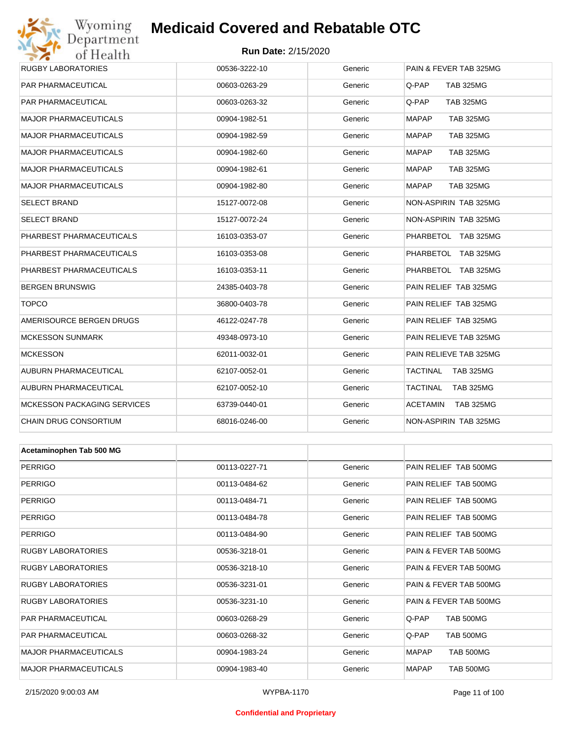| | | | |
|---|---|---|---|
| RUGBY LABORATORIES | 00536-3222-10 | Generic | PAIN & FEVER TAB 325MG |
| PAR PHARMACEUTICAL | 00603-0263-29 | Generic | Q-PAP TAB 325MG |
| PAR PHARMACEUTICAL | 00603-0263-32 | Generic | Q-PAP TAB 325MG |
| MAJOR PHARMACEUTICALS | 00904-1982-51 | Generic | MAPAP TAB 325MG |
| MAJOR PHARMACEUTICALS | 00904-1982-59 | Generic | MAPAP TAB 325MG |
| MAJOR PHARMACEUTICALS | 00904-1982-60 | Generic | MAPAP TAB 325MG |
| MAJOR PHARMACEUTICALS | 00904-1982-61 | Generic | MAPAP TAB 325MG |
| MAJOR PHARMACEUTICALS | 00904-1982-80 | Generic | MAPAP TAB 325MG |
| SELECT BRAND | 15127-0072-08 | Generic | NON-ASPIRIN TAB 325MG |
| SELECT BRAND | 15127-0072-24 | Generic | NON-ASPIRIN TAB 325MG |
| PHARBEST PHARMACEUTICALS | 16103-0353-07 | Generic | PHARBETOL TAB 325MG |
| PHARBEST PHARMACEUTICALS | 16103-0353-08 | Generic | PHARBETOL TAB 325MG |
| PHARBEST PHARMACEUTICALS | 16103-0353-11 | Generic | PHARBETOL TAB 325MG |
| BERGEN BRUNSWIG | 24385-0403-78 | Generic | PAIN RELIEF TAB 325MG |
| TOPCO | 36800-0403-78 | Generic | PAIN RELIEF TAB 325MG |
| AMERISOURCE BERGEN DRUGS | 46122-0247-78 | Generic | PAIN RELIEF TAB 325MG |
| MCKESSON SUNMARK | 49348-0973-10 | Generic | PAIN RELIEVE TAB 325MG |
| MCKESSON | 62011-0032-01 | Generic | PAIN RELIEVE TAB 325MG |
| AUBURN PHARMACEUTICAL | 62107-0052-01 | Generic | TACTINAL TAB 325MG |
| AUBURN PHARMACEUTICAL | 62107-0052-10 | Generic | TACTINAL TAB 325MG |
| MCKESSON PACKAGING SERVICES | 63739-0440-01 | Generic | ACETAMIN TAB 325MG |
| CHAIN DRUG CONSORTIUM | 68016-0246-00 | Generic | NON-ASPIRIN TAB 325MG |

| **Acetaminophen Tab 500 MG** | | | |
|---|---|---|---|
| PERRIGO | 00113-0227-71 | Generic | PAIN RELIEF TAB 500MG |
| PERRIGO | 00113-0484-62 | Generic | PAIN RELIEF TAB 500MG |
| PERRIGO | 00113-0484-71 | Generic | PAIN RELIEF TAB 500MG |
| PERRIGO | 00113-0484-78 | Generic | PAIN RELIEF TAB 500MG |
| PERRIGO | 00113-0484-90 | Generic | PAIN RELIEF TAB 500MG |
| RUGBY LABORATORIES | 00536-3218-01 | Generic | PAIN & FEVER TAB 500MG |
| RUGBY LABORATORIES | 00536-3218-10 | Generic | PAIN & FEVER TAB 500MG |
| RUGBY LABORATORIES | 00536-3231-01 | Generic | PAIN & FEVER TAB 500MG |
| RUGBY LABORATORIES | 00536-3231-10 | Generic | PAIN & FEVER TAB 500MG |
| PAR PHARMACEUTICAL | 00603-0268-29 | Generic | Q-PAP TAB 500MG |
| PAR PHARMACEUTICAL | 00603-0268-32 | Generic | Q-PAP TAB 500MG |
| MAJOR PHARMACEUTICALS | 00904-1983-24 | Generic | MAPAP TAB 500MG |
| MAJOR PHARMACEUTICALS | 00904-1983-40 | Generic | MAPAP TAB 500MG |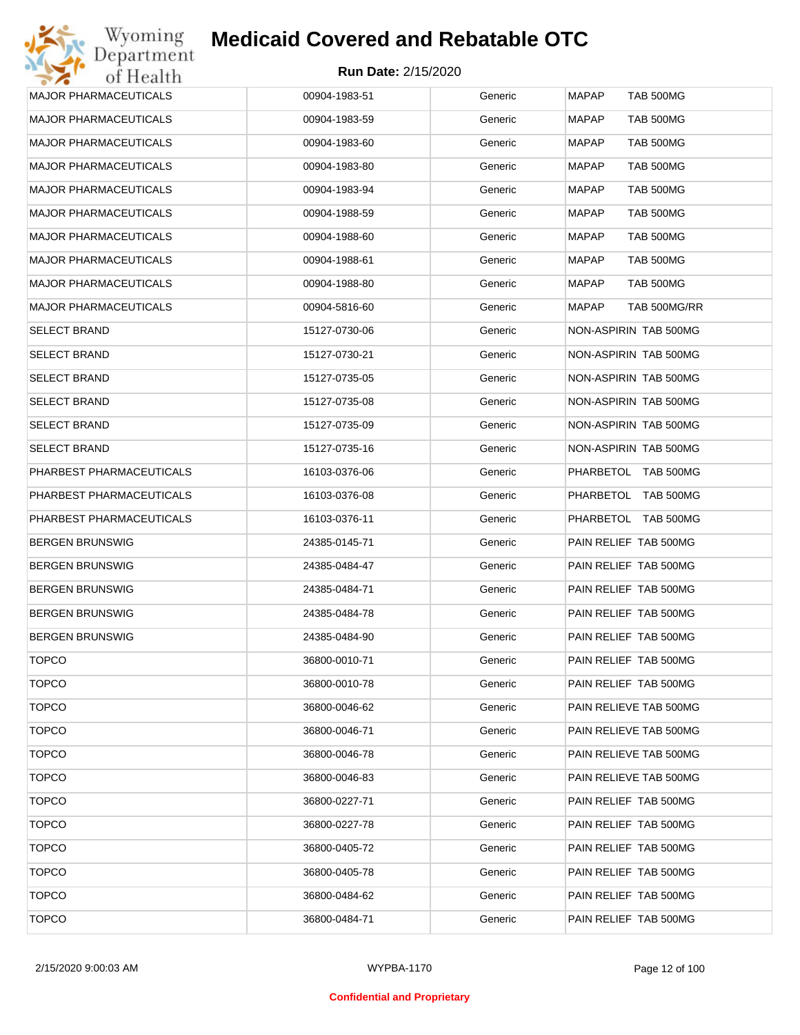| MAJOR PHARMACEUTICALS | 00904-1983-51 | Generic | MAPAP TAB 500MG |
|---|---|---|---|
| MAJOR PHARMACEUTICALS | 00904-1983-59 | Generic | MAPAP TAB 500MG |
| MAJOR PHARMACEUTICALS | 00904-1983-60 | Generic | MAPAP TAB 500MG |
| MAJOR PHARMACEUTICALS | 00904-1983-80 | Generic | MAPAP TAB 500MG |
| MAJOR PHARMACEUTICALS | 00904-1983-94 | Generic | MAPAP TAB 500MG |
| MAJOR PHARMACEUTICALS | 00904-1988-59 | Generic | MAPAP TAB 500MG |
| MAJOR PHARMACEUTICALS | 00904-1988-60 | Generic | MAPAP TAB 500MG |
| MAJOR PHARMACEUTICALS | 00904-1988-61 | Generic | MAPAP TAB 500MG |
| MAJOR PHARMACEUTICALS | 00904-1988-80 | Generic | MAPAP TAB 500MG |
| MAJOR PHARMACEUTICALS | 00904-5816-60 | Generic | MAPAP TAB 500MG/RR |
| SELECT BRAND | 15127-0730-06 | Generic | NON-ASPIRIN TAB 500MG |
| SELECT BRAND | 15127-0730-21 | Generic | NON-ASPIRIN TAB 500MG |
| SELECT BRAND | 15127-0735-05 | Generic | NON-ASPIRIN TAB 500MG |
| SELECT BRAND | 15127-0735-08 | Generic | NON-ASPIRIN TAB 500MG |
| SELECT BRAND | 15127-0735-09 | Generic | NON-ASPIRIN TAB 500MG |
| SELECT BRAND | 15127-0735-16 | Generic | NON-ASPIRIN TAB 500MG |
| PHARBEST PHARMACEUTICALS | 16103-0376-06 | Generic | PHARBETOL TAB 500MG |
| PHARBEST PHARMACEUTICALS | 16103-0376-08 | Generic | PHARBETOL TAB 500MG |
| PHARBEST PHARMACEUTICALS | 16103-0376-11 | Generic | PHARBETOL TAB 500MG |
| BERGEN BRUNSWIG | 24385-0145-71 | Generic | PAIN RELIEF TAB 500MG |
| BERGEN BRUNSWIG | 24385-0484-47 | Generic | PAIN RELIEF TAB 500MG |
| BERGEN BRUNSWIG | 24385-0484-71 | Generic | PAIN RELIEF TAB 500MG |
| BERGEN BRUNSWIG | 24385-0484-78 | Generic | PAIN RELIEF TAB 500MG |
| BERGEN BRUNSWIG | 24385-0484-90 | Generic | PAIN RELIEF TAB 500MG |
| TOPCO | 36800-0010-71 | Generic | PAIN RELIEF TAB 500MG |
| TOPCO | 36800-0010-78 | Generic | PAIN RELIEF TAB 500MG |
| TOPCO | 36800-0046-62 | Generic | PAIN RELIEVE TAB 500MG |
| TOPCO | 36800-0046-71 | Generic | PAIN RELIEVE TAB 500MG |
| TOPCO | 36800-0046-78 | Generic | PAIN RELIEVE TAB 500MG |
| TOPCO | 36800-0046-83 | Generic | PAIN RELIEVE TAB 500MG |
| TOPCO | 36800-0227-71 | Generic | PAIN RELIEF TAB 500MG |
| TOPCO | 36800-0227-78 | Generic | PAIN RELIEF TAB 500MG |
| TOPCO | 36800-0405-72 | Generic | PAIN RELIEF TAB 500MG |
| TOPCO | 36800-0405-78 | Generic | PAIN RELIEF TAB 500MG |
| TOPCO | 36800-0484-62 | Generic | PAIN RELIEF TAB 500MG |
| TOPCO | 36800-0484-71 | Generic | PAIN RELIEF TAB 500MG |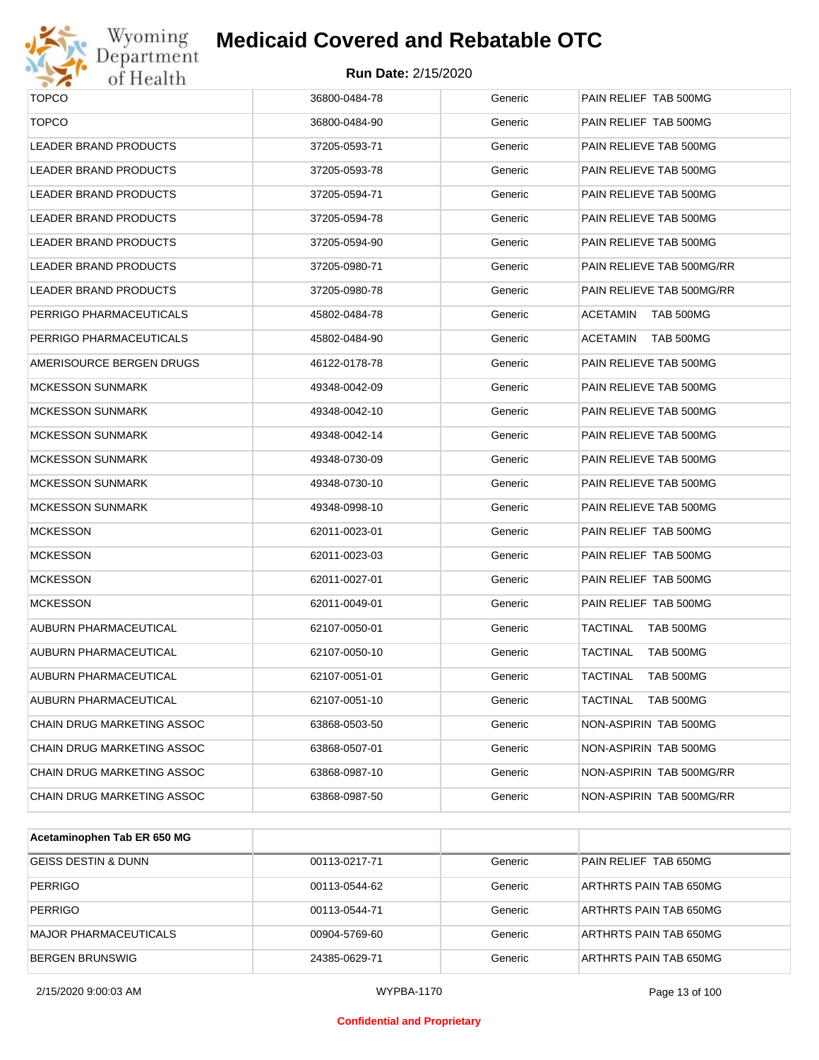| TOPCO | 36800-0484-78 | Generic | PAIN RELIEF TAB 500MG |
|---|---|---|---|
| TOPCO | 36800-0484-90 | Generic | PAIN RELIEF TAB 500MG |
| LEADER BRAND PRODUCTS | 37205-0593-71 | Generic | PAIN RELIEVE TAB 500MG |
| LEADER BRAND PRODUCTS | 37205-0593-78 | Generic | PAIN RELIEVE TAB 500MG |
| LEADER BRAND PRODUCTS | 37205-0594-71 | Generic | PAIN RELIEVE TAB 500MG |
| LEADER BRAND PRODUCTS | 37205-0594-78 | Generic | PAIN RELIEVE TAB 500MG |
| LEADER BRAND PRODUCTS | 37205-0594-90 | Generic | PAIN RELIEVE TAB 500MG |
| LEADER BRAND PRODUCTS | 37205-0980-71 | Generic | PAIN RELIEVE TAB 500MG/RR |
| LEADER BRAND PRODUCTS | 37205-0980-78 | Generic | PAIN RELIEVE TAB 500MG/RR |
| PERRIGO PHARMACEUTICALS | 45802-0484-78 | Generic | ACETAMIN TAB 500MG |
| PERRIGO PHARMACEUTICALS | 45802-0484-90 | Generic | ACETAMIN TAB 500MG |
| AMERISOURCE BERGEN DRUGS | 46122-0178-78 | Generic | PAIN RELIEVE TAB 500MG |
| MCKESSON SUNMARK | 49348-0042-09 | Generic | PAIN RELIEVE TAB 500MG |
| MCKESSON SUNMARK | 49348-0042-10 | Generic | PAIN RELIEVE TAB 500MG |
| MCKESSON SUNMARK | 49348-0042-14 | Generic | PAIN RELIEVE TAB 500MG |
| MCKESSON SUNMARK | 49348-0730-09 | Generic | PAIN RELIEVE TAB 500MG |
| MCKESSON SUNMARK | 49348-0730-10 | Generic | PAIN RELIEVE TAB 500MG |
| MCKESSON SUNMARK | 49348-0998-10 | Generic | PAIN RELIEVE TAB 500MG |
| MCKESSON | 62011-0023-01 | Generic | PAIN RELIEF TAB 500MG |
| MCKESSON | 62011-0023-03 | Generic | PAIN RELIEF TAB 500MG |
| MCKESSON | 62011-0027-01 | Generic | PAIN RELIEF TAB 500MG |
| MCKESSON | 62011-0049-01 | Generic | PAIN RELIEF TAB 500MG |
| AUBURN PHARMACEUTICAL | 62107-0050-01 | Generic | TACTINAL TAB 500MG |
| AUBURN PHARMACEUTICAL | 62107-0050-10 | Generic | TACTINAL TAB 500MG |
| AUBURN PHARMACEUTICAL | 62107-0051-01 | Generic | TACTINAL TAB 500MG |
| AUBURN PHARMACEUTICAL | 62107-0051-10 | Generic | TACTINAL TAB 500MG |
| CHAIN DRUG MARKETING ASSOC | 63868-0503-50 | Generic | NON-ASPIRIN TAB 500MG |
| CHAIN DRUG MARKETING ASSOC | 63868-0507-01 | Generic | NON-ASPIRIN TAB 500MG |
| CHAIN DRUG MARKETING ASSOC | 63868-0987-10 | Generic | NON-ASPIRIN TAB 500MG/RR |
| CHAIN DRUG MARKETING ASSOC | 63868-0987-50 | Generic | NON-ASPIRIN TAB 500MG/RR |

| **Acetaminophen Tab ER 650 MG** | | | |
|---|---|---|---|
| GEISS DESTIN & DUNN | 00113-0217-71 | Generic | PAIN RELIEF TAB 650MG |
| PERRIGO | 00113-0544-62 | Generic | ARTHRTS PAIN TAB 650MG |
| PERRIGO | 00113-0544-71 | Generic | ARTHRTS PAIN TAB 650MG |
| MAJOR PHARMACEUTICALS | 00904-5769-60 | Generic | ARTHRTS PAIN TAB 650MG |
| BERGEN BRUNSWIG | 24385-0629-71 | Generic | ARTHRTS PAIN TAB 650MG |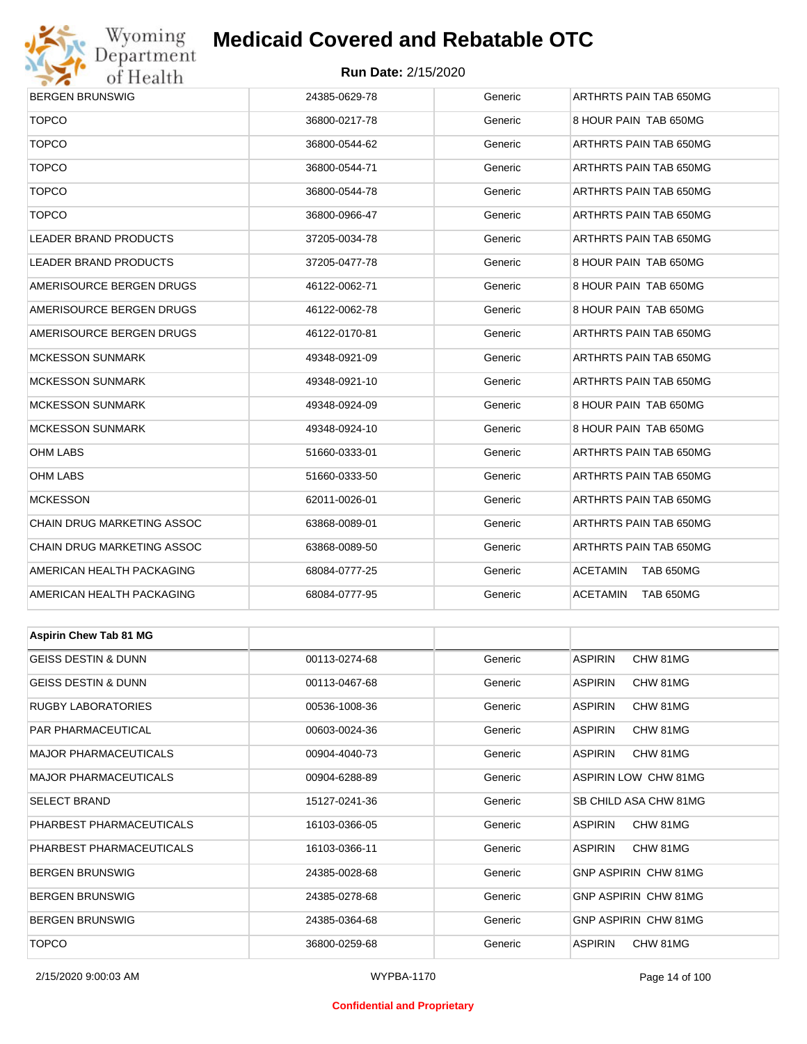| | | | |
|---|---|---|---|
| BERGEN BRUNSWIG | 24385-0629-78 | Generic | ARTHRTS PAIN TAB 650MG |
| TOPCO | 36800-0217-78 | Generic | 8 HOUR PAIN TAB 650MG |
| TOPCO | 36800-0544-62 | Generic | ARTHRTS PAIN TAB 650MG |
| TOPCO | 36800-0544-71 | Generic | ARTHRTS PAIN TAB 650MG |
| TOPCO | 36800-0544-78 | Generic | ARTHRTS PAIN TAB 650MG |
| TOPCO | 36800-0966-47 | Generic | ARTHRTS PAIN TAB 650MG |
| LEADER BRAND PRODUCTS | 37205-0034-78 | Generic | ARTHRTS PAIN TAB 650MG |
| LEADER BRAND PRODUCTS | 37205-0477-78 | Generic | 8 HOUR PAIN TAB 650MG |
| AMERISOURCE BERGEN DRUGS | 46122-0062-71 | Generic | 8 HOUR PAIN TAB 650MG |
| AMERISOURCE BERGEN DRUGS | 46122-0062-78 | Generic | 8 HOUR PAIN TAB 650MG |
| AMERISOURCE BERGEN DRUGS | 46122-0170-81 | Generic | ARTHRTS PAIN TAB 650MG |
| MCKESSON SUNMARK | 49348-0921-09 | Generic | ARTHRTS PAIN TAB 650MG |
| MCKESSON SUNMARK | 49348-0921-10 | Generic | ARTHRTS PAIN TAB 650MG |
| MCKESSON SUNMARK | 49348-0924-09 | Generic | 8 HOUR PAIN TAB 650MG |
| MCKESSON SUNMARK | 49348-0924-10 | Generic | 8 HOUR PAIN TAB 650MG |
| OHM LABS | 51660-0333-01 | Generic | ARTHRTS PAIN TAB 650MG |
| OHM LABS | 51660-0333-50 | Generic | ARTHRTS PAIN TAB 650MG |
| MCKESSON | 62011-0026-01 | Generic | ARTHRTS PAIN TAB 650MG |
| CHAIN DRUG MARKETING ASSOC | 63868-0089-01 | Generic | ARTHRTS PAIN TAB 650MG |
| CHAIN DRUG MARKETING ASSOC | 63868-0089-50 | Generic | ARTHRTS PAIN TAB 650MG |
| AMERICAN HEALTH PACKAGING | 68084-0777-25 | Generic | ACETAMIN TAB 650MG |
| AMERICAN HEALTH PACKAGING | 68084-0777-95 | Generic | ACETAMIN TAB 650MG |

| **Aspirin Chew Tab 81 MG** | | | |
|---|---|---|---|
| GEISS DESTIN & DUNN | 00113-0274-68 | Generic | ASPIRIN CHW 81MG |
| GEISS DESTIN & DUNN | 00113-0467-68 | Generic | ASPIRIN CHW 81MG |
| RUGBY LABORATORIES | 00536-1008-36 | Generic | ASPIRIN CHW 81MG |
| PAR PHARMACEUTICAL | 00603-0024-36 | Generic | ASPIRIN CHW 81MG |
| MAJOR PHARMACEUTICALS | 00904-4040-73 | Generic | ASPIRIN CHW 81MG |
| MAJOR PHARMACEUTICALS | 00904-6288-89 | Generic | ASPIRIN LOW CHW 81MG |
| SELECT BRAND | 15127-0241-36 | Generic | SB CHILD ASA CHW 81MG |
| PHARBEST PHARMACEUTICALS | 16103-0366-05 | Generic | ASPIRIN CHW 81MG |
| PHARBEST PHARMACEUTICALS | 16103-0366-11 | Generic | ASPIRIN CHW 81MG |
| BERGEN BRUNSWIG | 24385-0028-68 | Generic | GNP ASPIRIN CHW 81MG |
| BERGEN BRUNSWIG | 24385-0278-68 | Generic | GNP ASPIRIN CHW 81MG |
| BERGEN BRUNSWIG | 24385-0364-68 | Generic | GNP ASPIRIN CHW 81MG |
| TOPCO | 36800-0259-68 | Generic | ASPIRIN CHW 81MG |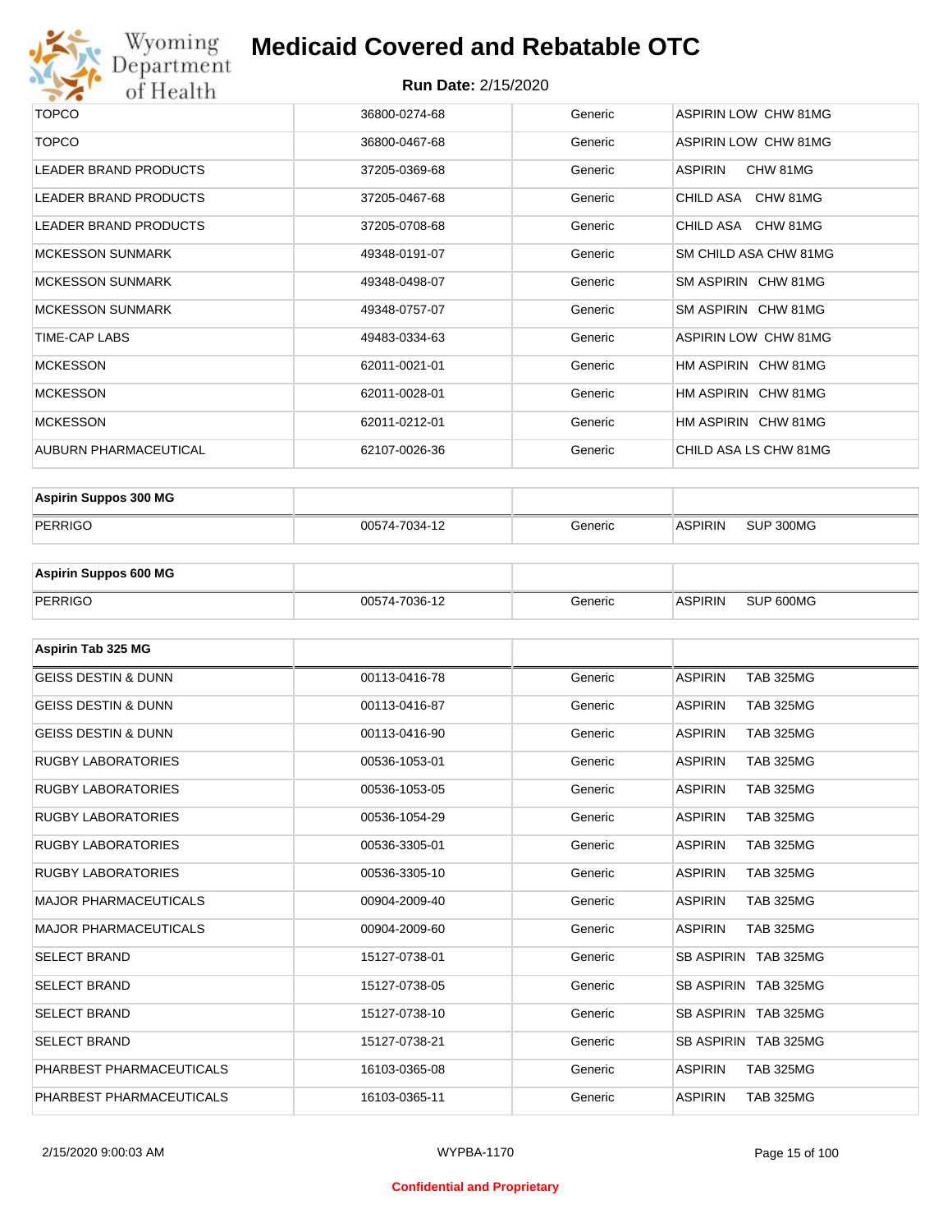| | | | |
|---|---|---|---|
| TOPCO | 36800-0274-68 | Generic | ASPIRIN LOW CHW 81MG |
| TOPCO | 36800-0467-68 | Generic | ASPIRIN LOW CHW 81MG |
| LEADER BRAND PRODUCTS | 37205-0369-68 | Generic | ASPIRIN CHW 81MG |
| LEADER BRAND PRODUCTS | 37205-0467-68 | Generic | CHILD ASA CHW 81MG |
| LEADER BRAND PRODUCTS | 37205-0708-68 | Generic | CHILD ASA CHW 81MG |
| MCKESSON SUNMARK | 49348-0191-07 | Generic | SM CHILD ASA CHW 81MG |
| MCKESSON SUNMARK | 49348-0498-07 | Generic | SM ASPIRIN CHW 81MG |
| MCKESSON SUNMARK | 49348-0757-07 | Generic | SM ASPIRIN CHW 81MG |
| TIME-CAP LABS | 49483-0334-63 | Generic | ASPIRIN LOW CHW 81MG |
| MCKESSON | 62011-0021-01 | Generic | HM ASPIRIN CHW 81MG |
| MCKESSON | 62011-0028-01 | Generic | HM ASPIRIN CHW 81MG |
| MCKESSON | 62011-0212-01 | Generic | HM ASPIRIN CHW 81MG |
| AUBURN PHARMACEUTICAL | 62107-0026-36 | Generic | CHILD ASA LS CHW 81MG |

| **Aspirin Suppos 300 MG** | | | |
|---|---|---|---|
| PERRIGO | 00574-7034-12 | Generic | ASPIRIN SUP 300MG |

| **Aspirin Suppos 600 MG** | | | |
|---|---|---|---|
| PERRIGO | 00574-7036-12 | Generic | ASPIRIN SUP 600MG |

| **Aspirin Tab 325 MG** | | | |
|---|---|---|---|
| GEISS DESTIN & DUNN | 00113-0416-78 | Generic | ASPIRIN TAB 325MG |
| GEISS DESTIN & DUNN | 00113-0416-87 | Generic | ASPIRIN TAB 325MG |
| GEISS DESTIN & DUNN | 00113-0416-90 | Generic | ASPIRIN TAB 325MG |
| RUGBY LABORATORIES | 00536-1053-01 | Generic | ASPIRIN TAB 325MG |
| RUGBY LABORATORIES | 00536-1053-05 | Generic | ASPIRIN TAB 325MG |
| RUGBY LABORATORIES | 00536-1054-29 | Generic | ASPIRIN TAB 325MG |
| RUGBY LABORATORIES | 00536-3305-01 | Generic | ASPIRIN TAB 325MG |
| RUGBY LABORATORIES | 00536-3305-10 | Generic | ASPIRIN TAB 325MG |
| MAJOR PHARMACEUTICALS | 00904-2009-40 | Generic | ASPIRIN TAB 325MG |
| MAJOR PHARMACEUTICALS | 00904-2009-60 | Generic | ASPIRIN TAB 325MG |
| SELECT BRAND | 15127-0738-01 | Generic | SB ASPIRIN TAB 325MG |
| SELECT BRAND | 15127-0738-05 | Generic | SB ASPIRIN TAB 325MG |
| SELECT BRAND | 15127-0738-10 | Generic | SB ASPIRIN TAB 325MG |
| SELECT BRAND | 15127-0738-21 | Generic | SB ASPIRIN TAB 325MG |
| PHARBEST PHARMACEUTICALS | 16103-0365-08 | Generic | ASPIRIN TAB 325MG |
| PHARBEST PHARMACEUTICALS | 16103-0365-11 | Generic | ASPIRIN TAB 325MG |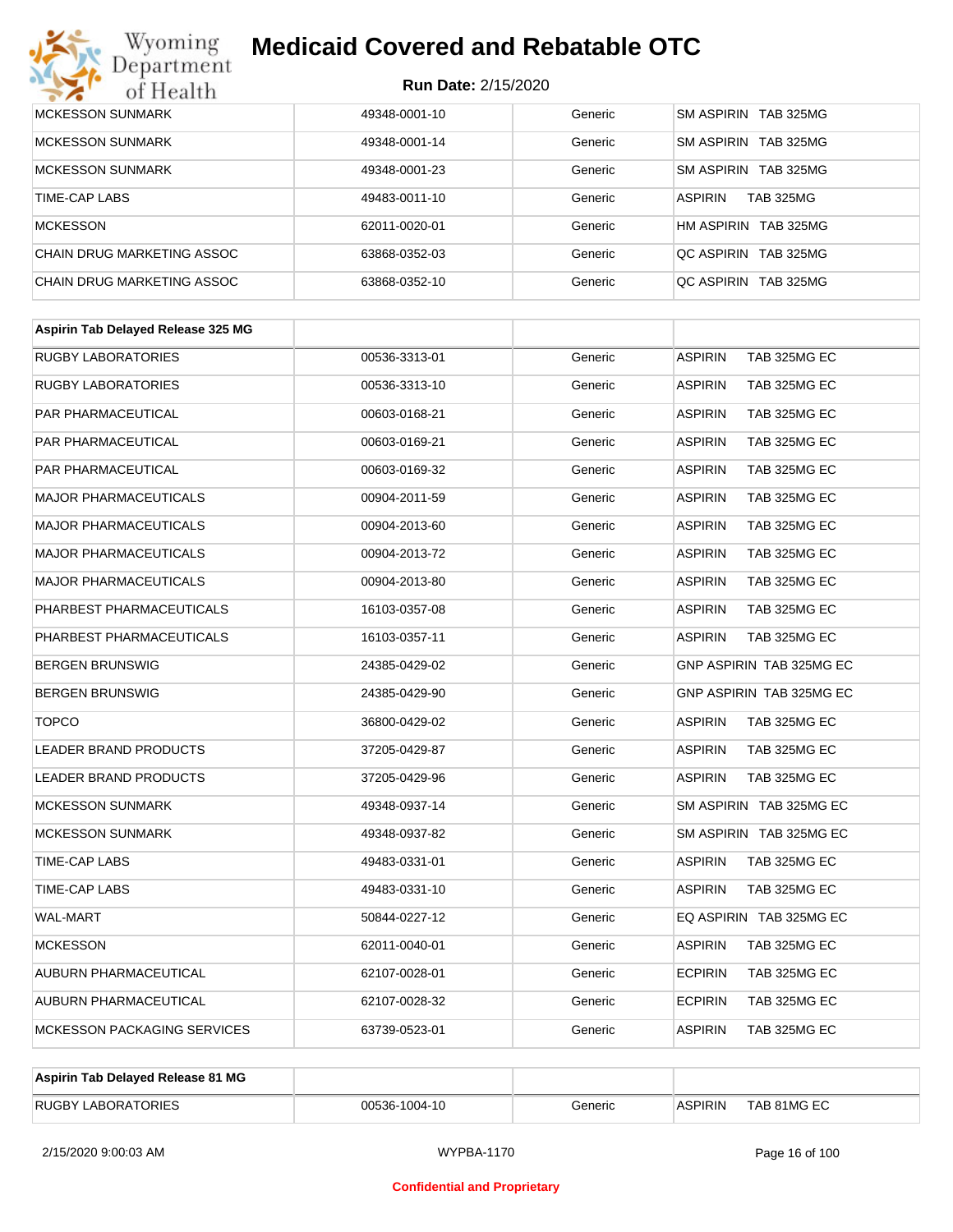| | | | |
|---|---|---|---|
| MCKESSON SUNMARK | 49348-0001-10 | Generic | SM ASPIRIN TAB 325MG |
| MCKESSON SUNMARK | 49348-0001-14 | Generic | SM ASPIRIN TAB 325MG |
| MCKESSON SUNMARK | 49348-0001-23 | Generic | SM ASPIRIN TAB 325MG |
| TIME-CAP LABS | 49483-0011-10 | Generic | ASPIRIN TAB 325MG |
| MCKESSON | 62011-0020-01 | Generic | HM ASPIRIN TAB 325MG |
| CHAIN DRUG MARKETING ASSOC | 63868-0352-03 | Generic | QC ASPIRIN TAB 325MG |
| CHAIN DRUG MARKETING ASSOC | 63868-0352-10 | Generic | QC ASPIRIN TAB 325MG |

| **Aspirin Tab Delayed Release 325 MG** | | | |
|---|---|---|---|
| RUGBY LABORATORIES | 00536-3313-01 | Generic | ASPIRIN TAB 325MG EC |
| RUGBY LABORATORIES | 00536-3313-10 | Generic | ASPIRIN TAB 325MG EC |
| PAR PHARMACEUTICAL | 00603-0168-21 | Generic | ASPIRIN TAB 325MG EC |
| PAR PHARMACEUTICAL | 00603-0169-21 | Generic | ASPIRIN TAB 325MG EC |
| PAR PHARMACEUTICAL | 00603-0169-32 | Generic | ASPIRIN TAB 325MG EC |
| MAJOR PHARMACEUTICALS | 00904-2011-59 | Generic | ASPIRIN TAB 325MG EC |
| MAJOR PHARMACEUTICALS | 00904-2013-60 | Generic | ASPIRIN TAB 325MG EC |
| MAJOR PHARMACEUTICALS | 00904-2013-72 | Generic | ASPIRIN TAB 325MG EC |
| MAJOR PHARMACEUTICALS | 00904-2013-80 | Generic | ASPIRIN TAB 325MG EC |
| PHARBEST PHARMACEUTICALS | 16103-0357-08 | Generic | ASPIRIN TAB 325MG EC |
| PHARBEST PHARMACEUTICALS | 16103-0357-11 | Generic | ASPIRIN TAB 325MG EC |
| BERGEN BRUNSWIG | 24385-0429-02 | Generic | GNP ASPIRIN TAB 325MG EC |
| BERGEN BRUNSWIG | 24385-0429-90 | Generic | GNP ASPIRIN TAB 325MG EC |
| TOPCO | 36800-0429-02 | Generic | ASPIRIN TAB 325MG EC |
| LEADER BRAND PRODUCTS | 37205-0429-87 | Generic | ASPIRIN TAB 325MG EC |
| LEADER BRAND PRODUCTS | 37205-0429-96 | Generic | ASPIRIN TAB 325MG EC |
| MCKESSON SUNMARK | 49348-0937-14 | Generic | SM ASPIRIN TAB 325MG EC |
| MCKESSON SUNMARK | 49348-0937-82 | Generic | SM ASPIRIN TAB 325MG EC |
| TIME-CAP LABS | 49483-0331-01 | Generic | ASPIRIN TAB 325MG EC |
| TIME-CAP LABS | 49483-0331-10 | Generic | ASPIRIN TAB 325MG EC |
| WAL-MART | 50844-0227-12 | Generic | EQ ASPIRIN TAB 325MG EC |
| MCKESSON | 62011-0040-01 | Generic | ASPIRIN TAB 325MG EC |
| AUBURN PHARMACEUTICAL | 62107-0028-01 | Generic | ECPIRIN TAB 325MG EC |
| AUBURN PHARMACEUTICAL | 62107-0028-32 | Generic | ECPIRIN TAB 325MG EC |
| MCKESSON PACKAGING SERVICES | 63739-0523-01 | Generic | ASPIRIN TAB 325MG EC |

| **Aspirin Tab Delayed Release 81 MG** | | | |
|---|---|---|---|
| RUGBY LABORATORIES | 00536-1004-10 | Generic | ASPIRIN TAB 81MG EC |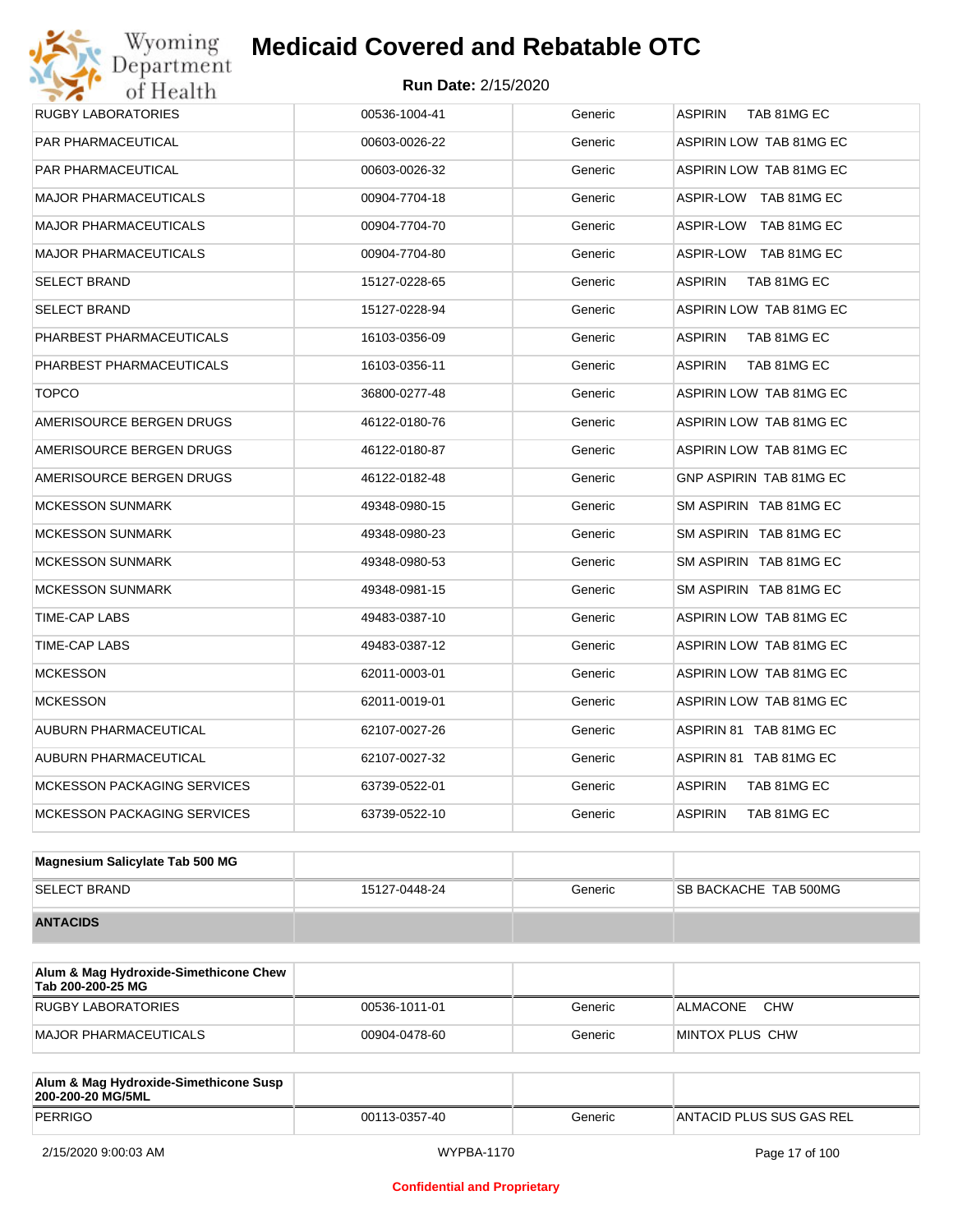| | | | |
|---|---|---|---|
| RUGBY LABORATORIES | 00536-1004-41 | Generic | ASPIRIN TAB 81MG EC |
| PAR PHARMACEUTICAL | 00603-0026-22 | Generic | ASPIRIN LOW TAB 81MG EC |
| PAR PHARMACEUTICAL | 00603-0026-32 | Generic | ASPIRIN LOW TAB 81MG EC |
| MAJOR PHARMACEUTICALS | 00904-7704-18 | Generic | ASPIR-LOW TAB 81MG EC |
| MAJOR PHARMACEUTICALS | 00904-7704-70 | Generic | ASPIR-LOW TAB 81MG EC |
| MAJOR PHARMACEUTICALS | 00904-7704-80 | Generic | ASPIR-LOW TAB 81MG EC |
| SELECT BRAND | 15127-0228-65 | Generic | ASPIRIN TAB 81MG EC |
| SELECT BRAND | 15127-0228-94 | Generic | ASPIRIN LOW TAB 81MG EC |
| PHARBEST PHARMACEUTICALS | 16103-0356-09 | Generic | ASPIRIN TAB 81MG EC |
| PHARBEST PHARMACEUTICALS | 16103-0356-11 | Generic | ASPIRIN TAB 81MG EC |
| TOPCO | 36800-0277-48 | Generic | ASPIRIN LOW TAB 81MG EC |
| AMERISOURCE BERGEN DRUGS | 46122-0180-76 | Generic | ASPIRIN LOW TAB 81MG EC |
| AMERISOURCE BERGEN DRUGS | 46122-0180-87 | Generic | ASPIRIN LOW TAB 81MG EC |
| AMERISOURCE BERGEN DRUGS | 46122-0182-48 | Generic | GNP ASPIRIN TAB 81MG EC |
| MCKESSON SUNMARK | 49348-0980-15 | Generic | SM ASPIRIN TAB 81MG EC |
| MCKESSON SUNMARK | 49348-0980-23 | Generic | SM ASPIRIN TAB 81MG EC |
| MCKESSON SUNMARK | 49348-0980-53 | Generic | SM ASPIRIN TAB 81MG EC |
| MCKESSON SUNMARK | 49348-0981-15 | Generic | SM ASPIRIN TAB 81MG EC |
| TIME-CAP LABS | 49483-0387-10 | Generic | ASPIRIN LOW TAB 81MG EC |
| TIME-CAP LABS | 49483-0387-12 | Generic | ASPIRIN LOW TAB 81MG EC |
| MCKESSON | 62011-0003-01 | Generic | ASPIRIN LOW TAB 81MG EC |
| MCKESSON | 62011-0019-01 | Generic | ASPIRIN LOW TAB 81MG EC |
| AUBURN PHARMACEUTICAL | 62107-0027-26 | Generic | ASPIRIN 81 TAB 81MG EC |
| AUBURN PHARMACEUTICAL | 62107-0027-32 | Generic | ASPIRIN 81 TAB 81MG EC |
| MCKESSON PACKAGING SERVICES | 63739-0522-01 | Generic | ASPIRIN TAB 81MG EC |
| MCKESSON PACKAGING SERVICES | 63739-0522-10 | Generic | ASPIRIN TAB 81MG EC |

| **Magnesium Salicylate Tab 500 MG** | | | |
|---|---|---|---|
| SELECT BRAND | 15127-0448-24 | Generic | SB BACKACHE TAB 500MG |
| **ANTACIDS** | | | |

| **Alum & Mag Hydroxide-Simethicone Chew Tab 200-200-25 MG** | | | |
|---|---|---|---|
| RUGBY LABORATORIES | 00536-1011-01 | Generic | ALMACONE CHW |
| MAJOR PHARMACEUTICALS | 00904-0478-60 | Generic | MINTOX PLUS CHW |

| **Alum & Mag Hydroxide-Simethicone Susp 200-200-20 MG/5ML** | | | |
|---|---|---|---|
| PERRIGO | 00113-0357-40 | Generic | ANTACID PLUS SUS GAS REL |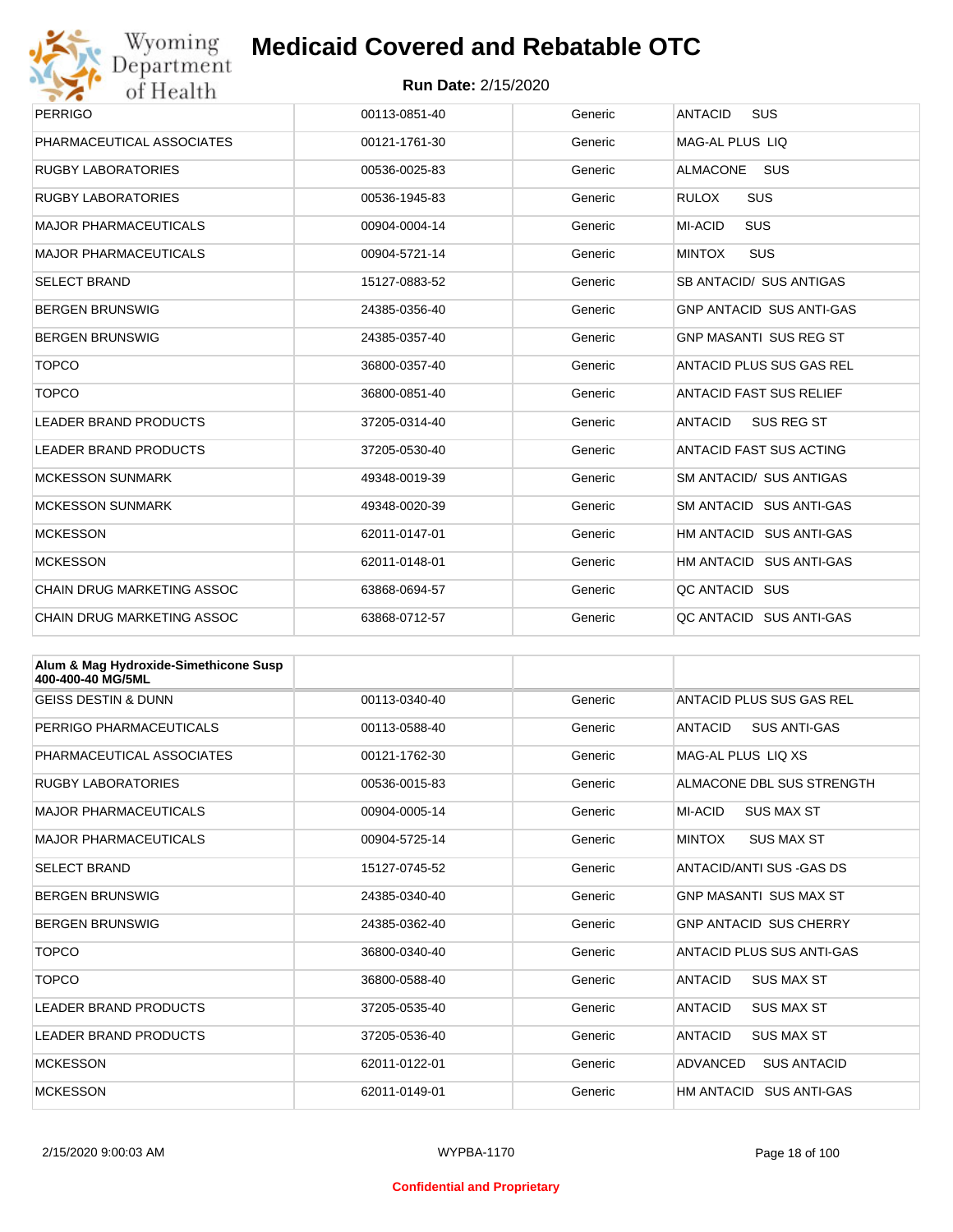# Medicaid Covered and Rebatable OTC

**Run Date:** 2/15/2020

| | | | |
|---|---|---|---|
| PERRIGO | 00113-0851-40 | Generic | ANTACID SUS |
| PHARMACEUTICAL ASSOCIATES | 00121-1761-30 | Generic | MAG-AL PLUS LIQ |
| RUGBY LABORATORIES | 00536-0025-83 | Generic | ALMACONE SUS |
| RUGBY LABORATORIES | 00536-1945-83 | Generic | RULOX SUS |
| MAJOR PHARMACEUTICALS | 00904-0004-14 | Generic | MI-ACID SUS |
| MAJOR PHARMACEUTICALS | 00904-5721-14 | Generic | MINTOX SUS |
| SELECT BRAND | 15127-0883-52 | Generic | SB ANTACID/ SUS ANTIGAS |
| BERGEN BRUNSWIG | 24385-0356-40 | Generic | GNP ANTACID SUS ANTI-GAS |
| BERGEN BRUNSWIG | 24385-0357-40 | Generic | GNP MASANTI SUS REG ST |
| TOPCO | 36800-0357-40 | Generic | ANTACID PLUS SUS GAS REL |
| TOPCO | 36800-0851-40 | Generic | ANTACID FAST SUS RELIEF |
| LEADER BRAND PRODUCTS | 37205-0314-40 | Generic | ANTACID SUS REG ST |
| LEADER BRAND PRODUCTS | 37205-0530-40 | Generic | ANTACID FAST SUS ACTING |
| MCKESSON SUNMARK | 49348-0019-39 | Generic | SM ANTACID/ SUS ANTIGAS |
| MCKESSON SUNMARK | 49348-0020-39 | Generic | SM ANTACID SUS ANTI-GAS |
| MCKESSON | 62011-0147-01 | Generic | HM ANTACID SUS ANTI-GAS |
| MCKESSON | 62011-0148-01 | Generic | HM ANTACID SUS ANTI-GAS |
| CHAIN DRUG MARKETING ASSOC | 63868-0694-57 | Generic | QC ANTACID SUS |
| CHAIN DRUG MARKETING ASSOC | 63868-0712-57 | Generic | QC ANTACID SUS ANTI-GAS |

| **Alum & Mag Hydroxide-Simethicone Susp 400-400-40 MG/5ML** | | | |
|---|---|---|---|
| GEISS DESTIN & DUNN | 00113-0340-40 | Generic | ANTACID PLUS SUS GAS REL |
| PERRIGO PHARMACEUTICALS | 00113-0588-40 | Generic | ANTACID SUS ANTI-GAS |
| PHARMACEUTICAL ASSOCIATES | 00121-1762-30 | Generic | MAG-AL PLUS LIQ XS |
| RUGBY LABORATORIES | 00536-0015-83 | Generic | ALMACONE DBL SUS STRENGTH |
| MAJOR PHARMACEUTICALS | 00904-0005-14 | Generic | MI-ACID SUS MAX ST |
| MAJOR PHARMACEUTICALS | 00904-5725-14 | Generic | MINTOX SUS MAX ST |
| SELECT BRAND | 15127-0745-52 | Generic | ANTACID/ANTI SUS -GAS DS |
| BERGEN BRUNSWIG | 24385-0340-40 | Generic | GNP MASANTI SUS MAX ST |
| BERGEN BRUNSWIG | 24385-0362-40 | Generic | GNP ANTACID SUS CHERRY |
| TOPCO | 36800-0340-40 | Generic | ANTACID PLUS SUS ANTI-GAS |
| TOPCO | 36800-0588-40 | Generic | ANTACID SUS MAX ST |
| LEADER BRAND PRODUCTS | 37205-0535-40 | Generic | ANTACID SUS MAX ST |
| LEADER BRAND PRODUCTS | 37205-0536-40 | Generic | ANTACID SUS MAX ST |
| MCKESSON | 62011-0122-01 | Generic | ADVANCED SUS ANTACID |
| MCKESSON | 62011-0149-01 | Generic | HM ANTACID SUS ANTI-GAS |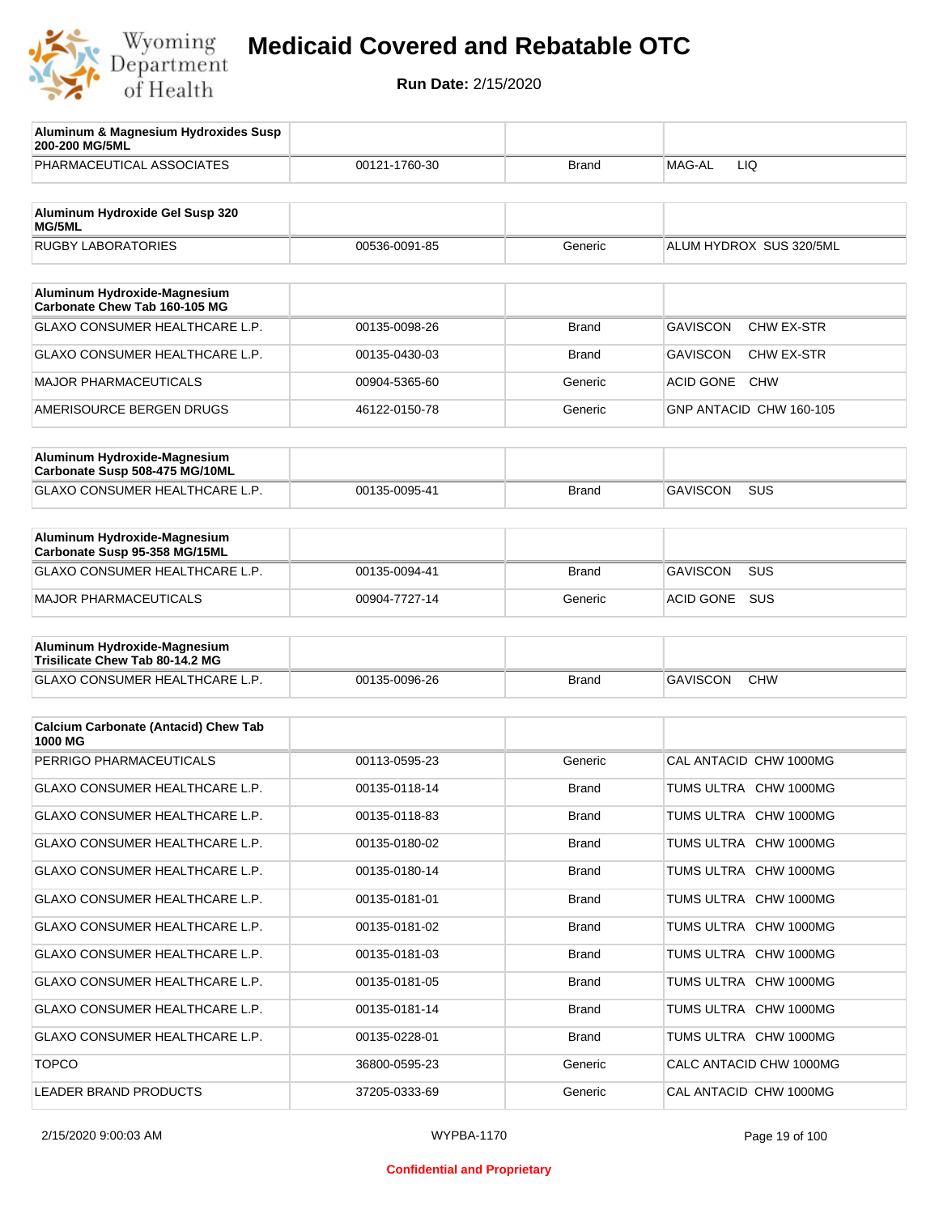# Medicaid Covered and Rebatable OTC

**Run Date:** 2/15/2020

| Aluminum & Magnesium Hydroxides Susp 200-200 MG/5ML | | | |
|---|---|---|---|
| PHARMACEUTICAL ASSOCIATES | 00121-1760-30 | Brand | MAG-AL LIQ |

| Aluminum Hydroxide Gel Susp 320 MG/5ML | | | |
|---|---|---|---|
| RUGBY LABORATORIES | 00536-0091-85 | Generic | ALUM HYDROX SUS 320/5ML |

| Aluminum Hydroxide-Magnesium Carbonate Chew Tab 160-105 MG | | | |
|---|---|---|---|
| GLAXO CONSUMER HEALTHCARE L.P. | 00135-0098-26 | Brand | GAVISCON CHW EX-STR |
| GLAXO CONSUMER HEALTHCARE L.P. | 00135-0430-03 | Brand | GAVISCON CHW EX-STR |
| MAJOR PHARMACEUTICALS | 00904-5365-60 | Generic | ACID GONE CHW |
| AMERISOURCE BERGEN DRUGS | 46122-0150-78 | Generic | GNP ANTACID CHW 160-105 |

| Aluminum Hydroxide-Magnesium Carbonate Susp 508-475 MG/10ML | | | |
|---|---|---|---|
| GLAXO CONSUMER HEALTHCARE L.P. | 00135-0095-41 | Brand | GAVISCON SUS |

| Aluminum Hydroxide-Magnesium Carbonate Susp 95-358 MG/15ML | | | |
|---|---|---|---|
| GLAXO CONSUMER HEALTHCARE L.P. | 00135-0094-41 | Brand | GAVISCON SUS |
| MAJOR PHARMACEUTICALS | 00904-7727-14 | Generic | ACID GONE SUS |

| Aluminum Hydroxide-Magnesium Trisilicate Chew Tab 80-14.2 MG | | | |
|---|---|---|---|
| GLAXO CONSUMER HEALTHCARE L.P. | 00135-0096-26 | Brand | GAVISCON CHW |

| Calcium Carbonate (Antacid) Chew Tab 1000 MG | | | |
|---|---|---|---|
| PERRIGO PHARMACEUTICALS | 00113-0595-23 | Generic | CAL ANTACID CHW 1000MG |
| GLAXO CONSUMER HEALTHCARE L.P. | 00135-0118-14 | Brand | TUMS ULTRA CHW 1000MG |
| GLAXO CONSUMER HEALTHCARE L.P. | 00135-0118-83 | Brand | TUMS ULTRA CHW 1000MG |
| GLAXO CONSUMER HEALTHCARE L.P. | 00135-0180-02 | Brand | TUMS ULTRA CHW 1000MG |
| GLAXO CONSUMER HEALTHCARE L.P. | 00135-0180-14 | Brand | TUMS ULTRA CHW 1000MG |
| GLAXO CONSUMER HEALTHCARE L.P. | 00135-0181-01 | Brand | TUMS ULTRA CHW 1000MG |
| GLAXO CONSUMER HEALTHCARE L.P. | 00135-0181-02 | Brand | TUMS ULTRA CHW 1000MG |
| GLAXO CONSUMER HEALTHCARE L.P. | 00135-0181-03 | Brand | TUMS ULTRA CHW 1000MG |
| GLAXO CONSUMER HEALTHCARE L.P. | 00135-0181-05 | Brand | TUMS ULTRA CHW 1000MG |
| GLAXO CONSUMER HEALTHCARE L.P. | 00135-0181-14 | Brand | TUMS ULTRA CHW 1000MG |
| GLAXO CONSUMER HEALTHCARE L.P. | 00135-0228-01 | Brand | TUMS ULTRA CHW 1000MG |
| TOPCO | 36800-0595-23 | Generic | CALC ANTACID CHW 1000MG |
| LEADER BRAND PRODUCTS | 37205-0333-69 | Generic | CAL ANTACID CHW 1000MG |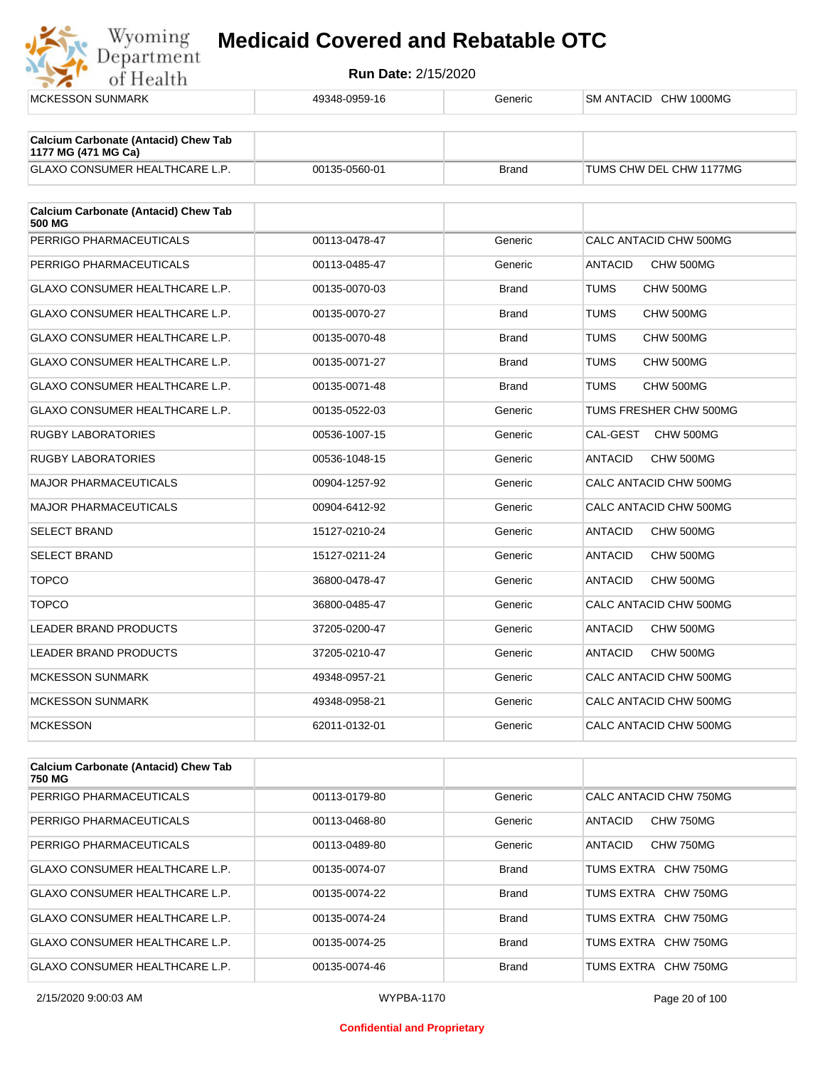| | | | |
|---|---|---|---|
| MCKESSON SUNMARK | 49348-0959-16 | Generic | SM ANTACID CHW 1000MG |

| Calcium Carbonate (Antacid) Chew Tab 1177 MG (471 MG Ca) | | | |
|---|---|---|---|
| GLAXO CONSUMER HEALTHCARE L.P. | 00135-0560-01 | Brand | TUMS CHW DEL CHW 1177MG |

| Calcium Carbonate (Antacid) Chew Tab 500 MG | | | |
|---|---|---|---|
| PERRIGO PHARMACEUTICALS | 00113-0478-47 | Generic | CALC ANTACID CHW 500MG |
| PERRIGO PHARMACEUTICALS | 00113-0485-47 | Generic | ANTACID CHW 500MG |
| GLAXO CONSUMER HEALTHCARE L.P. | 00135-0070-03 | Brand | TUMS CHW 500MG |
| GLAXO CONSUMER HEALTHCARE L.P. | 00135-0070-27 | Brand | TUMS CHW 500MG |
| GLAXO CONSUMER HEALTHCARE L.P. | 00135-0070-48 | Brand | TUMS CHW 500MG |
| GLAXO CONSUMER HEALTHCARE L.P. | 00135-0071-27 | Brand | TUMS CHW 500MG |
| GLAXO CONSUMER HEALTHCARE L.P. | 00135-0071-48 | Brand | TUMS CHW 500MG |
| GLAXO CONSUMER HEALTHCARE L.P. | 00135-0522-03 | Generic | TUMS FRESHER CHW 500MG |
| RUGBY LABORATORIES | 00536-1007-15 | Generic | CAL-GEST CHW 500MG |
| RUGBY LABORATORIES | 00536-1048-15 | Generic | ANTACID CHW 500MG |
| MAJOR PHARMACEUTICALS | 00904-1257-92 | Generic | CALC ANTACID CHW 500MG |
| MAJOR PHARMACEUTICALS | 00904-6412-92 | Generic | CALC ANTACID CHW 500MG |
| SELECT BRAND | 15127-0210-24 | Generic | ANTACID CHW 500MG |
| SELECT BRAND | 15127-0211-24 | Generic | ANTACID CHW 500MG |
| TOPCO | 36800-0478-47 | Generic | ANTACID CHW 500MG |
| TOPCO | 36800-0485-47 | Generic | CALC ANTACID CHW 500MG |
| LEADER BRAND PRODUCTS | 37205-0200-47 | Generic | ANTACID CHW 500MG |
| LEADER BRAND PRODUCTS | 37205-0210-47 | Generic | ANTACID CHW 500MG |
| MCKESSON SUNMARK | 49348-0957-21 | Generic | CALC ANTACID CHW 500MG |
| MCKESSON SUNMARK | 49348-0958-21 | Generic | CALC ANTACID CHW 500MG |
| MCKESSON | 62011-0132-01 | Generic | CALC ANTACID CHW 500MG |

| Calcium Carbonate (Antacid) Chew Tab 750 MG | | | |
|---|---|---|---|
| PERRIGO PHARMACEUTICALS | 00113-0179-80 | Generic | CALC ANTACID CHW 750MG |
| PERRIGO PHARMACEUTICALS | 00113-0468-80 | Generic | ANTACID CHW 750MG |
| PERRIGO PHARMACEUTICALS | 00113-0489-80 | Generic | ANTACID CHW 750MG |
| GLAXO CONSUMER HEALTHCARE L.P. | 00135-0074-07 | Brand | TUMS EXTRA CHW 750MG |
| GLAXO CONSUMER HEALTHCARE L.P. | 00135-0074-22 | Brand | TUMS EXTRA CHW 750MG |
| GLAXO CONSUMER HEALTHCARE L.P. | 00135-0074-24 | Brand | TUMS EXTRA CHW 750MG |
| GLAXO CONSUMER HEALTHCARE L.P. | 00135-0074-25 | Brand | TUMS EXTRA CHW 750MG |
| GLAXO CONSUMER HEALTHCARE L.P. | 00135-0074-46 | Brand | TUMS EXTRA CHW 750MG |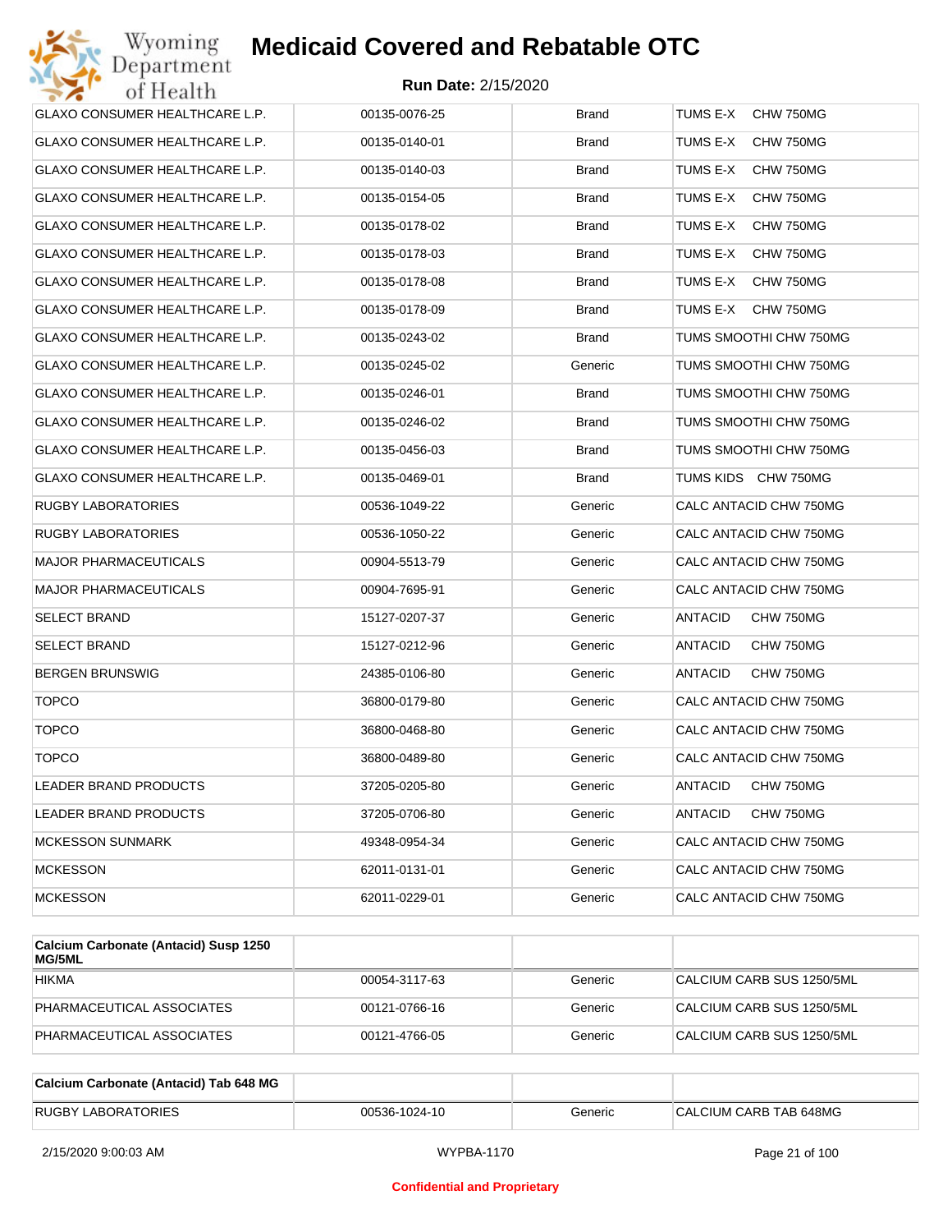| | | | |
|---|---|---|---|
| GLAXO CONSUMER HEALTHCARE L.P. | 00135-0076-25 | Brand | TUMS E-X CHW 750MG |
| GLAXO CONSUMER HEALTHCARE L.P. | 00135-0140-01 | Brand | TUMS E-X CHW 750MG |
| GLAXO CONSUMER HEALTHCARE L.P. | 00135-0140-03 | Brand | TUMS E-X CHW 750MG |
| GLAXO CONSUMER HEALTHCARE L.P. | 00135-0154-05 | Brand | TUMS E-X CHW 750MG |
| GLAXO CONSUMER HEALTHCARE L.P. | 00135-0178-02 | Brand | TUMS E-X CHW 750MG |
| GLAXO CONSUMER HEALTHCARE L.P. | 00135-0178-03 | Brand | TUMS E-X CHW 750MG |
| GLAXO CONSUMER HEALTHCARE L.P. | 00135-0178-08 | Brand | TUMS E-X CHW 750MG |
| GLAXO CONSUMER HEALTHCARE L.P. | 00135-0178-09 | Brand | TUMS E-X CHW 750MG |
| GLAXO CONSUMER HEALTHCARE L.P. | 00135-0243-02 | Brand | TUMS SMOOTHI CHW 750MG |
| GLAXO CONSUMER HEALTHCARE L.P. | 00135-0245-02 | Generic | TUMS SMOOTHI CHW 750MG |
| GLAXO CONSUMER HEALTHCARE L.P. | 00135-0246-01 | Brand | TUMS SMOOTHI CHW 750MG |
| GLAXO CONSUMER HEALTHCARE L.P. | 00135-0246-02 | Brand | TUMS SMOOTHI CHW 750MG |
| GLAXO CONSUMER HEALTHCARE L.P. | 00135-0456-03 | Brand | TUMS SMOOTHI CHW 750MG |
| GLAXO CONSUMER HEALTHCARE L.P. | 00135-0469-01 | Brand | TUMS KIDS CHW 750MG |
| RUGBY LABORATORIES | 00536-1049-22 | Generic | CALC ANTACID CHW 750MG |
| RUGBY LABORATORIES | 00536-1050-22 | Generic | CALC ANTACID CHW 750MG |
| MAJOR PHARMACEUTICALS | 00904-5513-79 | Generic | CALC ANTACID CHW 750MG |
| MAJOR PHARMACEUTICALS | 00904-7695-91 | Generic | CALC ANTACID CHW 750MG |
| SELECT BRAND | 15127-0207-37 | Generic | ANTACID CHW 750MG |
| SELECT BRAND | 15127-0212-96 | Generic | ANTACID CHW 750MG |
| BERGEN BRUNSWIG | 24385-0106-80 | Generic | ANTACID CHW 750MG |
| TOPCO | 36800-0179-80 | Generic | CALC ANTACID CHW 750MG |
| TOPCO | 36800-0468-80 | Generic | CALC ANTACID CHW 750MG |
| TOPCO | 36800-0489-80 | Generic | CALC ANTACID CHW 750MG |
| LEADER BRAND PRODUCTS | 37205-0205-80 | Generic | ANTACID CHW 750MG |
| LEADER BRAND PRODUCTS | 37205-0706-80 | Generic | ANTACID CHW 750MG |
| MCKESSON SUNMARK | 49348-0954-34 | Generic | CALC ANTACID CHW 750MG |
| MCKESSON | 62011-0131-01 | Generic | CALC ANTACID CHW 750MG |
| MCKESSON | 62011-0229-01 | Generic | CALC ANTACID CHW 750MG |

| **Calcium Carbonate (Antacid) Susp 1250 MG/5ML** | | | |
|---|---|---|---|
| HIKMA | 00054-3117-63 | Generic | CALCIUM CARB SUS 1250/5ML |
| PHARMACEUTICAL ASSOCIATES | 00121-0766-16 | Generic | CALCIUM CARB SUS 1250/5ML |
| PHARMACEUTICAL ASSOCIATES | 00121-4766-05 | Generic | CALCIUM CARB SUS 1250/5ML |

| **Calcium Carbonate (Antacid) Tab 648 MG** | | | |
|---|---|---|---|
| RUGBY LABORATORIES | 00536-1024-10 | Generic | CALCIUM CARB TAB 648MG |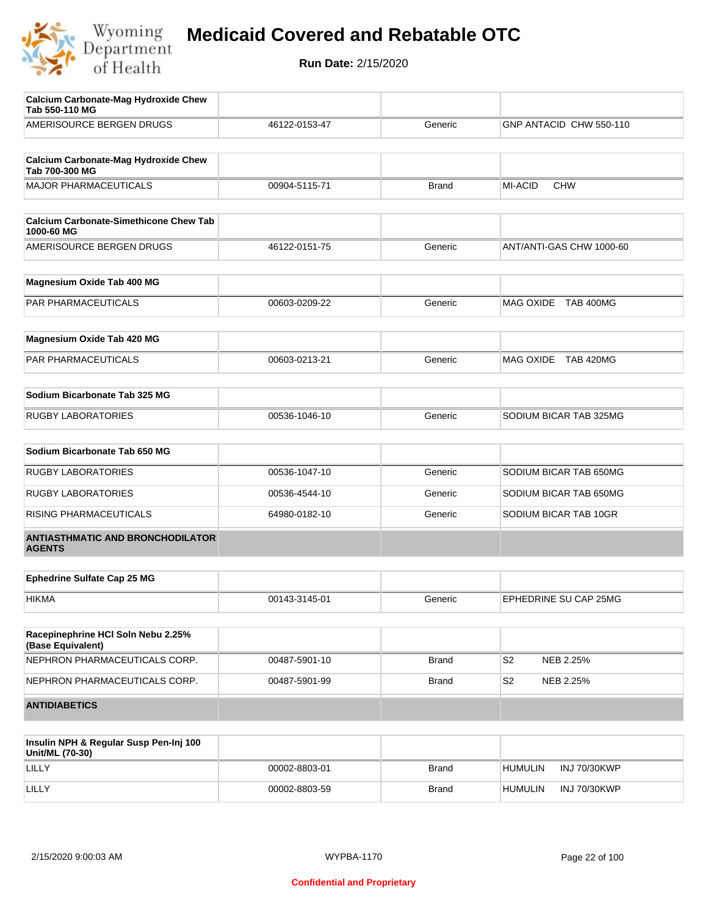# Medicaid Covered and Rebatable OTC

**Run Date:** 2/15/2020

| Calcium Carbonate-Mag Hydroxide Chew Tab 550-110 MG | | | |
|---|---|---|---|
| AMERISOURCE BERGEN DRUGS | 46122-0153-47 | Generic | GNP ANTACID CHW 550-110 |

| Calcium Carbonate-Mag Hydroxide Chew Tab 700-300 MG | | | |
|---|---|---|---|
| MAJOR PHARMACEUTICALS | 00904-5115-71 | Brand | MI-ACID CHW |

| Calcium Carbonate-Simethicone Chew Tab 1000-60 MG | | | |
|---|---|---|---|
| AMERISOURCE BERGEN DRUGS | 46122-0151-75 | Generic | ANT/ANTI-GAS CHW 1000-60 |

| Magnesium Oxide Tab 400 MG | | | |
|---|---|---|---|
| PAR PHARMACEUTICALS | 00603-0209-22 | Generic | MAG OXIDE TAB 400MG |

| Magnesium Oxide Tab 420 MG | | | |
|---|---|---|---|
| PAR PHARMACEUTICALS | 00603-0213-21 | Generic | MAG OXIDE TAB 420MG |

| Sodium Bicarbonate Tab 325 MG | | | |
|---|---|---|---|
| RUGBY LABORATORIES | 00536-1046-10 | Generic | SODIUM BICAR TAB 325MG |

| Sodium Bicarbonate Tab 650 MG | | | |
|---|---|---|---|
| RUGBY LABORATORIES | 00536-1047-10 | Generic | SODIUM BICAR TAB 650MG |
| RUGBY LABORATORIES | 00536-4544-10 | Generic | SODIUM BICAR TAB 650MG |
| RISING PHARMACEUTICALS | 64980-0182-10 | Generic | SODIUM BICAR TAB 10GR |

## ANTIASTHMATIC AND BRONCHODILATOR AGENTS

| Ephedrine Sulfate Cap 25 MG | | | |
|---|---|---|---|
| HIKMA | 00143-3145-01 | Generic | EPHEDRINE SU CAP 25MG |

| Racepinephrine HCl Soln Nebu 2.25% (Base Equivalent) | | | |
|---|---|---|---|
| NEPHRON PHARMACEUTICALS CORP. | 00487-5901-10 | Brand | S2 NEB 2.25% |
| NEPHRON PHARMACEUTICALS CORP. | 00487-5901-99 | Brand | S2 NEB 2.25% |

## ANTIDIABETICS

| Insulin NPH & Regular Susp Pen-Inj 100 Unit/ML (70-30) | | | |
|---|---|---|---|
| LILLY | 00002-8803-01 | Brand | HUMULIN INJ 70/30KWP |
| LILLY | 00002-8803-59 | Brand | HUMULIN INJ 70/30KWP |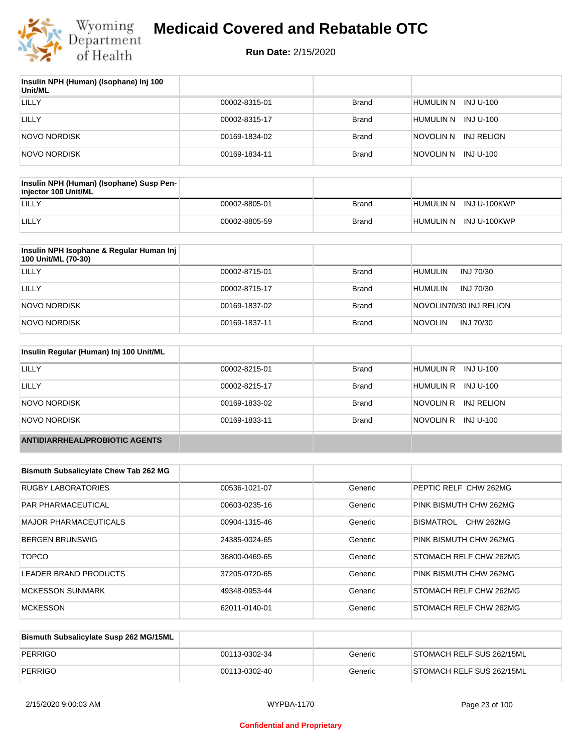# Medicaid Covered and Rebatable OTC

**Run Date:** 2/15/2020

| Insulin NPH (Human) (Isophane) Inj 100 Unit/ML | | | |
|---|---|---|---|
| LILLY | 00002-8315-01 | Brand | HUMULIN N INJ U-100 |
| LILLY | 00002-8315-17 | Brand | HUMULIN N INJ U-100 |
| NOVO NORDISK | 00169-1834-02 | Brand | NOVOLIN N INJ RELION |
| NOVO NORDISK | 00169-1834-11 | Brand | NOVOLIN N INJ U-100 |

| Insulin NPH (Human) (Isophane) Susp Pen-injector 100 Unit/ML | | | |
|---|---|---|---|
| LILLY | 00002-8805-01 | Brand | HUMULIN N INJ U-100KWP |
| LILLY | 00002-8805-59 | Brand | HUMULIN N INJ U-100KWP |

| Insulin NPH Isophane & Regular Human Inj 100 Unit/ML (70-30) | | | |
|---|---|---|---|
| LILLY | 00002-8715-01 | Brand | HUMULIN INJ 70/30 |
| LILLY | 00002-8715-17 | Brand | HUMULIN INJ 70/30 |
| NOVO NORDISK | 00169-1837-02 | Brand | NOVOLIN70/30 INJ RELION |
| NOVO NORDISK | 00169-1837-11 | Brand | NOVOLIN INJ 70/30 |

| Insulin Regular (Human) Inj 100 Unit/ML | | | |
|---|---|---|---|
| LILLY | 00002-8215-01 | Brand | HUMULIN R INJ U-100 |
| LILLY | 00002-8215-17 | Brand | HUMULIN R INJ U-100 |
| NOVO NORDISK | 00169-1833-02 | Brand | NOVOLIN R INJ RELION |
| NOVO NORDISK | 00169-1833-11 | Brand | NOVOLIN R INJ U-100 |

## ANTIDIARRHEAL/PROBIOTIC AGENTS

| Bismuth Subsalicylate Chew Tab 262 MG | | | |
|---|---|---|---|
| RUGBY LABORATORIES | 00536-1021-07 | Generic | PEPTIC RELF CHW 262MG |
| PAR PHARMACEUTICAL | 00603-0235-16 | Generic | PINK BISMUTH CHW 262MG |
| MAJOR PHARMACEUTICALS | 00904-1315-46 | Generic | BISMATROL CHW 262MG |
| BERGEN BRUNSWIG | 24385-0024-65 | Generic | PINK BISMUTH CHW 262MG |
| TOPCO | 36800-0469-65 | Generic | STOMACH RELF CHW 262MG |
| LEADER BRAND PRODUCTS | 37205-0720-65 | Generic | PINK BISMUTH CHW 262MG |
| MCKESSON SUNMARK | 49348-0953-44 | Generic | STOMACH RELF CHW 262MG |
| MCKESSON | 62011-0140-01 | Generic | STOMACH RELF CHW 262MG |

| Bismuth Subsalicylate Susp 262 MG/15ML | | | |
|---|---|---|---|
| PERRIGO | 00113-0302-34 | Generic | STOMACH RELF SUS 262/15ML |
| PERRIGO | 00113-0302-40 | Generic | STOMACH RELF SUS 262/15ML |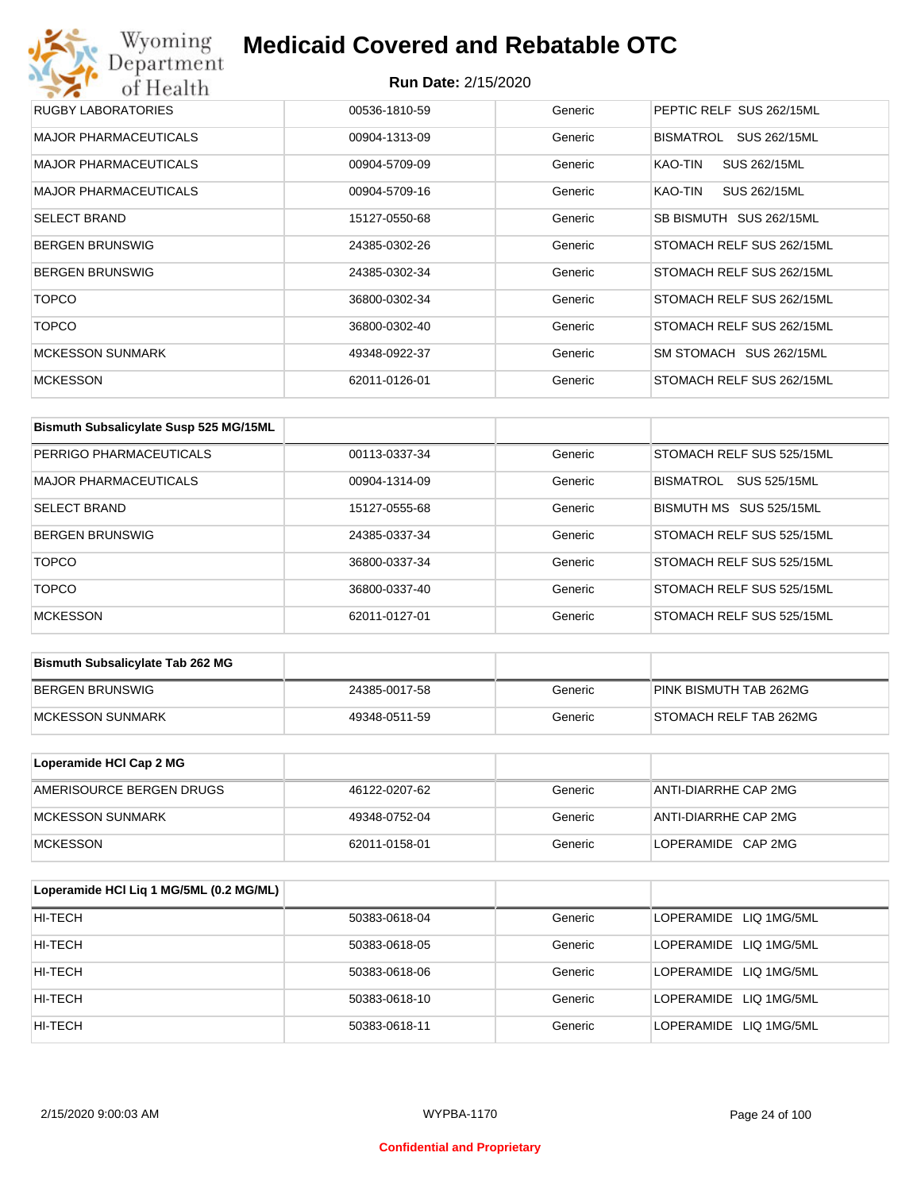| | | | |
|---|---|---|---|
| RUGBY LABORATORIES | 00536-1810-59 | Generic | PEPTIC RELF SUS 262/15ML |
| MAJOR PHARMACEUTICALS | 00904-1313-09 | Generic | BISMATROL SUS 262/15ML |
| MAJOR PHARMACEUTICALS | 00904-5709-09 | Generic | KAO-TIN SUS 262/15ML |
| MAJOR PHARMACEUTICALS | 00904-5709-16 | Generic | KAO-TIN SUS 262/15ML |
| SELECT BRAND | 15127-0550-68 | Generic | SB BISMUTH SUS 262/15ML |
| BERGEN BRUNSWIG | 24385-0302-26 | Generic | STOMACH RELF SUS 262/15ML |
| BERGEN BRUNSWIG | 24385-0302-34 | Generic | STOMACH RELF SUS 262/15ML |
| TOPCO | 36800-0302-34 | Generic | STOMACH RELF SUS 262/15ML |
| TOPCO | 36800-0302-40 | Generic | STOMACH RELF SUS 262/15ML |
| MCKESSON SUNMARK | 49348-0922-37 | Generic | SM STOMACH SUS 262/15ML |
| MCKESSON | 62011-0126-01 | Generic | STOMACH RELF SUS 262/15ML |

| Bismuth Subsalicylate Susp 525 MG/15ML | | | |
|---|---|---|---|
| PERRIGO PHARMACEUTICALS | 00113-0337-34 | Generic | STOMACH RELF SUS 525/15ML |
| MAJOR PHARMACEUTICALS | 00904-1314-09 | Generic | BISMATROL SUS 525/15ML |
| SELECT BRAND | 15127-0555-68 | Generic | BISMUTH MS SUS 525/15ML |
| BERGEN BRUNSWIG | 24385-0337-34 | Generic | STOMACH RELF SUS 525/15ML |
| TOPCO | 36800-0337-34 | Generic | STOMACH RELF SUS 525/15ML |
| TOPCO | 36800-0337-40 | Generic | STOMACH RELF SUS 525/15ML |
| MCKESSON | 62011-0127-01 | Generic | STOMACH RELF SUS 525/15ML |

| Bismuth Subsalicylate Tab 262 MG | | | |
|---|---|---|---|
| BERGEN BRUNSWIG | 24385-0017-58 | Generic | PINK BISMUTH TAB 262MG |
| MCKESSON SUNMARK | 49348-0511-59 | Generic | STOMACH RELF TAB 262MG |

| Loperamide HCl Cap 2 MG | | | |
|---|---|---|---|
| AMERISOURCE BERGEN DRUGS | 46122-0207-62 | Generic | ANTI-DIARRHE CAP 2MG |
| MCKESSON SUNMARK | 49348-0752-04 | Generic | ANTI-DIARRHE CAP 2MG |
| MCKESSON | 62011-0158-01 | Generic | LOPERAMIDE CAP 2MG |

| Loperamide HCl Liq 1 MG/5ML (0.2 MG/ML) | | | |
|---|---|---|---|
| HI-TECH | 50383-0618-04 | Generic | LOPERAMIDE LIQ 1MG/5ML |
| HI-TECH | 50383-0618-05 | Generic | LOPERAMIDE LIQ 1MG/5ML |
| HI-TECH | 50383-0618-06 | Generic | LOPERAMIDE LIQ 1MG/5ML |
| HI-TECH | 50383-0618-10 | Generic | LOPERAMIDE LIQ 1MG/5ML |
| HI-TECH | 50383-0618-11 | Generic | LOPERAMIDE LIQ 1MG/5ML |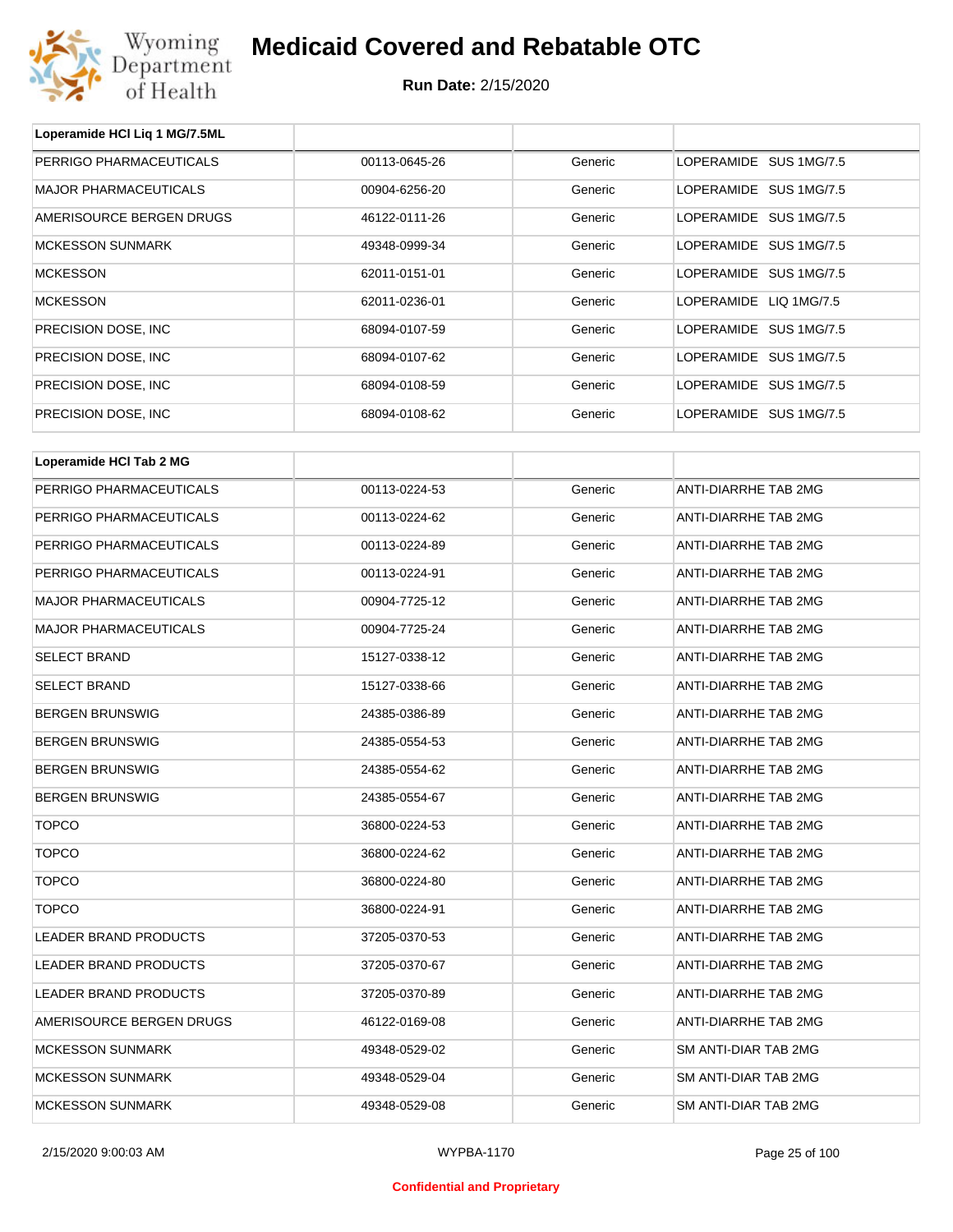# Medicaid Covered and Rebatable OTC

**Run Date:** 2/15/2020

| Loperamide HCl Liq 1 MG/7.5ML | | | |
|---|---|---|---|
| PERRIGO PHARMACEUTICALS | 00113-0645-26 | Generic | LOPERAMIDE SUS 1MG/7.5 |
| MAJOR PHARMACEUTICALS | 00904-6256-20 | Generic | LOPERAMIDE SUS 1MG/7.5 |
| AMERISOURCE BERGEN DRUGS | 46122-0111-26 | Generic | LOPERAMIDE SUS 1MG/7.5 |
| MCKESSON SUNMARK | 49348-0999-34 | Generic | LOPERAMIDE SUS 1MG/7.5 |
| MCKESSON | 62011-0151-01 | Generic | LOPERAMIDE SUS 1MG/7.5 |
| MCKESSON | 62011-0236-01 | Generic | LOPERAMIDE LIQ 1MG/7.5 |
| PRECISION DOSE, INC | 68094-0107-59 | Generic | LOPERAMIDE SUS 1MG/7.5 |
| PRECISION DOSE, INC | 68094-0107-62 | Generic | LOPERAMIDE SUS 1MG/7.5 |
| PRECISION DOSE, INC | 68094-0108-59 | Generic | LOPERAMIDE SUS 1MG/7.5 |
| PRECISION DOSE, INC | 68094-0108-62 | Generic | LOPERAMIDE SUS 1MG/7.5 |

| Loperamide HCl Tab 2 MG | | | |
|---|---|---|---|
| PERRIGO PHARMACEUTICALS | 00113-0224-53 | Generic | ANTI-DIARRHE TAB 2MG |
| PERRIGO PHARMACEUTICALS | 00113-0224-62 | Generic | ANTI-DIARRHE TAB 2MG |
| PERRIGO PHARMACEUTICALS | 00113-0224-89 | Generic | ANTI-DIARRHE TAB 2MG |
| PERRIGO PHARMACEUTICALS | 00113-0224-91 | Generic | ANTI-DIARRHE TAB 2MG |
| MAJOR PHARMACEUTICALS | 00904-7725-12 | Generic | ANTI-DIARRHE TAB 2MG |
| MAJOR PHARMACEUTICALS | 00904-7725-24 | Generic | ANTI-DIARRHE TAB 2MG |
| SELECT BRAND | 15127-0338-12 | Generic | ANTI-DIARRHE TAB 2MG |
| SELECT BRAND | 15127-0338-66 | Generic | ANTI-DIARRHE TAB 2MG |
| BERGEN BRUNSWIG | 24385-0386-89 | Generic | ANTI-DIARRHE TAB 2MG |
| BERGEN BRUNSWIG | 24385-0554-53 | Generic | ANTI-DIARRHE TAB 2MG |
| BERGEN BRUNSWIG | 24385-0554-62 | Generic | ANTI-DIARRHE TAB 2MG |
| BERGEN BRUNSWIG | 24385-0554-67 | Generic | ANTI-DIARRHE TAB 2MG |
| TOPCO | 36800-0224-53 | Generic | ANTI-DIARRHE TAB 2MG |
| TOPCO | 36800-0224-62 | Generic | ANTI-DIARRHE TAB 2MG |
| TOPCO | 36800-0224-80 | Generic | ANTI-DIARRHE TAB 2MG |
| TOPCO | 36800-0224-91 | Generic | ANTI-DIARRHE TAB 2MG |
| LEADER BRAND PRODUCTS | 37205-0370-53 | Generic | ANTI-DIARRHE TAB 2MG |
| LEADER BRAND PRODUCTS | 37205-0370-67 | Generic | ANTI-DIARRHE TAB 2MG |
| LEADER BRAND PRODUCTS | 37205-0370-89 | Generic | ANTI-DIARRHE TAB 2MG |
| AMERISOURCE BERGEN DRUGS | 46122-0169-08 | Generic | ANTI-DIARRHE TAB 2MG |
| MCKESSON SUNMARK | 49348-0529-02 | Generic | SM ANTI-DIAR TAB 2MG |
| MCKESSON SUNMARK | 49348-0529-04 | Generic | SM ANTI-DIAR TAB 2MG |
| MCKESSON SUNMARK | 49348-0529-08 | Generic | SM ANTI-DIAR TAB 2MG |

Confidential and Proprietary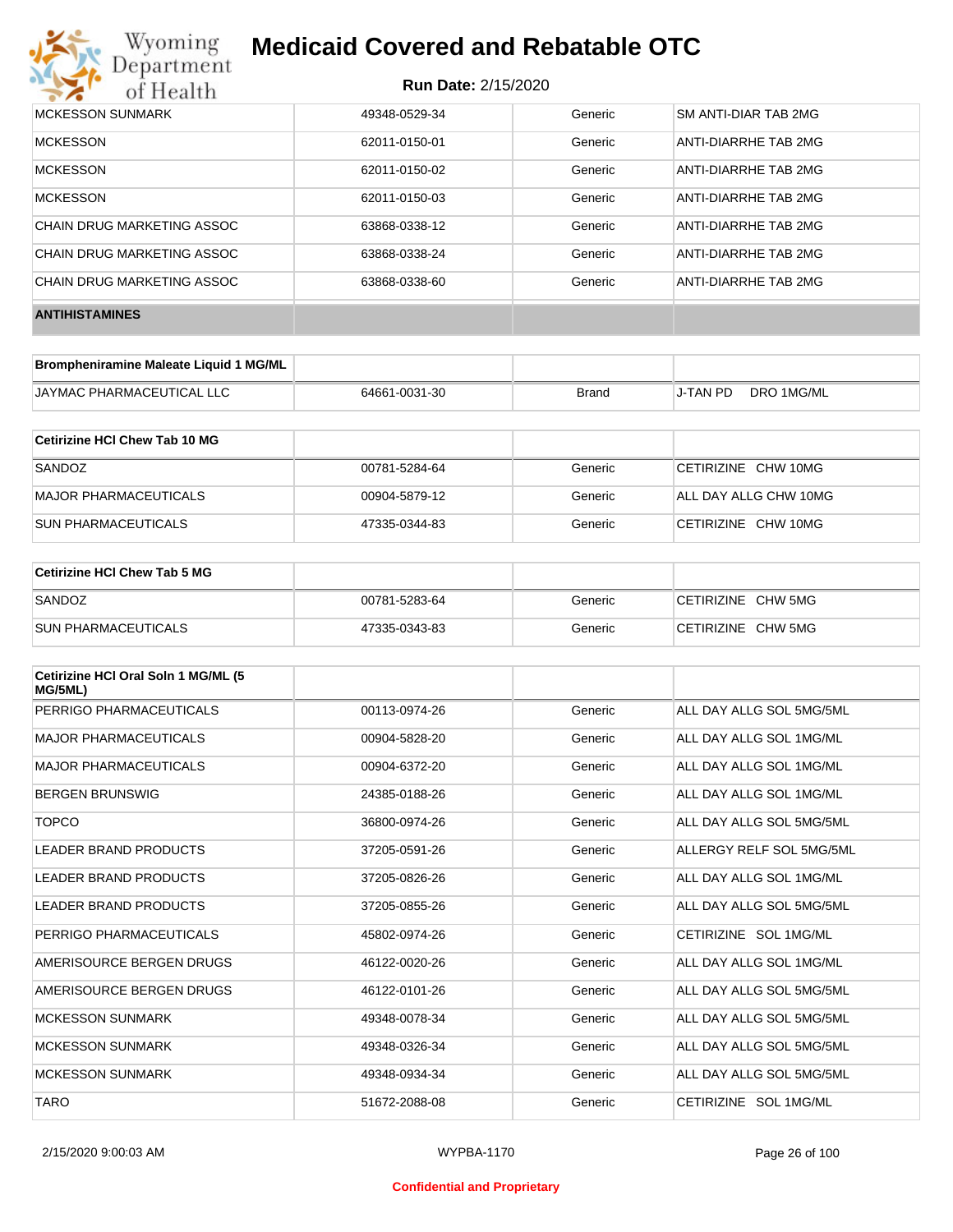| | | | |
|---|---|---|---|
| MCKESSON SUNMARK | 49348-0529-34 | Generic | SM ANTI-DIAR TAB 2MG |
| MCKESSON | 62011-0150-01 | Generic | ANTI-DIARRHE TAB 2MG |
| MCKESSON | 62011-0150-02 | Generic | ANTI-DIARRHE TAB 2MG |
| MCKESSON | 62011-0150-03 | Generic | ANTI-DIARRHE TAB 2MG |
| CHAIN DRUG MARKETING ASSOC | 63868-0338-12 | Generic | ANTI-DIARRHE TAB 2MG |
| CHAIN DRUG MARKETING ASSOC | 63868-0338-24 | Generic | ANTI-DIARRHE TAB 2MG |
| CHAIN DRUG MARKETING ASSOC | 63868-0338-60 | Generic | ANTI-DIARRHE TAB 2MG |

**ANTIHISTAMINES**

| Brompheniramine Maleate Liquid 1 MG/ML | | | |
|---|---|---|---|
| JAYMAC PHARMACEUTICAL LLC | 64661-0031-30 | Brand | J-TAN PD DRO 1MG/ML |

| Cetirizine HCl Chew Tab 10 MG | | | |
|---|---|---|---|
| SANDOZ | 00781-5284-64 | Generic | CETIRIZINE CHW 10MG |
| MAJOR PHARMACEUTICALS | 00904-5879-12 | Generic | ALL DAY ALLG CHW 10MG |
| SUN PHARMACEUTICALS | 47335-0344-83 | Generic | CETIRIZINE CHW 10MG |

| Cetirizine HCl Chew Tab 5 MG | | | |
|---|---|---|---|
| SANDOZ | 00781-5283-64 | Generic | CETIRIZINE CHW 5MG |
| SUN PHARMACEUTICALS | 47335-0343-83 | Generic | CETIRIZINE CHW 5MG |

| Cetirizine HCl Oral Soln 1 MG/ML (5 MG/5ML) | | | |
|---|---|---|---|
| PERRIGO PHARMACEUTICALS | 00113-0974-26 | Generic | ALL DAY ALLG SOL 5MG/5ML |
| MAJOR PHARMACEUTICALS | 00904-5828-20 | Generic | ALL DAY ALLG SOL 1MG/ML |
| MAJOR PHARMACEUTICALS | 00904-6372-20 | Generic | ALL DAY ALLG SOL 1MG/ML |
| BERGEN BRUNSWIG | 24385-0188-26 | Generic | ALL DAY ALLG SOL 1MG/ML |
| TOPCO | 36800-0974-26 | Generic | ALL DAY ALLG SOL 5MG/5ML |
| LEADER BRAND PRODUCTS | 37205-0591-26 | Generic | ALLERGY RELF SOL 5MG/5ML |
| LEADER BRAND PRODUCTS | 37205-0826-26 | Generic | ALL DAY ALLG SOL 1MG/ML |
| LEADER BRAND PRODUCTS | 37205-0855-26 | Generic | ALL DAY ALLG SOL 5MG/5ML |
| PERRIGO PHARMACEUTICALS | 45802-0974-26 | Generic | CETIRIZINE SOL 1MG/ML |
| AMERISOURCE BERGEN DRUGS | 46122-0020-26 | Generic | ALL DAY ALLG SOL 1MG/ML |
| AMERISOURCE BERGEN DRUGS | 46122-0101-26 | Generic | ALL DAY ALLG SOL 5MG/5ML |
| MCKESSON SUNMARK | 49348-0078-34 | Generic | ALL DAY ALLG SOL 5MG/5ML |
| MCKESSON SUNMARK | 49348-0326-34 | Generic | ALL DAY ALLG SOL 5MG/5ML |
| MCKESSON SUNMARK | 49348-0934-34 | Generic | ALL DAY ALLG SOL 5MG/5ML |
| TARO | 51672-2088-08 | Generic | CETIRIZINE SOL 1MG/ML |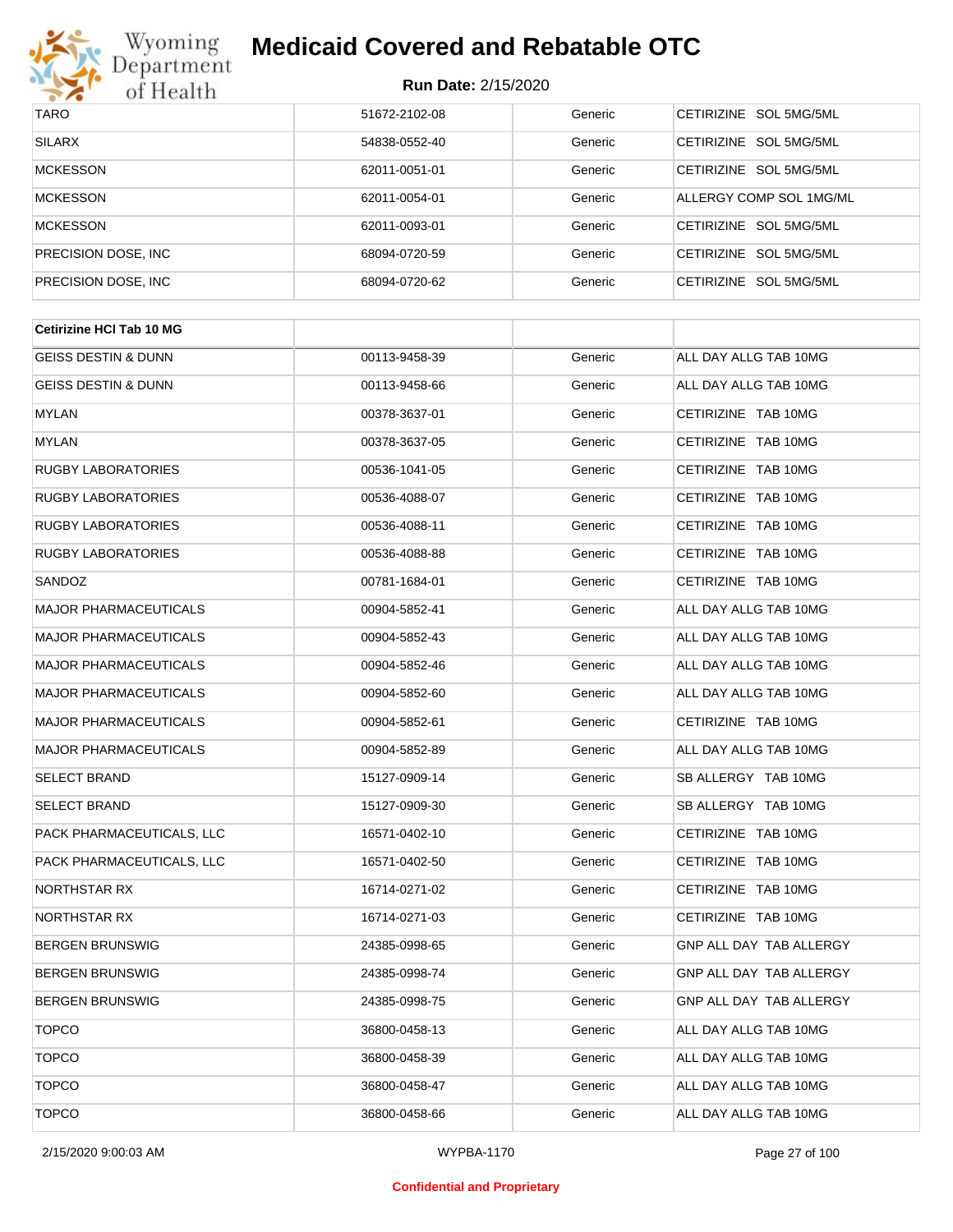| | | | |
|---|---|---|---|
| TARO | 51672-2102-08 | Generic | CETIRIZINE SOL 5MG/5ML |
| SILARX | 54838-0552-40 | Generic | CETIRIZINE SOL 5MG/5ML |
| MCKESSON | 62011-0051-01 | Generic | CETIRIZINE SOL 5MG/5ML |
| MCKESSON | 62011-0054-01 | Generic | ALLERGY COMP SOL 1MG/ML |
| MCKESSON | 62011-0093-01 | Generic | CETIRIZINE SOL 5MG/5ML |
| PRECISION DOSE, INC | 68094-0720-59 | Generic | CETIRIZINE SOL 5MG/5ML |
| PRECISION DOSE, INC | 68094-0720-62 | Generic | CETIRIZINE SOL 5MG/5ML |

| **Cetirizine HCl Tab 10 MG** | | | |
|---|---|---|---|
| GEISS DESTIN & DUNN | 00113-9458-39 | Generic | ALL DAY ALLG TAB 10MG |
| GEISS DESTIN & DUNN | 00113-9458-66 | Generic | ALL DAY ALLG TAB 10MG |
| MYLAN | 00378-3637-01 | Generic | CETIRIZINE TAB 10MG |
| MYLAN | 00378-3637-05 | Generic | CETIRIZINE TAB 10MG |
| RUGBY LABORATORIES | 00536-1041-05 | Generic | CETIRIZINE TAB 10MG |
| RUGBY LABORATORIES | 00536-4088-07 | Generic | CETIRIZINE TAB 10MG |
| RUGBY LABORATORIES | 00536-4088-11 | Generic | CETIRIZINE TAB 10MG |
| RUGBY LABORATORIES | 00536-4088-88 | Generic | CETIRIZINE TAB 10MG |
| SANDOZ | 00781-1684-01 | Generic | CETIRIZINE TAB 10MG |
| MAJOR PHARMACEUTICALS | 00904-5852-41 | Generic | ALL DAY ALLG TAB 10MG |
| MAJOR PHARMACEUTICALS | 00904-5852-43 | Generic | ALL DAY ALLG TAB 10MG |
| MAJOR PHARMACEUTICALS | 00904-5852-46 | Generic | ALL DAY ALLG TAB 10MG |
| MAJOR PHARMACEUTICALS | 00904-5852-60 | Generic | ALL DAY ALLG TAB 10MG |
| MAJOR PHARMACEUTICALS | 00904-5852-61 | Generic | CETIRIZINE TAB 10MG |
| MAJOR PHARMACEUTICALS | 00904-5852-89 | Generic | ALL DAY ALLG TAB 10MG |
| SELECT BRAND | 15127-0909-14 | Generic | SB ALLERGY TAB 10MG |
| SELECT BRAND | 15127-0909-30 | Generic | SB ALLERGY TAB 10MG |
| PACK PHARMACEUTICALS, LLC | 16571-0402-10 | Generic | CETIRIZINE TAB 10MG |
| PACK PHARMACEUTICALS, LLC | 16571-0402-50 | Generic | CETIRIZINE TAB 10MG |
| NORTHSTAR RX | 16714-0271-02 | Generic | CETIRIZINE TAB 10MG |
| NORTHSTAR RX | 16714-0271-03 | Generic | CETIRIZINE TAB 10MG |
| BERGEN BRUNSWIG | 24385-0998-65 | Generic | GNP ALL DAY TAB ALLERGY |
| BERGEN BRUNSWIG | 24385-0998-74 | Generic | GNP ALL DAY TAB ALLERGY |
| BERGEN BRUNSWIG | 24385-0998-75 | Generic | GNP ALL DAY TAB ALLERGY |
| TOPCO | 36800-0458-13 | Generic | ALL DAY ALLG TAB 10MG |
| TOPCO | 36800-0458-39 | Generic | ALL DAY ALLG TAB 10MG |
| TOPCO | 36800-0458-47 | Generic | ALL DAY ALLG TAB 10MG |
| TOPCO | 36800-0458-66 | Generic | ALL DAY ALLG TAB 10MG |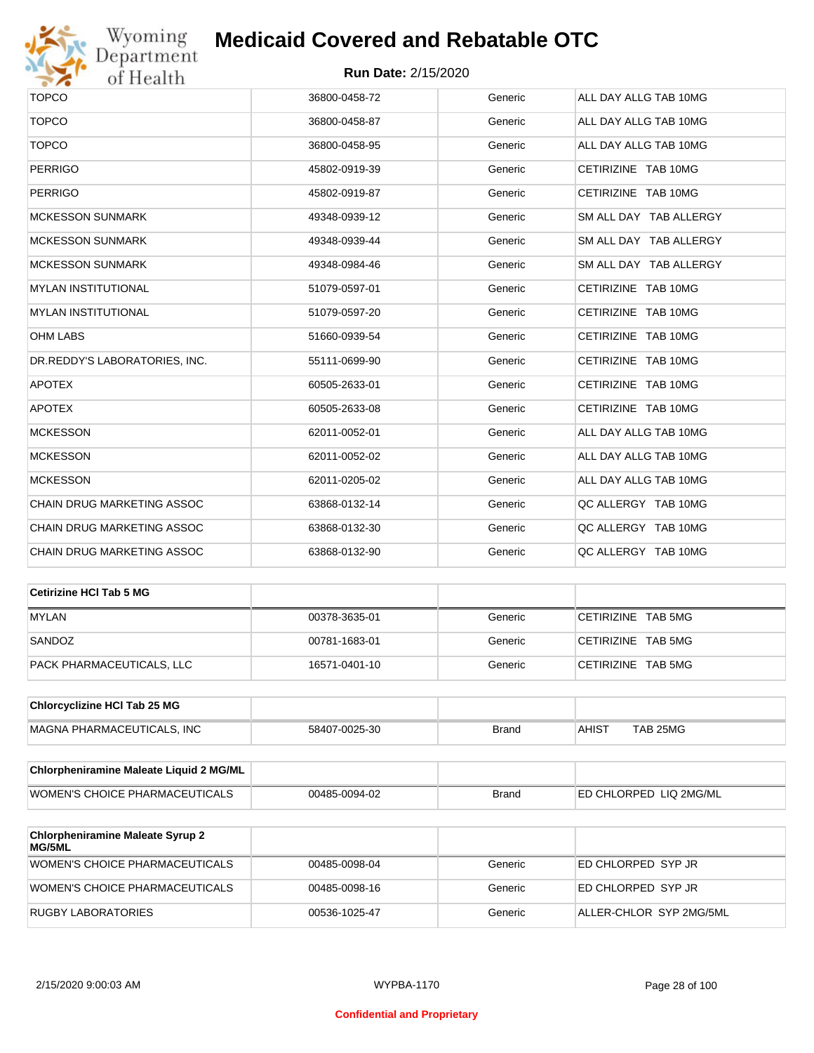# Medicaid Covered and Rebatable OTC

**Run Date:** 2/15/2020

| | | | |
|---|---|---|---|
| TOPCO | 36800-0458-72 | Generic | ALL DAY ALLG TAB 10MG |
| TOPCO | 36800-0458-87 | Generic | ALL DAY ALLG TAB 10MG |
| TOPCO | 36800-0458-95 | Generic | ALL DAY ALLG TAB 10MG |
| PERRIGO | 45802-0919-39 | Generic | CETIRIZINE TAB 10MG |
| PERRIGO | 45802-0919-87 | Generic | CETIRIZINE TAB 10MG |
| MCKESSON SUNMARK | 49348-0939-12 | Generic | SM ALL DAY TAB ALLERGY |
| MCKESSON SUNMARK | 49348-0939-44 | Generic | SM ALL DAY TAB ALLERGY |
| MCKESSON SUNMARK | 49348-0984-46 | Generic | SM ALL DAY TAB ALLERGY |
| MYLAN INSTITUTIONAL | 51079-0597-01 | Generic | CETIRIZINE TAB 10MG |
| MYLAN INSTITUTIONAL | 51079-0597-20 | Generic | CETIRIZINE TAB 10MG |
| OHM LABS | 51660-0939-54 | Generic | CETIRIZINE TAB 10MG |
| DR.REDDY'S LABORATORIES, INC. | 55111-0699-90 | Generic | CETIRIZINE TAB 10MG |
| APOTEX | 60505-2633-01 | Generic | CETIRIZINE TAB 10MG |
| APOTEX | 60505-2633-08 | Generic | CETIRIZINE TAB 10MG |
| MCKESSON | 62011-0052-01 | Generic | ALL DAY ALLG TAB 10MG |
| MCKESSON | 62011-0052-02 | Generic | ALL DAY ALLG TAB 10MG |
| MCKESSON | 62011-0205-02 | Generic | ALL DAY ALLG TAB 10MG |
| CHAIN DRUG MARKETING ASSOC | 63868-0132-14 | Generic | QC ALLERGY TAB 10MG |
| CHAIN DRUG MARKETING ASSOC | 63868-0132-30 | Generic | QC ALLERGY TAB 10MG |
| CHAIN DRUG MARKETING ASSOC | 63868-0132-90 | Generic | QC ALLERGY TAB 10MG |

| **Cetirizine HCl Tab 5 MG** | | | |
|---|---|---|---|
| MYLAN | 00378-3635-01 | Generic | CETIRIZINE TAB 5MG |
| SANDOZ | 00781-1683-01 | Generic | CETIRIZINE TAB 5MG |
| PACK PHARMACEUTICALS, LLC | 16571-0401-10 | Generic | CETIRIZINE TAB 5MG |

| **Chlorcyclizine HCl Tab 25 MG** | | | |
|---|---|---|---|
| MAGNA PHARMACEUTICALS, INC | 58407-0025-30 | Brand | AHIST TAB 25MG |

| **Chlorpheniramine Maleate Liquid 2 MG/ML** | | | |
|---|---|---|---|
| WOMEN'S CHOICE PHARMACEUTICALS | 00485-0094-02 | Brand | ED CHLORPED LIQ 2MG/ML |

| **Chlorpheniramine Maleate Syrup 2 MG/5ML** | | | |
|---|---|---|---|
| WOMEN'S CHOICE PHARMACEUTICALS | 00485-0098-04 | Generic | ED CHLORPED SYP JR |
| WOMEN'S CHOICE PHARMACEUTICALS | 00485-0098-16 | Generic | ED CHLORPED SYP JR |
| RUGBY LABORATORIES | 00536-1025-47 | Generic | ALLER-CHLOR SYP 2MG/5ML |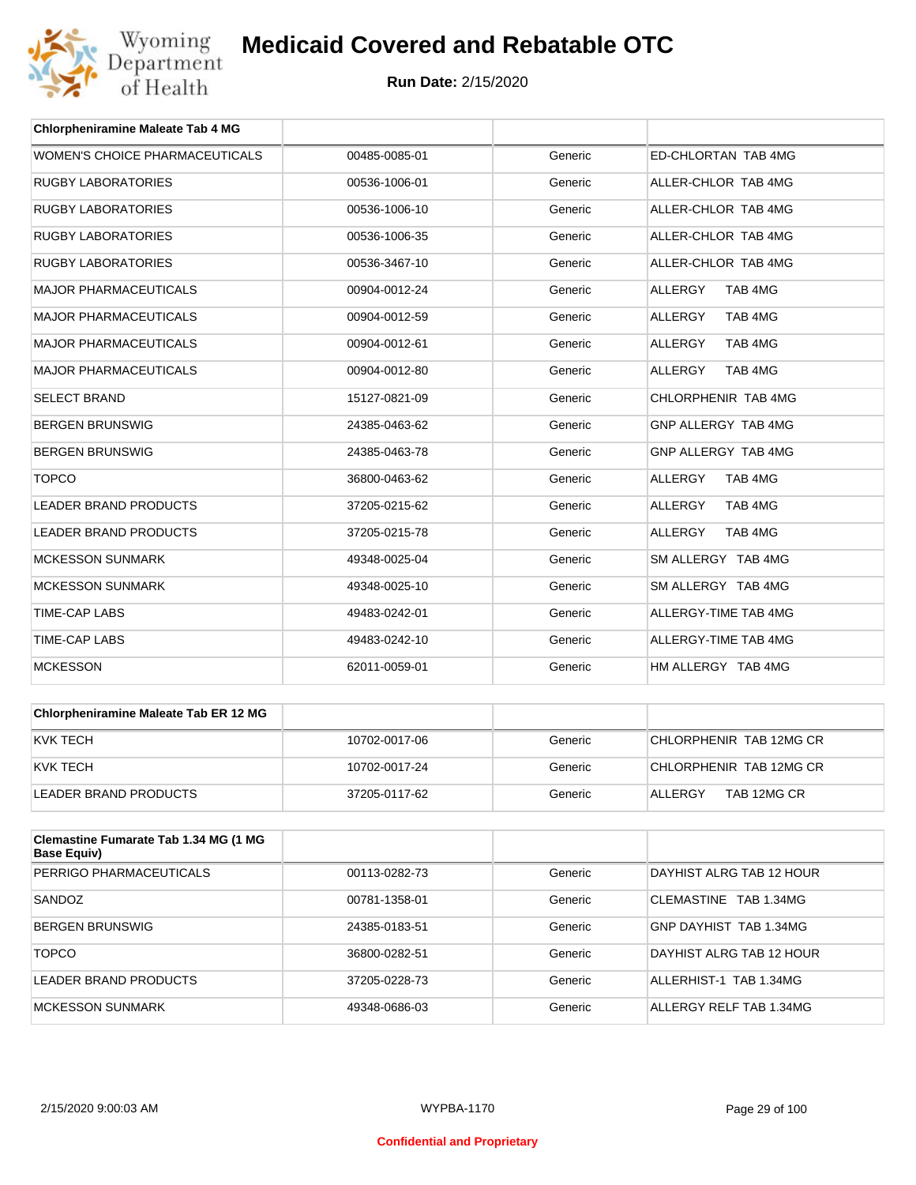# Medicaid Covered and Rebatable OTC

**Run Date:** 2/15/2020

| Chlorpheniramine Maleate Tab 4 MG | | | |
|---|---|---|---|
| WOMEN'S CHOICE PHARMACEUTICALS | 00485-0085-01 | Generic | ED-CHLORTAN TAB 4MG |
| RUGBY LABORATORIES | 00536-1006-01 | Generic | ALLER-CHLOR TAB 4MG |
| RUGBY LABORATORIES | 00536-1006-10 | Generic | ALLER-CHLOR TAB 4MG |
| RUGBY LABORATORIES | 00536-1006-35 | Generic | ALLER-CHLOR TAB 4MG |
| RUGBY LABORATORIES | 00536-3467-10 | Generic | ALLER-CHLOR TAB 4MG |
| MAJOR PHARMACEUTICALS | 00904-0012-24 | Generic | ALLERGY TAB 4MG |
| MAJOR PHARMACEUTICALS | 00904-0012-59 | Generic | ALLERGY TAB 4MG |
| MAJOR PHARMACEUTICALS | 00904-0012-61 | Generic | ALLERGY TAB 4MG |
| MAJOR PHARMACEUTICALS | 00904-0012-80 | Generic | ALLERGY TAB 4MG |
| SELECT BRAND | 15127-0821-09 | Generic | CHLORPHENIR TAB 4MG |
| BERGEN BRUNSWIG | 24385-0463-62 | Generic | GNP ALLERGY TAB 4MG |
| BERGEN BRUNSWIG | 24385-0463-78 | Generic | GNP ALLERGY TAB 4MG |
| TOPCO | 36800-0463-62 | Generic | ALLERGY TAB 4MG |
| LEADER BRAND PRODUCTS | 37205-0215-62 | Generic | ALLERGY TAB 4MG |
| LEADER BRAND PRODUCTS | 37205-0215-78 | Generic | ALLERGY TAB 4MG |
| MCKESSON SUNMARK | 49348-0025-04 | Generic | SM ALLERGY TAB 4MG |
| MCKESSON SUNMARK | 49348-0025-10 | Generic | SM ALLERGY TAB 4MG |
| TIME-CAP LABS | 49483-0242-01 | Generic | ALLERGY-TIME TAB 4MG |
| TIME-CAP LABS | 49483-0242-10 | Generic | ALLERGY-TIME TAB 4MG |
| MCKESSON | 62011-0059-01 | Generic | HM ALLERGY TAB 4MG |

| Chlorpheniramine Maleate Tab ER 12 MG | | | |
|---|---|---|---|
| KVK TECH | 10702-0017-06 | Generic | CHLORPHENIR TAB 12MG CR |
| KVK TECH | 10702-0017-24 | Generic | CHLORPHENIR TAB 12MG CR |
| LEADER BRAND PRODUCTS | 37205-0117-62 | Generic | ALLERGY TAB 12MG CR |

| Clemastine Fumarate Tab 1.34 MG (1 MG Base Equiv) | | | |
|---|---|---|---|
| PERRIGO PHARMACEUTICALS | 00113-0282-73 | Generic | DAYHIST ALRG TAB 12 HOUR |
| SANDOZ | 00781-1358-01 | Generic | CLEMASTINE TAB 1.34MG |
| BERGEN BRUNSWIG | 24385-0183-51 | Generic | GNP DAYHIST TAB 1.34MG |
| TOPCO | 36800-0282-51 | Generic | DAYHIST ALRG TAB 12 HOUR |
| LEADER BRAND PRODUCTS | 37205-0228-73 | Generic | ALLERHIST-1 TAB 1.34MG |
| MCKESSON SUNMARK | 49348-0686-03 | Generic | ALLERGY RELF TAB 1.34MG |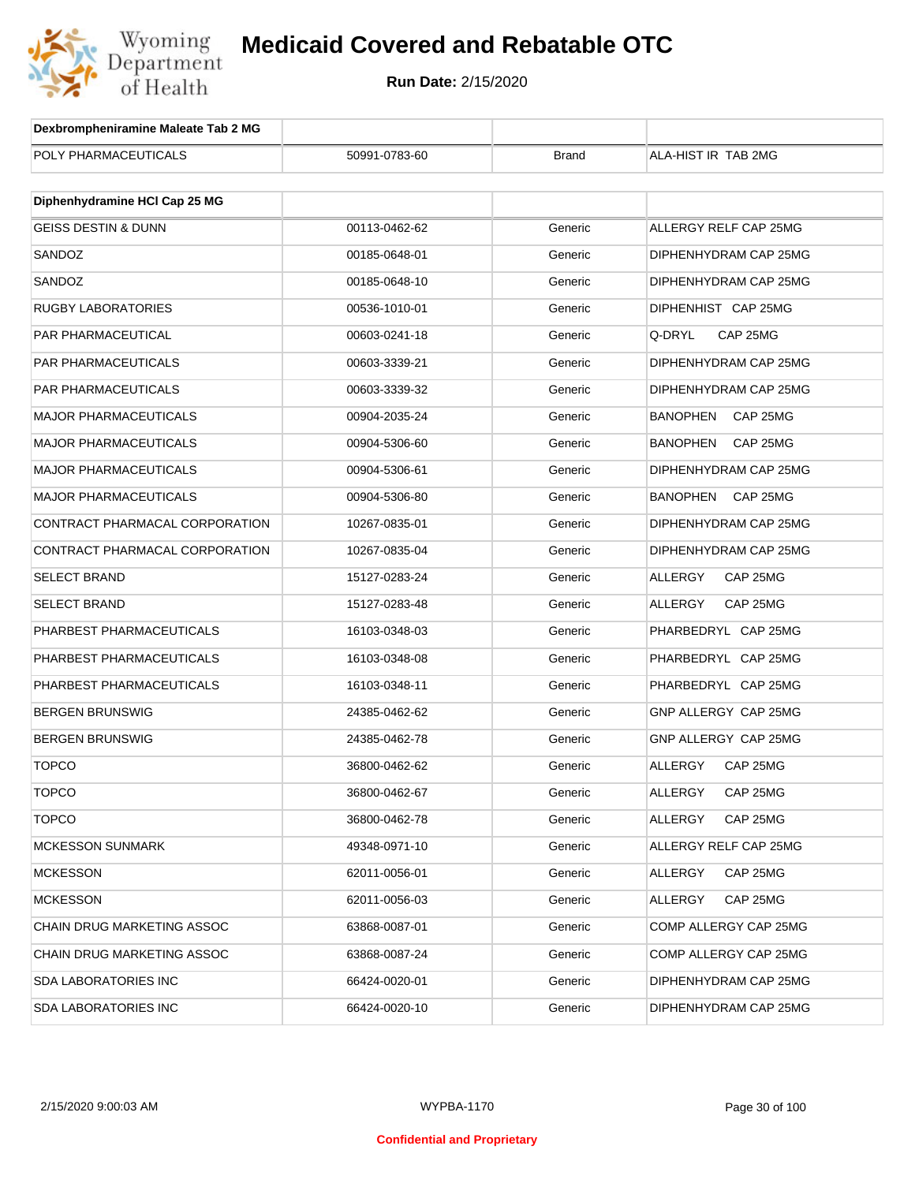# Medicaid Covered and Rebatable OTC

**Run Date:** 2/15/2020

| Dexbrompheniramine Maleate Tab 2 MG | | | |
|---|---|---|---|
| POLY PHARMACEUTICALS | 50991-0783-60 | Brand | ALA-HIST IR TAB 2MG |

| Diphenhydramine HCl Cap 25 MG | | | |
|---|---|---|---|
| GEISS DESTIN & DUNN | 00113-0462-62 | Generic | ALLERGY RELF CAP 25MG |
| SANDOZ | 00185-0648-01 | Generic | DIPHENHYDRAM CAP 25MG |
| SANDOZ | 00185-0648-10 | Generic | DIPHENHYDRAM CAP 25MG |
| RUGBY LABORATORIES | 00536-1010-01 | Generic | DIPHENHIST CAP 25MG |
| PAR PHARMACEUTICAL | 00603-0241-18 | Generic | Q-DRYL CAP 25MG |
| PAR PHARMACEUTICALS | 00603-3339-21 | Generic | DIPHENHYDRAM CAP 25MG |
| PAR PHARMACEUTICALS | 00603-3339-32 | Generic | DIPHENHYDRAM CAP 25MG |
| MAJOR PHARMACEUTICALS | 00904-2035-24 | Generic | BANOPHEN CAP 25MG |
| MAJOR PHARMACEUTICALS | 00904-5306-60 | Generic | BANOPHEN CAP 25MG |
| MAJOR PHARMACEUTICALS | 00904-5306-61 | Generic | DIPHENHYDRAM CAP 25MG |
| MAJOR PHARMACEUTICALS | 00904-5306-80 | Generic | BANOPHEN CAP 25MG |
| CONTRACT PHARMACAL CORPORATION | 10267-0835-01 | Generic | DIPHENHYDRAM CAP 25MG |
| CONTRACT PHARMACAL CORPORATION | 10267-0835-04 | Generic | DIPHENHYDRAM CAP 25MG |
| SELECT BRAND | 15127-0283-24 | Generic | ALLERGY CAP 25MG |
| SELECT BRAND | 15127-0283-48 | Generic | ALLERGY CAP 25MG |
| PHARBEST PHARMACEUTICALS | 16103-0348-03 | Generic | PHARBEDRYL CAP 25MG |
| PHARBEST PHARMACEUTICALS | 16103-0348-08 | Generic | PHARBEDRYL CAP 25MG |
| PHARBEST PHARMACEUTICALS | 16103-0348-11 | Generic | PHARBEDRYL CAP 25MG |
| BERGEN BRUNSWIG | 24385-0462-62 | Generic | GNP ALLERGY CAP 25MG |
| BERGEN BRUNSWIG | 24385-0462-78 | Generic | GNP ALLERGY CAP 25MG |
| TOPCO | 36800-0462-62 | Generic | ALLERGY CAP 25MG |
| TOPCO | 36800-0462-67 | Generic | ALLERGY CAP 25MG |
| TOPCO | 36800-0462-78 | Generic | ALLERGY CAP 25MG |
| MCKESSON SUNMARK | 49348-0971-10 | Generic | ALLERGY RELF CAP 25MG |
| MCKESSON | 62011-0056-01 | Generic | ALLERGY CAP 25MG |
| MCKESSON | 62011-0056-03 | Generic | ALLERGY CAP 25MG |
| CHAIN DRUG MARKETING ASSOC | 63868-0087-01 | Generic | COMP ALLERGY CAP 25MG |
| CHAIN DRUG MARKETING ASSOC | 63868-0087-24 | Generic | COMP ALLERGY CAP 25MG |
| SDA LABORATORIES INC | 66424-0020-01 | Generic | DIPHENHYDRAM CAP 25MG |
| SDA LABORATORIES INC | 66424-0020-10 | Generic | DIPHENHYDRAM CAP 25MG |

2/15/2020 9:00:03 AM WYPBA-1170

Confidential and Proprietary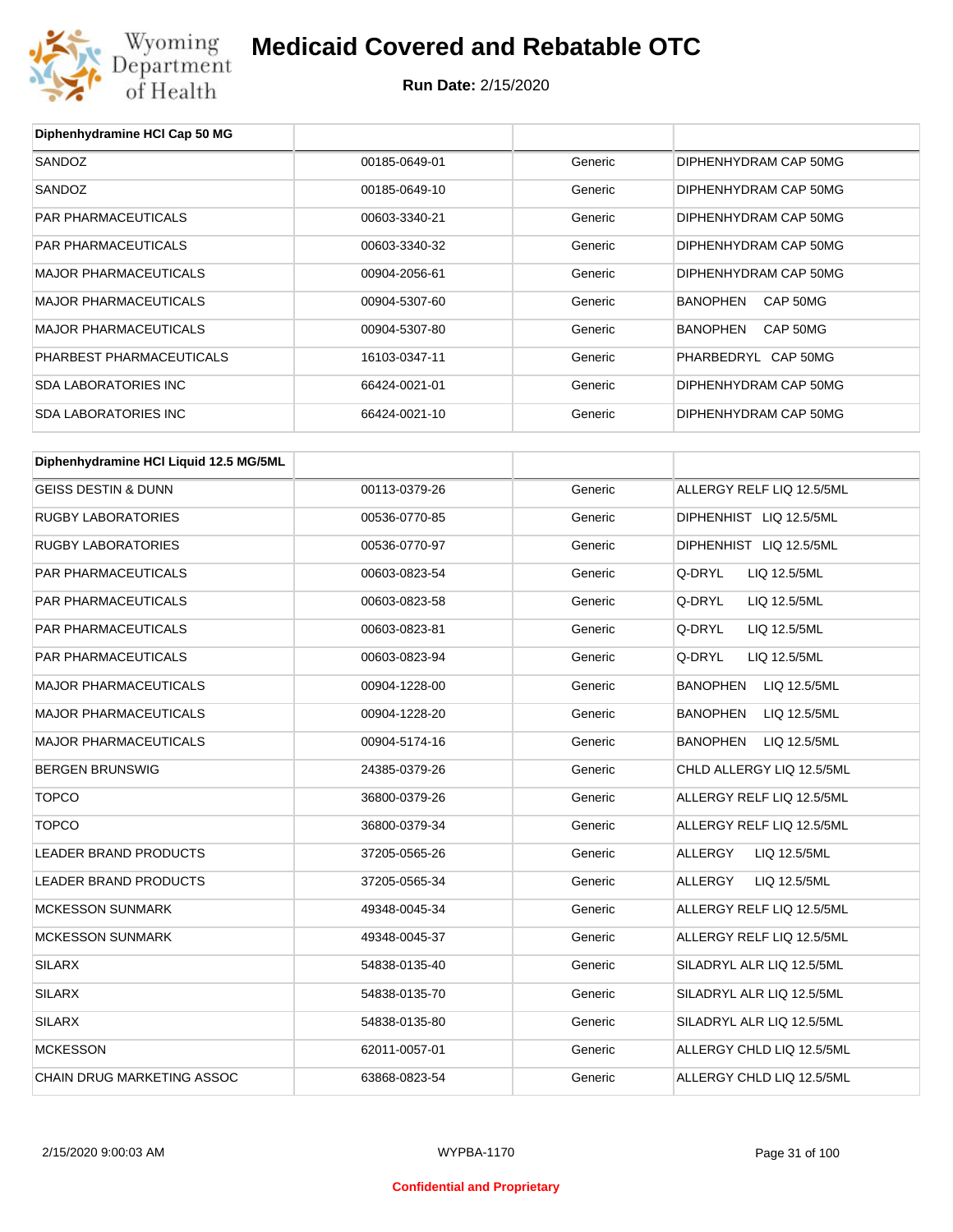| Diphenhydramine HCl Cap 50 MG | | | |
|---|---|---|---|
| SANDOZ | 00185-0649-01 | Generic | DIPHENHYDRAM CAP 50MG |
| SANDOZ | 00185-0649-10 | Generic | DIPHENHYDRAM CAP 50MG |
| PAR PHARMACEUTICALS | 00603-3340-21 | Generic | DIPHENHYDRAM CAP 50MG |
| PAR PHARMACEUTICALS | 00603-3340-32 | Generic | DIPHENHYDRAM CAP 50MG |
| MAJOR PHARMACEUTICALS | 00904-2056-61 | Generic | DIPHENHYDRAM CAP 50MG |
| MAJOR PHARMACEUTICALS | 00904-5307-60 | Generic | BANOPHEN CAP 50MG |
| MAJOR PHARMACEUTICALS | 00904-5307-80 | Generic | BANOPHEN CAP 50MG |
| PHARBEST PHARMACEUTICALS | 16103-0347-11 | Generic | PHARBEDRYL CAP 50MG |
| SDA LABORATORIES INC | 66424-0021-01 | Generic | DIPHENHYDRAM CAP 50MG |
| SDA LABORATORIES INC | 66424-0021-10 | Generic | DIPHENHYDRAM CAP 50MG |

| Diphenhydramine HCl Liquid 12.5 MG/5ML | | | |
|---|---|---|---|
| GEISS DESTIN & DUNN | 00113-0379-26 | Generic | ALLERGY RELF LIQ 12.5/5ML |
| RUGBY LABORATORIES | 00536-0770-85 | Generic | DIPHENHIST LIQ 12.5/5ML |
| RUGBY LABORATORIES | 00536-0770-97 | Generic | DIPHENHIST LIQ 12.5/5ML |
| PAR PHARMACEUTICALS | 00603-0823-54 | Generic | Q-DRYL LIQ 12.5/5ML |
| PAR PHARMACEUTICALS | 00603-0823-58 | Generic | Q-DRYL LIQ 12.5/5ML |
| PAR PHARMACEUTICALS | 00603-0823-81 | Generic | Q-DRYL LIQ 12.5/5ML |
| PAR PHARMACEUTICALS | 00603-0823-94 | Generic | Q-DRYL LIQ 12.5/5ML |
| MAJOR PHARMACEUTICALS | 00904-1228-00 | Generic | BANOPHEN LIQ 12.5/5ML |
| MAJOR PHARMACEUTICALS | 00904-1228-20 | Generic | BANOPHEN LIQ 12.5/5ML |
| MAJOR PHARMACEUTICALS | 00904-5174-16 | Generic | BANOPHEN LIQ 12.5/5ML |
| BERGEN BRUNSWIG | 24385-0379-26 | Generic | CHLD ALLERGY LIQ 12.5/5ML |
| TOPCO | 36800-0379-26 | Generic | ALLERGY RELF LIQ 12.5/5ML |
| TOPCO | 36800-0379-34 | Generic | ALLERGY RELF LIQ 12.5/5ML |
| LEADER BRAND PRODUCTS | 37205-0565-26 | Generic | ALLERGY LIQ 12.5/5ML |
| LEADER BRAND PRODUCTS | 37205-0565-34 | Generic | ALLERGY LIQ 12.5/5ML |
| MCKESSON SUNMARK | 49348-0045-34 | Generic | ALLERGY RELF LIQ 12.5/5ML |
| MCKESSON SUNMARK | 49348-0045-37 | Generic | ALLERGY RELF LIQ 12.5/5ML |
| SILARX | 54838-0135-40 | Generic | SILADRYL ALR LIQ 12.5/5ML |
| SILARX | 54838-0135-70 | Generic | SILADRYL ALR LIQ 12.5/5ML |
| SILARX | 54838-0135-80 | Generic | SILADRYL ALR LIQ 12.5/5ML |
| MCKESSON | 62011-0057-01 | Generic | ALLERGY CHLD LIQ 12.5/5ML |
| CHAIN DRUG MARKETING ASSOC | 63868-0823-54 | Generic | ALLERGY CHLD LIQ 12.5/5ML |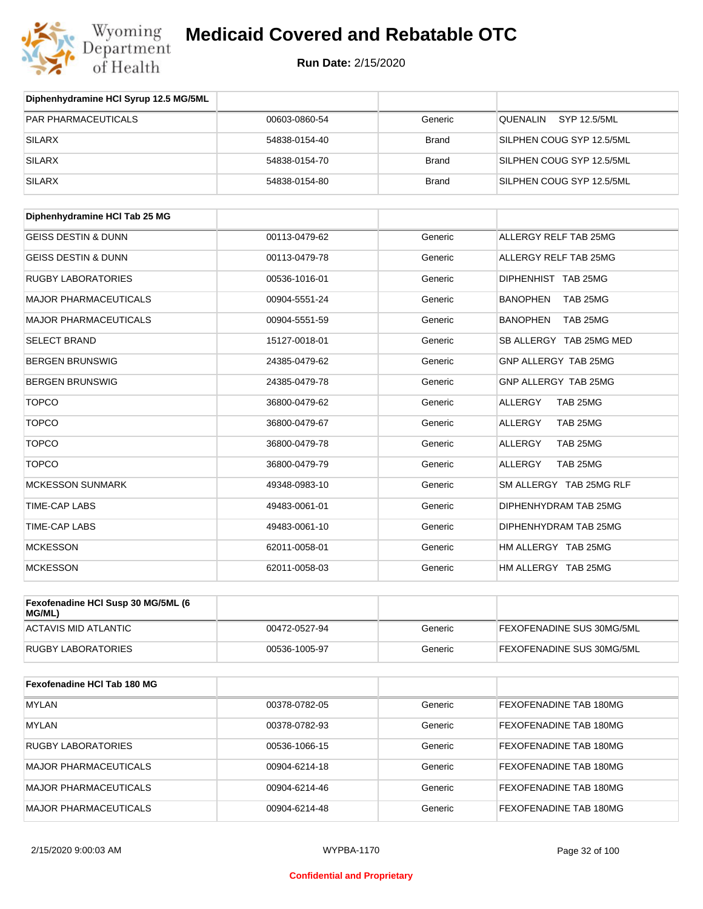| Diphenhydramine HCl Syrup 12.5 MG/5ML | | | |
|---|---|---|---|
| PAR PHARMACEUTICALS | 00603-0860-54 | Generic | QUENALIN SYP 12.5/5ML |
| SILARX | 54838-0154-40 | Brand | SILPHEN COUG SYP 12.5/5ML |
| SILARX | 54838-0154-70 | Brand | SILPHEN COUG SYP 12.5/5ML |
| SILARX | 54838-0154-80 | Brand | SILPHEN COUG SYP 12.5/5ML |

| Diphenhydramine HCl Tab 25 MG | | | |
|---|---|---|---|
| GEISS DESTIN & DUNN | 00113-0479-62 | Generic | ALLERGY RELF TAB 25MG |
| GEISS DESTIN & DUNN | 00113-0479-78 | Generic | ALLERGY RELF TAB 25MG |
| RUGBY LABORATORIES | 00536-1016-01 | Generic | DIPHENHIST TAB 25MG |
| MAJOR PHARMACEUTICALS | 00904-5551-24 | Generic | BANOPHEN TAB 25MG |
| MAJOR PHARMACEUTICALS | 00904-5551-59 | Generic | BANOPHEN TAB 25MG |
| SELECT BRAND | 15127-0018-01 | Generic | SB ALLERGY TAB 25MG MED |
| BERGEN BRUNSWIG | 24385-0479-62 | Generic | GNP ALLERGY TAB 25MG |
| BERGEN BRUNSWIG | 24385-0479-78 | Generic | GNP ALLERGY TAB 25MG |
| TOPCO | 36800-0479-62 | Generic | ALLERGY TAB 25MG |
| TOPCO | 36800-0479-67 | Generic | ALLERGY TAB 25MG |
| TOPCO | 36800-0479-78 | Generic | ALLERGY TAB 25MG |
| TOPCO | 36800-0479-79 | Generic | ALLERGY TAB 25MG |
| MCKESSON SUNMARK | 49348-0983-10 | Generic | SM ALLERGY TAB 25MG RLF |
| TIME-CAP LABS | 49483-0061-01 | Generic | DIPHENHYDRAM TAB 25MG |
| TIME-CAP LABS | 49483-0061-10 | Generic | DIPHENHYDRAM TAB 25MG |
| MCKESSON | 62011-0058-01 | Generic | HM ALLERGY TAB 25MG |
| MCKESSON | 62011-0058-03 | Generic | HM ALLERGY TAB 25MG |

| Fexofenadine HCl Susp 30 MG/5ML (6 MG/ML) | | | |
|---|---|---|---|
| ACTAVIS MID ATLANTIC | 00472-0527-94 | Generic | FEXOFENADINE SUS 30MG/5ML |
| RUGBY LABORATORIES | 00536-1005-97 | Generic | FEXOFENADINE SUS 30MG/5ML |

| Fexofenadine HCl Tab 180 MG | | | |
|---|---|---|---|
| MYLAN | 00378-0782-05 | Generic | FEXOFENADINE TAB 180MG |
| MYLAN | 00378-0782-93 | Generic | FEXOFENADINE TAB 180MG |
| RUGBY LABORATORIES | 00536-1066-15 | Generic | FEXOFENADINE TAB 180MG |
| MAJOR PHARMACEUTICALS | 00904-6214-18 | Generic | FEXOFENADINE TAB 180MG |
| MAJOR PHARMACEUTICALS | 00904-6214-46 | Generic | FEXOFENADINE TAB 180MG |
| MAJOR PHARMACEUTICALS | 00904-6214-48 | Generic | FEXOFENADINE TAB 180MG |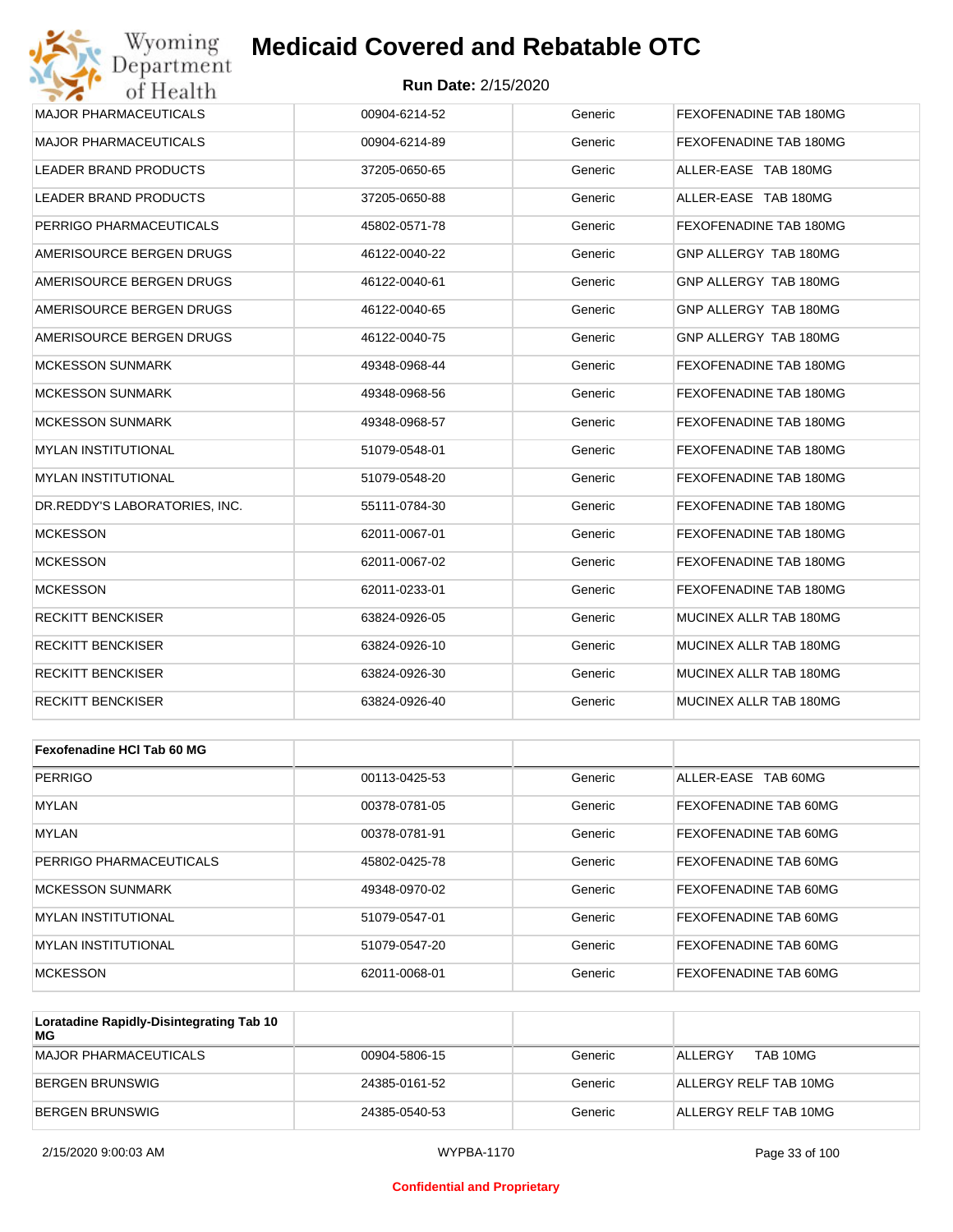| | | | |
|---|---|---|---|
| MAJOR PHARMACEUTICALS | 00904-6214-52 | Generic | FEXOFENADINE TAB 180MG |
| MAJOR PHARMACEUTICALS | 00904-6214-89 | Generic | FEXOFENADINE TAB 180MG |
| LEADER BRAND PRODUCTS | 37205-0650-65 | Generic | ALLER-EASE TAB 180MG |
| LEADER BRAND PRODUCTS | 37205-0650-88 | Generic | ALLER-EASE TAB 180MG |
| PERRIGO PHARMACEUTICALS | 45802-0571-78 | Generic | FEXOFENADINE TAB 180MG |
| AMERISOURCE BERGEN DRUGS | 46122-0040-22 | Generic | GNP ALLERGY TAB 180MG |
| AMERISOURCE BERGEN DRUGS | 46122-0040-61 | Generic | GNP ALLERGY TAB 180MG |
| AMERISOURCE BERGEN DRUGS | 46122-0040-65 | Generic | GNP ALLERGY TAB 180MG |
| AMERISOURCE BERGEN DRUGS | 46122-0040-75 | Generic | GNP ALLERGY TAB 180MG |
| MCKESSON SUNMARK | 49348-0968-44 | Generic | FEXOFENADINE TAB 180MG |
| MCKESSON SUNMARK | 49348-0968-56 | Generic | FEXOFENADINE TAB 180MG |
| MCKESSON SUNMARK | 49348-0968-57 | Generic | FEXOFENADINE TAB 180MG |
| MYLAN INSTITUTIONAL | 51079-0548-01 | Generic | FEXOFENADINE TAB 180MG |
| MYLAN INSTITUTIONAL | 51079-0548-20 | Generic | FEXOFENADINE TAB 180MG |
| DR.REDDY'S LABORATORIES, INC. | 55111-0784-30 | Generic | FEXOFENADINE TAB 180MG |
| MCKESSON | 62011-0067-01 | Generic | FEXOFENADINE TAB 180MG |
| MCKESSON | 62011-0067-02 | Generic | FEXOFENADINE TAB 180MG |
| MCKESSON | 62011-0233-01 | Generic | FEXOFENADINE TAB 180MG |
| RECKITT BENCKISER | 63824-0926-05 | Generic | MUCINEX ALLR TAB 180MG |
| RECKITT BENCKISER | 63824-0926-10 | Generic | MUCINEX ALLR TAB 180MG |
| RECKITT BENCKISER | 63824-0926-30 | Generic | MUCINEX ALLR TAB 180MG |
| RECKITT BENCKISER | 63824-0926-40 | Generic | MUCINEX ALLR TAB 180MG |

| **Fexofenadine HCl Tab 60 MG** | | | |
|---|---|---|---|
| PERRIGO | 00113-0425-53 | Generic | ALLER-EASE TAB 60MG |
| MYLAN | 00378-0781-05 | Generic | FEXOFENADINE TAB 60MG |
| MYLAN | 00378-0781-91 | Generic | FEXOFENADINE TAB 60MG |
| PERRIGO PHARMACEUTICALS | 45802-0425-78 | Generic | FEXOFENADINE TAB 60MG |
| MCKESSON SUNMARK | 49348-0970-02 | Generic | FEXOFENADINE TAB 60MG |
| MYLAN INSTITUTIONAL | 51079-0547-01 | Generic | FEXOFENADINE TAB 60MG |
| MYLAN INSTITUTIONAL | 51079-0547-20 | Generic | FEXOFENADINE TAB 60MG |
| MCKESSON | 62011-0068-01 | Generic | FEXOFENADINE TAB 60MG |

| **Loratadine Rapidly-Disintegrating Tab 10 MG** | | | |
|---|---|---|---|
| MAJOR PHARMACEUTICALS | 00904-5806-15 | Generic | ALLERGY TAB 10MG |
| BERGEN BRUNSWIG | 24385-0161-52 | Generic | ALLERGY RELF TAB 10MG |
| BERGEN BRUNSWIG | 24385-0540-53 | Generic | ALLERGY RELF TAB 10MG |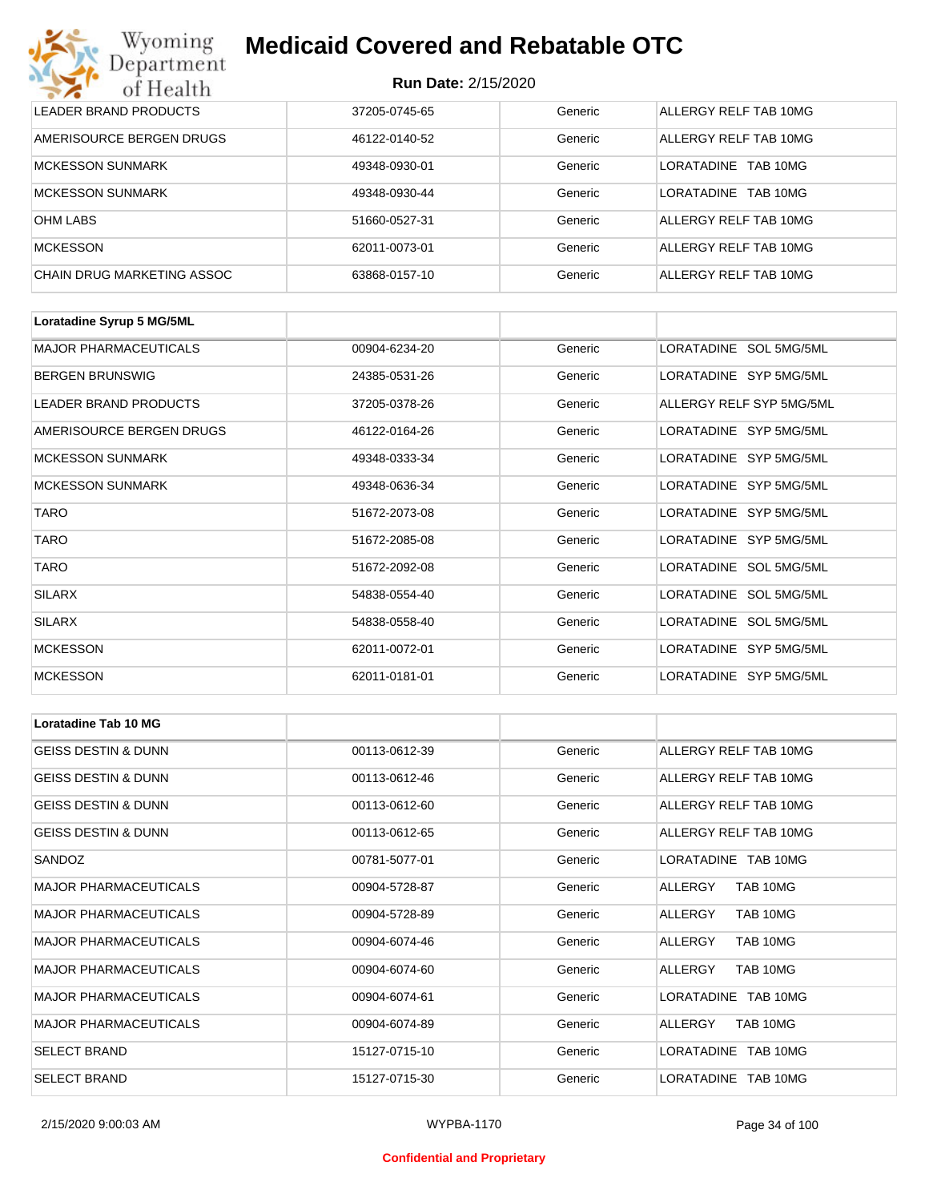| | | | |
|---|---|---|---|
| LEADER BRAND PRODUCTS | 37205-0745-65 | Generic | ALLERGY RELF TAB 10MG |
| AMERISOURCE BERGEN DRUGS | 46122-0140-52 | Generic | ALLERGY RELF TAB 10MG |
| MCKESSON SUNMARK | 49348-0930-01 | Generic | LORATADINE TAB 10MG |
| MCKESSON SUNMARK | 49348-0930-44 | Generic | LORATADINE TAB 10MG |
| OHM LABS | 51660-0527-31 | Generic | ALLERGY RELF TAB 10MG |
| MCKESSON | 62011-0073-01 | Generic | ALLERGY RELF TAB 10MG |
| CHAIN DRUG MARKETING ASSOC | 63868-0157-10 | Generic | ALLERGY RELF TAB 10MG |

| **Loratadine Syrup 5 MG/5ML** | | | |
|---|---|---|---|
| MAJOR PHARMACEUTICALS | 00904-6234-20 | Generic | LORATADINE SOL 5MG/5ML |
| BERGEN BRUNSWIG | 24385-0531-26 | Generic | LORATADINE SYP 5MG/5ML |
| LEADER BRAND PRODUCTS | 37205-0378-26 | Generic | ALLERGY RELF SYP 5MG/5ML |
| AMERISOURCE BERGEN DRUGS | 46122-0164-26 | Generic | LORATADINE SYP 5MG/5ML |
| MCKESSON SUNMARK | 49348-0333-34 | Generic | LORATADINE SYP 5MG/5ML |
| MCKESSON SUNMARK | 49348-0636-34 | Generic | LORATADINE SYP 5MG/5ML |
| TARO | 51672-2073-08 | Generic | LORATADINE SYP 5MG/5ML |
| TARO | 51672-2085-08 | Generic | LORATADINE SYP 5MG/5ML |
| TARO | 51672-2092-08 | Generic | LORATADINE SOL 5MG/5ML |
| SILARX | 54838-0554-40 | Generic | LORATADINE SOL 5MG/5ML |
| SILARX | 54838-0558-40 | Generic | LORATADINE SOL 5MG/5ML |
| MCKESSON | 62011-0072-01 | Generic | LORATADINE SYP 5MG/5ML |
| MCKESSON | 62011-0181-01 | Generic | LORATADINE SYP 5MG/5ML |

| **Loratadine Tab 10 MG** | | | |
|---|---|---|---|
| GEISS DESTIN & DUNN | 00113-0612-39 | Generic | ALLERGY RELF TAB 10MG |
| GEISS DESTIN & DUNN | 00113-0612-46 | Generic | ALLERGY RELF TAB 10MG |
| GEISS DESTIN & DUNN | 00113-0612-60 | Generic | ALLERGY RELF TAB 10MG |
| GEISS DESTIN & DUNN | 00113-0612-65 | Generic | ALLERGY RELF TAB 10MG |
| SANDOZ | 00781-5077-01 | Generic | LORATADINE TAB 10MG |
| MAJOR PHARMACEUTICALS | 00904-5728-87 | Generic | ALLERGY TAB 10MG |
| MAJOR PHARMACEUTICALS | 00904-5728-89 | Generic | ALLERGY TAB 10MG |
| MAJOR PHARMACEUTICALS | 00904-6074-46 | Generic | ALLERGY TAB 10MG |
| MAJOR PHARMACEUTICALS | 00904-6074-60 | Generic | ALLERGY TAB 10MG |
| MAJOR PHARMACEUTICALS | 00904-6074-61 | Generic | LORATADINE TAB 10MG |
| MAJOR PHARMACEUTICALS | 00904-6074-89 | Generic | ALLERGY TAB 10MG |
| SELECT BRAND | 15127-0715-10 | Generic | LORATADINE TAB 10MG |
| SELECT BRAND | 15127-0715-30 | Generic | LORATADINE TAB 10MG |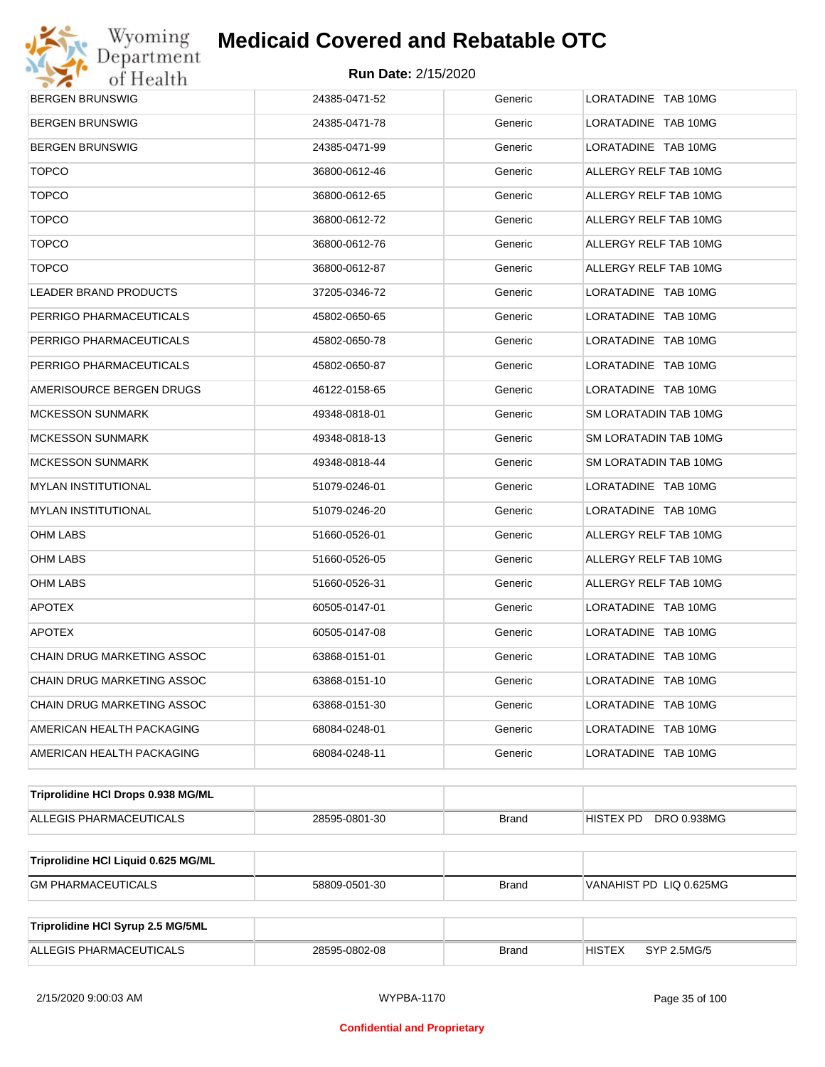| | | | |
|---|---|---|---|
| BERGEN BRUNSWIG | 24385-0471-52 | Generic | LORATADINE TAB 10MG |
| BERGEN BRUNSWIG | 24385-0471-78 | Generic | LORATADINE TAB 10MG |
| BERGEN BRUNSWIG | 24385-0471-99 | Generic | LORATADINE TAB 10MG |
| TOPCO | 36800-0612-46 | Generic | ALLERGY RELF TAB 10MG |
| TOPCO | 36800-0612-65 | Generic | ALLERGY RELF TAB 10MG |
| TOPCO | 36800-0612-72 | Generic | ALLERGY RELF TAB 10MG |
| TOPCO | 36800-0612-76 | Generic | ALLERGY RELF TAB 10MG |
| TOPCO | 36800-0612-87 | Generic | ALLERGY RELF TAB 10MG |
| LEADER BRAND PRODUCTS | 37205-0346-72 | Generic | LORATADINE TAB 10MG |
| PERRIGO PHARMACEUTICALS | 45802-0650-65 | Generic | LORATADINE TAB 10MG |
| PERRIGO PHARMACEUTICALS | 45802-0650-78 | Generic | LORATADINE TAB 10MG |
| PERRIGO PHARMACEUTICALS | 45802-0650-87 | Generic | LORATADINE TAB 10MG |
| AMERISOURCE BERGEN DRUGS | 46122-0158-65 | Generic | LORATADINE TAB 10MG |
| MCKESSON SUNMARK | 49348-0818-01 | Generic | SM LORATADIN TAB 10MG |
| MCKESSON SUNMARK | 49348-0818-13 | Generic | SM LORATADIN TAB 10MG |
| MCKESSON SUNMARK | 49348-0818-44 | Generic | SM LORATADIN TAB 10MG |
| MYLAN INSTITUTIONAL | 51079-0246-01 | Generic | LORATADINE TAB 10MG |
| MYLAN INSTITUTIONAL | 51079-0246-20 | Generic | LORATADINE TAB 10MG |
| OHM LABS | 51660-0526-01 | Generic | ALLERGY RELF TAB 10MG |
| OHM LABS | 51660-0526-05 | Generic | ALLERGY RELF TAB 10MG |
| OHM LABS | 51660-0526-31 | Generic | ALLERGY RELF TAB 10MG |
| APOTEX | 60505-0147-01 | Generic | LORATADINE TAB 10MG |
| APOTEX | 60505-0147-08 | Generic | LORATADINE TAB 10MG |
| CHAIN DRUG MARKETING ASSOC | 63868-0151-01 | Generic | LORATADINE TAB 10MG |
| CHAIN DRUG MARKETING ASSOC | 63868-0151-10 | Generic | LORATADINE TAB 10MG |
| CHAIN DRUG MARKETING ASSOC | 63868-0151-30 | Generic | LORATADINE TAB 10MG |
| AMERICAN HEALTH PACKAGING | 68084-0248-01 | Generic | LORATADINE TAB 10MG |
| AMERICAN HEALTH PACKAGING | 68084-0248-11 | Generic | LORATADINE TAB 10MG |

| **Triprolidine HCl Drops 0.938 MG/ML** | | | |
|---|---|---|---|
| ALLEGIS PHARMACEUTICALS | 28595-0801-30 | Brand | HISTEX PD DRO 0.938MG |

| **Triprolidine HCl Liquid 0.625 MG/ML** | | | |
|---|---|---|---|
| GM PHARMACEUTICALS | 58809-0501-30 | Brand | VANAHIST PD LIQ 0.625MG |

| **Triprolidine HCl Syrup 2.5 MG/5ML** | | | |
|---|---|---|---|
| ALLEGIS PHARMACEUTICALS | 28595-0802-08 | Brand | HISTEX SYP 2.5MG/5 |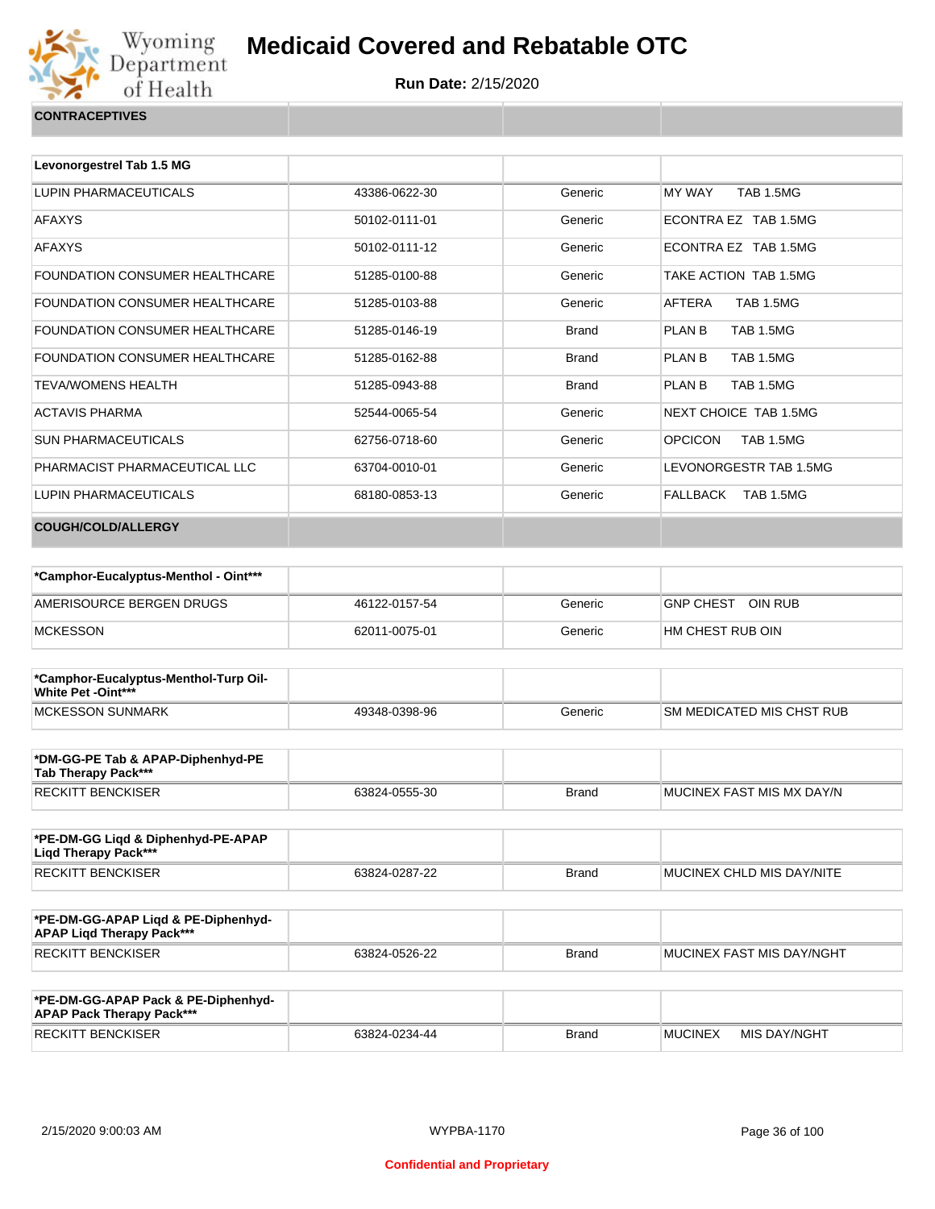## CONTRACEPTIVES

| Levonorgestrel Tab 1.5 MG | | | |
|---|---|---|---|
| LUPIN PHARMACEUTICALS | 43386-0622-30 | Generic | MY WAY TAB 1.5MG |
| AFAXYS | 50102-0111-01 | Generic | ECONTRA EZ TAB 1.5MG |
| AFAXYS | 50102-0111-12 | Generic | ECONTRA EZ TAB 1.5MG |
| FOUNDATION CONSUMER HEALTHCARE | 51285-0100-88 | Generic | TAKE ACTION TAB 1.5MG |
| FOUNDATION CONSUMER HEALTHCARE | 51285-0103-88 | Generic | AFTERA TAB 1.5MG |
| FOUNDATION CONSUMER HEALTHCARE | 51285-0146-19 | Brand | PLAN B TAB 1.5MG |
| FOUNDATION CONSUMER HEALTHCARE | 51285-0162-88 | Brand | PLAN B TAB 1.5MG |
| TEVA/WOMENS HEALTH | 51285-0943-88 | Brand | PLAN B TAB 1.5MG |
| ACTAVIS PHARMA | 52544-0065-54 | Generic | NEXT CHOICE TAB 1.5MG |
| SUN PHARMACEUTICALS | 62756-0718-60 | Generic | OPCICON TAB 1.5MG |
| PHARMACIST PHARMACEUTICAL LLC | 63704-0010-01 | Generic | LEVONORGESTR TAB 1.5MG |
| LUPIN PHARMACEUTICALS | 68180-0853-13 | Generic | FALLBACK TAB 1.5MG |

## COUGH/COLD/ALLERGY

| *Camphor-Eucalyptus-Menthol - Oint*** | | | |
|---|---|---|---|
| AMERISOURCE BERGEN DRUGS | 46122-0157-54 | Generic | GNP CHEST OIN RUB |
| MCKESSON | 62011-0075-01 | Generic | HM CHEST RUB OIN |

| *Camphor-Eucalyptus-Menthol-Turp Oil-White Pet -Oint*** | | | |
|---|---|---|---|
| MCKESSON SUNMARK | 49348-0398-96 | Generic | SM MEDICATED MIS CHST RUB |

| *DM-GG-PE Tab & APAP-Diphenhyd-PE Tab Therapy Pack*** | | | |
|---|---|---|---|
| RECKITT BENCKISER | 63824-0555-30 | Brand | MUCINEX FAST MIS MX DAY/N |

| *PE-DM-GG Liqd & Diphenhyd-PE-APAP Liqd Therapy Pack*** | | | |
|---|---|---|---|
| RECKITT BENCKISER | 63824-0287-22 | Brand | MUCINEX CHLD MIS DAY/NITE |

| *PE-DM-GG-APAP Liqd & PE-Diphenhyd-APAP Liqd Therapy Pack*** | | | |
|---|---|---|---|
| RECKITT BENCKISER | 63824-0526-22 | Brand | MUCINEX FAST MIS DAY/NGHT |

| *PE-DM-GG-APAP Pack & PE-Diphenhyd-APAP Pack Therapy Pack*** | | | |
|---|---|---|---|
| RECKITT BENCKISER | 63824-0234-44 | Brand | MUCINEX MIS DAY/NGHT |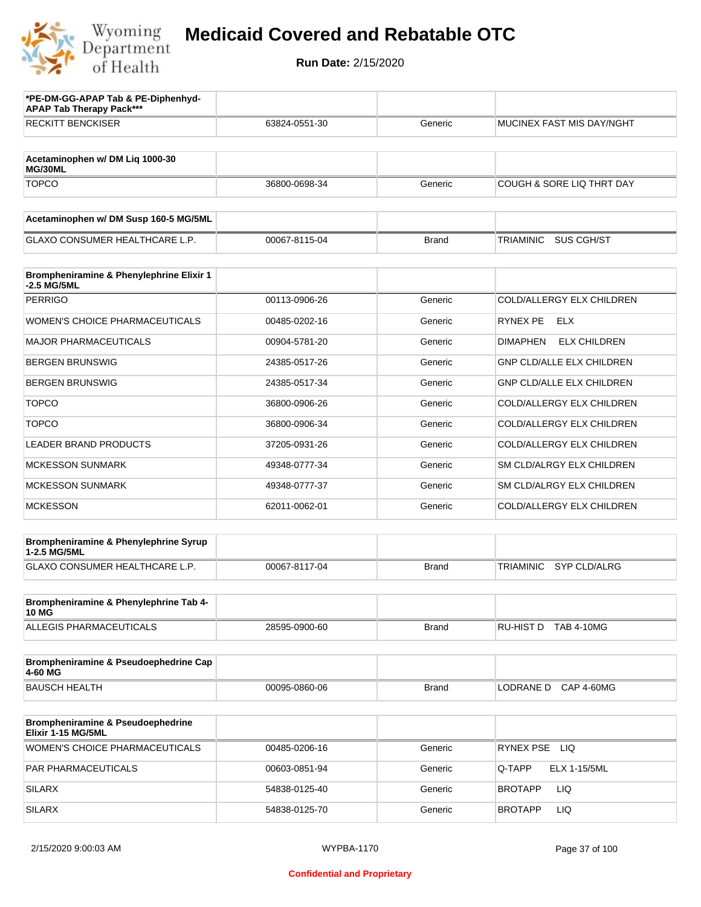# Medicaid Covered and Rebatable OTC

**Run Date:** 2/15/2020

| *PE-DM-GG-APAP Tab & PE-Diphenhyd-APAP Tab Therapy Pack*** | | | |
|---|---|---|---|
| RECKITT BENCKISER | 63824-0551-30 | Generic | MUCINEX FAST MIS DAY/NGHT |

| Acetaminophen w/ DM Liq 1000-30 MG/30ML | | | |
|---|---|---|---|
| TOPCO | 36800-0698-34 | Generic | COUGH & SORE LIQ THRT DAY |

| Acetaminophen w/ DM Susp 160-5 MG/5ML | | | |
|---|---|---|---|
| GLAXO CONSUMER HEALTHCARE L.P. | 00067-8115-04 | Brand | TRIAMINIC SUS CGH/ST |

| Brompheniramine & Phenylephrine Elixir 1-2.5 MG/5ML | | | |
|---|---|---|---|
| PERRIGO | 00113-0906-26 | Generic | COLD/ALLERGY ELX CHILDREN |
| WOMEN'S CHOICE PHARMACEUTICALS | 00485-0202-16 | Generic | RYNEX PE ELX |
| MAJOR PHARMACEUTICALS | 00904-5781-20 | Generic | DIMAPHEN ELX CHILDREN |
| BERGEN BRUNSWIG | 24385-0517-26 | Generic | GNP CLD/ALLE ELX CHILDREN |
| BERGEN BRUNSWIG | 24385-0517-34 | Generic | GNP CLD/ALLE ELX CHILDREN |
| TOPCO | 36800-0906-26 | Generic | COLD/ALLERGY ELX CHILDREN |
| TOPCO | 36800-0906-34 | Generic | COLD/ALLERGY ELX CHILDREN |
| LEADER BRAND PRODUCTS | 37205-0931-26 | Generic | COLD/ALLERGY ELX CHILDREN |
| MCKESSON SUNMARK | 49348-0777-34 | Generic | SM CLD/ALRGY ELX CHILDREN |
| MCKESSON SUNMARK | 49348-0777-37 | Generic | SM CLD/ALRGY ELX CHILDREN |
| MCKESSON | 62011-0062-01 | Generic | COLD/ALLERGY ELX CHILDREN |

| Brompheniramine & Phenylephrine Syrup 1-2.5 MG/5ML | | | |
|---|---|---|---|
| GLAXO CONSUMER HEALTHCARE L.P. | 00067-8117-04 | Brand | TRIAMINIC SYP CLD/ALRG |

| Brompheniramine & Phenylephrine Tab 4-10 MG | | | |
|---|---|---|---|
| ALLEGIS PHARMACEUTICALS | 28595-0900-60 | Brand | RU-HIST D TAB 4-10MG |

| Brompheniramine & Pseudoephedrine Cap 4-60 MG | | | |
|---|---|---|---|
| BAUSCH HEALTH | 00095-0860-06 | Brand | LODRANE D CAP 4-60MG |

| Brompheniramine & Pseudoephedrine Elixir 1-15 MG/5ML | | | |
|---|---|---|---|
| WOMEN'S CHOICE PHARMACEUTICALS | 00485-0206-16 | Generic | RYNEX PSE LIQ |
| PAR PHARMACEUTICALS | 00603-0851-94 | Generic | Q-TAPP ELX 1-15/5ML |
| SILARX | 54838-0125-40 | Generic | BROTAPP LIQ |
| SILARX | 54838-0125-70 | Generic | BROTAPP LIQ |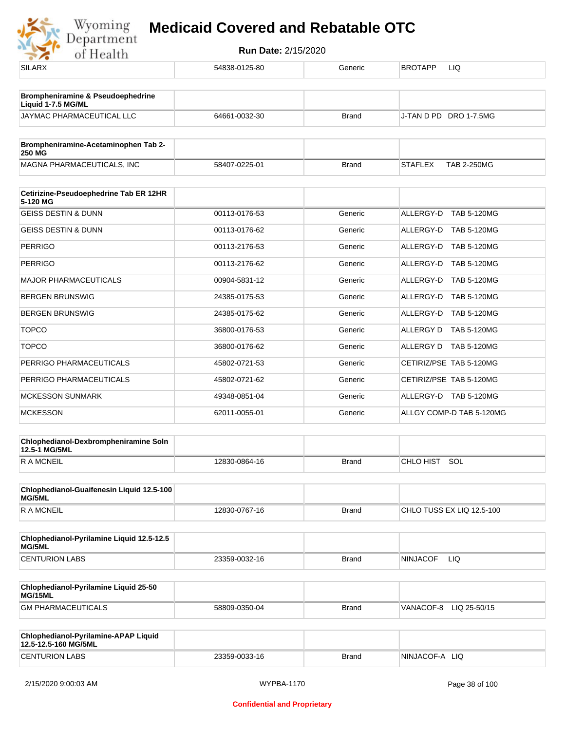# Medicaid Covered and Rebatable OTC

**Run Date:** 2/15/2020

| | | | |
|---|---|---|---|
| SILARX | 54838-0125-80 | Generic | BROTAPP LIQ |

| **Brompheniramine & Pseudoephedrine Liquid 1-7.5 MG/ML** | | | |
|---|---|---|---|
| JAYMAC PHARMACEUTICAL LLC | 64661-0032-30 | Brand | J-TAN D PD DRO 1-7.5MG |

| **Brompheniramine-Acetaminophen Tab 2-250 MG** | | | |
|---|---|---|---|
| MAGNA PHARMACEUTICALS, INC | 58407-0225-01 | Brand | STAFLEX TAB 2-250MG |

| **Cetirizine-Pseudoephedrine Tab ER 12HR 5-120 MG** | | | |
|---|---|---|---|
| GEISS DESTIN & DUNN | 00113-0176-53 | Generic | ALLERGY-D TAB 5-120MG |
| GEISS DESTIN & DUNN | 00113-0176-62 | Generic | ALLERGY-D TAB 5-120MG |
| PERRIGO | 00113-2176-53 | Generic | ALLERGY-D TAB 5-120MG |
| PERRIGO | 00113-2176-62 | Generic | ALLERGY-D TAB 5-120MG |
| MAJOR PHARMACEUTICALS | 00904-5831-12 | Generic | ALLERGY-D TAB 5-120MG |
| BERGEN BRUNSWIG | 24385-0175-53 | Generic | ALLERGY-D TAB 5-120MG |
| BERGEN BRUNSWIG | 24385-0175-62 | Generic | ALLERGY-D TAB 5-120MG |
| TOPCO | 36800-0176-53 | Generic | ALLERGY D TAB 5-120MG |
| TOPCO | 36800-0176-62 | Generic | ALLERGY D TAB 5-120MG |
| PERRIGO PHARMACEUTICALS | 45802-0721-53 | Generic | CETIRIZ/PSE TAB 5-120MG |
| PERRIGO PHARMACEUTICALS | 45802-0721-62 | Generic | CETIRIZ/PSE TAB 5-120MG |
| MCKESSON SUNMARK | 49348-0851-04 | Generic | ALLERGY-D TAB 5-120MG |
| MCKESSON | 62011-0055-01 | Generic | ALLGY COMP-D TAB 5-120MG |

| **Chlophedianol-Dexbrompheniramine Soln 12.5-1 MG/5ML** | | | |
|---|---|---|---|
| R A MCNEIL | 12830-0864-16 | Brand | CHLO HIST SOL |

| **Chlophedianol-Guaifenesin Liquid 12.5-100 MG/5ML** | | | |
|---|---|---|---|
| R A MCNEIL | 12830-0767-16 | Brand | CHLO TUSS EX LIQ 12.5-100 |

| **Chlophedianol-Pyrilamine Liquid 12.5-12.5 MG/5ML** | | | |
|---|---|---|---|
| CENTURION LABS | 23359-0032-16 | Brand | NINJACOF LIQ |

| **Chlophedianol-Pyrilamine Liquid 25-50 MG/15ML** | | | |
|---|---|---|---|
| GM PHARMACEUTICALS | 58809-0350-04 | Brand | VANACOF-8 LIQ 25-50/15 |

| **Chlophedianol-Pyrilamine-APAP Liquid 12.5-12.5-160 MG/5ML** | | | |
|---|---|---|---|
| CENTURION LABS | 23359-0033-16 | Brand | NINJACOF-A LIQ |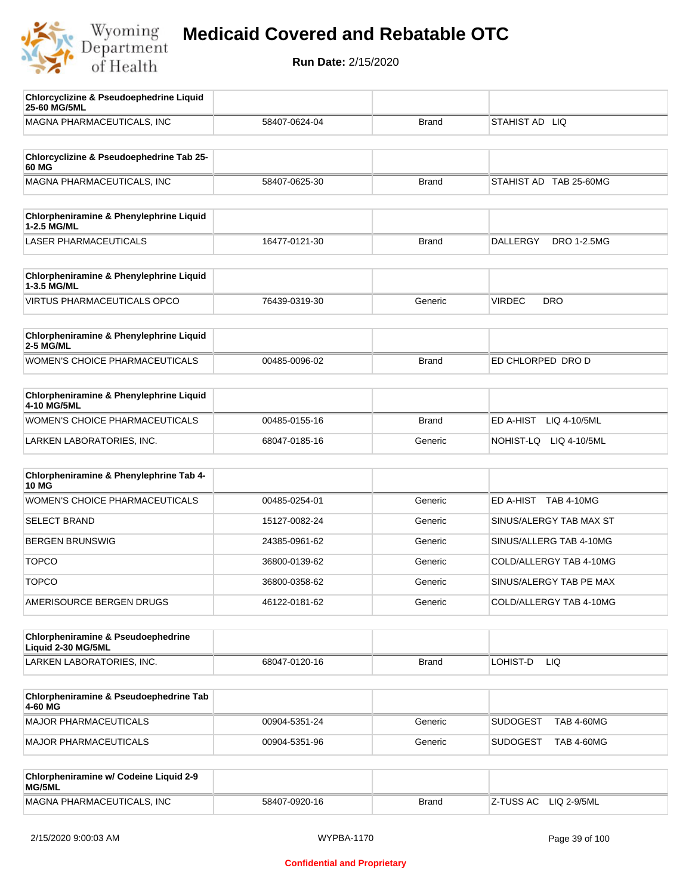# Medicaid Covered and Rebatable OTC

**Run Date:** 2/15/2020

| Chlorcyclizine & Pseudoephedrine Liquid 25-60 MG/5ML | | | |
|---|---|---|---|
| MAGNA PHARMACEUTICALS, INC | 58407-0624-04 | Brand | STAHIST AD LIQ |

| Chlorcyclizine & Pseudoephedrine Tab 25-60 MG | | | |
|---|---|---|---|
| MAGNA PHARMACEUTICALS, INC | 58407-0625-30 | Brand | STAHIST AD TAB 25-60MG |

| Chlorpheniramine & Phenylephrine Liquid 1-2.5 MG/ML | | | |
|---|---|---|---|
| LASER PHARMACEUTICALS | 16477-0121-30 | Brand | DALLERGY DRO 1-2.5MG |

| Chlorpheniramine & Phenylephrine Liquid 1-3.5 MG/ML | | | |
|---|---|---|---|
| VIRTUS PHARMACEUTICALS OPCO | 76439-0319-30 | Generic | VIRDEC DRO |

| Chlorpheniramine & Phenylephrine Liquid 2-5 MG/ML | | | |
|---|---|---|---|
| WOMEN'S CHOICE PHARMACEUTICALS | 00485-0096-02 | Brand | ED CHLORPED DRO D |

| Chlorpheniramine & Phenylephrine Liquid 4-10 MG/5ML | | | |
|---|---|---|---|
| WOMEN'S CHOICE PHARMACEUTICALS | 00485-0155-16 | Brand | ED A-HIST LIQ 4-10/5ML |
| LARKEN LABORATORIES, INC. | 68047-0185-16 | Generic | NOHIST-LQ LIQ 4-10/5ML |

| Chlorpheniramine & Phenylephrine Tab 4-10 MG | | | |
|---|---|---|---|
| WOMEN'S CHOICE PHARMACEUTICALS | 00485-0254-01 | Generic | ED A-HIST TAB 4-10MG |
| SELECT BRAND | 15127-0082-24 | Generic | SINUS/ALERGY TAB MAX ST |
| BERGEN BRUNSWIG | 24385-0961-62 | Generic | SINUS/ALLERG TAB 4-10MG |
| TOPCO | 36800-0139-62 | Generic | COLD/ALLERGY TAB 4-10MG |
| TOPCO | 36800-0358-62 | Generic | SINUS/ALERGY TAB PE MAX |
| AMERISOURCE BERGEN DRUGS | 46122-0181-62 | Generic | COLD/ALLERGY TAB 4-10MG |

| Chlorpheniramine & Pseudoephedrine Liquid 2-30 MG/5ML | | | |
|---|---|---|---|
| LARKEN LABORATORIES, INC. | 68047-0120-16 | Brand | LOHIST-D LIQ |

| Chlorpheniramine & Pseudoephedrine Tab 4-60 MG | | | |
|---|---|---|---|
| MAJOR PHARMACEUTICALS | 00904-5351-24 | Generic | SUDOGEST TAB 4-60MG |
| MAJOR PHARMACEUTICALS | 00904-5351-96 | Generic | SUDOGEST TAB 4-60MG |

| Chlorpheniramine w/ Codeine Liquid 2-9 MG/5ML | | | |
|---|---|---|---|
| MAGNA PHARMACEUTICALS, INC | 58407-0920-16 | Brand | Z-TUSS AC LIQ 2-9/5ML |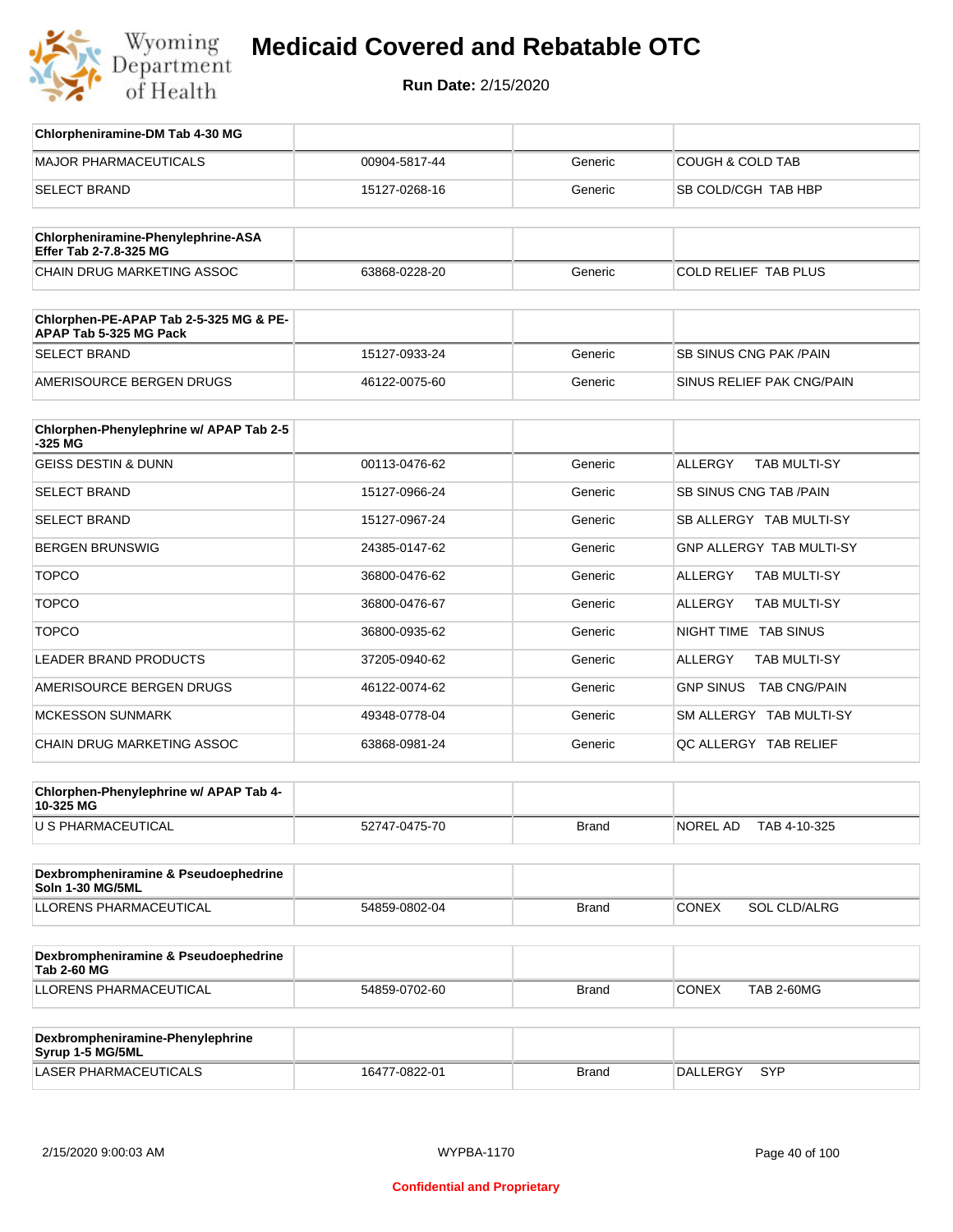| Chlorpheniramine-DM Tab 4-30 MG | | | |
|---|---|---|---|
| MAJOR PHARMACEUTICALS | 00904-5817-44 | Generic | COUGH & COLD TAB |
| SELECT BRAND | 15127-0268-16 | Generic | SB COLD/CGH TAB HBP |

| Chlorpheniramine-Phenylephrine-ASA Effer Tab 2-7.8-325 MG | | | |
|---|---|---|---|
| CHAIN DRUG MARKETING ASSOC | 63868-0228-20 | Generic | COLD RELIEF TAB PLUS |

| Chlorphen-PE-APAP Tab 2-5-325 MG & PE-APAP Tab 5-325 MG Pack | | | |
|---|---|---|---|
| SELECT BRAND | 15127-0933-24 | Generic | SB SINUS CNG PAK /PAIN |
| AMERISOURCE BERGEN DRUGS | 46122-0075-60 | Generic | SINUS RELIEF PAK CNG/PAIN |

| Chlorphen-Phenylephrine w/ APAP Tab 2-5-325 MG | | | |
|---|---|---|---|
| GEISS DESTIN & DUNN | 00113-0476-62 | Generic | ALLERGY TAB MULTI-SY |
| SELECT BRAND | 15127-0966-24 | Generic | SB SINUS CNG TAB /PAIN |
| SELECT BRAND | 15127-0967-24 | Generic | SB ALLERGY TAB MULTI-SY |
| BERGEN BRUNSWIG | 24385-0147-62 | Generic | GNP ALLERGY TAB MULTI-SY |
| TOPCO | 36800-0476-62 | Generic | ALLERGY TAB MULTI-SY |
| TOPCO | 36800-0476-67 | Generic | ALLERGY TAB MULTI-SY |
| TOPCO | 36800-0935-62 | Generic | NIGHT TIME TAB SINUS |
| LEADER BRAND PRODUCTS | 37205-0940-62 | Generic | ALLERGY TAB MULTI-SY |
| AMERISOURCE BERGEN DRUGS | 46122-0074-62 | Generic | GNP SINUS TAB CNG/PAIN |
| MCKESSON SUNMARK | 49348-0778-04 | Generic | SM ALLERGY TAB MULTI-SY |
| CHAIN DRUG MARKETING ASSOC | 63868-0981-24 | Generic | QC ALLERGY TAB RELIEF |

| Chlorphen-Phenylephrine w/ APAP Tab 4-10-325 MG | | | |
|---|---|---|---|
| U S PHARMACEUTICAL | 52747-0475-70 | Brand | NOREL AD TAB 4-10-325 |

| Dexbrompheniramine & Pseudoephedrine Soln 1-30 MG/5ML | | | |
|---|---|---|---|
| LLORENS PHARMACEUTICAL | 54859-0802-04 | Brand | CONEX SOL CLD/ALRG |

| Dexbrompheniramine & Pseudoephedrine Tab 2-60 MG | | | |
|---|---|---|---|
| LLORENS PHARMACEUTICAL | 54859-0702-60 | Brand | CONEX TAB 2-60MG |

| Dexbrompheniramine-Phenylephrine Syrup 1-5 MG/5ML | | | |
|---|---|---|---|
| LASER PHARMACEUTICALS | 16477-0822-01 | Brand | DALLERGY SYP |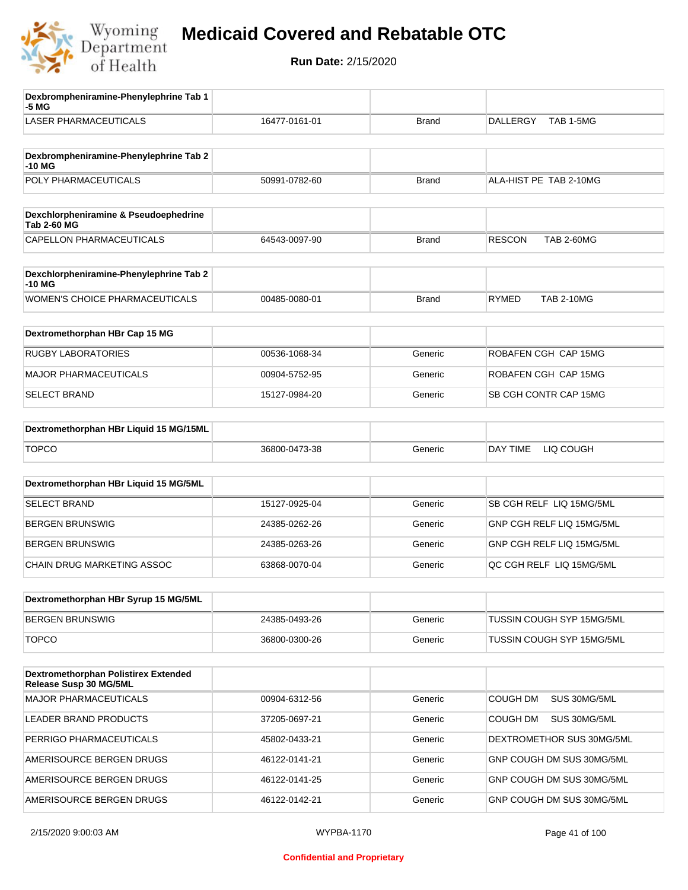# Medicaid Covered and Rebatable OTC

**Run Date:** 2/15/2020

| Dexbrompheniramine-Phenylephrine Tab 1-5 MG | | | |
|---|---|---|---|
| LASER PHARMACEUTICALS | 16477-0161-01 | Brand | DALLERGY TAB 1-5MG |

| Dexbrompheniramine-Phenylephrine Tab 2-10 MG | | | |
|---|---|---|---|
| POLY PHARMACEUTICALS | 50991-0782-60 | Brand | ALA-HIST PE TAB 2-10MG |

| Dexchlorpheniramine & Pseudoephedrine Tab 2-60 MG | | | |
|---|---|---|---|
| CAPELLON PHARMACEUTICALS | 64543-0097-90 | Brand | RESCON TAB 2-60MG |

| Dexchlorpheniramine-Phenylephrine Tab 2-10 MG | | | |
|---|---|---|---|
| WOMEN'S CHOICE PHARMACEUTICALS | 00485-0080-01 | Brand | RYMED TAB 2-10MG |

| Dextromethorphan HBr Cap 15 MG | | | |
|---|---|---|---|
| RUGBY LABORATORIES | 00536-1068-34 | Generic | ROBAFEN CGH CAP 15MG |
| MAJOR PHARMACEUTICALS | 00904-5752-95 | Generic | ROBAFEN CGH CAP 15MG |
| SELECT BRAND | 15127-0984-20 | Generic | SB CGH CONTR CAP 15MG |

| Dextromethorphan HBr Liquid 15 MG/15ML | | | |
|---|---|---|---|
| TOPCO | 36800-0473-38 | Generic | DAY TIME LIQ COUGH |

| Dextromethorphan HBr Liquid 15 MG/5ML | | | |
|---|---|---|---|
| SELECT BRAND | 15127-0925-04 | Generic | SB CGH RELF LIQ 15MG/5ML |
| BERGEN BRUNSWIG | 24385-0262-26 | Generic | GNP CGH RELF LIQ 15MG/5ML |
| BERGEN BRUNSWIG | 24385-0263-26 | Generic | GNP CGH RELF LIQ 15MG/5ML |
| CHAIN DRUG MARKETING ASSOC | 63868-0070-04 | Generic | QC CGH RELF LIQ 15MG/5ML |

| Dextromethorphan HBr Syrup 15 MG/5ML | | | |
|---|---|---|---|
| BERGEN BRUNSWIG | 24385-0493-26 | Generic | TUSSIN COUGH SYP 15MG/5ML |
| TOPCO | 36800-0300-26 | Generic | TUSSIN COUGH SYP 15MG/5ML |

| Dextromethorphan Polistirex Extended Release Susp 30 MG/5ML | | | |
|---|---|---|---|
| MAJOR PHARMACEUTICALS | 00904-6312-56 | Generic | COUGH DM SUS 30MG/5ML |
| LEADER BRAND PRODUCTS | 37205-0697-21 | Generic | COUGH DM SUS 30MG/5ML |
| PERRIGO PHARMACEUTICALS | 45802-0433-21 | Generic | DEXTROMETHOR SUS 30MG/5ML |
| AMERISOURCE BERGEN DRUGS | 46122-0141-21 | Generic | GNP COUGH DM SUS 30MG/5ML |
| AMERISOURCE BERGEN DRUGS | 46122-0141-25 | Generic | GNP COUGH DM SUS 30MG/5ML |
| AMERISOURCE BERGEN DRUGS | 46122-0142-21 | Generic | GNP COUGH DM SUS 30MG/5ML |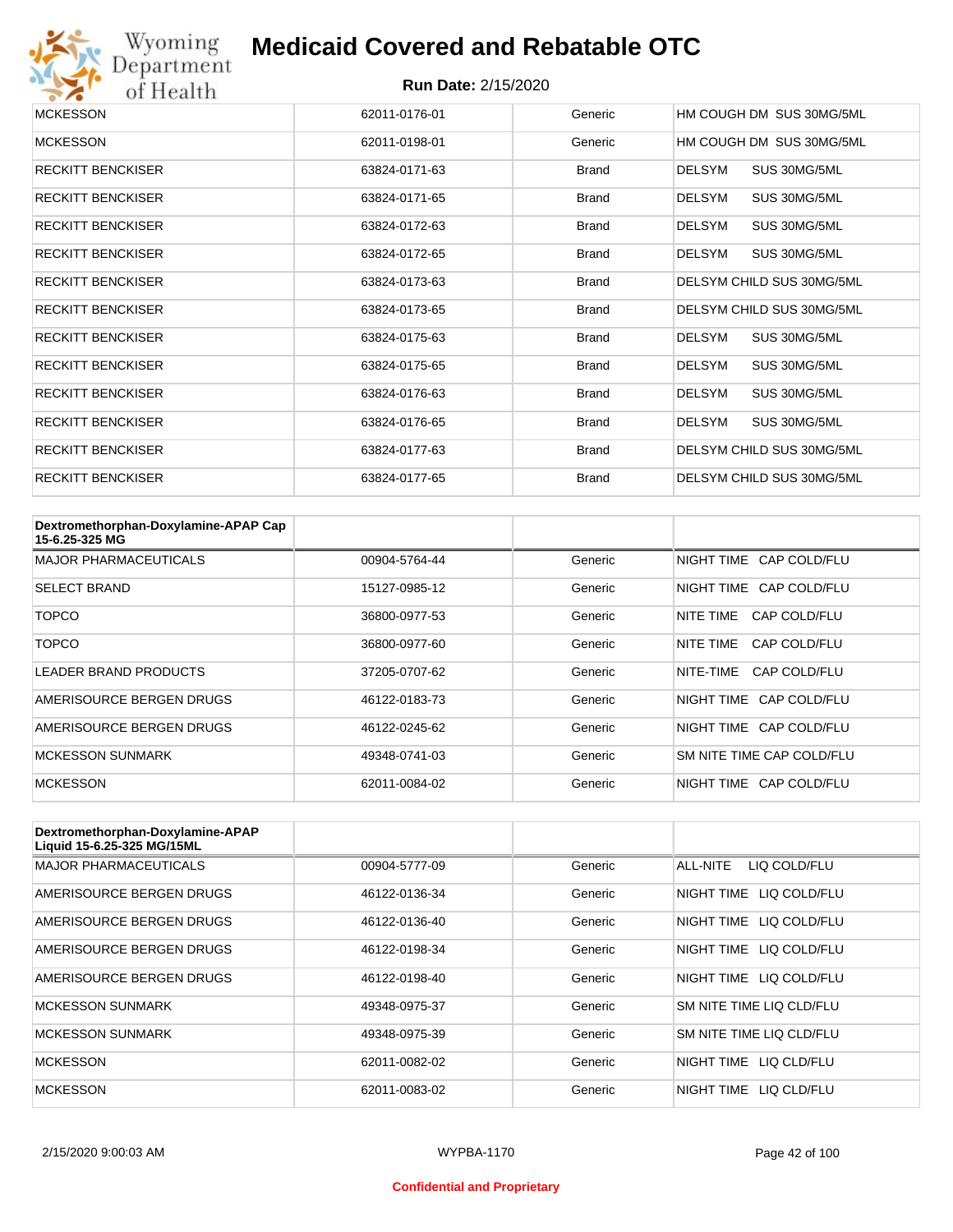| | | | |
|---|---|---|---|
| MCKESSON | 62011-0176-01 | Generic | HM COUGH DM SUS 30MG/5ML |
| MCKESSON | 62011-0198-01 | Generic | HM COUGH DM SUS 30MG/5ML |
| RECKITT BENCKISER | 63824-0171-63 | Brand | DELSYM SUS 30MG/5ML |
| RECKITT BENCKISER | 63824-0171-65 | Brand | DELSYM SUS 30MG/5ML |
| RECKITT BENCKISER | 63824-0172-63 | Brand | DELSYM SUS 30MG/5ML |
| RECKITT BENCKISER | 63824-0172-65 | Brand | DELSYM SUS 30MG/5ML |
| RECKITT BENCKISER | 63824-0173-63 | Brand | DELSYM CHILD SUS 30MG/5ML |
| RECKITT BENCKISER | 63824-0173-65 | Brand | DELSYM CHILD SUS 30MG/5ML |
| RECKITT BENCKISER | 63824-0175-63 | Brand | DELSYM SUS 30MG/5ML |
| RECKITT BENCKISER | 63824-0175-65 | Brand | DELSYM SUS 30MG/5ML |
| RECKITT BENCKISER | 63824-0176-63 | Brand | DELSYM SUS 30MG/5ML |
| RECKITT BENCKISER | 63824-0176-65 | Brand | DELSYM SUS 30MG/5ML |
| RECKITT BENCKISER | 63824-0177-63 | Brand | DELSYM CHILD SUS 30MG/5ML |
| RECKITT BENCKISER | 63824-0177-65 | Brand | DELSYM CHILD SUS 30MG/5ML |

| Dextromethorphan-Doxylamine-APAP Cap 15-6.25-325 MG | | | |
|---|---|---|---|
| MAJOR PHARMACEUTICALS | 00904-5764-44 | Generic | NIGHT TIME CAP COLD/FLU |
| SELECT BRAND | 15127-0985-12 | Generic | NIGHT TIME CAP COLD/FLU |
| TOPCO | 36800-0977-53 | Generic | NITE TIME CAP COLD/FLU |
| TOPCO | 36800-0977-60 | Generic | NITE TIME CAP COLD/FLU |
| LEADER BRAND PRODUCTS | 37205-0707-62 | Generic | NITE-TIME CAP COLD/FLU |
| AMERISOURCE BERGEN DRUGS | 46122-0183-73 | Generic | NIGHT TIME CAP COLD/FLU |
| AMERISOURCE BERGEN DRUGS | 46122-0245-62 | Generic | NIGHT TIME CAP COLD/FLU |
| MCKESSON SUNMARK | 49348-0741-03 | Generic | SM NITE TIME CAP COLD/FLU |
| MCKESSON | 62011-0084-02 | Generic | NIGHT TIME CAP COLD/FLU |

| Dextromethorphan-Doxylamine-APAP Liquid 15-6.25-325 MG/15ML | | | |
|---|---|---|---|
| MAJOR PHARMACEUTICALS | 00904-5777-09 | Generic | ALL-NITE LIQ COLD/FLU |
| AMERISOURCE BERGEN DRUGS | 46122-0136-34 | Generic | NIGHT TIME LIQ COLD/FLU |
| AMERISOURCE BERGEN DRUGS | 46122-0136-40 | Generic | NIGHT TIME LIQ COLD/FLU |
| AMERISOURCE BERGEN DRUGS | 46122-0198-34 | Generic | NIGHT TIME LIQ COLD/FLU |
| AMERISOURCE BERGEN DRUGS | 46122-0198-40 | Generic | NIGHT TIME LIQ COLD/FLU |
| MCKESSON SUNMARK | 49348-0975-37 | Generic | SM NITE TIME LIQ CLD/FLU |
| MCKESSON SUNMARK | 49348-0975-39 | Generic | SM NITE TIME LIQ CLD/FLU |
| MCKESSON | 62011-0082-02 | Generic | NIGHT TIME LIQ CLD/FLU |
| MCKESSON | 62011-0083-02 | Generic | NIGHT TIME LIQ CLD/FLU |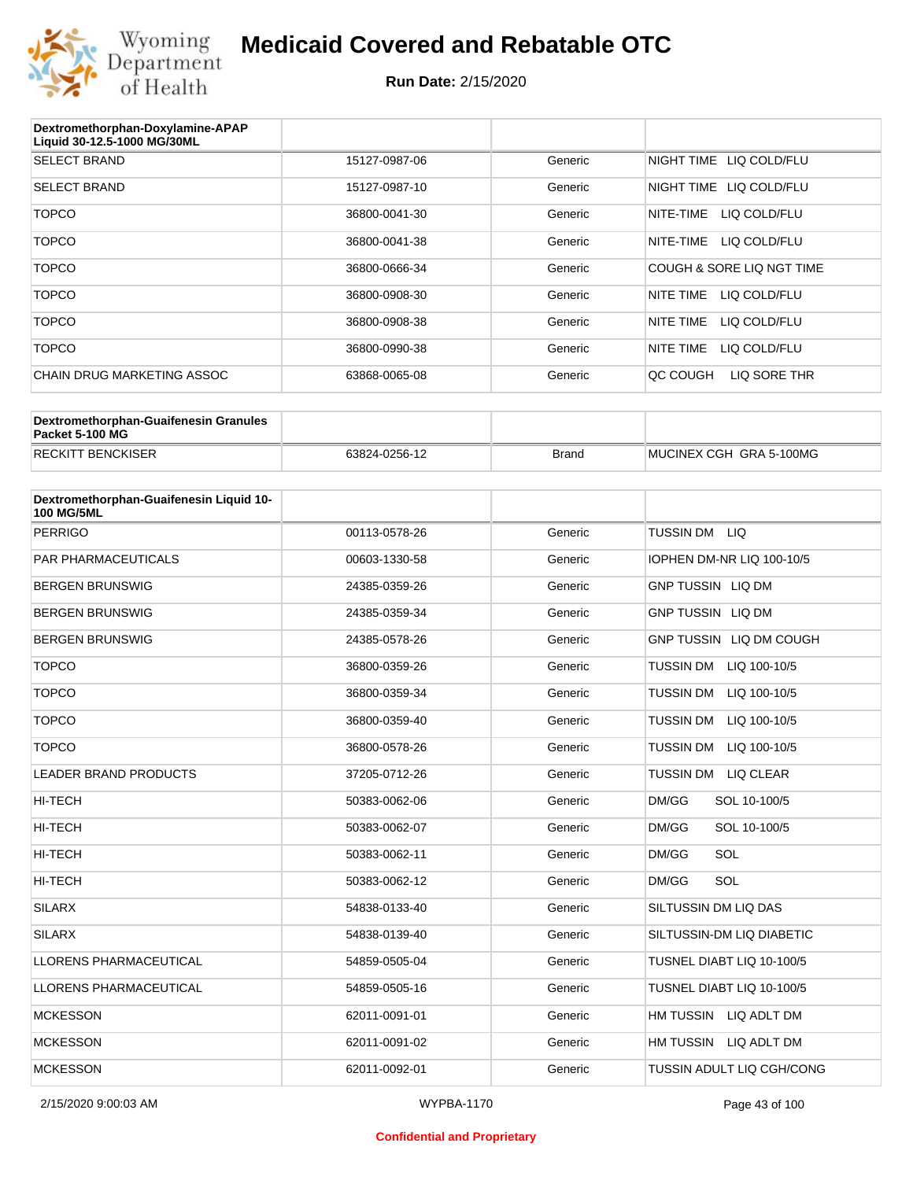# Medicaid Covered and Rebatable OTC

**Run Date:** 2/15/2020

| Dextromethorphan-Doxylamine-APAP Liquid 30-12.5-1000 MG/30ML | | | |
|---|---|---|---|
| SELECT BRAND | 15127-0987-06 | Generic | NIGHT TIME LIQ COLD/FLU |
| SELECT BRAND | 15127-0987-10 | Generic | NIGHT TIME LIQ COLD/FLU |
| TOPCO | 36800-0041-30 | Generic | NITE-TIME LIQ COLD/FLU |
| TOPCO | 36800-0041-38 | Generic | NITE-TIME LIQ COLD/FLU |
| TOPCO | 36800-0666-34 | Generic | COUGH & SORE LIQ NGT TIME |
| TOPCO | 36800-0908-30 | Generic | NITE TIME LIQ COLD/FLU |
| TOPCO | 36800-0908-38 | Generic | NITE TIME LIQ COLD/FLU |
| TOPCO | 36800-0990-38 | Generic | NITE TIME LIQ COLD/FLU |
| CHAIN DRUG MARKETING ASSOC | 63868-0065-08 | Generic | QC COUGH LIQ SORE THR |

| Dextromethorphan-Guaifenesin Granules Packet 5-100 MG | | | |
|---|---|---|---|
| RECKITT BENCKISER | 63824-0256-12 | Brand | MUCINEX CGH GRA 5-100MG |

| Dextromethorphan-Guaifenesin Liquid 10-100 MG/5ML | | | |
|---|---|---|---|
| PERRIGO | 00113-0578-26 | Generic | TUSSIN DM LIQ |
| PAR PHARMACEUTICALS | 00603-1330-58 | Generic | IOPHEN DM-NR LIQ 100-10/5 |
| BERGEN BRUNSWIG | 24385-0359-26 | Generic | GNP TUSSIN LIQ DM |
| BERGEN BRUNSWIG | 24385-0359-34 | Generic | GNP TUSSIN LIQ DM |
| BERGEN BRUNSWIG | 24385-0578-26 | Generic | GNP TUSSIN LIQ DM COUGH |
| TOPCO | 36800-0359-26 | Generic | TUSSIN DM LIQ 100-10/5 |
| TOPCO | 36800-0359-34 | Generic | TUSSIN DM LIQ 100-10/5 |
| TOPCO | 36800-0359-40 | Generic | TUSSIN DM LIQ 100-10/5 |
| TOPCO | 36800-0578-26 | Generic | TUSSIN DM LIQ 100-10/5 |
| LEADER BRAND PRODUCTS | 37205-0712-26 | Generic | TUSSIN DM LIQ CLEAR |
| HI-TECH | 50383-0062-06 | Generic | DM/GG SOL 10-100/5 |
| HI-TECH | 50383-0062-07 | Generic | DM/GG SOL 10-100/5 |
| HI-TECH | 50383-0062-11 | Generic | DM/GG SOL |
| HI-TECH | 50383-0062-12 | Generic | DM/GG SOL |
| SILARX | 54838-0133-40 | Generic | SILTUSSIN DM LIQ DAS |
| SILARX | 54838-0139-40 | Generic | SILTUSSIN-DM LIQ DIABETIC |
| LLORENS PHARMACEUTICAL | 54859-0505-04 | Generic | TUSNEL DIABT LIQ 10-100/5 |
| LLORENS PHARMACEUTICAL | 54859-0505-16 | Generic | TUSNEL DIABT LIQ 10-100/5 |
| MCKESSON | 62011-0091-01 | Generic | HM TUSSIN LIQ ADLT DM |
| MCKESSON | 62011-0091-02 | Generic | HM TUSSIN LIQ ADLT DM |
| MCKESSON | 62011-0092-01 | Generic | TUSSIN ADULT LIQ CGH/CONG |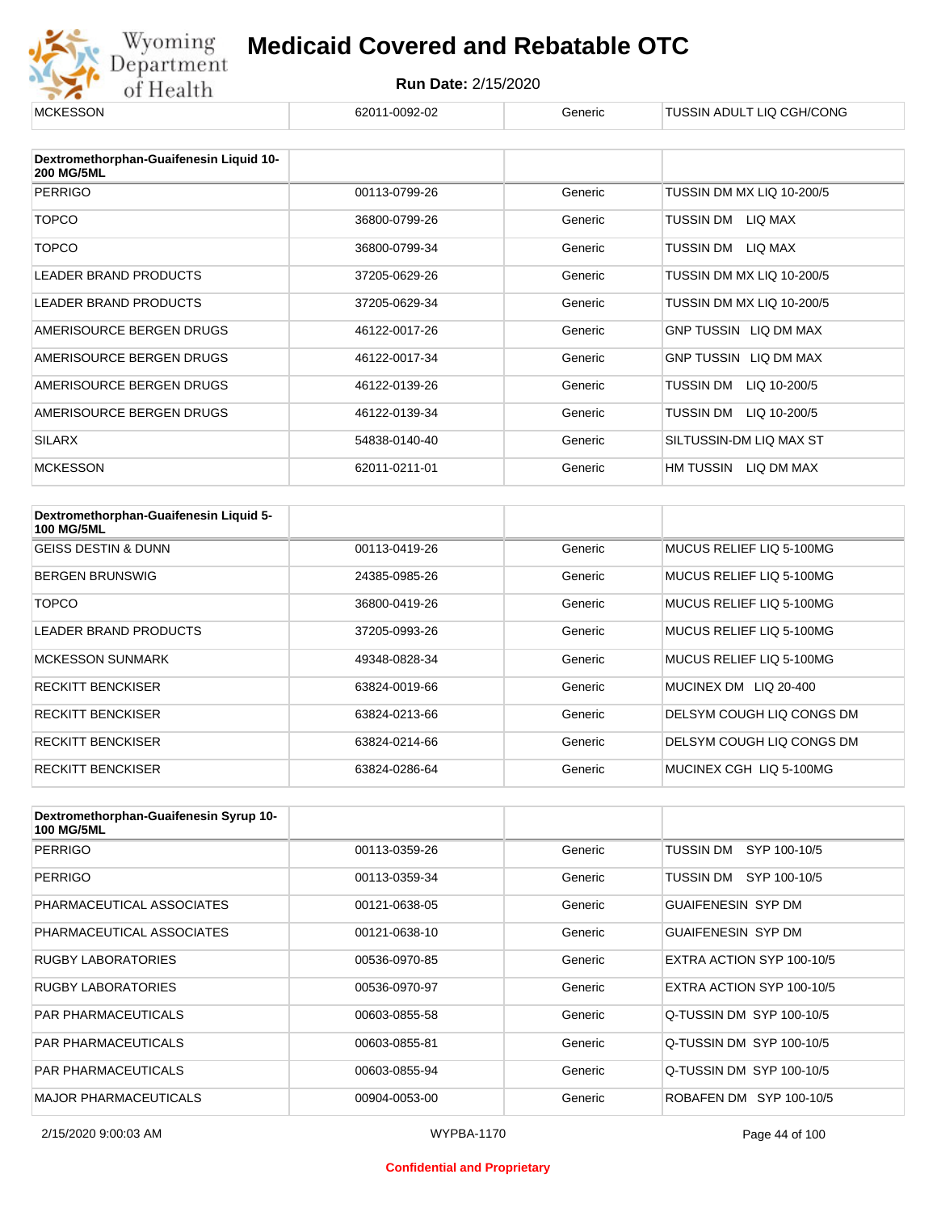| MCKESSON | 62011-0092-02 | Generic | TUSSIN ADULT LIQ CGH/CONG |
|---|---|---|---|

| Dextromethorphan-Guaifenesin Liquid 10-200 MG/5ML | | | |
|---|---|---|---|
| PERRIGO | 00113-0799-26 | Generic | TUSSIN DM MX LIQ 10-200/5 |
| TOPCO | 36800-0799-26 | Generic | TUSSIN DM LIQ MAX |
| TOPCO | 36800-0799-34 | Generic | TUSSIN DM LIQ MAX |
| LEADER BRAND PRODUCTS | 37205-0629-26 | Generic | TUSSIN DM MX LIQ 10-200/5 |
| LEADER BRAND PRODUCTS | 37205-0629-34 | Generic | TUSSIN DM MX LIQ 10-200/5 |
| AMERISOURCE BERGEN DRUGS | 46122-0017-26 | Generic | GNP TUSSIN LIQ DM MAX |
| AMERISOURCE BERGEN DRUGS | 46122-0017-34 | Generic | GNP TUSSIN LIQ DM MAX |
| AMERISOURCE BERGEN DRUGS | 46122-0139-26 | Generic | TUSSIN DM LIQ 10-200/5 |
| AMERISOURCE BERGEN DRUGS | 46122-0139-34 | Generic | TUSSIN DM LIQ 10-200/5 |
| SILARX | 54838-0140-40 | Generic | SILTUSSIN-DM LIQ MAX ST |
| MCKESSON | 62011-0211-01 | Generic | HM TUSSIN LIQ DM MAX |

| Dextromethorphan-Guaifenesin Liquid 5-100 MG/5ML | | | |
|---|---|---|---|
| GEISS DESTIN & DUNN | 00113-0419-26 | Generic | MUCUS RELIEF LIQ 5-100MG |
| BERGEN BRUNSWIG | 24385-0985-26 | Generic | MUCUS RELIEF LIQ 5-100MG |
| TOPCO | 36800-0419-26 | Generic | MUCUS RELIEF LIQ 5-100MG |
| LEADER BRAND PRODUCTS | 37205-0993-26 | Generic | MUCUS RELIEF LIQ 5-100MG |
| MCKESSON SUNMARK | 49348-0828-34 | Generic | MUCUS RELIEF LIQ 5-100MG |
| RECKITT BENCKISER | 63824-0019-66 | Generic | MUCINEX DM LIQ 20-400 |
| RECKITT BENCKISER | 63824-0213-66 | Generic | DELSYM COUGH LIQ CONGS DM |
| RECKITT BENCKISER | 63824-0214-66 | Generic | DELSYM COUGH LIQ CONGS DM |
| RECKITT BENCKISER | 63824-0286-64 | Generic | MUCINEX CGH LIQ 5-100MG |

| Dextromethorphan-Guaifenesin Syrup 10-100 MG/5ML | | | |
|---|---|---|---|
| PERRIGO | 00113-0359-26 | Generic | TUSSIN DM SYP 100-10/5 |
| PERRIGO | 00113-0359-34 | Generic | TUSSIN DM SYP 100-10/5 |
| PHARMACEUTICAL ASSOCIATES | 00121-0638-05 | Generic | GUAIFENESIN SYP DM |
| PHARMACEUTICAL ASSOCIATES | 00121-0638-10 | Generic | GUAIFENESIN SYP DM |
| RUGBY LABORATORIES | 00536-0970-85 | Generic | EXTRA ACTION SYP 100-10/5 |
| RUGBY LABORATORIES | 00536-0970-97 | Generic | EXTRA ACTION SYP 100-10/5 |
| PAR PHARMACEUTICALS | 00603-0855-58 | Generic | Q-TUSSIN DM SYP 100-10/5 |
| PAR PHARMACEUTICALS | 00603-0855-81 | Generic | Q-TUSSIN DM SYP 100-10/5 |
| PAR PHARMACEUTICALS | 00603-0855-94 | Generic | Q-TUSSIN DM SYP 100-10/5 |
| MAJOR PHARMACEUTICALS | 00904-0053-00 | Generic | ROBAFEN DM SYP 100-10/5 |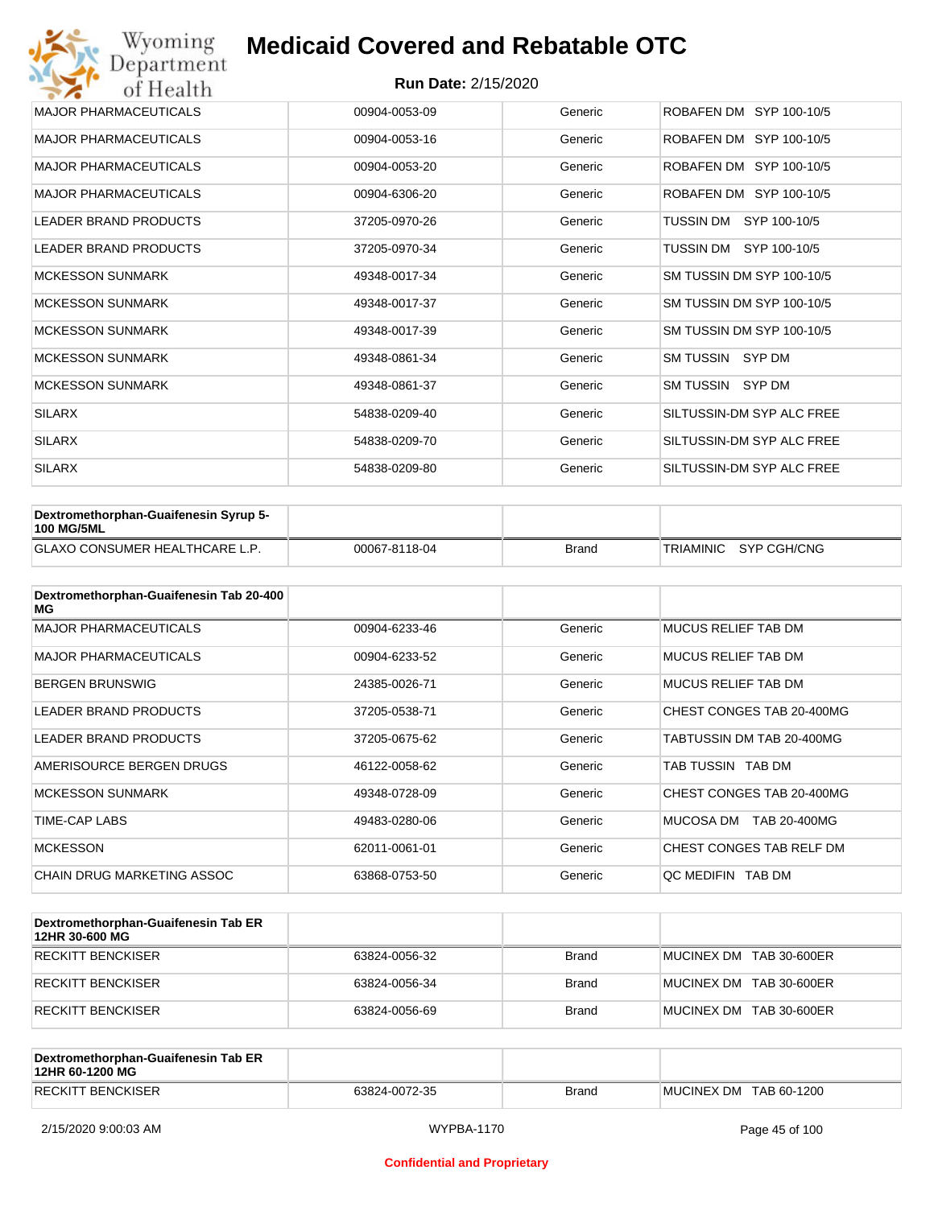# Medicaid Covered and Rebatable OTC

**Run Date:** 2/15/2020

| | | | |
|---|---|---|---|
| MAJOR PHARMACEUTICALS | 00904-0053-09 | Generic | ROBAFEN DM SYP 100-10/5 |
| MAJOR PHARMACEUTICALS | 00904-0053-16 | Generic | ROBAFEN DM SYP 100-10/5 |
| MAJOR PHARMACEUTICALS | 00904-0053-20 | Generic | ROBAFEN DM SYP 100-10/5 |
| MAJOR PHARMACEUTICALS | 00904-6306-20 | Generic | ROBAFEN DM SYP 100-10/5 |
| LEADER BRAND PRODUCTS | 37205-0970-26 | Generic | TUSSIN DM SYP 100-10/5 |
| LEADER BRAND PRODUCTS | 37205-0970-34 | Generic | TUSSIN DM SYP 100-10/5 |
| MCKESSON SUNMARK | 49348-0017-34 | Generic | SM TUSSIN DM SYP 100-10/5 |
| MCKESSON SUNMARK | 49348-0017-37 | Generic | SM TUSSIN DM SYP 100-10/5 |
| MCKESSON SUNMARK | 49348-0017-39 | Generic | SM TUSSIN DM SYP 100-10/5 |
| MCKESSON SUNMARK | 49348-0861-34 | Generic | SM TUSSIN SYP DM |
| MCKESSON SUNMARK | 49348-0861-37 | Generic | SM TUSSIN SYP DM |
| SILARX | 54838-0209-40 | Generic | SILTUSSIN-DM SYP ALC FREE |
| SILARX | 54838-0209-70 | Generic | SILTUSSIN-DM SYP ALC FREE |
| SILARX | 54838-0209-80 | Generic | SILTUSSIN-DM SYP ALC FREE |

| Dextromethorphan-Guaifenesin Syrup 5-100 MG/5ML | | | |
|---|---|---|---|
| GLAXO CONSUMER HEALTHCARE L.P. | 00067-8118-04 | Brand | TRIAMINIC SYP CGH/CNG |

| Dextromethorphan-Guaifenesin Tab 20-400 MG | | | |
|---|---|---|---|
| MAJOR PHARMACEUTICALS | 00904-6233-46 | Generic | MUCUS RELIEF TAB DM |
| MAJOR PHARMACEUTICALS | 00904-6233-52 | Generic | MUCUS RELIEF TAB DM |
| BERGEN BRUNSWIG | 24385-0026-71 | Generic | MUCUS RELIEF TAB DM |
| LEADER BRAND PRODUCTS | 37205-0538-71 | Generic | CHEST CONGES TAB 20-400MG |
| LEADER BRAND PRODUCTS | 37205-0675-62 | Generic | TABTUSSIN DM TAB 20-400MG |
| AMERISOURCE BERGEN DRUGS | 46122-0058-62 | Generic | TAB TUSSIN TAB DM |
| MCKESSON SUNMARK | 49348-0728-09 | Generic | CHEST CONGES TAB 20-400MG |
| TIME-CAP LABS | 49483-0280-06 | Generic | MUCOSA DM TAB 20-400MG |
| MCKESSON | 62011-0061-01 | Generic | CHEST CONGES TAB RELF DM |
| CHAIN DRUG MARKETING ASSOC | 63868-0753-50 | Generic | QC MEDIFIN TAB DM |

| Dextromethorphan-Guaifenesin Tab ER 12HR 30-600 MG | | | |
|---|---|---|---|
| RECKITT BENCKISER | 63824-0056-32 | Brand | MUCINEX DM TAB 30-600ER |
| RECKITT BENCKISER | 63824-0056-34 | Brand | MUCINEX DM TAB 30-600ER |
| RECKITT BENCKISER | 63824-0056-69 | Brand | MUCINEX DM TAB 30-600ER |

| Dextromethorphan-Guaifenesin Tab ER 12HR 60-1200 MG | | | |
|---|---|---|---|
| RECKITT BENCKISER | 63824-0072-35 | Brand | MUCINEX DM TAB 60-1200 |

Confidential and Proprietary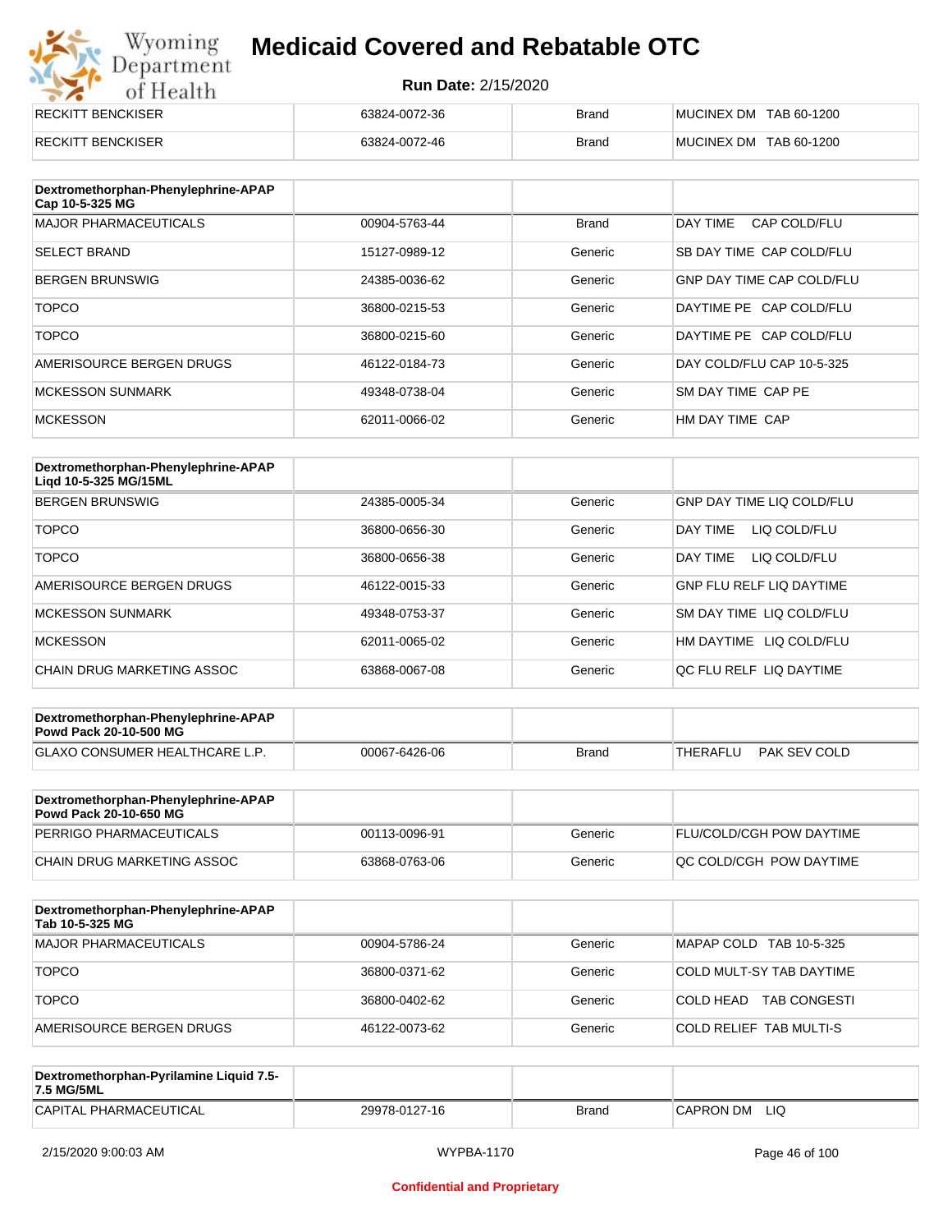| | | | |
|---|---|---|---|
| RECKITT BENCKISER | 63824-0072-36 | Brand | MUCINEX DM TAB 60-1200 |
| RECKITT BENCKISER | 63824-0072-46 | Brand | MUCINEX DM TAB 60-1200 |

| Dextromethorphan-Phenylephrine-APAP Cap 10-5-325 MG | | | |
|---|---|---|---|
| MAJOR PHARMACEUTICALS | 00904-5763-44 | Brand | DAY TIME CAP COLD/FLU |
| SELECT BRAND | 15127-0989-12 | Generic | SB DAY TIME CAP COLD/FLU |
| BERGEN BRUNSWIG | 24385-0036-62 | Generic | GNP DAY TIME CAP COLD/FLU |
| TOPCO | 36800-0215-53 | Generic | DAYTIME PE CAP COLD/FLU |
| TOPCO | 36800-0215-60 | Generic | DAYTIME PE CAP COLD/FLU |
| AMERISOURCE BERGEN DRUGS | 46122-0184-73 | Generic | DAY COLD/FLU CAP 10-5-325 |
| MCKESSON SUNMARK | 49348-0738-04 | Generic | SM DAY TIME CAP PE |
| MCKESSON | 62011-0066-02 | Generic | HM DAY TIME CAP |

| Dextromethorphan-Phenylephrine-APAP Liqd 10-5-325 MG/15ML | | | |
|---|---|---|---|
| BERGEN BRUNSWIG | 24385-0005-34 | Generic | GNP DAY TIME LIQ COLD/FLU |
| TOPCO | 36800-0656-30 | Generic | DAY TIME LIQ COLD/FLU |
| TOPCO | 36800-0656-38 | Generic | DAY TIME LIQ COLD/FLU |
| AMERISOURCE BERGEN DRUGS | 46122-0015-33 | Generic | GNP FLU RELF LIQ DAYTIME |
| MCKESSON SUNMARK | 49348-0753-37 | Generic | SM DAY TIME LIQ COLD/FLU |
| MCKESSON | 62011-0065-02 | Generic | HM DAYTIME LIQ COLD/FLU |
| CHAIN DRUG MARKETING ASSOC | 63868-0067-08 | Generic | QC FLU RELF LIQ DAYTIME |

| Dextromethorphan-Phenylephrine-APAP Powd Pack 20-10-500 MG | | | |
|---|---|---|---|
| GLAXO CONSUMER HEALTHCARE L.P. | 00067-6426-06 | Brand | THERAFLU PAK SEV COLD |

| Dextromethorphan-Phenylephrine-APAP Powd Pack 20-10-650 MG | | | |
|---|---|---|---|
| PERRIGO PHARMACEUTICALS | 00113-0096-91 | Generic | FLU/COLD/CGH POW DAYTIME |
| CHAIN DRUG MARKETING ASSOC | 63868-0763-06 | Generic | QC COLD/CGH POW DAYTIME |

| Dextromethorphan-Phenylephrine-APAP Tab 10-5-325 MG | | | |
|---|---|---|---|
| MAJOR PHARMACEUTICALS | 00904-5786-24 | Generic | MAPAP COLD TAB 10-5-325 |
| TOPCO | 36800-0371-62 | Generic | COLD MULT-SY TAB DAYTIME |
| TOPCO | 36800-0402-62 | Generic | COLD HEAD TAB CONGESTI |
| AMERISOURCE BERGEN DRUGS | 46122-0073-62 | Generic | COLD RELIEF TAB MULTI-S |

| Dextromethorphan-Pyrilamine Liquid 7.5-7.5 MG/5ML | | | |
|---|---|---|---|
| CAPITAL PHARMACEUTICAL | 29978-0127-16 | Brand | CAPRON DM LIQ |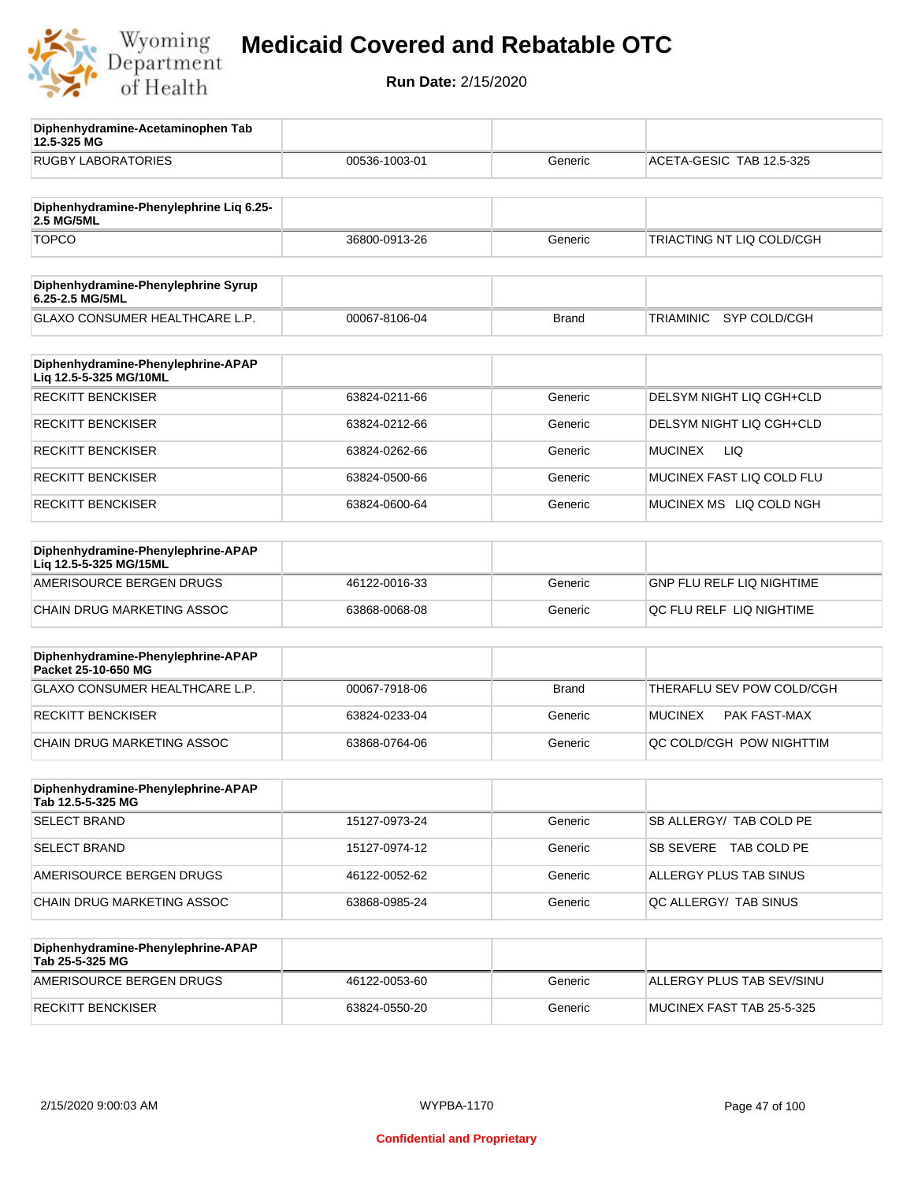# Medicaid Covered and Rebatable OTC

**Run Date:** 2/15/2020

| Diphenhydramine-Acetaminophen Tab 12.5-325 MG | | | |
|---|---|---|---|
| RUGBY LABORATORIES | 00536-1003-01 | Generic | ACETA-GESIC TAB 12.5-325 |

| Diphenhydramine-Phenylephrine Liq 6.25-2.5 MG/5ML | | | |
|---|---|---|---|
| TOPCO | 36800-0913-26 | Generic | TRIACTING NT LIQ COLD/CGH |

| Diphenhydramine-Phenylephrine Syrup 6.25-2.5 MG/5ML | | | |
|---|---|---|---|
| GLAXO CONSUMER HEALTHCARE L.P. | 00067-8106-04 | Brand | TRIAMINIC SYP COLD/CGH |

| Diphenhydramine-Phenylephrine-APAP Liq 12.5-5-325 MG/10ML | | | |
|---|---|---|---|
| RECKITT BENCKISER | 63824-0211-66 | Generic | DELSYM NIGHT LIQ CGH+CLD |
| RECKITT BENCKISER | 63824-0212-66 | Generic | DELSYM NIGHT LIQ CGH+CLD |
| RECKITT BENCKISER | 63824-0262-66 | Generic | MUCINEX LIQ |
| RECKITT BENCKISER | 63824-0500-66 | Generic | MUCINEX FAST LIQ COLD FLU |
| RECKITT BENCKISER | 63824-0600-64 | Generic | MUCINEX MS LIQ COLD NGH |

| Diphenhydramine-Phenylephrine-APAP Liq 12.5-5-325 MG/15ML | | | |
|---|---|---|---|
| AMERISOURCE BERGEN DRUGS | 46122-0016-33 | Generic | GNP FLU RELF LIQ NIGHTIME |
| CHAIN DRUG MARKETING ASSOC | 63868-0068-08 | Generic | QC FLU RELF LIQ NIGHTIME |

| Diphenhydramine-Phenylephrine-APAP Packet 25-10-650 MG | | | |
|---|---|---|---|
| GLAXO CONSUMER HEALTHCARE L.P. | 00067-7918-06 | Brand | THERAFLU SEV POW COLD/CGH |
| RECKITT BENCKISER | 63824-0233-04 | Generic | MUCINEX PAK FAST-MAX |
| CHAIN DRUG MARKETING ASSOC | 63868-0764-06 | Generic | QC COLD/CGH POW NIGHTTIM |

| Diphenhydramine-Phenylephrine-APAP Tab 12.5-5-325 MG | | | |
|---|---|---|---|
| SELECT BRAND | 15127-0973-24 | Generic | SB ALLERGY/ TAB COLD PE |
| SELECT BRAND | 15127-0974-12 | Generic | SB SEVERE TAB COLD PE |
| AMERISOURCE BERGEN DRUGS | 46122-0052-62 | Generic | ALLERGY PLUS TAB SINUS |
| CHAIN DRUG MARKETING ASSOC | 63868-0985-24 | Generic | QC ALLERGY/ TAB SINUS |

| Diphenhydramine-Phenylephrine-APAP Tab 25-5-325 MG | | | |
|---|---|---|---|
| AMERISOURCE BERGEN DRUGS | 46122-0053-60 | Generic | ALLERGY PLUS TAB SEV/SINU |
| RECKITT BENCKISER | 63824-0550-20 | Generic | MUCINEX FAST TAB 25-5-325 |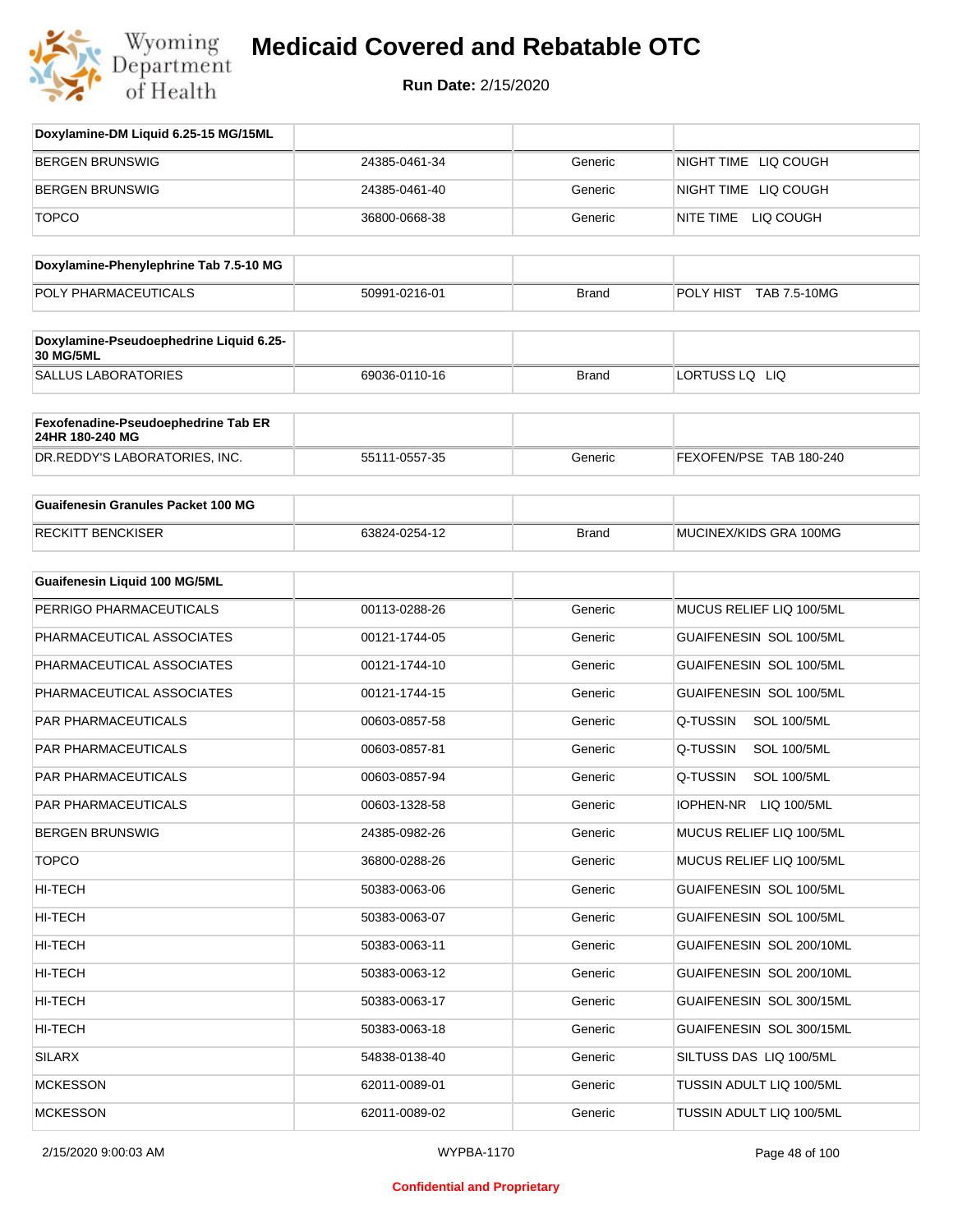| Doxylamine-DM Liquid 6.25-15 MG/15ML | | | |
|---|---|---|---|
| BERGEN BRUNSWIG | 24385-0461-34 | Generic | NIGHT TIME LIQ COUGH |
| BERGEN BRUNSWIG | 24385-0461-40 | Generic | NIGHT TIME LIQ COUGH |
| TOPCO | 36800-0668-38 | Generic | NITE TIME LIQ COUGH |

| Doxylamine-Phenylephrine Tab 7.5-10 MG | | | |
|---|---|---|---|
| POLY PHARMACEUTICALS | 50991-0216-01 | Brand | POLY HIST TAB 7.5-10MG |

| Doxylamine-Pseudoephedrine Liquid 6.25-30 MG/5ML | | | |
|---|---|---|---|
| SALLUS LABORATORIES | 69036-0110-16 | Brand | LORTUSS LQ LIQ |

| Fexofenadine-Pseudoephedrine Tab ER 24HR 180-240 MG | | | |
|---|---|---|---|
| DR.REDDY'S LABORATORIES, INC. | 55111-0557-35 | Generic | FEXOFEN/PSE TAB 180-240 |

| Guaifenesin Granules Packet 100 MG | | | |
|---|---|---|---|
| RECKITT BENCKISER | 63824-0254-12 | Brand | MUCINEX/KIDS GRA 100MG |

| Guaifenesin Liquid 100 MG/5ML | | | |
|---|---|---|---|
| PERRIGO PHARMACEUTICALS | 00113-0288-26 | Generic | MUCUS RELIEF LIQ 100/5ML |
| PHARMACEUTICAL ASSOCIATES | 00121-1744-05 | Generic | GUAIFENESIN SOL 100/5ML |
| PHARMACEUTICAL ASSOCIATES | 00121-1744-10 | Generic | GUAIFENESIN SOL 100/5ML |
| PHARMACEUTICAL ASSOCIATES | 00121-1744-15 | Generic | GUAIFENESIN SOL 100/5ML |
| PAR PHARMACEUTICALS | 00603-0857-58 | Generic | Q-TUSSIN SOL 100/5ML |
| PAR PHARMACEUTICALS | 00603-0857-81 | Generic | Q-TUSSIN SOL 100/5ML |
| PAR PHARMACEUTICALS | 00603-0857-94 | Generic | Q-TUSSIN SOL 100/5ML |
| PAR PHARMACEUTICALS | 00603-1328-58 | Generic | IOPHEN-NR LIQ 100/5ML |
| BERGEN BRUNSWIG | 24385-0982-26 | Generic | MUCUS RELIEF LIQ 100/5ML |
| TOPCO | 36800-0288-26 | Generic | MUCUS RELIEF LIQ 100/5ML |
| HI-TECH | 50383-0063-06 | Generic | GUAIFENESIN SOL 100/5ML |
| HI-TECH | 50383-0063-07 | Generic | GUAIFENESIN SOL 100/5ML |
| HI-TECH | 50383-0063-11 | Generic | GUAIFENESIN SOL 200/10ML |
| HI-TECH | 50383-0063-12 | Generic | GUAIFENESIN SOL 200/10ML |
| HI-TECH | 50383-0063-17 | Generic | GUAIFENESIN SOL 300/15ML |
| HI-TECH | 50383-0063-18 | Generic | GUAIFENESIN SOL 300/15ML |
| SILARX | 54838-0138-40 | Generic | SILTUSS DAS LIQ 100/5ML |
| MCKESSON | 62011-0089-01 | Generic | TUSSIN ADULT LIQ 100/5ML |
| MCKESSON | 62011-0089-02 | Generic | TUSSIN ADULT LIQ 100/5ML |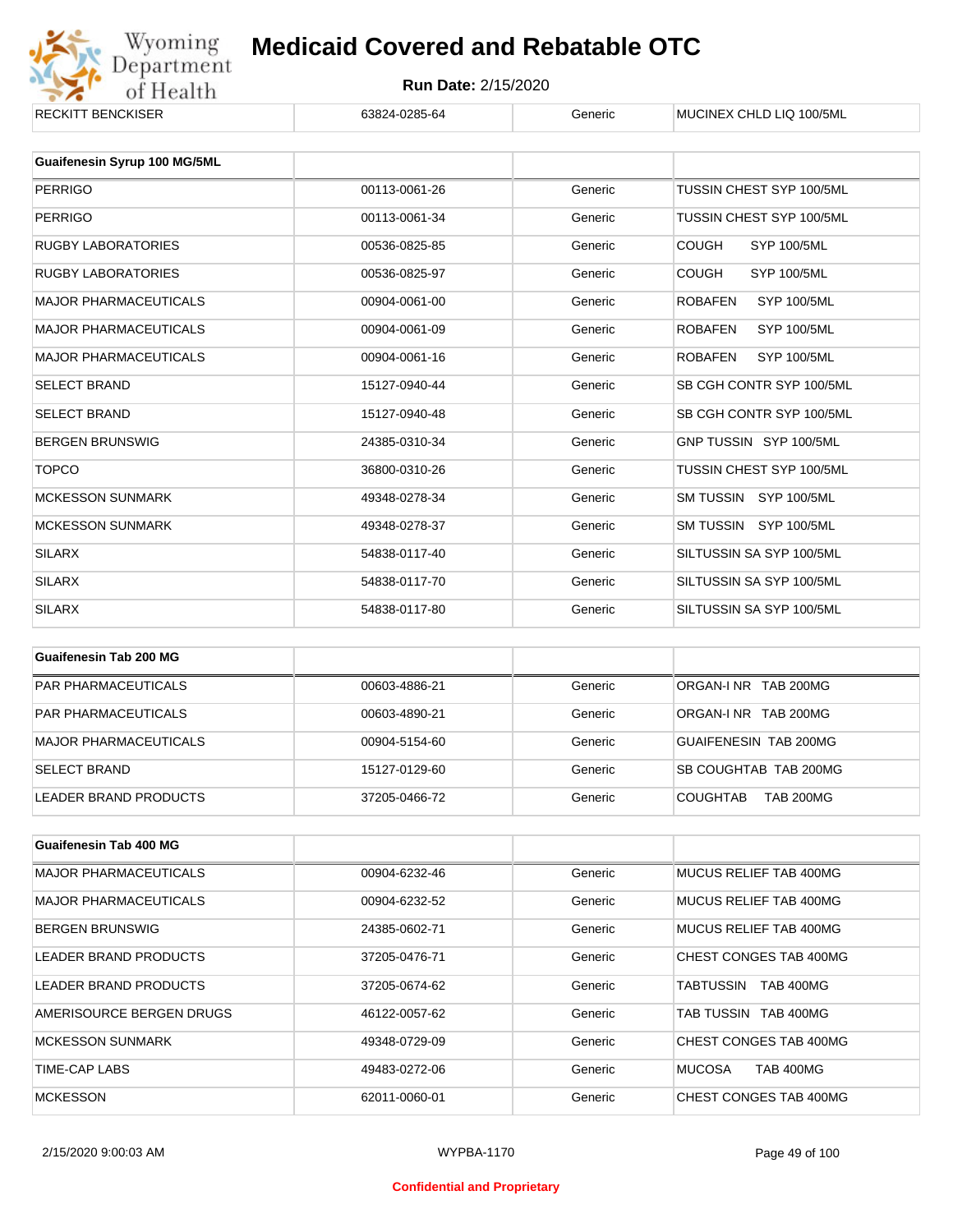| RECKITT BENCKISER | 63824-0285-64 | Generic | MUCINEX CHLD LIQ 100/5ML |
|---|---|---|---|

| Guaifenesin Syrup 100 MG/5ML | | | |
|---|---|---|---|
| PERRIGO | 00113-0061-26 | Generic | TUSSIN CHEST SYP 100/5ML |
| PERRIGO | 00113-0061-34 | Generic | TUSSIN CHEST SYP 100/5ML |
| RUGBY LABORATORIES | 00536-0825-85 | Generic | COUGH SYP 100/5ML |
| RUGBY LABORATORIES | 00536-0825-97 | Generic | COUGH SYP 100/5ML |
| MAJOR PHARMACEUTICALS | 00904-0061-00 | Generic | ROBAFEN SYP 100/5ML |
| MAJOR PHARMACEUTICALS | 00904-0061-09 | Generic | ROBAFEN SYP 100/5ML |
| MAJOR PHARMACEUTICALS | 00904-0061-16 | Generic | ROBAFEN SYP 100/5ML |
| SELECT BRAND | 15127-0940-44 | Generic | SB CGH CONTR SYP 100/5ML |
| SELECT BRAND | 15127-0940-48 | Generic | SB CGH CONTR SYP 100/5ML |
| BERGEN BRUNSWIG | 24385-0310-34 | Generic | GNP TUSSIN SYP 100/5ML |
| TOPCO | 36800-0310-26 | Generic | TUSSIN CHEST SYP 100/5ML |
| MCKESSON SUNMARK | 49348-0278-34 | Generic | SM TUSSIN SYP 100/5ML |
| MCKESSON SUNMARK | 49348-0278-37 | Generic | SM TUSSIN SYP 100/5ML |
| SILARX | 54838-0117-40 | Generic | SILTUSSIN SA SYP 100/5ML |
| SILARX | 54838-0117-70 | Generic | SILTUSSIN SA SYP 100/5ML |
| SILARX | 54838-0117-80 | Generic | SILTUSSIN SA SYP 100/5ML |

| Guaifenesin Tab 200 MG | | | |
|---|---|---|---|
| PAR PHARMACEUTICALS | 00603-4886-21 | Generic | ORGAN-I NR TAB 200MG |
| PAR PHARMACEUTICALS | 00603-4890-21 | Generic | ORGAN-I NR TAB 200MG |
| MAJOR PHARMACEUTICALS | 00904-5154-60 | Generic | GUAIFENESIN TAB 200MG |
| SELECT BRAND | 15127-0129-60 | Generic | SB COUGHTAB TAB 200MG |
| LEADER BRAND PRODUCTS | 37205-0466-72 | Generic | COUGHTAB TAB 200MG |

| Guaifenesin Tab 400 MG | | | |
|---|---|---|---|
| MAJOR PHARMACEUTICALS | 00904-6232-46 | Generic | MUCUS RELIEF TAB 400MG |
| MAJOR PHARMACEUTICALS | 00904-6232-52 | Generic | MUCUS RELIEF TAB 400MG |
| BERGEN BRUNSWIG | 24385-0602-71 | Generic | MUCUS RELIEF TAB 400MG |
| LEADER BRAND PRODUCTS | 37205-0476-71 | Generic | CHEST CONGES TAB 400MG |
| LEADER BRAND PRODUCTS | 37205-0674-62 | Generic | TABTUSSIN TAB 400MG |
| AMERISOURCE BERGEN DRUGS | 46122-0057-62 | Generic | TAB TUSSIN TAB 400MG |
| MCKESSON SUNMARK | 49348-0729-09 | Generic | CHEST CONGES TAB 400MG |
| TIME-CAP LABS | 49483-0272-06 | Generic | MUCOSA TAB 400MG |
| MCKESSON | 62011-0060-01 | Generic | CHEST CONGES TAB 400MG |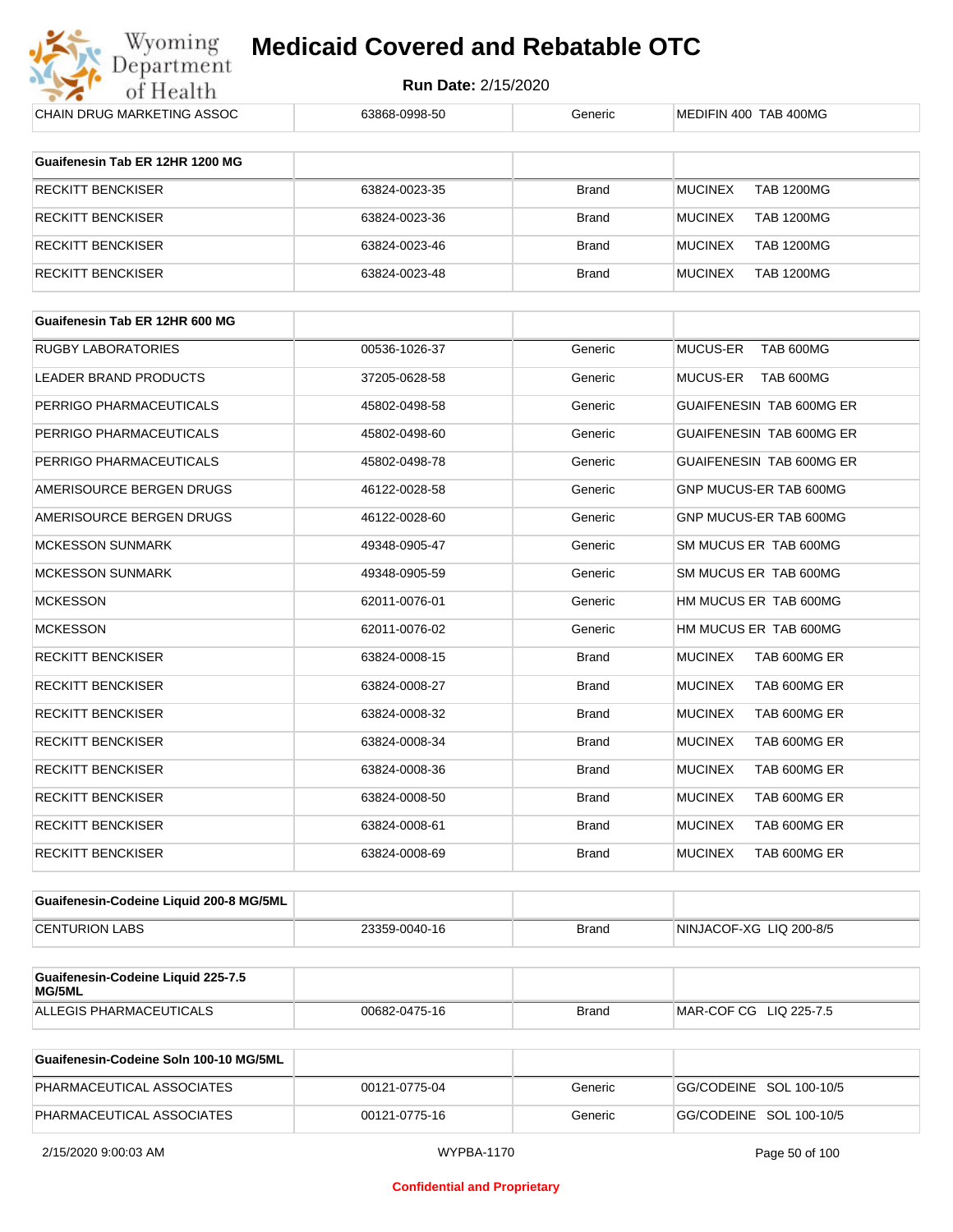| | | | |
|---|---|---|---|
| CHAIN DRUG MARKETING ASSOC | 63868-0998-50 | Generic | MEDIFIN 400 TAB 400MG |

| **Guaifenesin Tab ER 12HR 1200 MG** | | | |
|---|---|---|---|
| RECKITT BENCKISER | 63824-0023-35 | Brand | MUCINEX TAB 1200MG |
| RECKITT BENCKISER | 63824-0023-36 | Brand | MUCINEX TAB 1200MG |
| RECKITT BENCKISER | 63824-0023-46 | Brand | MUCINEX TAB 1200MG |
| RECKITT BENCKISER | 63824-0023-48 | Brand | MUCINEX TAB 1200MG |

| **Guaifenesin Tab ER 12HR 600 MG** | | | |
|---|---|---|---|
| RUGBY LABORATORIES | 00536-1026-37 | Generic | MUCUS-ER TAB 600MG |
| LEADER BRAND PRODUCTS | 37205-0628-58 | Generic | MUCUS-ER TAB 600MG |
| PERRIGO PHARMACEUTICALS | 45802-0498-58 | Generic | GUAIFENESIN TAB 600MG ER |
| PERRIGO PHARMACEUTICALS | 45802-0498-60 | Generic | GUAIFENESIN TAB 600MG ER |
| PERRIGO PHARMACEUTICALS | 45802-0498-78 | Generic | GUAIFENESIN TAB 600MG ER |
| AMERISOURCE BERGEN DRUGS | 46122-0028-58 | Generic | GNP MUCUS-ER TAB 600MG |
| AMERISOURCE BERGEN DRUGS | 46122-0028-60 | Generic | GNP MUCUS-ER TAB 600MG |
| MCKESSON SUNMARK | 49348-0905-47 | Generic | SM MUCUS ER TAB 600MG |
| MCKESSON SUNMARK | 49348-0905-59 | Generic | SM MUCUS ER TAB 600MG |
| MCKESSON | 62011-0076-01 | Generic | HM MUCUS ER TAB 600MG |
| MCKESSON | 62011-0076-02 | Generic | HM MUCUS ER TAB 600MG |
| RECKITT BENCKISER | 63824-0008-15 | Brand | MUCINEX TAB 600MG ER |
| RECKITT BENCKISER | 63824-0008-27 | Brand | MUCINEX TAB 600MG ER |
| RECKITT BENCKISER | 63824-0008-32 | Brand | MUCINEX TAB 600MG ER |
| RECKITT BENCKISER | 63824-0008-34 | Brand | MUCINEX TAB 600MG ER |
| RECKITT BENCKISER | 63824-0008-36 | Brand | MUCINEX TAB 600MG ER |
| RECKITT BENCKISER | 63824-0008-50 | Brand | MUCINEX TAB 600MG ER |
| RECKITT BENCKISER | 63824-0008-61 | Brand | MUCINEX TAB 600MG ER |
| RECKITT BENCKISER | 63824-0008-69 | Brand | MUCINEX TAB 600MG ER |

| **Guaifenesin-Codeine Liquid 200-8 MG/5ML** | | | |
|---|---|---|---|
| CENTURION LABS | 23359-0040-16 | Brand | NINJACOF-XG LIQ 200-8/5 |

| **Guaifenesin-Codeine Liquid 225-7.5 MG/5ML** | | | |
|---|---|---|---|
| ALLEGIS PHARMACEUTICALS | 00682-0475-16 | Brand | MAR-COF CG LIQ 225-7.5 |

| **Guaifenesin-Codeine Soln 100-10 MG/5ML** | | | |
|---|---|---|---|
| PHARMACEUTICAL ASSOCIATES | 00121-0775-04 | Generic | GG/CODEINE SOL 100-10/5 |
| PHARMACEUTICAL ASSOCIATES | 00121-0775-16 | Generic | GG/CODEINE SOL 100-10/5 |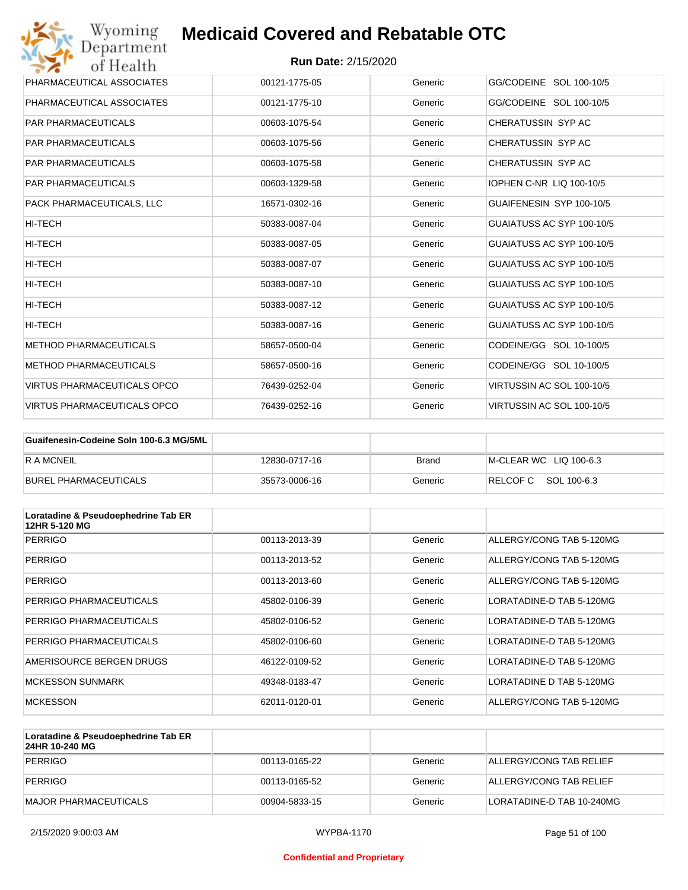# Medicaid Covered and Rebatable OTC

**Run Date:** 2/15/2020

| | | | |
|---|---|---|---|
| PHARMACEUTICAL ASSOCIATES | 00121-1775-05 | Generic | GG/CODEINE SOL 100-10/5 |
| PHARMACEUTICAL ASSOCIATES | 00121-1775-10 | Generic | GG/CODEINE SOL 100-10/5 |
| PAR PHARMACEUTICALS | 00603-1075-54 | Generic | CHERATUSSIN SYP AC |
| PAR PHARMACEUTICALS | 00603-1075-56 | Generic | CHERATUSSIN SYP AC |
| PAR PHARMACEUTICALS | 00603-1075-58 | Generic | CHERATUSSIN SYP AC |
| PAR PHARMACEUTICALS | 00603-1329-58 | Generic | IOPHEN C-NR LIQ 100-10/5 |
| PACK PHARMACEUTICALS, LLC | 16571-0302-16 | Generic | GUAIFENESIN SYP 100-10/5 |
| HI-TECH | 50383-0087-04 | Generic | GUAIATUSS AC SYP 100-10/5 |
| HI-TECH | 50383-0087-05 | Generic | GUAIATUSS AC SYP 100-10/5 |
| HI-TECH | 50383-0087-07 | Generic | GUAIATUSS AC SYP 100-10/5 |
| HI-TECH | 50383-0087-10 | Generic | GUAIATUSS AC SYP 100-10/5 |
| HI-TECH | 50383-0087-12 | Generic | GUAIATUSS AC SYP 100-10/5 |
| HI-TECH | 50383-0087-16 | Generic | GUAIATUSS AC SYP 100-10/5 |
| METHOD PHARMACEUTICALS | 58657-0500-04 | Generic | CODEINE/GG SOL 10-100/5 |
| METHOD PHARMACEUTICALS | 58657-0500-16 | Generic | CODEINE/GG SOL 10-100/5 |
| VIRTUS PHARMACEUTICALS OPCO | 76439-0252-04 | Generic | VIRTUSSIN AC SOL 100-10/5 |
| VIRTUS PHARMACEUTICALS OPCO | 76439-0252-16 | Generic | VIRTUSSIN AC SOL 100-10/5 |

| Guaifenesin-Codeine Soln 100-6.3 MG/5ML | | | |
|---|---|---|---|
| R A MCNEIL | 12830-0717-16 | Brand | M-CLEAR WC LIQ 100-6.3 |
| BUREL PHARMACEUTICALS | 35573-0006-16 | Generic | RELCOF C SOL 100-6.3 |

| Loratadine & Pseudoephedrine Tab ER 12HR 5-120 MG | | | |
|---|---|---|---|
| PERRIGO | 00113-2013-39 | Generic | ALLERGY/CONG TAB 5-120MG |
| PERRIGO | 00113-2013-52 | Generic | ALLERGY/CONG TAB 5-120MG |
| PERRIGO | 00113-2013-60 | Generic | ALLERGY/CONG TAB 5-120MG |
| PERRIGO PHARMACEUTICALS | 45802-0106-39 | Generic | LORATADINE-D TAB 5-120MG |
| PERRIGO PHARMACEUTICALS | 45802-0106-52 | Generic | LORATADINE-D TAB 5-120MG |
| PERRIGO PHARMACEUTICALS | 45802-0106-60 | Generic | LORATADINE-D TAB 5-120MG |
| AMERISOURCE BERGEN DRUGS | 46122-0109-52 | Generic | LORATADINE-D TAB 5-120MG |
| MCKESSON SUNMARK | 49348-0183-47 | Generic | LORATADINE D TAB 5-120MG |
| MCKESSON | 62011-0120-01 | Generic | ALLERGY/CONG TAB 5-120MG |

| Loratadine & Pseudoephedrine Tab ER 24HR 10-240 MG | | | |
|---|---|---|---|
| PERRIGO | 00113-0165-22 | Generic | ALLERGY/CONG TAB RELIEF |
| PERRIGO | 00113-0165-52 | Generic | ALLERGY/CONG TAB RELIEF |
| MAJOR PHARMACEUTICALS | 00904-5833-15 | Generic | LORATADINE-D TAB 10-240MG |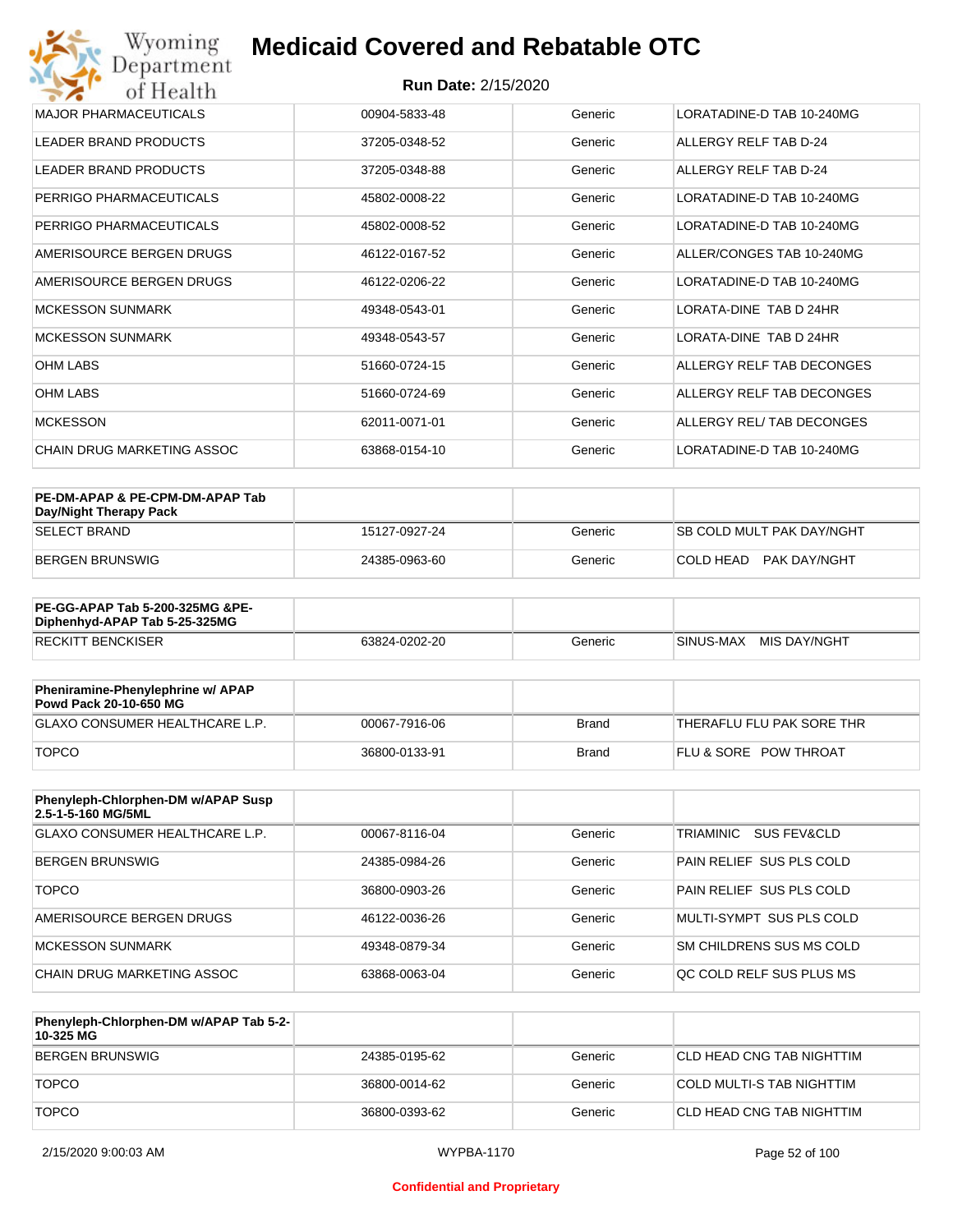| | | | |
|---|---|---|---|
| MAJOR PHARMACEUTICALS | 00904-5833-48 | Generic | LORATADINE-D TAB 10-240MG |
| LEADER BRAND PRODUCTS | 37205-0348-52 | Generic | ALLERGY RELF TAB D-24 |
| LEADER BRAND PRODUCTS | 37205-0348-88 | Generic | ALLERGY RELF TAB D-24 |
| PERRIGO PHARMACEUTICALS | 45802-0008-22 | Generic | LORATADINE-D TAB 10-240MG |
| PERRIGO PHARMACEUTICALS | 45802-0008-52 | Generic | LORATADINE-D TAB 10-240MG |
| AMERISOURCE BERGEN DRUGS | 46122-0167-52 | Generic | ALLER/CONGES TAB 10-240MG |
| AMERISOURCE BERGEN DRUGS | 46122-0206-22 | Generic | LORATADINE-D TAB 10-240MG |
| MCKESSON SUNMARK | 49348-0543-01 | Generic | LORATA-DINE TAB D 24HR |
| MCKESSON SUNMARK | 49348-0543-57 | Generic | LORATA-DINE TAB D 24HR |
| OHM LABS | 51660-0724-15 | Generic | ALLERGY RELF TAB DECONGES |
| OHM LABS | 51660-0724-69 | Generic | ALLERGY RELF TAB DECONGES |
| MCKESSON | 62011-0071-01 | Generic | ALLERGY REL/ TAB DECONGES |
| CHAIN DRUG MARKETING ASSOC | 63868-0154-10 | Generic | LORATADINE-D TAB 10-240MG |

| **PE-DM-APAP & PE-CPM-DM-APAP Tab Day/Night Therapy Pack** | | | |
|---|---|---|---|
| SELECT BRAND | 15127-0927-24 | Generic | SB COLD MULT PAK DAY/NGHT |
| BERGEN BRUNSWIG | 24385-0963-60 | Generic | COLD HEAD PAK DAY/NGHT |

| **PE-GG-APAP Tab 5-200-325MG &PE-Diphenhyd-APAP Tab 5-25-325MG** | | | |
|---|---|---|---|
| RECKITT BENCKISER | 63824-0202-20 | Generic | SINUS-MAX MIS DAY/NGHT |

| **Pheniramine-Phenylephrine w/ APAP Powd Pack 20-10-650 MG** | | | |
|---|---|---|---|
| GLAXO CONSUMER HEALTHCARE L.P. | 00067-7916-06 | Brand | THERAFLU FLU PAK SORE THR |
| TOPCO | 36800-0133-91 | Brand | FLU & SORE POW THROAT |

| **Phenyleph-Chlorphen-DM w/APAP Susp 2.5-1-5-160 MG/5ML** | | | |
|---|---|---|---|
| GLAXO CONSUMER HEALTHCARE L.P. | 00067-8116-04 | Generic | TRIAMINIC SUS FEV&CLD |
| BERGEN BRUNSWIG | 24385-0984-26 | Generic | PAIN RELIEF SUS PLS COLD |
| TOPCO | 36800-0903-26 | Generic | PAIN RELIEF SUS PLS COLD |
| AMERISOURCE BERGEN DRUGS | 46122-0036-26 | Generic | MULTI-SYMPT SUS PLS COLD |
| MCKESSON SUNMARK | 49348-0879-34 | Generic | SM CHILDRENS SUS MS COLD |
| CHAIN DRUG MARKETING ASSOC | 63868-0063-04 | Generic | QC COLD RELF SUS PLUS MS |

| **Phenyleph-Chlorphen-DM w/APAP Tab 5-2-10-325 MG** | | | |
|---|---|---|---|
| BERGEN BRUNSWIG | 24385-0195-62 | Generic | CLD HEAD CNG TAB NIGHTTIM |
| TOPCO | 36800-0014-62 | Generic | COLD MULTI-S TAB NIGHTTIM |
| TOPCO | 36800-0393-62 | Generic | CLD HEAD CNG TAB NIGHTTIM |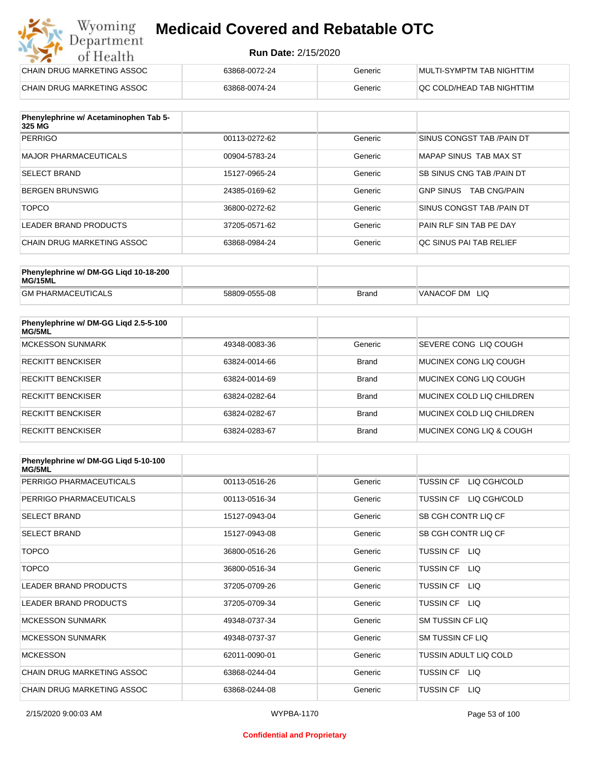| | | | |
|---|---|---|---|
| CHAIN DRUG MARKETING ASSOC | 63868-0072-24 | Generic | MULTI-SYMPTM TAB NIGHTTIM |
| CHAIN DRUG MARKETING ASSOC | 63868-0074-24 | Generic | QC COLD/HEAD TAB NIGHTTIM |

| Phenylephrine w/ Acetaminophen Tab 5-325 MG | | | |
|---|---|---|---|
| PERRIGO | 00113-0272-62 | Generic | SINUS CONGST TAB /PAIN DT |
| MAJOR PHARMACEUTICALS | 00904-5783-24 | Generic | MAPAP SINUS TAB MAX ST |
| SELECT BRAND | 15127-0965-24 | Generic | SB SINUS CNG TAB /PAIN DT |
| BERGEN BRUNSWIG | 24385-0169-62 | Generic | GNP SINUS TAB CNG/PAIN |
| TOPCO | 36800-0272-62 | Generic | SINUS CONGST TAB /PAIN DT |
| LEADER BRAND PRODUCTS | 37205-0571-62 | Generic | PAIN RLF SIN TAB PE DAY |
| CHAIN DRUG MARKETING ASSOC | 63868-0984-24 | Generic | QC SINUS PAI TAB RELIEF |

| Phenylephrine w/ DM-GG Liqd 10-18-200 MG/15ML | | | |
|---|---|---|---|
| GM PHARMACEUTICALS | 58809-0555-08 | Brand | VANACOF DM LIQ |

| Phenylephrine w/ DM-GG Liqd 2.5-5-100 MG/5ML | | | |
|---|---|---|---|
| MCKESSON SUNMARK | 49348-0083-36 | Generic | SEVERE CONG LIQ COUGH |
| RECKITT BENCKISER | 63824-0014-66 | Brand | MUCINEX CONG LIQ COUGH |
| RECKITT BENCKISER | 63824-0014-69 | Brand | MUCINEX CONG LIQ COUGH |
| RECKITT BENCKISER | 63824-0282-64 | Brand | MUCINEX COLD LIQ CHILDREN |
| RECKITT BENCKISER | 63824-0282-67 | Brand | MUCINEX COLD LIQ CHILDREN |
| RECKITT BENCKISER | 63824-0283-67 | Brand | MUCINEX CONG LIQ & COUGH |

| Phenylephrine w/ DM-GG Liqd 5-10-100 MG/5ML | | | |
|---|---|---|---|
| PERRIGO PHARMACEUTICALS | 00113-0516-26 | Generic | TUSSIN CF LIQ CGH/COLD |
| PERRIGO PHARMACEUTICALS | 00113-0516-34 | Generic | TUSSIN CF LIQ CGH/COLD |
| SELECT BRAND | 15127-0943-04 | Generic | SB CGH CONTR LIQ CF |
| SELECT BRAND | 15127-0943-08 | Generic | SB CGH CONTR LIQ CF |
| TOPCO | 36800-0516-26 | Generic | TUSSIN CF LIQ |
| TOPCO | 36800-0516-34 | Generic | TUSSIN CF LIQ |
| LEADER BRAND PRODUCTS | 37205-0709-26 | Generic | TUSSIN CF LIQ |
| LEADER BRAND PRODUCTS | 37205-0709-34 | Generic | TUSSIN CF LIQ |
| MCKESSON SUNMARK | 49348-0737-34 | Generic | SM TUSSIN CF LIQ |
| MCKESSON SUNMARK | 49348-0737-37 | Generic | SM TUSSIN CF LIQ |
| MCKESSON | 62011-0090-01 | Generic | TUSSIN ADULT LIQ COLD |
| CHAIN DRUG MARKETING ASSOC | 63868-0244-04 | Generic | TUSSIN CF LIQ |
| CHAIN DRUG MARKETING ASSOC | 63868-0244-08 | Generic | TUSSIN CF LIQ |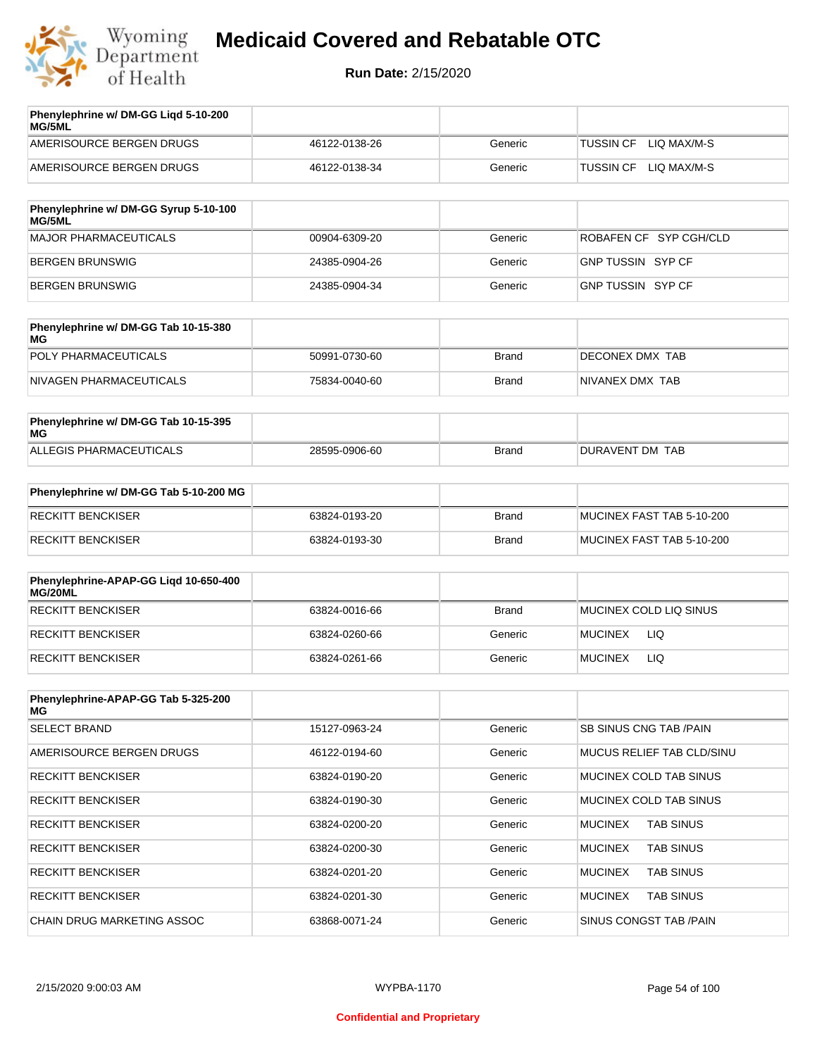# Medicaid Covered and Rebatable OTC

**Run Date:** 2/15/2020

| Phenylephrine w/ DM-GG Liqd 5-10-200 MG/5ML | | | |
|---|---|---|---|
| AMERISOURCE BERGEN DRUGS | 46122-0138-26 | Generic | TUSSIN CF LIQ MAX/M-S |
| AMERISOURCE BERGEN DRUGS | 46122-0138-34 | Generic | TUSSIN CF LIQ MAX/M-S |

| Phenylephrine w/ DM-GG Syrup 5-10-100 MG/5ML | | | |
|---|---|---|---|
| MAJOR PHARMACEUTICALS | 00904-6309-20 | Generic | ROBAFEN CF SYP CGH/CLD |
| BERGEN BRUNSWIG | 24385-0904-26 | Generic | GNP TUSSIN SYP CF |
| BERGEN BRUNSWIG | 24385-0904-34 | Generic | GNP TUSSIN SYP CF |

| Phenylephrine w/ DM-GG Tab 10-15-380 MG | | | |
|---|---|---|---|
| POLY PHARMACEUTICALS | 50991-0730-60 | Brand | DECONEX DMX TAB |
| NIVAGEN PHARMACEUTICALS | 75834-0040-60 | Brand | NIVANEX DMX TAB |

| Phenylephrine w/ DM-GG Tab 10-15-395 MG | | | |
|---|---|---|---|
| ALLEGIS PHARMACEUTICALS | 28595-0906-60 | Brand | DURAVENT DM TAB |

| Phenylephrine w/ DM-GG Tab 5-10-200 MG | | | |
|---|---|---|---|
| RECKITT BENCKISER | 63824-0193-20 | Brand | MUCINEX FAST TAB 5-10-200 |
| RECKITT BENCKISER | 63824-0193-30 | Brand | MUCINEX FAST TAB 5-10-200 |

| Phenylephrine-APAP-GG Liqd 10-650-400 MG/20ML | | | |
|---|---|---|---|
| RECKITT BENCKISER | 63824-0016-66 | Brand | MUCINEX COLD LIQ SINUS |
| RECKITT BENCKISER | 63824-0260-66 | Generic | MUCINEX LIQ |
| RECKITT BENCKISER | 63824-0261-66 | Generic | MUCINEX LIQ |

| Phenylephrine-APAP-GG Tab 5-325-200 MG | | | |
|---|---|---|---|
| SELECT BRAND | 15127-0963-24 | Generic | SB SINUS CNG TAB /PAIN |
| AMERISOURCE BERGEN DRUGS | 46122-0194-60 | Generic | MUCUS RELIEF TAB CLD/SINU |
| RECKITT BENCKISER | 63824-0190-20 | Generic | MUCINEX COLD TAB SINUS |
| RECKITT BENCKISER | 63824-0190-30 | Generic | MUCINEX COLD TAB SINUS |
| RECKITT BENCKISER | 63824-0200-20 | Generic | MUCINEX TAB SINUS |
| RECKITT BENCKISER | 63824-0200-30 | Generic | MUCINEX TAB SINUS |
| RECKITT BENCKISER | 63824-0201-20 | Generic | MUCINEX TAB SINUS |
| RECKITT BENCKISER | 63824-0201-30 | Generic | MUCINEX TAB SINUS |
| CHAIN DRUG MARKETING ASSOC | 63868-0071-24 | Generic | SINUS CONGST TAB /PAIN |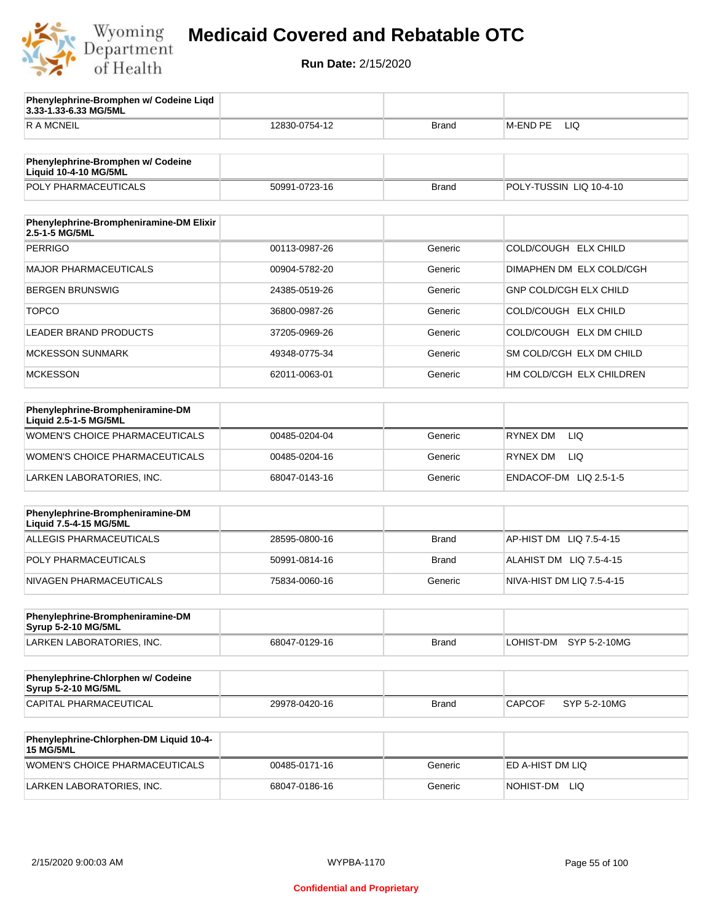# Medicaid Covered and Rebatable OTC

**Run Date:** 2/15/2020

| Phenylephrine-Bromphen w/ Codeine Liqd 3.33-1.33-6.33 MG/5ML | | | |
|---|---|---|---|
| R A MCNEIL | 12830-0754-12 | Brand | M-END PE LIQ |

| Phenylephrine-Bromphen w/ Codeine Liquid 10-4-10 MG/5ML | | | |
|---|---|---|---|
| POLY PHARMACEUTICALS | 50991-0723-16 | Brand | POLY-TUSSIN LIQ 10-4-10 |

| Phenylephrine-Brompheniramine-DM Elixir 2.5-1-5 MG/5ML | | | |
|---|---|---|---|
| PERRIGO | 00113-0987-26 | Generic | COLD/COUGH ELX CHILD |
| MAJOR PHARMACEUTICALS | 00904-5782-20 | Generic | DIMAPHEN DM ELX COLD/CGH |
| BERGEN BRUNSWIG | 24385-0519-26 | Generic | GNP COLD/CGH ELX CHILD |
| TOPCO | 36800-0987-26 | Generic | COLD/COUGH ELX CHILD |
| LEADER BRAND PRODUCTS | 37205-0969-26 | Generic | COLD/COUGH ELX DM CHILD |
| MCKESSON SUNMARK | 49348-0775-34 | Generic | SM COLD/CGH ELX DM CHILD |
| MCKESSON | 62011-0063-01 | Generic | HM COLD/CGH ELX CHILDREN |

| Phenylephrine-Brompheniramine-DM Liquid 2.5-1-5 MG/5ML | | | |
|---|---|---|---|
| WOMEN'S CHOICE PHARMACEUTICALS | 00485-0204-04 | Generic | RYNEX DM LIQ |
| WOMEN'S CHOICE PHARMACEUTICALS | 00485-0204-16 | Generic | RYNEX DM LIQ |
| LARKEN LABORATORIES, INC. | 68047-0143-16 | Generic | ENDACOF-DM LIQ 2.5-1-5 |

| Phenylephrine-Brompheniramine-DM Liquid 7.5-4-15 MG/5ML | | | |
|---|---|---|---|
| ALLEGIS PHARMACEUTICALS | 28595-0800-16 | Brand | AP-HIST DM LIQ 7.5-4-15 |
| POLY PHARMACEUTICALS | 50991-0814-16 | Brand | ALAHIST DM LIQ 7.5-4-15 |
| NIVAGEN PHARMACEUTICALS | 75834-0060-16 | Generic | NIVA-HIST DM LIQ 7.5-4-15 |

| Phenylephrine-Brompheniramine-DM Syrup 5-2-10 MG/5ML | | | |
|---|---|---|---|
| LARKEN LABORATORIES, INC. | 68047-0129-16 | Brand | LOHIST-DM SYP 5-2-10MG |

| Phenylephrine-Chlorphen w/ Codeine Syrup 5-2-10 MG/5ML | | | |
|---|---|---|---|
| CAPITAL PHARMACEUTICAL | 29978-0420-16 | Brand | CAPCOF SYP 5-2-10MG |

| Phenylephrine-Chlorphen-DM Liquid 10-4-15 MG/5ML | | | |
|---|---|---|---|
| WOMEN'S CHOICE PHARMACEUTICALS | 00485-0171-16 | Generic | ED A-HIST DM LIQ |
| LARKEN LABORATORIES, INC. | 68047-0186-16 | Generic | NOHIST-DM LIQ |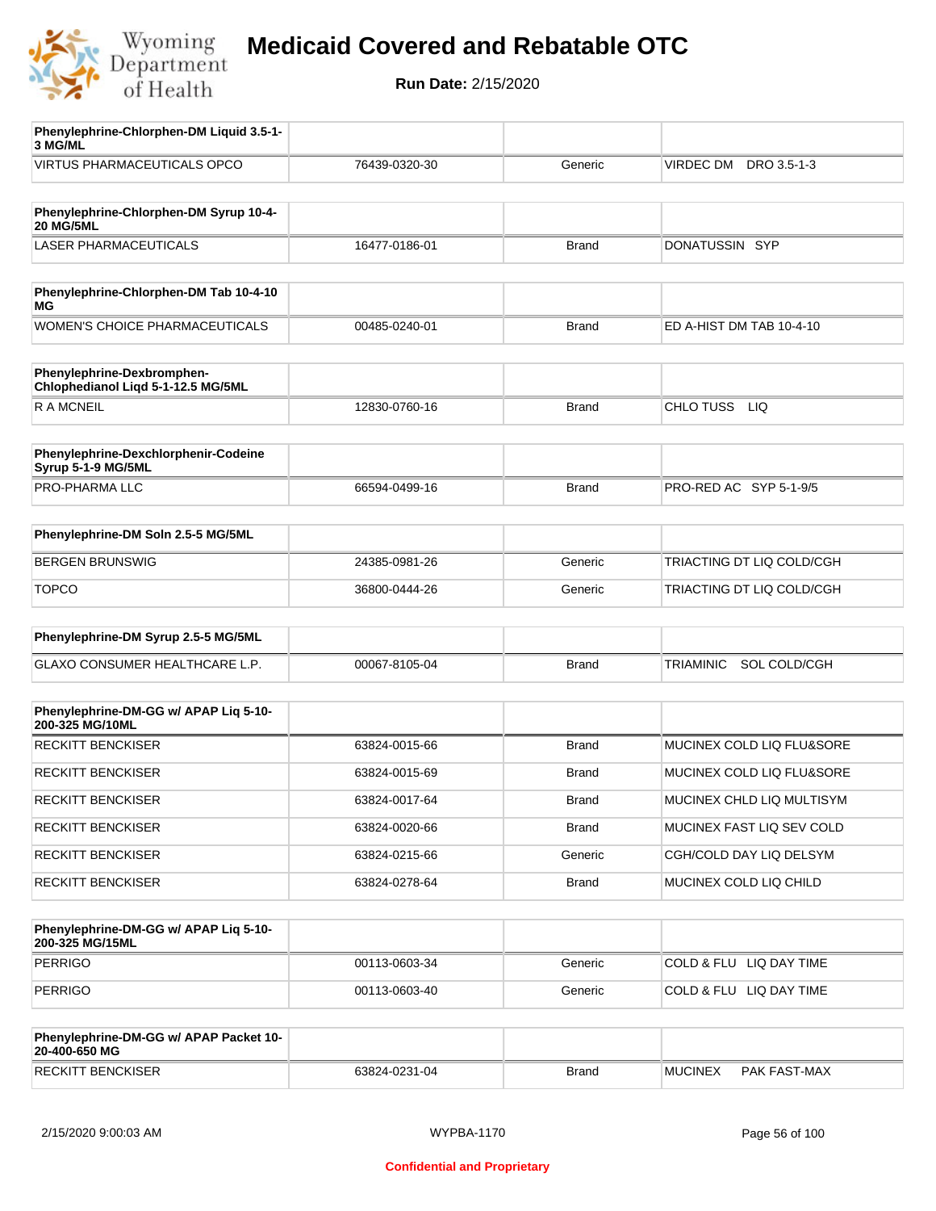# Medicaid Covered and Rebatable OTC

**Run Date:** 2/15/2020

| Phenylephrine-Chlorphen-DM Liquid 3.5-1-3 MG/ML | | | |
|---|---|---|---|
| VIRTUS PHARMACEUTICALS OPCO | 76439-0320-30 | Generic | VIRDEC DM DRO 3.5-1-3 |

| Phenylephrine-Chlorphen-DM Syrup 10-4-20 MG/5ML | | | |
|---|---|---|---|
| LASER PHARMACEUTICALS | 16477-0186-01 | Brand | DONATUSSIN SYP |

| Phenylephrine-Chlorphen-DM Tab 10-4-10 MG | | | |
|---|---|---|---|
| WOMEN'S CHOICE PHARMACEUTICALS | 00485-0240-01 | Brand | ED A-HIST DM TAB 10-4-10 |

| Phenylephrine-Dexbromphen-Chlophedianol Liqd 5-1-12.5 MG/5ML | | | |
|---|---|---|---|
| R A MCNEIL | 12830-0760-16 | Brand | CHLO TUSS LIQ |

| Phenylephrine-Dexchlorphenir-Codeine Syrup 5-1-9 MG/5ML | | | |
|---|---|---|---|
| PRO-PHARMA LLC | 66594-0499-16 | Brand | PRO-RED AC SYP 5-1-9/5 |

| Phenylephrine-DM Soln 2.5-5 MG/5ML | | | |
|---|---|---|---|
| BERGEN BRUNSWIG | 24385-0981-26 | Generic | TRIACTING DT LIQ COLD/CGH |
| TOPCO | 36800-0444-26 | Generic | TRIACTING DT LIQ COLD/CGH |

| Phenylephrine-DM Syrup 2.5-5 MG/5ML | | | |
|---|---|---|---|
| GLAXO CONSUMER HEALTHCARE L.P. | 00067-8105-04 | Brand | TRIAMINIC SOL COLD/CGH |

| Phenylephrine-DM-GG w/ APAP Liq 5-10-200-325 MG/10ML | | | |
|---|---|---|---|
| RECKITT BENCKISER | 63824-0015-66 | Brand | MUCINEX COLD LIQ FLU&SORE |
| RECKITT BENCKISER | 63824-0015-69 | Brand | MUCINEX COLD LIQ FLU&SORE |
| RECKITT BENCKISER | 63824-0017-64 | Brand | MUCINEX CHLD LIQ MULTISYM |
| RECKITT BENCKISER | 63824-0020-66 | Brand | MUCINEX FAST LIQ SEV COLD |
| RECKITT BENCKISER | 63824-0215-66 | Generic | CGH/COLD DAY LIQ DELSYM |
| RECKITT BENCKISER | 63824-0278-64 | Brand | MUCINEX COLD LIQ CHILD |

| Phenylephrine-DM-GG w/ APAP Liq 5-10-200-325 MG/15ML | | | |
|---|---|---|---|
| PERRIGO | 00113-0603-34 | Generic | COLD & FLU LIQ DAY TIME |
| PERRIGO | 00113-0603-40 | Generic | COLD & FLU LIQ DAY TIME |

| Phenylephrine-DM-GG w/ APAP Packet 10-20-400-650 MG | | | |
|---|---|---|---|
| RECKITT BENCKISER | 63824-0231-04 | Brand | MUCINEX PAK FAST-MAX |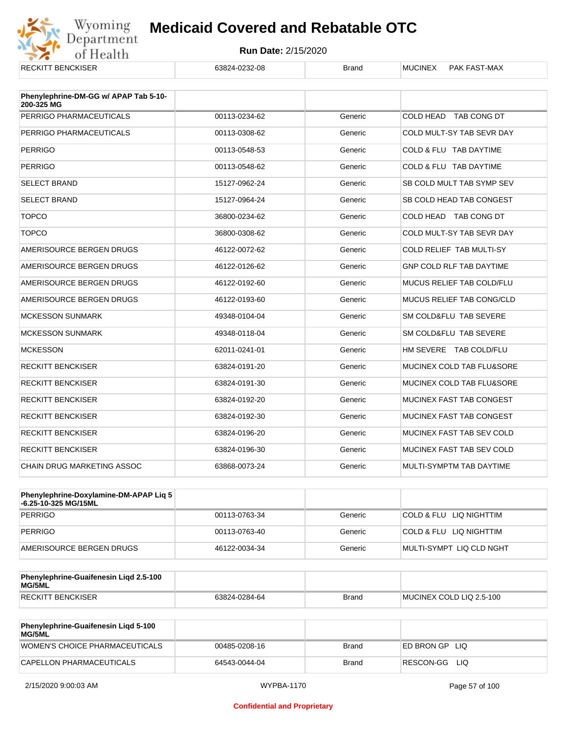| RECKITT BENCKISER | 63824-0232-08 | Brand | MUCINEX PAK FAST-MAX |
|---|---|---|---|

| Phenylephrine-DM-GG w/ APAP Tab 5-10-200-325 MG | | | |
|---|---|---|---|
| PERRIGO PHARMACEUTICALS | 00113-0234-62 | Generic | COLD HEAD TAB CONG DT |
| PERRIGO PHARMACEUTICALS | 00113-0308-62 | Generic | COLD MULT-SY TAB SEVR DAY |
| PERRIGO | 00113-0548-53 | Generic | COLD & FLU TAB DAYTIME |
| PERRIGO | 00113-0548-62 | Generic | COLD & FLU TAB DAYTIME |
| SELECT BRAND | 15127-0962-24 | Generic | SB COLD MULT TAB SYMP SEV |
| SELECT BRAND | 15127-0964-24 | Generic | SB COLD HEAD TAB CONGEST |
| TOPCO | 36800-0234-62 | Generic | COLD HEAD TAB CONG DT |
| TOPCO | 36800-0308-62 | Generic | COLD MULT-SY TAB SEVR DAY |
| AMERISOURCE BERGEN DRUGS | 46122-0072-62 | Generic | COLD RELIEF TAB MULTI-SY |
| AMERISOURCE BERGEN DRUGS | 46122-0126-62 | Generic | GNP COLD RLF TAB DAYTIME |
| AMERISOURCE BERGEN DRUGS | 46122-0192-60 | Generic | MUCUS RELIEF TAB COLD/FLU |
| AMERISOURCE BERGEN DRUGS | 46122-0193-60 | Generic | MUCUS RELIEF TAB CONG/CLD |
| MCKESSON SUNMARK | 49348-0104-04 | Generic | SM COLD&FLU TAB SEVERE |
| MCKESSON SUNMARK | 49348-0118-04 | Generic | SM COLD&FLU TAB SEVERE |
| MCKESSON | 62011-0241-01 | Generic | HM SEVERE TAB COLD/FLU |
| RECKITT BENCKISER | 63824-0191-20 | Generic | MUCINEX COLD TAB FLU&SORE |
| RECKITT BENCKISER | 63824-0191-30 | Generic | MUCINEX COLD TAB FLU&SORE |
| RECKITT BENCKISER | 63824-0192-20 | Generic | MUCINEX FAST TAB CONGEST |
| RECKITT BENCKISER | 63824-0192-30 | Generic | MUCINEX FAST TAB CONGEST |
| RECKITT BENCKISER | 63824-0196-20 | Generic | MUCINEX FAST TAB SEV COLD |
| RECKITT BENCKISER | 63824-0196-30 | Generic | MUCINEX FAST TAB SEV COLD |
| CHAIN DRUG MARKETING ASSOC | 63868-0073-24 | Generic | MULTI-SYMPTM TAB DAYTIME |

| Phenylephrine-Doxylamine-DM-APAP Liq 5-6.25-10-325 MG/15ML | | | |
|---|---|---|---|
| PERRIGO | 00113-0763-34 | Generic | COLD & FLU LIQ NIGHTTIM |
| PERRIGO | 00113-0763-40 | Generic | COLD & FLU LIQ NIGHTTIM |
| AMERISOURCE BERGEN DRUGS | 46122-0034-34 | Generic | MULTI-SYMPT LIQ CLD NGHT |

| Phenylephrine-Guaifenesin Liqd 2.5-100 MG/5ML | | | |
|---|---|---|---|
| RECKITT BENCKISER | 63824-0284-64 | Brand | MUCINEX COLD LIQ 2.5-100 |

| Phenylephrine-Guaifenesin Liqd 5-100 MG/5ML | | | |
|---|---|---|---|
| WOMEN'S CHOICE PHARMACEUTICALS | 00485-0208-16 | Brand | ED BRON GP LIQ |
| CAPELLON PHARMACEUTICALS | 64543-0044-04 | Brand | RESCON-GG LIQ |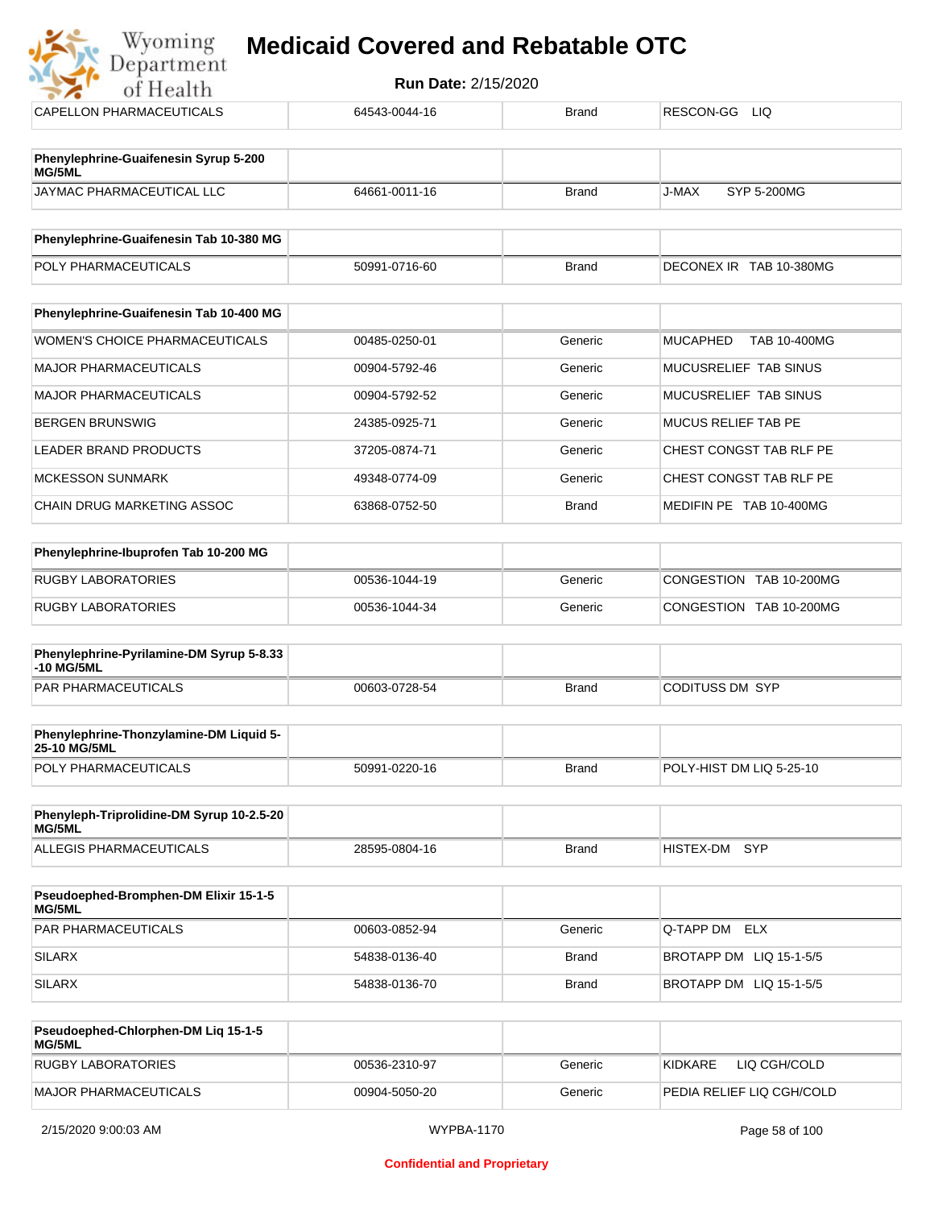| CAPELLON PHARMACEUTICALS | 64543-0044-16 | Brand | RESCON-GG LIQ |
|---|---|---|---|

| Phenylephrine-Guaifenesin Syrup 5-200 MG/5ML | | | |
|---|---|---|---|
| JAYMAC PHARMACEUTICAL LLC | 64661-0011-16 | Brand | J-MAX SYP 5-200MG |

| Phenylephrine-Guaifenesin Tab 10-380 MG | | | |
|---|---|---|---|
| POLY PHARMACEUTICALS | 50991-0716-60 | Brand | DECONEX IR TAB 10-380MG |

| Phenylephrine-Guaifenesin Tab 10-400 MG | | | |
|---|---|---|---|
| WOMEN'S CHOICE PHARMACEUTICALS | 00485-0250-01 | Generic | MUCAPHED TAB 10-400MG |
| MAJOR PHARMACEUTICALS | 00904-5792-46 | Generic | MUCUSRELIEF TAB SINUS |
| MAJOR PHARMACEUTICALS | 00904-5792-52 | Generic | MUCUSRELIEF TAB SINUS |
| BERGEN BRUNSWIG | 24385-0925-71 | Generic | MUCUS RELIEF TAB PE |
| LEADER BRAND PRODUCTS | 37205-0874-71 | Generic | CHEST CONGST TAB RLF PE |
| MCKESSON SUNMARK | 49348-0774-09 | Generic | CHEST CONGST TAB RLF PE |
| CHAIN DRUG MARKETING ASSOC | 63868-0752-50 | Brand | MEDIFIN PE TAB 10-400MG |

| Phenylephrine-Ibuprofen Tab 10-200 MG | | | |
|---|---|---|---|
| RUGBY LABORATORIES | 00536-1044-19 | Generic | CONGESTION TAB 10-200MG |
| RUGBY LABORATORIES | 00536-1044-34 | Generic | CONGESTION TAB 10-200MG |

| Phenylephrine-Pyrilamine-DM Syrup 5-8.33-10 MG/5ML | | | |
|---|---|---|---|
| PAR PHARMACEUTICALS | 00603-0728-54 | Brand | CODITUSS DM SYP |

| Phenylephrine-Thonzylamine-DM Liquid 5-25-10 MG/5ML | | | |
|---|---|---|---|
| POLY PHARMACEUTICALS | 50991-0220-16 | Brand | POLY-HIST DM LIQ 5-25-10 |

| Phenyleph-Triprolidine-DM Syrup 10-2.5-20 MG/5ML | | | |
|---|---|---|---|
| ALLEGIS PHARMACEUTICALS | 28595-0804-16 | Brand | HISTEX-DM SYP |

| Pseudoephed-Bromphen-DM Elixir 15-1-5 MG/5ML | | | |
|---|---|---|---|
| PAR PHARMACEUTICALS | 00603-0852-94 | Generic | Q-TAPP DM ELX |
| SILARX | 54838-0136-40 | Brand | BROTAPP DM LIQ 15-1-5/5 |
| SILARX | 54838-0136-70 | Brand | BROTAPP DM LIQ 15-1-5/5 |

| Pseudoephed-Chlorphen-DM Liq 15-1-5 MG/5ML | | | |
|---|---|---|---|
| RUGBY LABORATORIES | 00536-2310-97 | Generic | KIDKARE LIQ CGH/COLD |
| MAJOR PHARMACEUTICALS | 00904-5050-20 | Generic | PEDIA RELIEF LIQ CGH/COLD |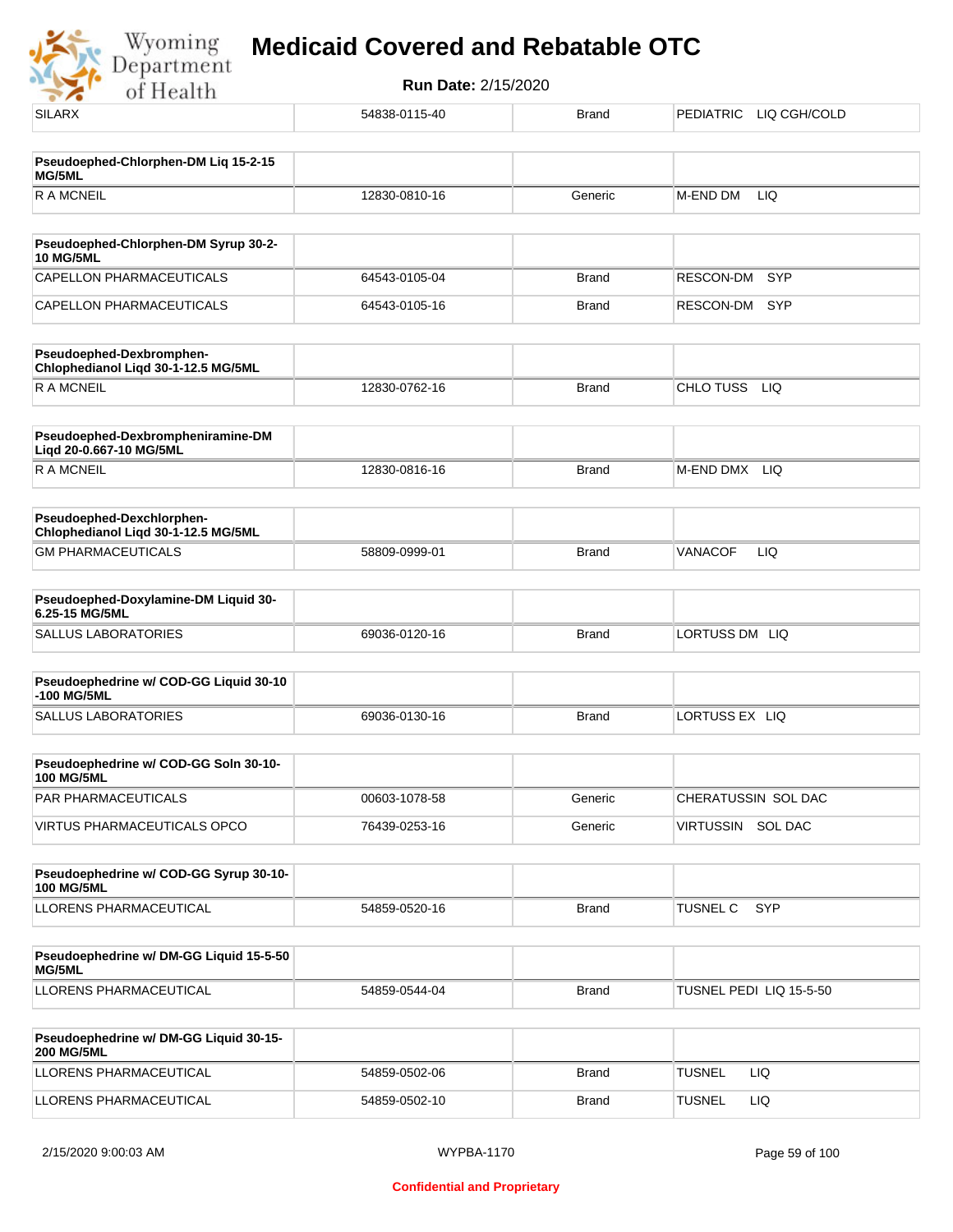# Medicaid Covered and Rebatable OTC

**Run Date:** 2/15/2020

| SILARX | 54838-0115-40 | Brand | PEDIATRIC LIQ CGH/COLD |
|---|---|---|---|

| **Pseudoephed-Chlorphen-DM Liq 15-2-15 MG/5ML** | | | |
|---|---|---|---|
| R A MCNEIL | 12830-0810-16 | Generic | M-END DM LIQ |

| **Pseudoephed-Chlorphen-DM Syrup 30-2-10 MG/5ML** | | | |
|---|---|---|---|
| CAPELLON PHARMACEUTICALS | 64543-0105-04 | Brand | RESCON-DM SYP |
| CAPELLON PHARMACEUTICALS | 64543-0105-16 | Brand | RESCON-DM SYP |

| **Pseudoephed-Dexbromphen-Chlophedianol Liqd 30-1-12.5 MG/5ML** | | | |
|---|---|---|---|
| R A MCNEIL | 12830-0762-16 | Brand | CHLO TUSS LIQ |

| **Pseudoephed-Dexbrompheniramine-DM Liqd 20-0.667-10 MG/5ML** | | | |
|---|---|---|---|
| R A MCNEIL | 12830-0816-16 | Brand | M-END DMX LIQ |

| **Pseudoephed-Dexchlorphen-Chlophedianol Liqd 30-1-12.5 MG/5ML** | | | |
|---|---|---|---|
| GM PHARMACEUTICALS | 58809-0999-01 | Brand | VANACOF LIQ |

| **Pseudoephed-Doxylamine-DM Liquid 30-6.25-15 MG/5ML** | | | |
|---|---|---|---|
| SALLUS LABORATORIES | 69036-0120-16 | Brand | LORTUSS DM LIQ |

| **Pseudoephedrine w/ COD-GG Liquid 30-10-100 MG/5ML** | | | |
|---|---|---|---|
| SALLUS LABORATORIES | 69036-0130-16 | Brand | LORTUSS EX LIQ |

| **Pseudoephedrine w/ COD-GG Soln 30-10-100 MG/5ML** | | | |
|---|---|---|---|
| PAR PHARMACEUTICALS | 00603-1078-58 | Generic | CHERATUSSIN SOL DAC |
| VIRTUS PHARMACEUTICALS OPCO | 76439-0253-16 | Generic | VIRTUSSIN SOL DAC |

| **Pseudoephedrine w/ COD-GG Syrup 30-10-100 MG/5ML** | | | |
|---|---|---|---|
| LLORENS PHARMACEUTICAL | 54859-0520-16 | Brand | TUSNEL C SYP |

| **Pseudoephedrine w/ DM-GG Liquid 15-5-50 MG/5ML** | | | |
|---|---|---|---|
| LLORENS PHARMACEUTICAL | 54859-0544-04 | Brand | TUSNEL PEDI LIQ 15-5-50 |

| **Pseudoephedrine w/ DM-GG Liquid 30-15-200 MG/5ML** | | | |
|---|---|---|---|
| LLORENS PHARMACEUTICAL | 54859-0502-06 | Brand | TUSNEL LIQ |
| LLORENS PHARMACEUTICAL | 54859-0502-10 | Brand | TUSNEL LIQ |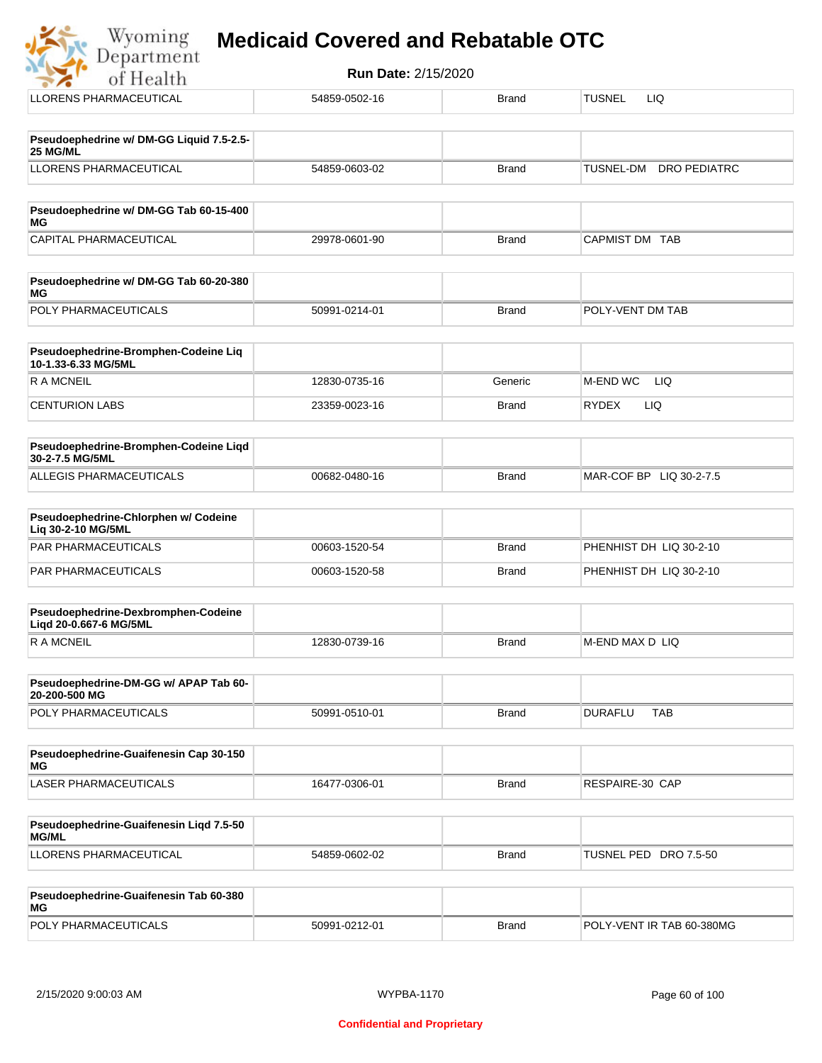| LLORENS PHARMACEUTICAL | 54859-0502-16 | Brand | TUSNEL LIQ |
|---|---|---|---|

| Pseudoephedrine w/ DM-GG Liquid 7.5-2.5-25 MG/ML | | | |
|---|---|---|---|
| LLORENS PHARMACEUTICAL | 54859-0603-02 | Brand | TUSNEL-DM DRO PEDIATRC |

| Pseudoephedrine w/ DM-GG Tab 60-15-400 MG | | | |
|---|---|---|---|
| CAPITAL PHARMACEUTICAL | 29978-0601-90 | Brand | CAPMIST DM TAB |

| Pseudoephedrine w/ DM-GG Tab 60-20-380 MG | | | |
|---|---|---|---|
| POLY PHARMACEUTICALS | 50991-0214-01 | Brand | POLY-VENT DM TAB |

| Pseudoephedrine-Bromphen-Codeine Liq 10-1.33-6.33 MG/5ML | | | |
|---|---|---|---|
| R A MCNEIL | 12830-0735-16 | Generic | M-END WC LIQ |
| CENTURION LABS | 23359-0023-16 | Brand | RYDEX LIQ |

| Pseudoephedrine-Bromphen-Codeine Liqd 30-2-7.5 MG/5ML | | | |
|---|---|---|---|
| ALLEGIS PHARMACEUTICALS | 00682-0480-16 | Brand | MAR-COF BP LIQ 30-2-7.5 |

| Pseudoephedrine-Chlorphen w/ Codeine Liq 30-2-10 MG/5ML | | | |
|---|---|---|---|
| PAR PHARMACEUTICALS | 00603-1520-54 | Brand | PHENHIST DH LIQ 30-2-10 |
| PAR PHARMACEUTICALS | 00603-1520-58 | Brand | PHENHIST DH LIQ 30-2-10 |

| Pseudoephedrine-Dexbromphen-Codeine Liqd 20-0.667-6 MG/5ML | | | |
|---|---|---|---|
| R A MCNEIL | 12830-0739-16 | Brand | M-END MAX D LIQ |

| Pseudoephedrine-DM-GG w/ APAP Tab 60-20-200-500 MG | | | |
|---|---|---|---|
| POLY PHARMACEUTICALS | 50991-0510-01 | Brand | DURAFLU TAB |

| Pseudoephedrine-Guaifenesin Cap 30-150 MG | | | |
|---|---|---|---|
| LASER PHARMACEUTICALS | 16477-0306-01 | Brand | RESPAIRE-30 CAP |

| Pseudoephedrine-Guaifenesin Liqd 7.5-50 MG/ML | | | |
|---|---|---|---|
| LLORENS PHARMACEUTICAL | 54859-0602-02 | Brand | TUSNEL PED DRO 7.5-50 |

| Pseudoephedrine-Guaifenesin Tab 60-380 MG | | | |
|---|---|---|---|
| POLY PHARMACEUTICALS | 50991-0212-01 | Brand | POLY-VENT IR TAB 60-380MG |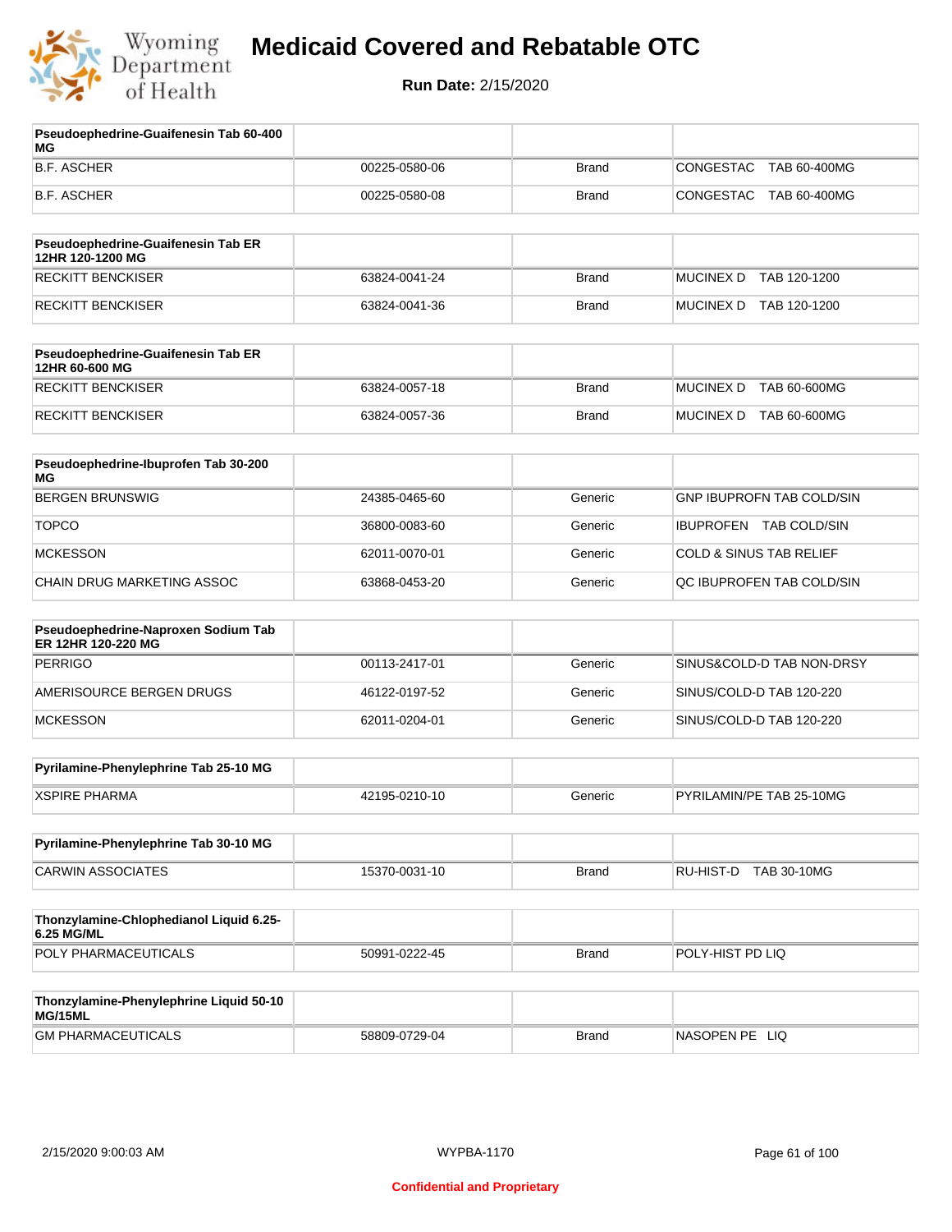| Pseudoephedrine-Guaifenesin Tab 60-400 MG | | | |
|---|---|---|---|
| B.F. ASCHER | 00225-0580-06 | Brand | CONGESTAC TAB 60-400MG |
| B.F. ASCHER | 00225-0580-08 | Brand | CONGESTAC TAB 60-400MG |

| Pseudoephedrine-Guaifenesin Tab ER 12HR 120-1200 MG | | | |
|---|---|---|---|
| RECKITT BENCKISER | 63824-0041-24 | Brand | MUCINEX D TAB 120-1200 |
| RECKITT BENCKISER | 63824-0041-36 | Brand | MUCINEX D TAB 120-1200 |

| Pseudoephedrine-Guaifenesin Tab ER 12HR 60-600 MG | | | |
|---|---|---|---|
| RECKITT BENCKISER | 63824-0057-18 | Brand | MUCINEX D TAB 60-600MG |
| RECKITT BENCKISER | 63824-0057-36 | Brand | MUCINEX D TAB 60-600MG |

| Pseudoephedrine-Ibuprofen Tab 30-200 MG | | | |
|---|---|---|---|
| BERGEN BRUNSWIG | 24385-0465-60 | Generic | GNP IBUPROFN TAB COLD/SIN |
| TOPCO | 36800-0083-60 | Generic | IBUPROFEN TAB COLD/SIN |
| MCKESSON | 62011-0070-01 | Generic | COLD & SINUS TAB RELIEF |
| CHAIN DRUG MARKETING ASSOC | 63868-0453-20 | Generic | QC IBUPROFEN TAB COLD/SIN |

| Pseudoephedrine-Naproxen Sodium Tab ER 12HR 120-220 MG | | | |
|---|---|---|---|
| PERRIGO | 00113-2417-01 | Generic | SINUS&COLD-D TAB NON-DRSY |
| AMERISOURCE BERGEN DRUGS | 46122-0197-52 | Generic | SINUS/COLD-D TAB 120-220 |
| MCKESSON | 62011-0204-01 | Generic | SINUS/COLD-D TAB 120-220 |

| Pyrilamine-Phenylephrine Tab 25-10 MG | | | |
|---|---|---|---|
| XSPIRE PHARMA | 42195-0210-10 | Generic | PYRILAMIN/PE TAB 25-10MG |

| Pyrilamine-Phenylephrine Tab 30-10 MG | | | |
|---|---|---|---|
| CARWIN ASSOCIATES | 15370-0031-10 | Brand | RU-HIST-D TAB 30-10MG |

| Thonzylamine-Chlophedianol Liquid 6.25-6.25 MG/ML | | | |
|---|---|---|---|
| POLY PHARMACEUTICALS | 50991-0222-45 | Brand | POLY-HIST PD LIQ |

| Thonzylamine-Phenylephrine Liquid 50-10 MG/15ML | | | |
|---|---|---|---|
| GM PHARMACEUTICALS | 58809-0729-04 | Brand | NASOPEN PE LIQ |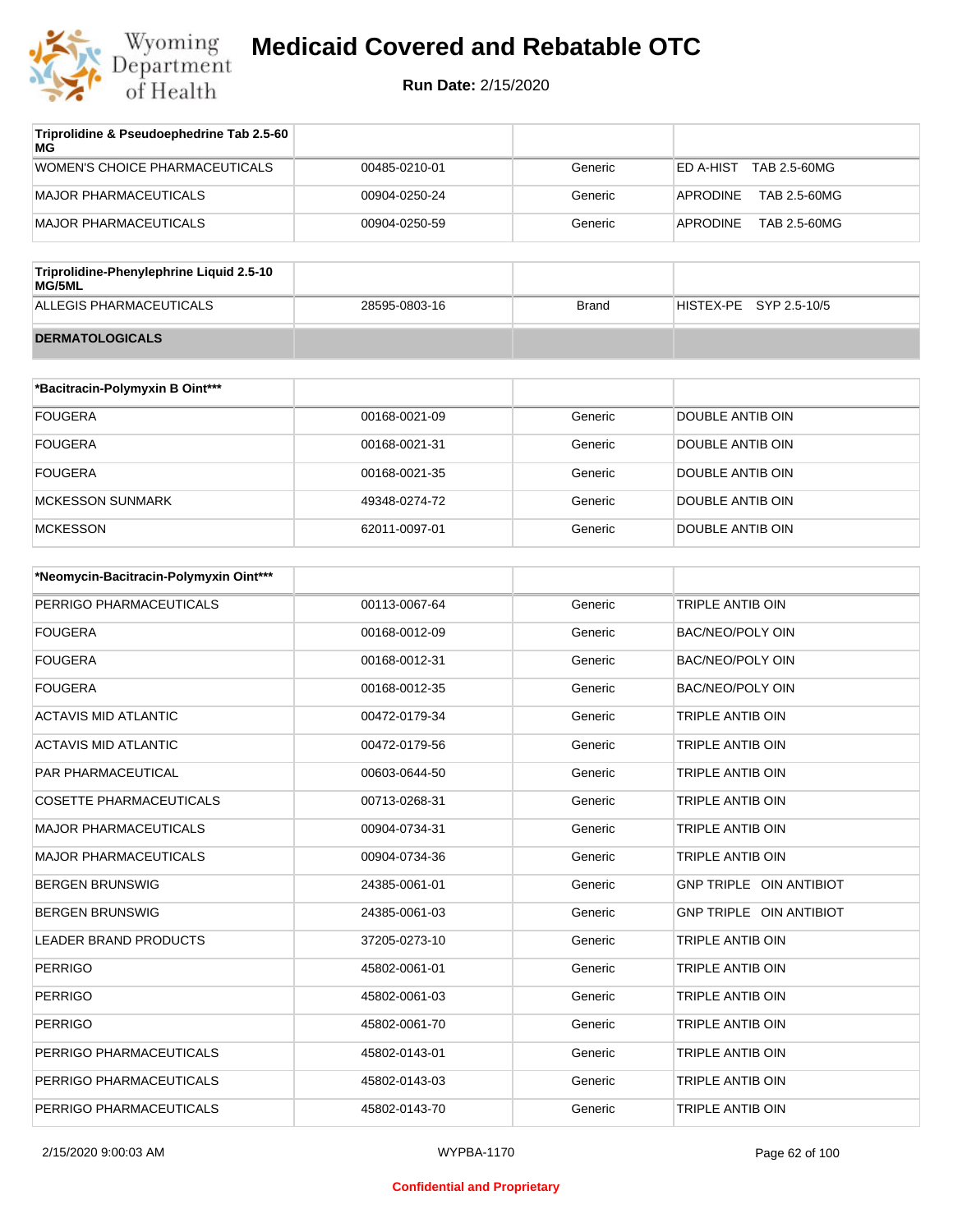| Triprolidine & Pseudoephedrine Tab 2.5-60 MG | | | |
|---|---|---|---|
| WOMEN'S CHOICE PHARMACEUTICALS | 00485-0210-01 | Generic | ED A-HIST TAB 2.5-60MG |
| MAJOR PHARMACEUTICALS | 00904-0250-24 | Generic | APRODINE TAB 2.5-60MG |
| MAJOR PHARMACEUTICALS | 00904-0250-59 | Generic | APRODINE TAB 2.5-60MG |

| Triprolidine-Phenylephrine Liquid 2.5-10 MG/5ML | | | |
|---|---|---|---|
| ALLEGIS PHARMACEUTICALS | 28595-0803-16 | Brand | HISTEX-PE SYP 2.5-10/5 |
| **DERMATOLOGICALS** | | | |

| *Bacitracin-Polymyxin B Oint*** | | | |
|---|---|---|---|
| FOUGERA | 00168-0021-09 | Generic | DOUBLE ANTIB OIN |
| FOUGERA | 00168-0021-31 | Generic | DOUBLE ANTIB OIN |
| FOUGERA | 00168-0021-35 | Generic | DOUBLE ANTIB OIN |
| MCKESSON SUNMARK | 49348-0274-72 | Generic | DOUBLE ANTIB OIN |
| MCKESSON | 62011-0097-01 | Generic | DOUBLE ANTIB OIN |

| *Neomycin-Bacitracin-Polymyxin Oint*** | | | |
|---|---|---|---|
| PERRIGO PHARMACEUTICALS | 00113-0067-64 | Generic | TRIPLE ANTIB OIN |
| FOUGERA | 00168-0012-09 | Generic | BAC/NEO/POLY OIN |
| FOUGERA | 00168-0012-31 | Generic | BAC/NEO/POLY OIN |
| FOUGERA | 00168-0012-35 | Generic | BAC/NEO/POLY OIN |
| ACTAVIS MID ATLANTIC | 00472-0179-34 | Generic | TRIPLE ANTIB OIN |
| ACTAVIS MID ATLANTIC | 00472-0179-56 | Generic | TRIPLE ANTIB OIN |
| PAR PHARMACEUTICAL | 00603-0644-50 | Generic | TRIPLE ANTIB OIN |
| COSETTE PHARMACEUTICALS | 00713-0268-31 | Generic | TRIPLE ANTIB OIN |
| MAJOR PHARMACEUTICALS | 00904-0734-31 | Generic | TRIPLE ANTIB OIN |
| MAJOR PHARMACEUTICALS | 00904-0734-36 | Generic | TRIPLE ANTIB OIN |
| BERGEN BRUNSWIG | 24385-0061-01 | Generic | GNP TRIPLE OIN ANTIBIOT |
| BERGEN BRUNSWIG | 24385-0061-03 | Generic | GNP TRIPLE OIN ANTIBIOT |
| LEADER BRAND PRODUCTS | 37205-0273-10 | Generic | TRIPLE ANTIB OIN |
| PERRIGO | 45802-0061-01 | Generic | TRIPLE ANTIB OIN |
| PERRIGO | 45802-0061-03 | Generic | TRIPLE ANTIB OIN |
| PERRIGO | 45802-0061-70 | Generic | TRIPLE ANTIB OIN |
| PERRIGO PHARMACEUTICALS | 45802-0143-01 | Generic | TRIPLE ANTIB OIN |
| PERRIGO PHARMACEUTICALS | 45802-0143-03 | Generic | TRIPLE ANTIB OIN |
| PERRIGO PHARMACEUTICALS | 45802-0143-70 | Generic | TRIPLE ANTIB OIN |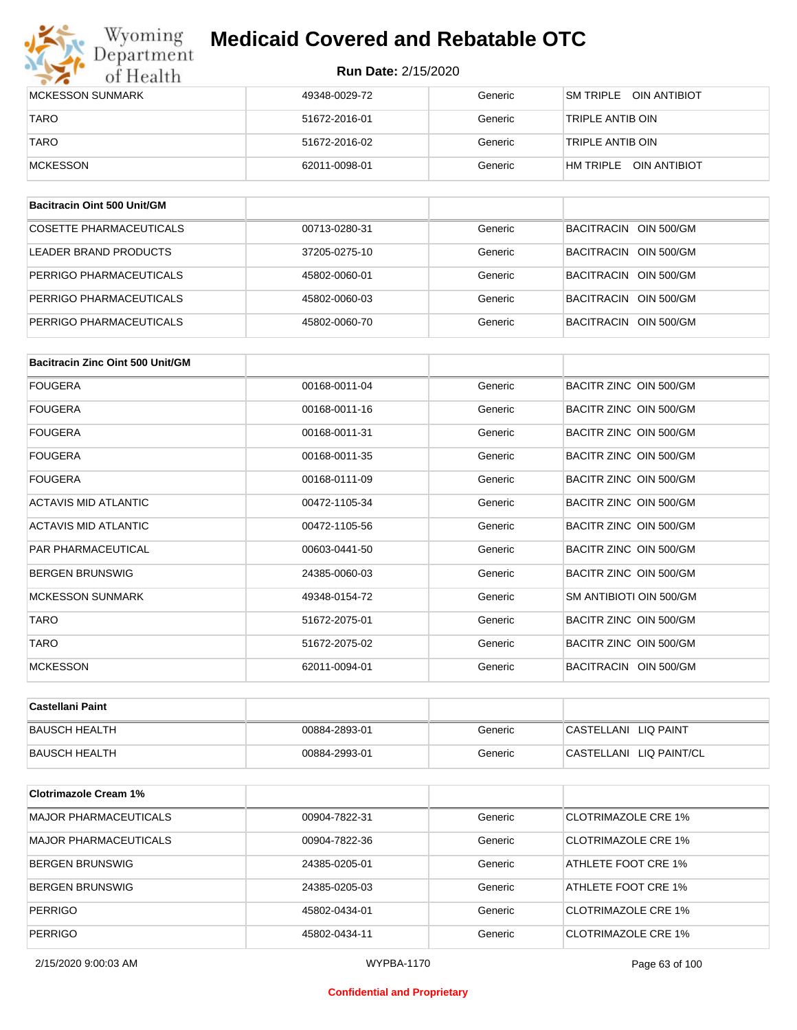| | | | |
|---|---|---|---|
| MCKESSON SUNMARK | 49348-0029-72 | Generic | SM TRIPLE OIN ANTIBIOT |
| TARO | 51672-2016-01 | Generic | TRIPLE ANTIB OIN |
| TARO | 51672-2016-02 | Generic | TRIPLE ANTIB OIN |
| MCKESSON | 62011-0098-01 | Generic | HM TRIPLE OIN ANTIBIOT |

| **Bacitracin Oint 500 Unit/GM** | | | |
|---|---|---|---|
| COSETTE PHARMACEUTICALS | 00713-0280-31 | Generic | BACITRACIN OIN 500/GM |
| LEADER BRAND PRODUCTS | 37205-0275-10 | Generic | BACITRACIN OIN 500/GM |
| PERRIGO PHARMACEUTICALS | 45802-0060-01 | Generic | BACITRACIN OIN 500/GM |
| PERRIGO PHARMACEUTICALS | 45802-0060-03 | Generic | BACITRACIN OIN 500/GM |
| PERRIGO PHARMACEUTICALS | 45802-0060-70 | Generic | BACITRACIN OIN 500/GM |

| **Bacitracin Zinc Oint 500 Unit/GM** | | | |
|---|---|---|---|
| FOUGERA | 00168-0011-04 | Generic | BACITR ZINC OIN 500/GM |
| FOUGERA | 00168-0011-16 | Generic | BACITR ZINC OIN 500/GM |
| FOUGERA | 00168-0011-31 | Generic | BACITR ZINC OIN 500/GM |
| FOUGERA | 00168-0011-35 | Generic | BACITR ZINC OIN 500/GM |
| FOUGERA | 00168-0111-09 | Generic | BACITR ZINC OIN 500/GM |
| ACTAVIS MID ATLANTIC | 00472-1105-34 | Generic | BACITR ZINC OIN 500/GM |
| ACTAVIS MID ATLANTIC | 00472-1105-56 | Generic | BACITR ZINC OIN 500/GM |
| PAR PHARMACEUTICAL | 00603-0441-50 | Generic | BACITR ZINC OIN 500/GM |
| BERGEN BRUNSWIG | 24385-0060-03 | Generic | BACITR ZINC OIN 500/GM |
| MCKESSON SUNMARK | 49348-0154-72 | Generic | SM ANTIBIOTI OIN 500/GM |
| TARO | 51672-2075-01 | Generic | BACITR ZINC OIN 500/GM |
| TARO | 51672-2075-02 | Generic | BACITR ZINC OIN 500/GM |
| MCKESSON | 62011-0094-01 | Generic | BACITRACIN OIN 500/GM |

| **Castellani Paint** | | | |
|---|---|---|---|
| BAUSCH HEALTH | 00884-2893-01 | Generic | CASTELLANI LIQ PAINT |
| BAUSCH HEALTH | 00884-2993-01 | Generic | CASTELLANI LIQ PAINT/CL |

| **Clotrimazole Cream 1%** | | | |
|---|---|---|---|
| MAJOR PHARMACEUTICALS | 00904-7822-31 | Generic | CLOTRIMAZOLE CRE 1% |
| MAJOR PHARMACEUTICALS | 00904-7822-36 | Generic | CLOTRIMAZOLE CRE 1% |
| BERGEN BRUNSWIG | 24385-0205-01 | Generic | ATHLETE FOOT CRE 1% |
| BERGEN BRUNSWIG | 24385-0205-03 | Generic | ATHLETE FOOT CRE 1% |
| PERRIGO | 45802-0434-01 | Generic | CLOTRIMAZOLE CRE 1% |
| PERRIGO | 45802-0434-11 | Generic | CLOTRIMAZOLE CRE 1% |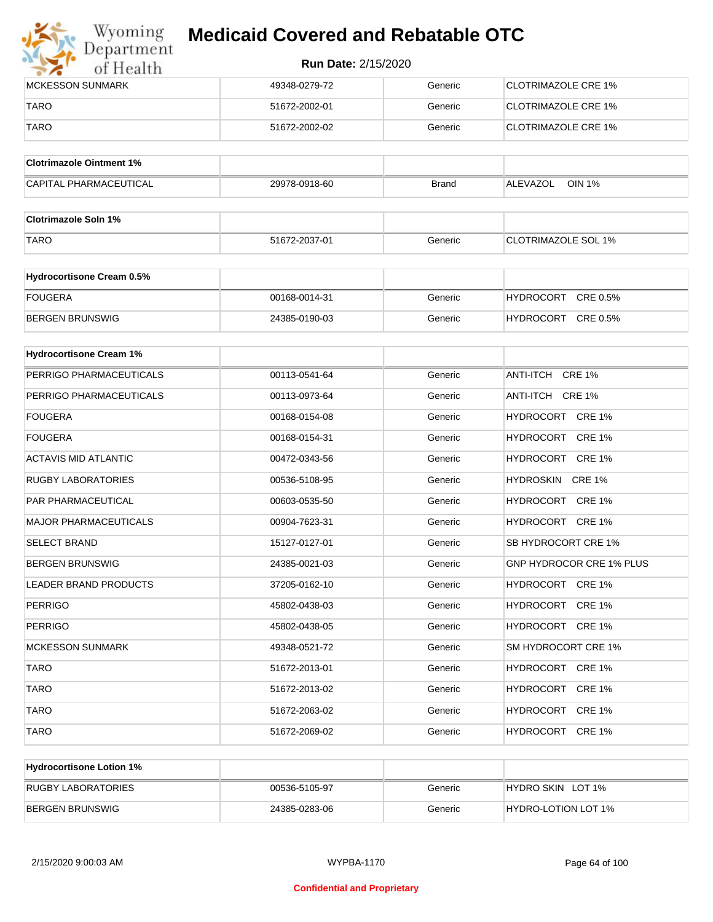# Medicaid Covered and Rebatable OTC

**Run Date:** 2/15/2020

| | | | |
|---|---|---|---|
| MCKESSON SUNMARK | 49348-0279-72 | Generic | CLOTRIMAZOLE CRE 1% |
| TARO | 51672-2002-01 | Generic | CLOTRIMAZOLE CRE 1% |
| TARO | 51672-2002-02 | Generic | CLOTRIMAZOLE CRE 1% |

| **Clotrimazole Ointment 1%** | | | |
|---|---|---|---|
| CAPITAL PHARMACEUTICAL | 29978-0918-60 | Brand | ALEVAZOL OIN 1% |

| **Clotrimazole Soln 1%** | | | |
|---|---|---|---|
| TARO | 51672-2037-01 | Generic | CLOTRIMAZOLE SOL 1% |

| **Hydrocortisone Cream 0.5%** | | | |
|---|---|---|---|
| FOUGERA | 00168-0014-31 | Generic | HYDROCORT CRE 0.5% |
| BERGEN BRUNSWIG | 24385-0190-03 | Generic | HYDROCORT CRE 0.5% |

| **Hydrocortisone Cream 1%** | | | |
|---|---|---|---|
| PERRIGO PHARMACEUTICALS | 00113-0541-64 | Generic | ANTI-ITCH CRE 1% |
| PERRIGO PHARMACEUTICALS | 00113-0973-64 | Generic | ANTI-ITCH CRE 1% |
| FOUGERA | 00168-0154-08 | Generic | HYDROCORT CRE 1% |
| FOUGERA | 00168-0154-31 | Generic | HYDROCORT CRE 1% |
| ACTAVIS MID ATLANTIC | 00472-0343-56 | Generic | HYDROCORT CRE 1% |
| RUGBY LABORATORIES | 00536-5108-95 | Generic | HYDROSKIN CRE 1% |
| PAR PHARMACEUTICAL | 00603-0535-50 | Generic | HYDROCORT CRE 1% |
| MAJOR PHARMACEUTICALS | 00904-7623-31 | Generic | HYDROCORT CRE 1% |
| SELECT BRAND | 15127-0127-01 | Generic | SB HYDROCORT CRE 1% |
| BERGEN BRUNSWIG | 24385-0021-03 | Generic | GNP HYDROCOR CRE 1% PLUS |
| LEADER BRAND PRODUCTS | 37205-0162-10 | Generic | HYDROCORT CRE 1% |
| PERRIGO | 45802-0438-03 | Generic | HYDROCORT CRE 1% |
| PERRIGO | 45802-0438-05 | Generic | HYDROCORT CRE 1% |
| MCKESSON SUNMARK | 49348-0521-72 | Generic | SM HYDROCORT CRE 1% |
| TARO | 51672-2013-01 | Generic | HYDROCORT CRE 1% |
| TARO | 51672-2013-02 | Generic | HYDROCORT CRE 1% |
| TARO | 51672-2063-02 | Generic | HYDROCORT CRE 1% |
| TARO | 51672-2069-02 | Generic | HYDROCORT CRE 1% |

| **Hydrocortisone Lotion 1%** | | | |
|---|---|---|---|
| RUGBY LABORATORIES | 00536-5105-97 | Generic | HYDRO SKIN LOT 1% |
| BERGEN BRUNSWIG | 24385-0283-06 | Generic | HYDRO-LOTION LOT 1% |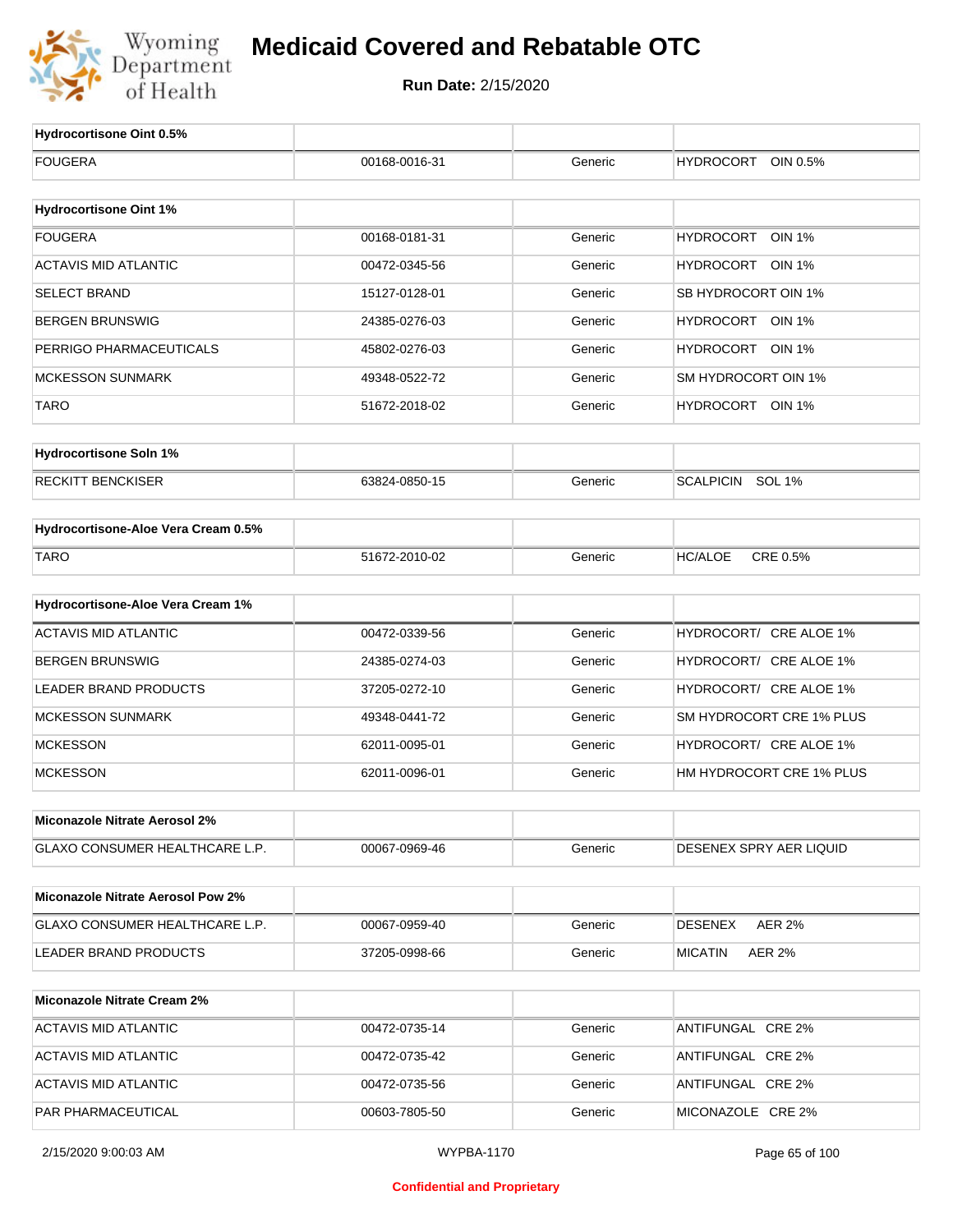# Medicaid Covered and Rebatable OTC

**Run Date:** 2/15/2020

| Hydrocortisone Oint 0.5% | | | |
|---|---|---|---|
| FOUGERA | 00168-0016-31 | Generic | HYDROCORT OIN 0.5% |

| Hydrocortisone Oint 1% | | | |
|---|---|---|---|
| FOUGERA | 00168-0181-31 | Generic | HYDROCORT OIN 1% |
| ACTAVIS MID ATLANTIC | 00472-0345-56 | Generic | HYDROCORT OIN 1% |
| SELECT BRAND | 15127-0128-01 | Generic | SB HYDROCORT OIN 1% |
| BERGEN BRUNSWIG | 24385-0276-03 | Generic | HYDROCORT OIN 1% |
| PERRIGO PHARMACEUTICALS | 45802-0276-03 | Generic | HYDROCORT OIN 1% |
| MCKESSON SUNMARK | 49348-0522-72 | Generic | SM HYDROCORT OIN 1% |
| TARO | 51672-2018-02 | Generic | HYDROCORT OIN 1% |

| Hydrocortisone Soln 1% | | | |
|---|---|---|---|
| RECKITT BENCKISER | 63824-0850-15 | Generic | SCALPICIN SOL 1% |

| Hydrocortisone-Aloe Vera Cream 0.5% | | | |
|---|---|---|---|
| TARO | 51672-2010-02 | Generic | HC/ALOE CRE 0.5% |

| Hydrocortisone-Aloe Vera Cream 1% | | | |
|---|---|---|---|
| ACTAVIS MID ATLANTIC | 00472-0339-56 | Generic | HYDROCORT/ CRE ALOE 1% |
| BERGEN BRUNSWIG | 24385-0274-03 | Generic | HYDROCORT/ CRE ALOE 1% |
| LEADER BRAND PRODUCTS | 37205-0272-10 | Generic | HYDROCORT/ CRE ALOE 1% |
| MCKESSON SUNMARK | 49348-0441-72 | Generic | SM HYDROCORT CRE 1% PLUS |
| MCKESSON | 62011-0095-01 | Generic | HYDROCORT/ CRE ALOE 1% |
| MCKESSON | 62011-0096-01 | Generic | HM HYDROCORT CRE 1% PLUS |

| Miconazole Nitrate Aerosol 2% | | | |
|---|---|---|---|
| GLAXO CONSUMER HEALTHCARE L.P. | 00067-0969-46 | Generic | DESENEX SPRY AER LIQUID |

| Miconazole Nitrate Aerosol Pow 2% | | | |
|---|---|---|---|
| GLAXO CONSUMER HEALTHCARE L.P. | 00067-0959-40 | Generic | DESENEX AER 2% |
| LEADER BRAND PRODUCTS | 37205-0998-66 | Generic | MICATIN AER 2% |

| Miconazole Nitrate Cream 2% | | | |
|---|---|---|---|
| ACTAVIS MID ATLANTIC | 00472-0735-14 | Generic | ANTIFUNGAL CRE 2% |
| ACTAVIS MID ATLANTIC | 00472-0735-42 | Generic | ANTIFUNGAL CRE 2% |
| ACTAVIS MID ATLANTIC | 00472-0735-56 | Generic | ANTIFUNGAL CRE 2% |
| PAR PHARMACEUTICAL | 00603-7805-50 | Generic | MICONAZOLE CRE 2% |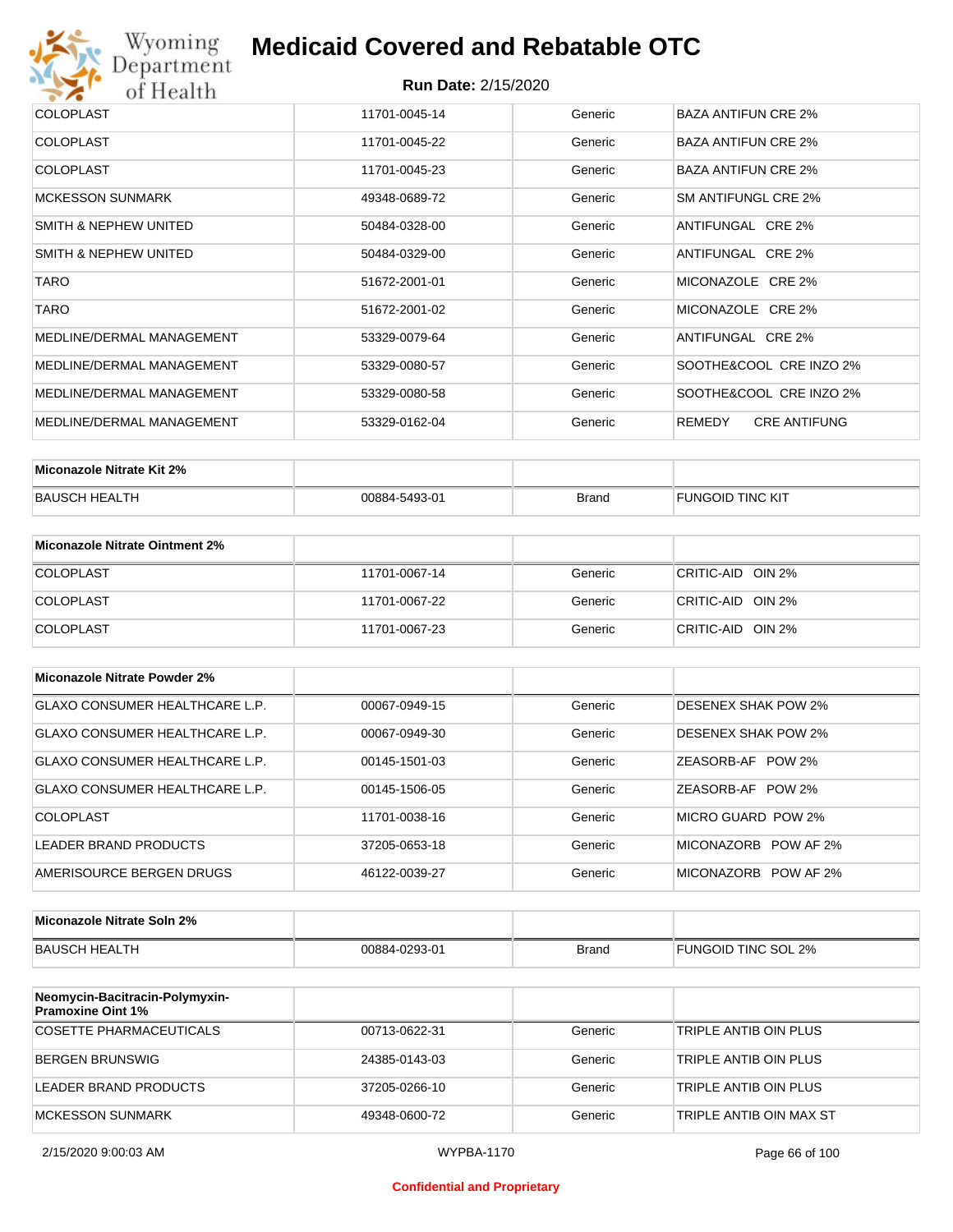| | | | |
|---|---|---|---|
| COLOPLAST | 11701-0045-14 | Generic | BAZA ANTIFUN CRE 2% |
| COLOPLAST | 11701-0045-22 | Generic | BAZA ANTIFUN CRE 2% |
| COLOPLAST | 11701-0045-23 | Generic | BAZA ANTIFUN CRE 2% |
| MCKESSON SUNMARK | 49348-0689-72 | Generic | SM ANTIFUNGL CRE 2% |
| SMITH & NEPHEW UNITED | 50484-0328-00 | Generic | ANTIFUNGAL CRE 2% |
| SMITH & NEPHEW UNITED | 50484-0329-00 | Generic | ANTIFUNGAL CRE 2% |
| TARO | 51672-2001-01 | Generic | MICONAZOLE CRE 2% |
| TARO | 51672-2001-02 | Generic | MICONAZOLE CRE 2% |
| MEDLINE/DERMAL MANAGEMENT | 53329-0079-64 | Generic | ANTIFUNGAL CRE 2% |
| MEDLINE/DERMAL MANAGEMENT | 53329-0080-57 | Generic | SOOTHE&COOL CRE INZO 2% |
| MEDLINE/DERMAL MANAGEMENT | 53329-0080-58 | Generic | SOOTHE&COOL CRE INZO 2% |
| MEDLINE/DERMAL MANAGEMENT | 53329-0162-04 | Generic | REMEDY CRE ANTIFUNG |

| **Miconazole Nitrate Kit 2%** | | | |
|---|---|---|---|
| BAUSCH HEALTH | 00884-5493-01 | Brand | FUNGOID TINC KIT |

| **Miconazole Nitrate Ointment 2%** | | | |
|---|---|---|---|
| COLOPLAST | 11701-0067-14 | Generic | CRITIC-AID OIN 2% |
| COLOPLAST | 11701-0067-22 | Generic | CRITIC-AID OIN 2% |
| COLOPLAST | 11701-0067-23 | Generic | CRITIC-AID OIN 2% |

| **Miconazole Nitrate Powder 2%** | | | |
|---|---|---|---|
| GLAXO CONSUMER HEALTHCARE L.P. | 00067-0949-15 | Generic | DESENEX SHAK POW 2% |
| GLAXO CONSUMER HEALTHCARE L.P. | 00067-0949-30 | Generic | DESENEX SHAK POW 2% |
| GLAXO CONSUMER HEALTHCARE L.P. | 00145-1501-03 | Generic | ZEASORB-AF POW 2% |
| GLAXO CONSUMER HEALTHCARE L.P. | 00145-1506-05 | Generic | ZEASORB-AF POW 2% |
| COLOPLAST | 11701-0038-16 | Generic | MICRO GUARD POW 2% |
| LEADER BRAND PRODUCTS | 37205-0653-18 | Generic | MICONAZORB POW AF 2% |
| AMERISOURCE BERGEN DRUGS | 46122-0039-27 | Generic | MICONAZORB POW AF 2% |

| **Miconazole Nitrate Soln 2%** | | | |
|---|---|---|---|
| BAUSCH HEALTH | 00884-0293-01 | Brand | FUNGOID TINC SOL 2% |

| **Neomycin-Bacitracin-Polymyxin-Pramoxine Oint 1%** | | | |
|---|---|---|---|
| COSETTE PHARMACEUTICALS | 00713-0622-31 | Generic | TRIPLE ANTIB OIN PLUS |
| BERGEN BRUNSWIG | 24385-0143-03 | Generic | TRIPLE ANTIB OIN PLUS |
| LEADER BRAND PRODUCTS | 37205-0266-10 | Generic | TRIPLE ANTIB OIN PLUS |
| MCKESSON SUNMARK | 49348-0600-72 | Generic | TRIPLE ANTIB OIN MAX ST |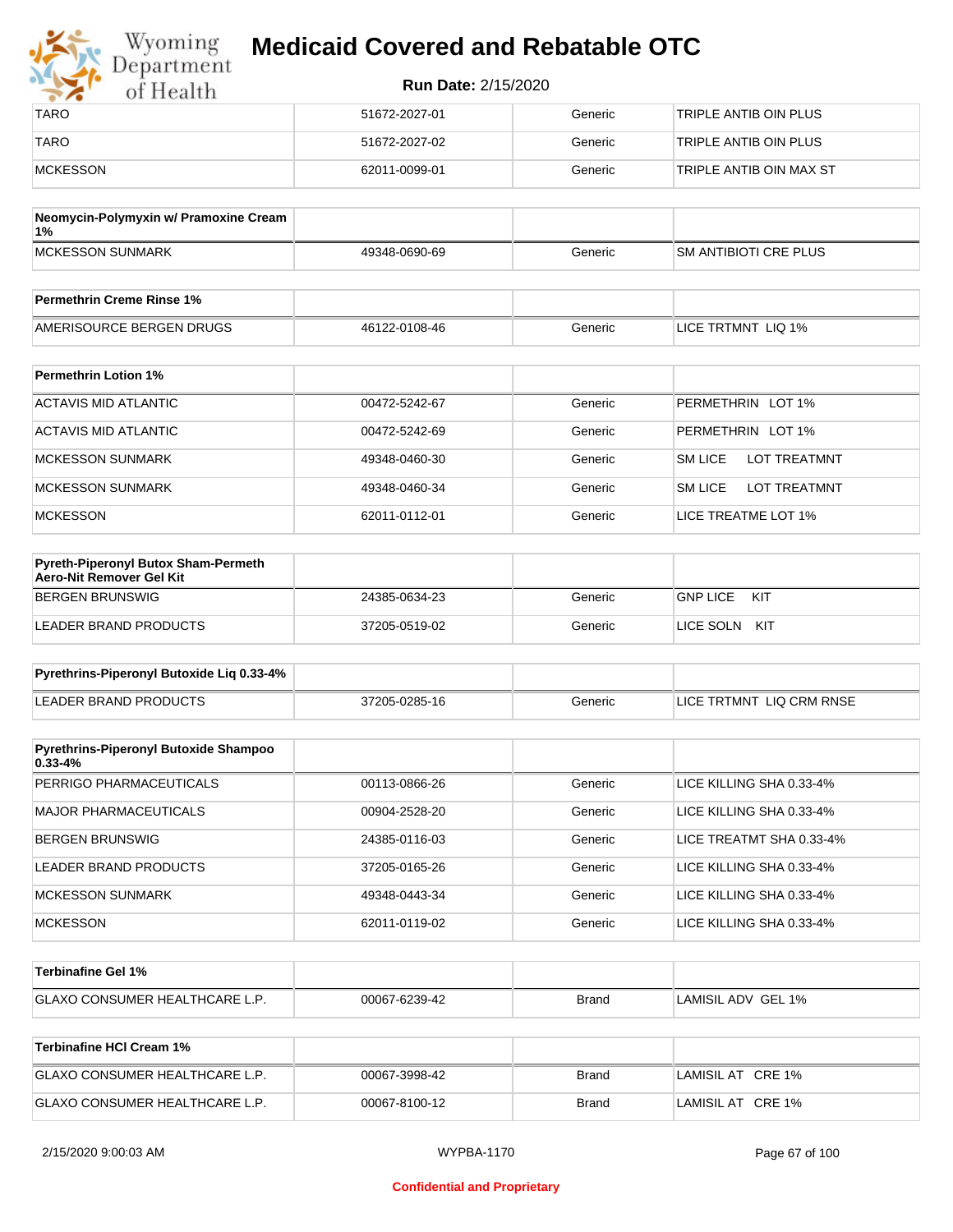| | | | |
|---|---|---|---|
| TARO | 51672-2027-01 | Generic | TRIPLE ANTIB OIN PLUS |
| TARO | 51672-2027-02 | Generic | TRIPLE ANTIB OIN PLUS |
| MCKESSON | 62011-0099-01 | Generic | TRIPLE ANTIB OIN MAX ST |

| Neomycin-Polymyxin w/ Pramoxine Cream 1% | | | |
|---|---|---|---|
| MCKESSON SUNMARK | 49348-0690-69 | Generic | SM ANTIBIOTI CRE PLUS |

| Permethrin Creme Rinse 1% | | | |
|---|---|---|---|
| AMERISOURCE BERGEN DRUGS | 46122-0108-46 | Generic | LICE TRTMNT LIQ 1% |

| Permethrin Lotion 1% | | | |
|---|---|---|---|
| ACTAVIS MID ATLANTIC | 00472-5242-67 | Generic | PERMETHRIN LOT 1% |
| ACTAVIS MID ATLANTIC | 00472-5242-69 | Generic | PERMETHRIN LOT 1% |
| MCKESSON SUNMARK | 49348-0460-30 | Generic | SM LICE LOT TREATMNT |
| MCKESSON SUNMARK | 49348-0460-34 | Generic | SM LICE LOT TREATMNT |
| MCKESSON | 62011-0112-01 | Generic | LICE TREATME LOT 1% |

| Pyreth-Piperonyl Butox Sham-Permeth Aero-Nit Remover Gel Kit | | | |
|---|---|---|---|
| BERGEN BRUNSWIG | 24385-0634-23 | Generic | GNP LICE KIT |
| LEADER BRAND PRODUCTS | 37205-0519-02 | Generic | LICE SOLN KIT |

| Pyrethrins-Piperonyl Butoxide Liq 0.33-4% | | | |
|---|---|---|---|
| LEADER BRAND PRODUCTS | 37205-0285-16 | Generic | LICE TRTMNT LIQ CRM RNSE |

| Pyrethrins-Piperonyl Butoxide Shampoo 0.33-4% | | | |
|---|---|---|---|
| PERRIGO PHARMACEUTICALS | 00113-0866-26 | Generic | LICE KILLING SHA 0.33-4% |
| MAJOR PHARMACEUTICALS | 00904-2528-20 | Generic | LICE KILLING SHA 0.33-4% |
| BERGEN BRUNSWIG | 24385-0116-03 | Generic | LICE TREATMT SHA 0.33-4% |
| LEADER BRAND PRODUCTS | 37205-0165-26 | Generic | LICE KILLING SHA 0.33-4% |
| MCKESSON SUNMARK | 49348-0443-34 | Generic | LICE KILLING SHA 0.33-4% |
| MCKESSON | 62011-0119-02 | Generic | LICE KILLING SHA 0.33-4% |

| Terbinafine Gel 1% | | | |
|---|---|---|---|
| GLAXO CONSUMER HEALTHCARE L.P. | 00067-6239-42 | Brand | LAMISIL ADV GEL 1% |

| Terbinafine HCl Cream 1% | | | |
|---|---|---|---|
| GLAXO CONSUMER HEALTHCARE L.P. | 00067-3998-42 | Brand | LAMISIL AT CRE 1% |
| GLAXO CONSUMER HEALTHCARE L.P. | 00067-8100-12 | Brand | LAMISIL AT CRE 1% |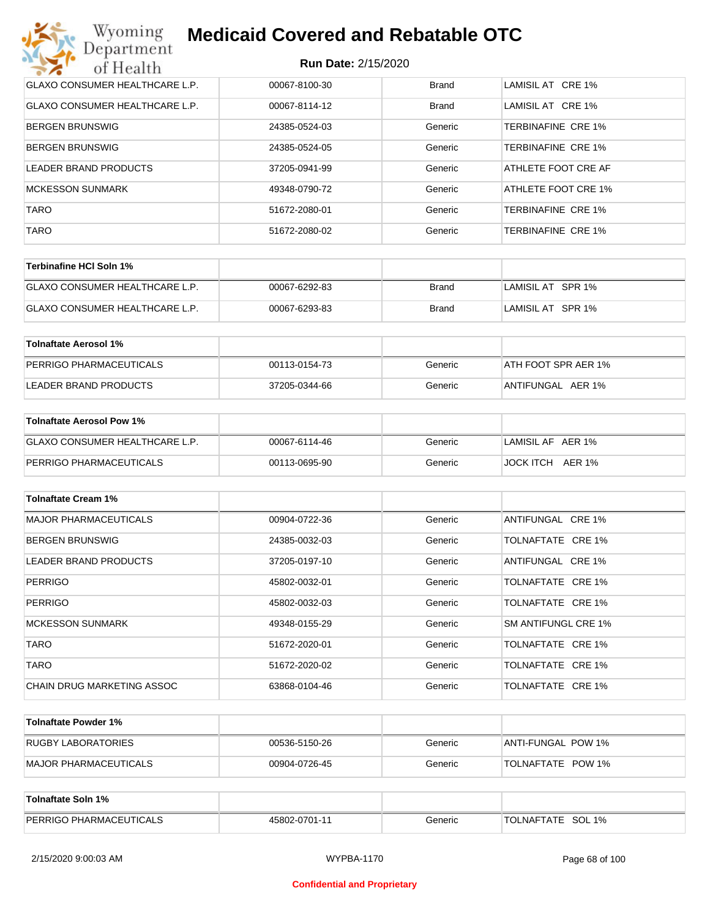| | | | |
|---|---|---|---|
| GLAXO CONSUMER HEALTHCARE L.P. | 00067-8100-30 | Brand | LAMISIL AT CRE 1% |
| GLAXO CONSUMER HEALTHCARE L.P. | 00067-8114-12 | Brand | LAMISIL AT CRE 1% |
| BERGEN BRUNSWIG | 24385-0524-03 | Generic | TERBINAFINE CRE 1% |
| BERGEN BRUNSWIG | 24385-0524-05 | Generic | TERBINAFINE CRE 1% |
| LEADER BRAND PRODUCTS | 37205-0941-99 | Generic | ATHLETE FOOT CRE AF |
| MCKESSON SUNMARK | 49348-0790-72 | Generic | ATHLETE FOOT CRE 1% |
| TARO | 51672-2080-01 | Generic | TERBINAFINE CRE 1% |
| TARO | 51672-2080-02 | Generic | TERBINAFINE CRE 1% |

| **Terbinafine HCl Soln 1%** | | | |
|---|---|---|---|
| GLAXO CONSUMER HEALTHCARE L.P. | 00067-6292-83 | Brand | LAMISIL AT SPR 1% |
| GLAXO CONSUMER HEALTHCARE L.P. | 00067-6293-83 | Brand | LAMISIL AT SPR 1% |

| **Tolnaftate Aerosol 1%** | | | |
|---|---|---|---|
| PERRIGO PHARMACEUTICALS | 00113-0154-73 | Generic | ATH FOOT SPR AER 1% |
| LEADER BRAND PRODUCTS | 37205-0344-66 | Generic | ANTIFUNGAL AER 1% |

| **Tolnaftate Aerosol Pow 1%** | | | |
|---|---|---|---|
| GLAXO CONSUMER HEALTHCARE L.P. | 00067-6114-46 | Generic | LAMISIL AF AER 1% |
| PERRIGO PHARMACEUTICALS | 00113-0695-90 | Generic | JOCK ITCH AER 1% |

| **Tolnaftate Cream 1%** | | | |
|---|---|---|---|
| MAJOR PHARMACEUTICALS | 00904-0722-36 | Generic | ANTIFUNGAL CRE 1% |
| BERGEN BRUNSWIG | 24385-0032-03 | Generic | TOLNAFTATE CRE 1% |
| LEADER BRAND PRODUCTS | 37205-0197-10 | Generic | ANTIFUNGAL CRE 1% |
| PERRIGO | 45802-0032-01 | Generic | TOLNAFTATE CRE 1% |
| PERRIGO | 45802-0032-03 | Generic | TOLNAFTATE CRE 1% |
| MCKESSON SUNMARK | 49348-0155-29 | Generic | SM ANTIFUNGL CRE 1% |
| TARO | 51672-2020-01 | Generic | TOLNAFTATE CRE 1% |
| TARO | 51672-2020-02 | Generic | TOLNAFTATE CRE 1% |
| CHAIN DRUG MARKETING ASSOC | 63868-0104-46 | Generic | TOLNAFTATE CRE 1% |

| **Tolnaftate Powder 1%** | | | |
|---|---|---|---|
| RUGBY LABORATORIES | 00536-5150-26 | Generic | ANTI-FUNGAL POW 1% |
| MAJOR PHARMACEUTICALS | 00904-0726-45 | Generic | TOLNAFTATE POW 1% |

| **Tolnaftate Soln 1%** | | | |
|---|---|---|---|
| PERRIGO PHARMACEUTICALS | 45802-0701-11 | Generic | TOLNAFTATE SOL 1% |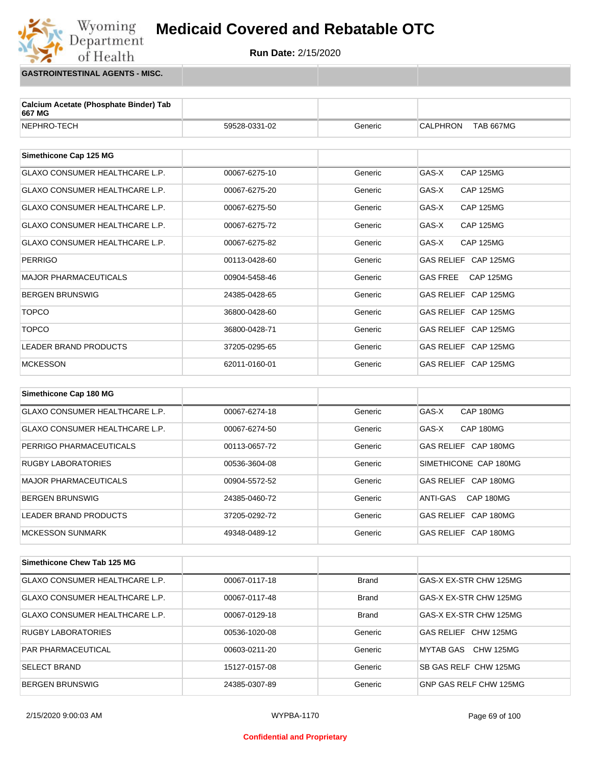# Medicaid Covered and Rebatable OTC

**Run Date:** 2/15/2020

## GASTROINTESTINAL AGENTS - MISC.

| Calcium Acetate (Phosphate Binder) Tab 667 MG | | | |
|---|---|---|---|
| NEPHRO-TECH | 59528-0331-02 | Generic | CALPHRON TAB 667MG |

| Simethicone Cap 125 MG | | | |
|---|---|---|---|
| GLAXO CONSUMER HEALTHCARE L.P. | 00067-6275-10 | Generic | GAS-X CAP 125MG |
| GLAXO CONSUMER HEALTHCARE L.P. | 00067-6275-20 | Generic | GAS-X CAP 125MG |
| GLAXO CONSUMER HEALTHCARE L.P. | 00067-6275-50 | Generic | GAS-X CAP 125MG |
| GLAXO CONSUMER HEALTHCARE L.P. | 00067-6275-72 | Generic | GAS-X CAP 125MG |
| GLAXO CONSUMER HEALTHCARE L.P. | 00067-6275-82 | Generic | GAS-X CAP 125MG |
| PERRIGO | 00113-0428-60 | Generic | GAS RELIEF CAP 125MG |
| MAJOR PHARMACEUTICALS | 00904-5458-46 | Generic | GAS FREE CAP 125MG |
| BERGEN BRUNSWIG | 24385-0428-65 | Generic | GAS RELIEF CAP 125MG |
| TOPCO | 36800-0428-60 | Generic | GAS RELIEF CAP 125MG |
| TOPCO | 36800-0428-71 | Generic | GAS RELIEF CAP 125MG |
| LEADER BRAND PRODUCTS | 37205-0295-65 | Generic | GAS RELIEF CAP 125MG |
| MCKESSON | 62011-0160-01 | Generic | GAS RELIEF CAP 125MG |

| Simethicone Cap 180 MG | | | |
|---|---|---|---|
| GLAXO CONSUMER HEALTHCARE L.P. | 00067-6274-18 | Generic | GAS-X CAP 180MG |
| GLAXO CONSUMER HEALTHCARE L.P. | 00067-6274-50 | Generic | GAS-X CAP 180MG |
| PERRIGO PHARMACEUTICALS | 00113-0657-72 | Generic | GAS RELIEF CAP 180MG |
| RUGBY LABORATORIES | 00536-3604-08 | Generic | SIMETHICONE CAP 180MG |
| MAJOR PHARMACEUTICALS | 00904-5572-52 | Generic | GAS RELIEF CAP 180MG |
| BERGEN BRUNSWIG | 24385-0460-72 | Generic | ANTI-GAS CAP 180MG |
| LEADER BRAND PRODUCTS | 37205-0292-72 | Generic | GAS RELIEF CAP 180MG |
| MCKESSON SUNMARK | 49348-0489-12 | Generic | GAS RELIEF CAP 180MG |

| Simethicone Chew Tab 125 MG | | | |
|---|---|---|---|
| GLAXO CONSUMER HEALTHCARE L.P. | 00067-0117-18 | Brand | GAS-X EX-STR CHW 125MG |
| GLAXO CONSUMER HEALTHCARE L.P. | 00067-0117-48 | Brand | GAS-X EX-STR CHW 125MG |
| GLAXO CONSUMER HEALTHCARE L.P. | 00067-0129-18 | Brand | GAS-X EX-STR CHW 125MG |
| RUGBY LABORATORIES | 00536-1020-08 | Generic | GAS RELIEF CHW 125MG |
| PAR PHARMACEUTICAL | 00603-0211-20 | Generic | MYTAB GAS CHW 125MG |
| SELECT BRAND | 15127-0157-08 | Generic | SB GAS RELF CHW 125MG |
| BERGEN BRUNSWIG | 24385-0307-89 | Generic | GNP GAS RELF CHW 125MG |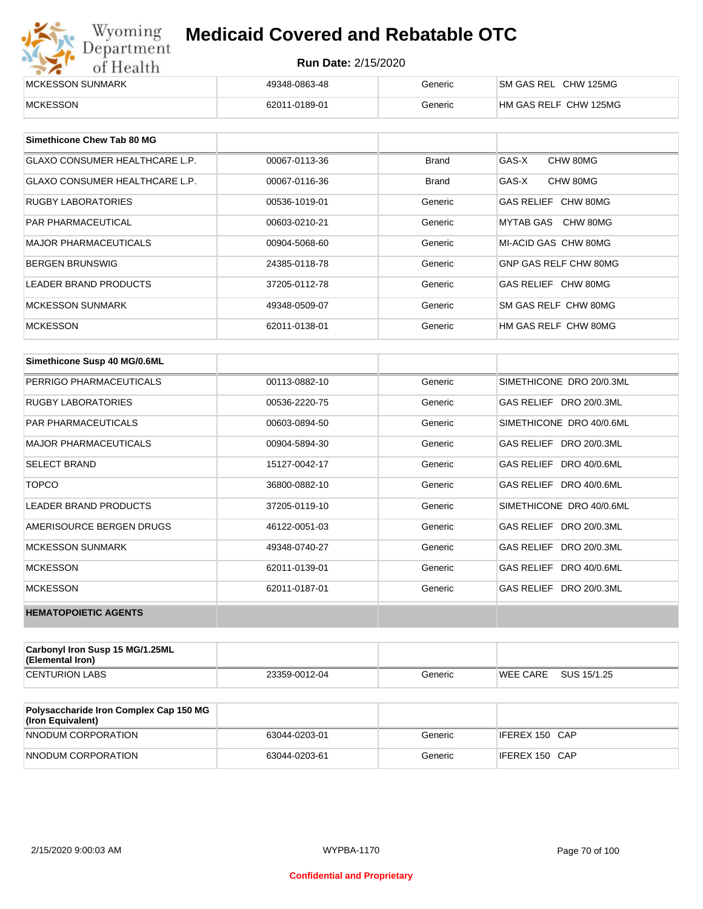| | | | |
|---|---|---|---|
| MCKESSON SUNMARK | 49348-0863-48 | Generic | SM GAS REL CHW 125MG |
| MCKESSON | 62011-0189-01 | Generic | HM GAS RELF CHW 125MG |

| Simethicone Chew Tab 80 MG | | | |
|---|---|---|---|
| GLAXO CONSUMER HEALTHCARE L.P. | 00067-0113-36 | Brand | GAS-X CHW 80MG |
| GLAXO CONSUMER HEALTHCARE L.P. | 00067-0116-36 | Brand | GAS-X CHW 80MG |
| RUGBY LABORATORIES | 00536-1019-01 | Generic | GAS RELIEF CHW 80MG |
| PAR PHARMACEUTICAL | 00603-0210-21 | Generic | MYTAB GAS CHW 80MG |
| MAJOR PHARMACEUTICALS | 00904-5068-60 | Generic | MI-ACID GAS CHW 80MG |
| BERGEN BRUNSWIG | 24385-0118-78 | Generic | GNP GAS RELF CHW 80MG |
| LEADER BRAND PRODUCTS | 37205-0112-78 | Generic | GAS RELIEF CHW 80MG |
| MCKESSON SUNMARK | 49348-0509-07 | Generic | SM GAS RELF CHW 80MG |
| MCKESSON | 62011-0138-01 | Generic | HM GAS RELF CHW 80MG |

| Simethicone Susp 40 MG/0.6ML | | | |
|---|---|---|---|
| PERRIGO PHARMACEUTICALS | 00113-0882-10 | Generic | SIMETHICONE DRO 20/0.3ML |
| RUGBY LABORATORIES | 00536-2220-75 | Generic | GAS RELIEF DRO 20/0.3ML |
| PAR PHARMACEUTICALS | 00603-0894-50 | Generic | SIMETHICONE DRO 40/0.6ML |
| MAJOR PHARMACEUTICALS | 00904-5894-30 | Generic | GAS RELIEF DRO 20/0.3ML |
| SELECT BRAND | 15127-0042-17 | Generic | GAS RELIEF DRO 40/0.6ML |
| TOPCO | 36800-0882-10 | Generic | GAS RELIEF DRO 40/0.6ML |
| LEADER BRAND PRODUCTS | 37205-0119-10 | Generic | SIMETHICONE DRO 40/0.6ML |
| AMERISOURCE BERGEN DRUGS | 46122-0051-03 | Generic | GAS RELIEF DRO 20/0.3ML |
| MCKESSON SUNMARK | 49348-0740-27 | Generic | GAS RELIEF DRO 20/0.3ML |
| MCKESSON | 62011-0139-01 | Generic | GAS RELIEF DRO 40/0.6ML |
| MCKESSON | 62011-0187-01 | Generic | GAS RELIEF DRO 20/0.3ML |
| **HEMATOPOIETIC AGENTS** | | | |

| Carbonyl Iron Susp 15 MG/1.25ML (Elemental Iron) | | | |
|---|---|---|---|
| CENTURION LABS | 23359-0012-04 | Generic | WEE CARE SUS 15/1.25 |

| Polysaccharide Iron Complex Cap 150 MG (Iron Equivalent) | | | |
|---|---|---|---|
| NNODUM CORPORATION | 63044-0203-01 | Generic | IFEREX 150 CAP |
| NNODUM CORPORATION | 63044-0203-61 | Generic | IFEREX 150 CAP |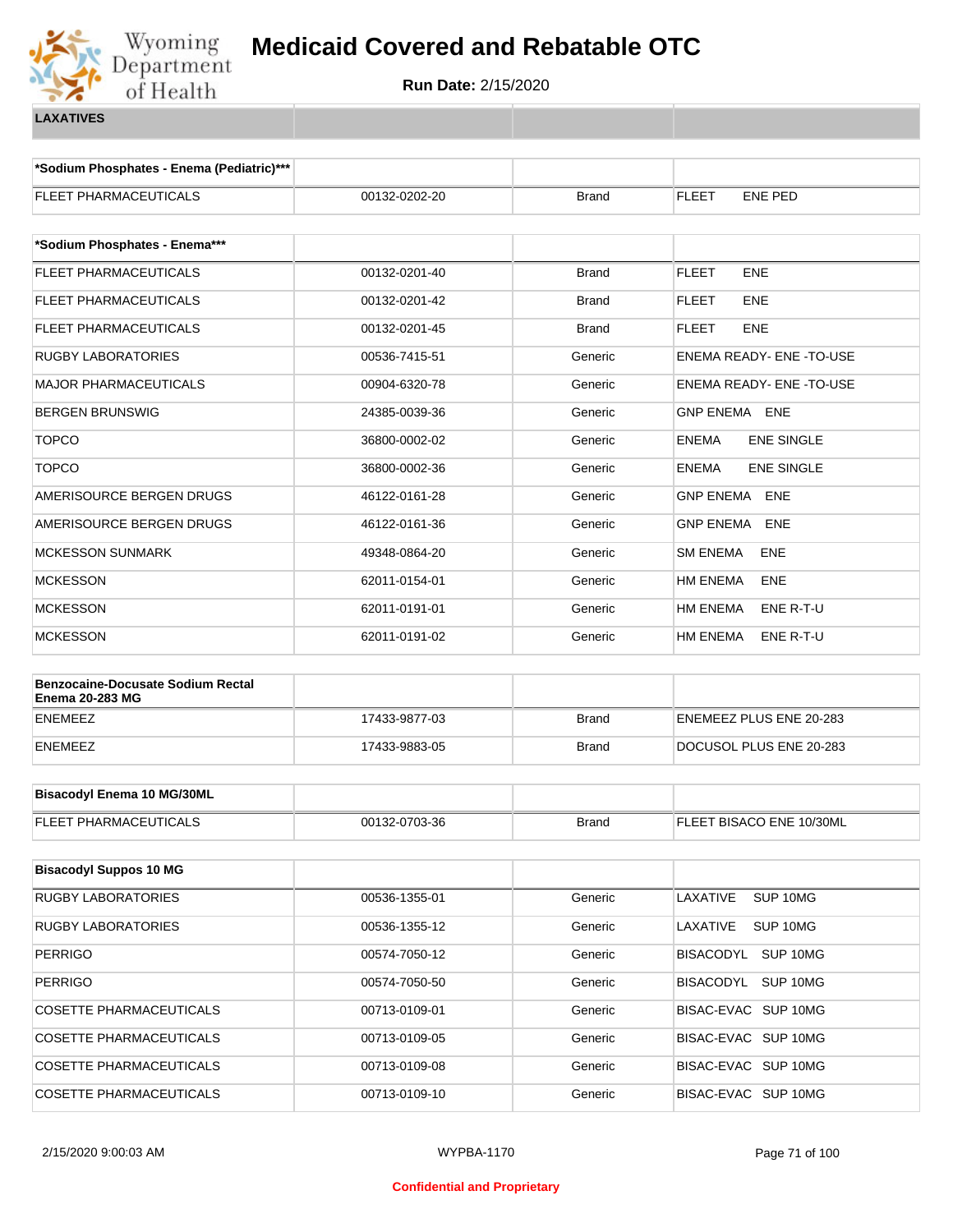# Medicaid Covered and Rebatable OTC

**Run Date:** 2/15/2020

**LAXATIVES**

| *Sodium Phosphates - Enema (Pediatric)*** | | | |
|---|---|---|---|
| FLEET PHARMACEUTICALS | 00132-0202-20 | Brand | FLEET ENE PED |

| *Sodium Phosphates - Enema*** | | | |
|---|---|---|---|
| FLEET PHARMACEUTICALS | 00132-0201-40 | Brand | FLEET ENE |
| FLEET PHARMACEUTICALS | 00132-0201-42 | Brand | FLEET ENE |
| FLEET PHARMACEUTICALS | 00132-0201-45 | Brand | FLEET ENE |
| RUGBY LABORATORIES | 00536-7415-51 | Generic | ENEMA READY- ENE -TO-USE |
| MAJOR PHARMACEUTICALS | 00904-6320-78 | Generic | ENEMA READY- ENE -TO-USE |
| BERGEN BRUNSWIG | 24385-0039-36 | Generic | GNP ENEMA ENE |
| TOPCO | 36800-0002-02 | Generic | ENEMA ENE SINGLE |
| TOPCO | 36800-0002-36 | Generic | ENEMA ENE SINGLE |
| AMERISOURCE BERGEN DRUGS | 46122-0161-28 | Generic | GNP ENEMA ENE |
| AMERISOURCE BERGEN DRUGS | 46122-0161-36 | Generic | GNP ENEMA ENE |
| MCKESSON SUNMARK | 49348-0864-20 | Generic | SM ENEMA ENE |
| MCKESSON | 62011-0154-01 | Generic | HM ENEMA ENE |
| MCKESSON | 62011-0191-01 | Generic | HM ENEMA ENE R-T-U |
| MCKESSON | 62011-0191-02 | Generic | HM ENEMA ENE R-T-U |

| Benzocaine-Docusate Sodium Rectal Enema 20-283 MG | | | |
|---|---|---|---|
| ENEMEEZ | 17433-9877-03 | Brand | ENEMEEZ PLUS ENE 20-283 |
| ENEMEEZ | 17433-9883-05 | Brand | DOCUSOL PLUS ENE 20-283 |

| Bisacodyl Enema 10 MG/30ML | | | |
|---|---|---|---|
| FLEET PHARMACEUTICALS | 00132-0703-36 | Brand | FLEET BISACO ENE 10/30ML |

| Bisacodyl Suppos 10 MG | | | |
|---|---|---|---|
| RUGBY LABORATORIES | 00536-1355-01 | Generic | LAXATIVE SUP 10MG |
| RUGBY LABORATORIES | 00536-1355-12 | Generic | LAXATIVE SUP 10MG |
| PERRIGO | 00574-7050-12 | Generic | BISACODYL SUP 10MG |
| PERRIGO | 00574-7050-50 | Generic | BISACODYL SUP 10MG |
| COSETTE PHARMACEUTICALS | 00713-0109-01 | Generic | BISAC-EVAC SUP 10MG |
| COSETTE PHARMACEUTICALS | 00713-0109-05 | Generic | BISAC-EVAC SUP 10MG |
| COSETTE PHARMACEUTICALS | 00713-0109-08 | Generic | BISAC-EVAC SUP 10MG |
| COSETTE PHARMACEUTICALS | 00713-0109-10 | Generic | BISAC-EVAC SUP 10MG |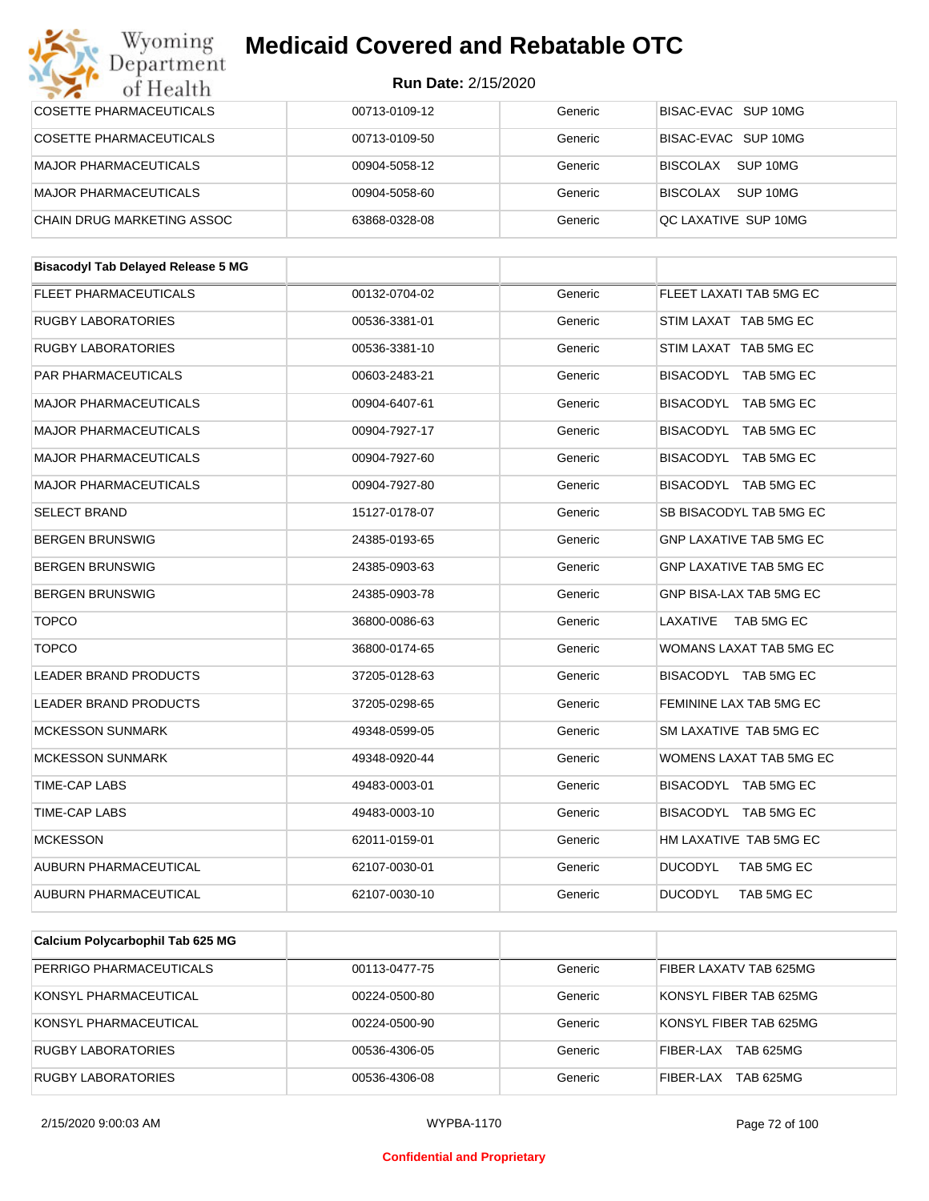| | | | |
|---|---|---|---|
| COSETTE PHARMACEUTICALS | 00713-0109-12 | Generic | BISAC-EVAC SUP 10MG |
| COSETTE PHARMACEUTICALS | 00713-0109-50 | Generic | BISAC-EVAC SUP 10MG |
| MAJOR PHARMACEUTICALS | 00904-5058-12 | Generic | BISCOLAX SUP 10MG |
| MAJOR PHARMACEUTICALS | 00904-5058-60 | Generic | BISCOLAX SUP 10MG |
| CHAIN DRUG MARKETING ASSOC | 63868-0328-08 | Generic | QC LAXATIVE SUP 10MG |

| **Bisacodyl Tab Delayed Release 5 MG** | | | |
|---|---|---|---|
| FLEET PHARMACEUTICALS | 00132-0704-02 | Generic | FLEET LAXATI TAB 5MG EC |
| RUGBY LABORATORIES | 00536-3381-01 | Generic | STIM LAXAT TAB 5MG EC |
| RUGBY LABORATORIES | 00536-3381-10 | Generic | STIM LAXAT TAB 5MG EC |
| PAR PHARMACEUTICALS | 00603-2483-21 | Generic | BISACODYL TAB 5MG EC |
| MAJOR PHARMACEUTICALS | 00904-6407-61 | Generic | BISACODYL TAB 5MG EC |
| MAJOR PHARMACEUTICALS | 00904-7927-17 | Generic | BISACODYL TAB 5MG EC |
| MAJOR PHARMACEUTICALS | 00904-7927-60 | Generic | BISACODYL TAB 5MG EC |
| MAJOR PHARMACEUTICALS | 00904-7927-80 | Generic | BISACODYL TAB 5MG EC |
| SELECT BRAND | 15127-0178-07 | Generic | SB BISACODYL TAB 5MG EC |
| BERGEN BRUNSWIG | 24385-0193-65 | Generic | GNP LAXATIVE TAB 5MG EC |
| BERGEN BRUNSWIG | 24385-0903-63 | Generic | GNP LAXATIVE TAB 5MG EC |
| BERGEN BRUNSWIG | 24385-0903-78 | Generic | GNP BISA-LAX TAB 5MG EC |
| TOPCO | 36800-0086-63 | Generic | LAXATIVE TAB 5MG EC |
| TOPCO | 36800-0174-65 | Generic | WOMANS LAXAT TAB 5MG EC |
| LEADER BRAND PRODUCTS | 37205-0128-63 | Generic | BISACODYL TAB 5MG EC |
| LEADER BRAND PRODUCTS | 37205-0298-65 | Generic | FEMININE LAX TAB 5MG EC |
| MCKESSON SUNMARK | 49348-0599-05 | Generic | SM LAXATIVE TAB 5MG EC |
| MCKESSON SUNMARK | 49348-0920-44 | Generic | WOMENS LAXAT TAB 5MG EC |
| TIME-CAP LABS | 49483-0003-01 | Generic | BISACODYL TAB 5MG EC |
| TIME-CAP LABS | 49483-0003-10 | Generic | BISACODYL TAB 5MG EC |
| MCKESSON | 62011-0159-01 | Generic | HM LAXATIVE TAB 5MG EC |
| AUBURN PHARMACEUTICAL | 62107-0030-01 | Generic | DUCODYL TAB 5MG EC |
| AUBURN PHARMACEUTICAL | 62107-0030-10 | Generic | DUCODYL TAB 5MG EC |

| **Calcium Polycarbophil Tab 625 MG** | | | |
|---|---|---|---|
| PERRIGO PHARMACEUTICALS | 00113-0477-75 | Generic | FIBER LAXATV TAB 625MG |
| KONSYL PHARMACEUTICAL | 00224-0500-80 | Generic | KONSYL FIBER TAB 625MG |
| KONSYL PHARMACEUTICAL | 00224-0500-90 | Generic | KONSYL FIBER TAB 625MG |
| RUGBY LABORATORIES | 00536-4306-05 | Generic | FIBER-LAX TAB 625MG |
| RUGBY LABORATORIES | 00536-4306-08 | Generic | FIBER-LAX TAB 625MG |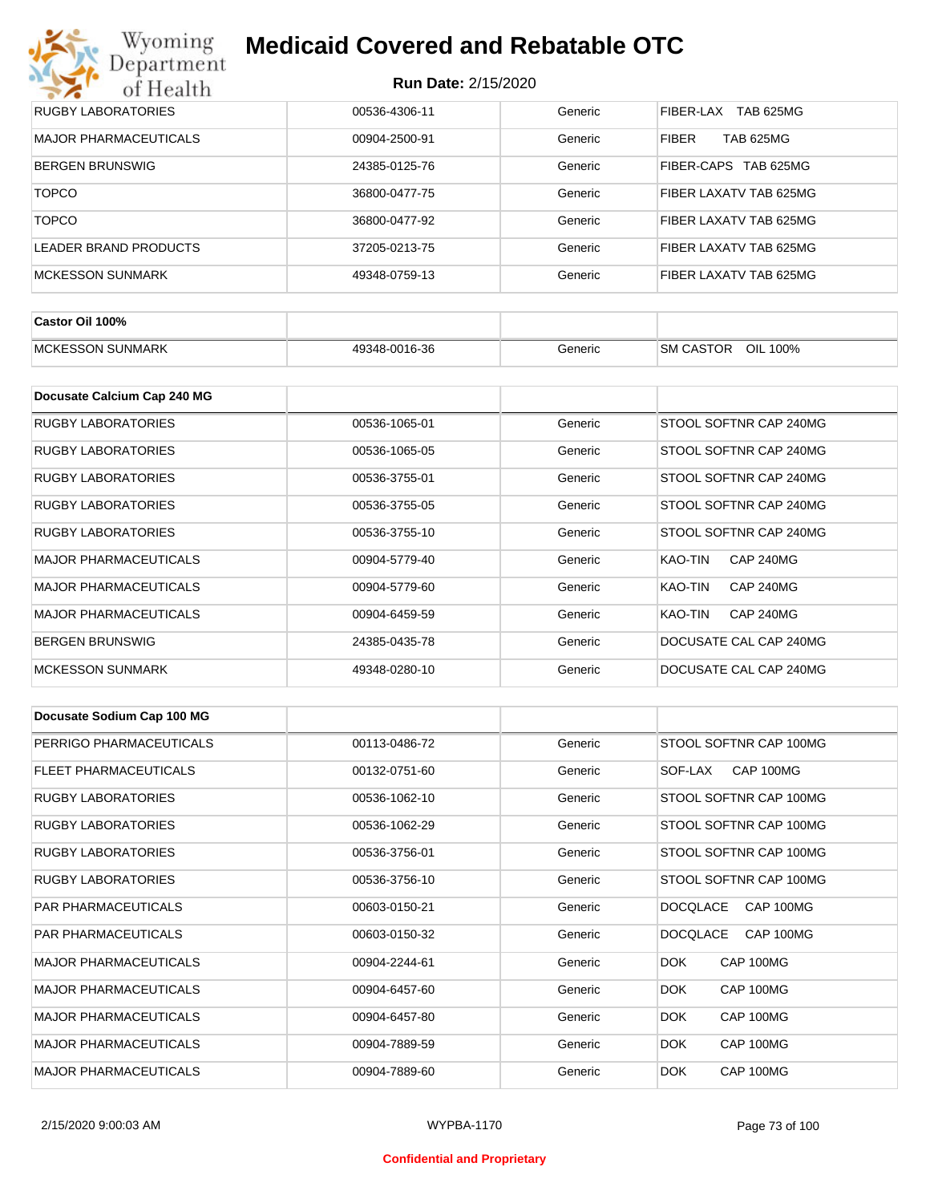| | | | |
|---|---|---|---|
| RUGBY LABORATORIES | 00536-4306-11 | Generic | FIBER-LAX TAB 625MG |
| MAJOR PHARMACEUTICALS | 00904-2500-91 | Generic | FIBER TAB 625MG |
| BERGEN BRUNSWIG | 24385-0125-76 | Generic | FIBER-CAPS TAB 625MG |
| TOPCO | 36800-0477-75 | Generic | FIBER LAXATV TAB 625MG |
| TOPCO | 36800-0477-92 | Generic | FIBER LAXATV TAB 625MG |
| LEADER BRAND PRODUCTS | 37205-0213-75 | Generic | FIBER LAXATV TAB 625MG |
| MCKESSON SUNMARK | 49348-0759-13 | Generic | FIBER LAXATV TAB 625MG |

| **Castor Oil 100%** | | | |
|---|---|---|---|
| MCKESSON SUNMARK | 49348-0016-36 | Generic | SM CASTOR OIL 100% |

| **Docusate Calcium Cap 240 MG** | | | |
|---|---|---|---|
| RUGBY LABORATORIES | 00536-1065-01 | Generic | STOOL SOFTNR CAP 240MG |
| RUGBY LABORATORIES | 00536-1065-05 | Generic | STOOL SOFTNR CAP 240MG |
| RUGBY LABORATORIES | 00536-3755-01 | Generic | STOOL SOFTNR CAP 240MG |
| RUGBY LABORATORIES | 00536-3755-05 | Generic | STOOL SOFTNR CAP 240MG |
| RUGBY LABORATORIES | 00536-3755-10 | Generic | STOOL SOFTNR CAP 240MG |
| MAJOR PHARMACEUTICALS | 00904-5779-40 | Generic | KAO-TIN CAP 240MG |
| MAJOR PHARMACEUTICALS | 00904-5779-60 | Generic | KAO-TIN CAP 240MG |
| MAJOR PHARMACEUTICALS | 00904-6459-59 | Generic | KAO-TIN CAP 240MG |
| BERGEN BRUNSWIG | 24385-0435-78 | Generic | DOCUSATE CAL CAP 240MG |
| MCKESSON SUNMARK | 49348-0280-10 | Generic | DOCUSATE CAL CAP 240MG |

| **Docusate Sodium Cap 100 MG** | | | |
|---|---|---|---|
| PERRIGO PHARMACEUTICALS | 00113-0486-72 | Generic | STOOL SOFTNR CAP 100MG |
| FLEET PHARMACEUTICALS | 00132-0751-60 | Generic | SOF-LAX CAP 100MG |
| RUGBY LABORATORIES | 00536-1062-10 | Generic | STOOL SOFTNR CAP 100MG |
| RUGBY LABORATORIES | 00536-1062-29 | Generic | STOOL SOFTNR CAP 100MG |
| RUGBY LABORATORIES | 00536-3756-01 | Generic | STOOL SOFTNR CAP 100MG |
| RUGBY LABORATORIES | 00536-3756-10 | Generic | STOOL SOFTNR CAP 100MG |
| PAR PHARMACEUTICALS | 00603-0150-21 | Generic | DOCQLACE CAP 100MG |
| PAR PHARMACEUTICALS | 00603-0150-32 | Generic | DOCQLACE CAP 100MG |
| MAJOR PHARMACEUTICALS | 00904-2244-61 | Generic | DOK CAP 100MG |
| MAJOR PHARMACEUTICALS | 00904-6457-60 | Generic | DOK CAP 100MG |
| MAJOR PHARMACEUTICALS | 00904-6457-80 | Generic | DOK CAP 100MG |
| MAJOR PHARMACEUTICALS | 00904-7889-59 | Generic | DOK CAP 100MG |
| MAJOR PHARMACEUTICALS | 00904-7889-60 | Generic | DOK CAP 100MG |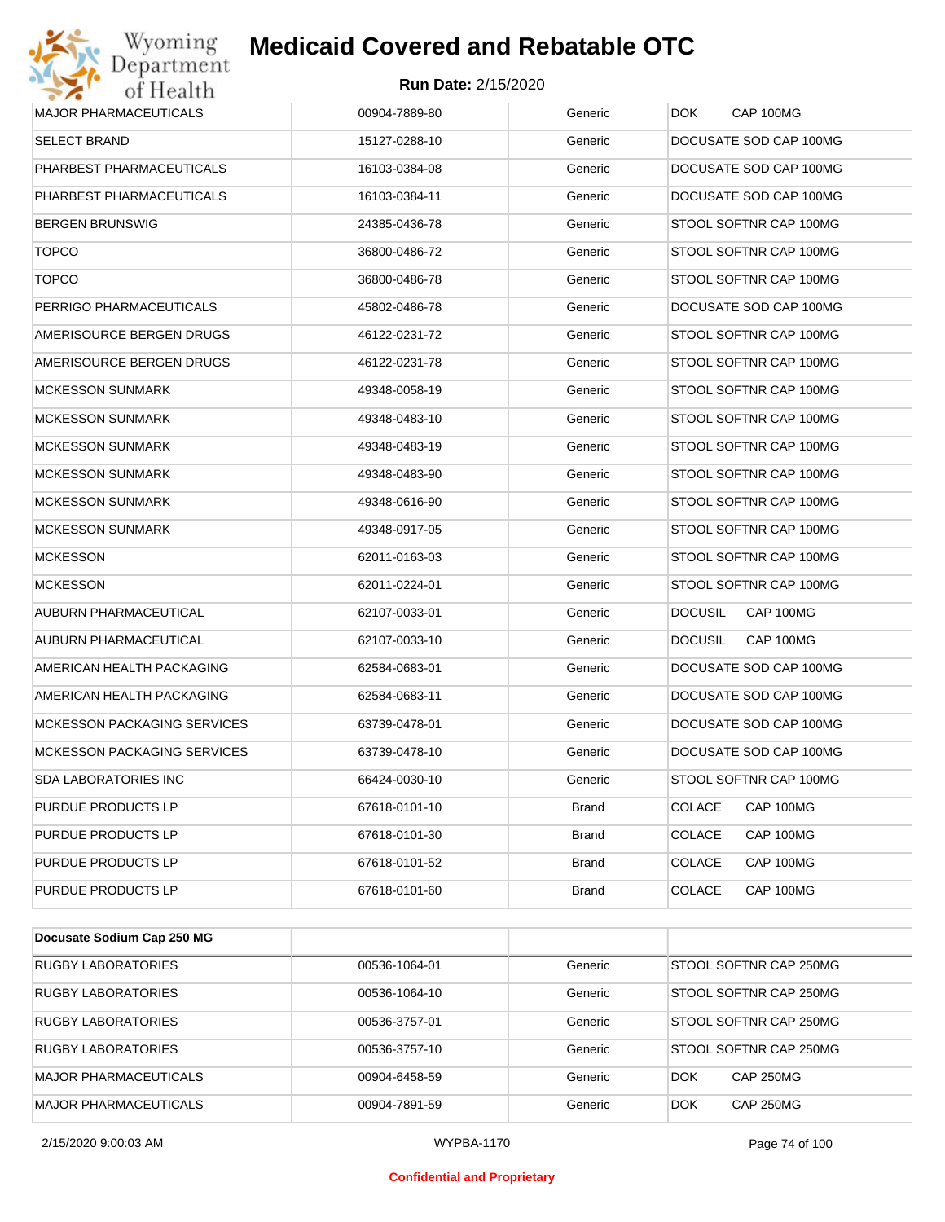| | | | |
|---|---|---|---|
| MAJOR PHARMACEUTICALS | 00904-7889-80 | Generic | DOK CAP 100MG |
| SELECT BRAND | 15127-0288-10 | Generic | DOCUSATE SOD CAP 100MG |
| PHARBEST PHARMACEUTICALS | 16103-0384-08 | Generic | DOCUSATE SOD CAP 100MG |
| PHARBEST PHARMACEUTICALS | 16103-0384-11 | Generic | DOCUSATE SOD CAP 100MG |
| BERGEN BRUNSWIG | 24385-0436-78 | Generic | STOOL SOFTNR CAP 100MG |
| TOPCO | 36800-0486-72 | Generic | STOOL SOFTNR CAP 100MG |
| TOPCO | 36800-0486-78 | Generic | STOOL SOFTNR CAP 100MG |
| PERRIGO PHARMACEUTICALS | 45802-0486-78 | Generic | DOCUSATE SOD CAP 100MG |
| AMERISOURCE BERGEN DRUGS | 46122-0231-72 | Generic | STOOL SOFTNR CAP 100MG |
| AMERISOURCE BERGEN DRUGS | 46122-0231-78 | Generic | STOOL SOFTNR CAP 100MG |
| MCKESSON SUNMARK | 49348-0058-19 | Generic | STOOL SOFTNR CAP 100MG |
| MCKESSON SUNMARK | 49348-0483-10 | Generic | STOOL SOFTNR CAP 100MG |
| MCKESSON SUNMARK | 49348-0483-19 | Generic | STOOL SOFTNR CAP 100MG |
| MCKESSON SUNMARK | 49348-0483-90 | Generic | STOOL SOFTNR CAP 100MG |
| MCKESSON SUNMARK | 49348-0616-90 | Generic | STOOL SOFTNR CAP 100MG |
| MCKESSON SUNMARK | 49348-0917-05 | Generic | STOOL SOFTNR CAP 100MG |
| MCKESSON | 62011-0163-03 | Generic | STOOL SOFTNR CAP 100MG |
| MCKESSON | 62011-0224-01 | Generic | STOOL SOFTNR CAP 100MG |
| AUBURN PHARMACEUTICAL | 62107-0033-01 | Generic | DOCUSIL CAP 100MG |
| AUBURN PHARMACEUTICAL | 62107-0033-10 | Generic | DOCUSIL CAP 100MG |
| AMERICAN HEALTH PACKAGING | 62584-0683-01 | Generic | DOCUSATE SOD CAP 100MG |
| AMERICAN HEALTH PACKAGING | 62584-0683-11 | Generic | DOCUSATE SOD CAP 100MG |
| MCKESSON PACKAGING SERVICES | 63739-0478-01 | Generic | DOCUSATE SOD CAP 100MG |
| MCKESSON PACKAGING SERVICES | 63739-0478-10 | Generic | DOCUSATE SOD CAP 100MG |
| SDA LABORATORIES INC | 66424-0030-10 | Generic | STOOL SOFTNR CAP 100MG |
| PURDUE PRODUCTS LP | 67618-0101-10 | Brand | COLACE CAP 100MG |
| PURDUE PRODUCTS LP | 67618-0101-30 | Brand | COLACE CAP 100MG |
| PURDUE PRODUCTS LP | 67618-0101-52 | Brand | COLACE CAP 100MG |
| PURDUE PRODUCTS LP | 67618-0101-60 | Brand | COLACE CAP 100MG |

| **Docusate Sodium Cap 250 MG** | | | |
|---|---|---|---|
| RUGBY LABORATORIES | 00536-1064-01 | Generic | STOOL SOFTNR CAP 250MG |
| RUGBY LABORATORIES | 00536-1064-10 | Generic | STOOL SOFTNR CAP 250MG |
| RUGBY LABORATORIES | 00536-3757-01 | Generic | STOOL SOFTNR CAP 250MG |
| RUGBY LABORATORIES | 00536-3757-10 | Generic | STOOL SOFTNR CAP 250MG |
| MAJOR PHARMACEUTICALS | 00904-6458-59 | Generic | DOK CAP 250MG |
| MAJOR PHARMACEUTICALS | 00904-7891-59 | Generic | DOK CAP 250MG |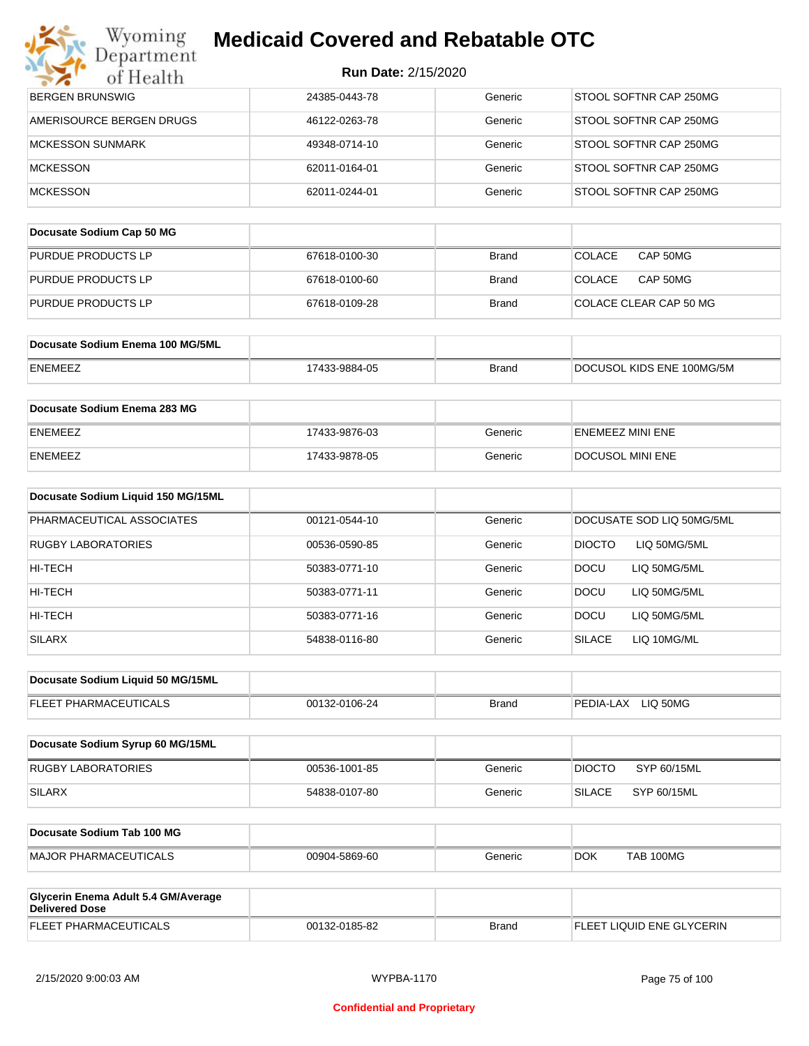| | | | |
|---|---|---|---|
| BERGEN BRUNSWIG | 24385-0443-78 | Generic | STOOL SOFTNR CAP 250MG |
| AMERISOURCE BERGEN DRUGS | 46122-0263-78 | Generic | STOOL SOFTNR CAP 250MG |
| MCKESSON SUNMARK | 49348-0714-10 | Generic | STOOL SOFTNR CAP 250MG |
| MCKESSON | 62011-0164-01 | Generic | STOOL SOFTNR CAP 250MG |
| MCKESSON | 62011-0244-01 | Generic | STOOL SOFTNR CAP 250MG |

| **Docusate Sodium Cap 50 MG** | | | |
|---|---|---|---|
| PURDUE PRODUCTS LP | 67618-0100-30 | Brand | COLACE CAP 50MG |
| PURDUE PRODUCTS LP | 67618-0100-60 | Brand | COLACE CAP 50MG |
| PURDUE PRODUCTS LP | 67618-0109-28 | Brand | COLACE CLEAR CAP 50 MG |

| **Docusate Sodium Enema 100 MG/5ML** | | | |
|---|---|---|---|
| ENEMEEZ | 17433-9884-05 | Brand | DOCUSOL KIDS ENE 100MG/5M |

| **Docusate Sodium Enema 283 MG** | | | |
|---|---|---|---|
| ENEMEEZ | 17433-9876-03 | Generic | ENEMEEZ MINI ENE |
| ENEMEEZ | 17433-9878-05 | Generic | DOCUSOL MINI ENE |

| **Docusate Sodium Liquid 150 MG/15ML** | | | |
|---|---|---|---|
| PHARMACEUTICAL ASSOCIATES | 00121-0544-10 | Generic | DOCUSATE SOD LIQ 50MG/5ML |
| RUGBY LABORATORIES | 00536-0590-85 | Generic | DIOCTO LIQ 50MG/5ML |
| HI-TECH | 50383-0771-10 | Generic | DOCU LIQ 50MG/5ML |
| HI-TECH | 50383-0771-11 | Generic | DOCU LIQ 50MG/5ML |
| HI-TECH | 50383-0771-16 | Generic | DOCU LIQ 50MG/5ML |
| SILARX | 54838-0116-80 | Generic | SILACE LIQ 10MG/ML |

| **Docusate Sodium Liquid 50 MG/15ML** | | | |
|---|---|---|---|
| FLEET PHARMACEUTICALS | 00132-0106-24 | Brand | PEDIA-LAX LIQ 50MG |

| **Docusate Sodium Syrup 60 MG/15ML** | | | |
|---|---|---|---|
| RUGBY LABORATORIES | 00536-1001-85 | Generic | DIOCTO SYP 60/15ML |
| SILARX | 54838-0107-80 | Generic | SILACE SYP 60/15ML |

| **Docusate Sodium Tab 100 MG** | | | |
|---|---|---|---|
| MAJOR PHARMACEUTICALS | 00904-5869-60 | Generic | DOK TAB 100MG |

| **Glycerin Enema Adult 5.4 GM/Average Delivered Dose** | | | |
|---|---|---|---|
| FLEET PHARMACEUTICALS | 00132-0185-82 | Brand | FLEET LIQUID ENE GLYCERIN |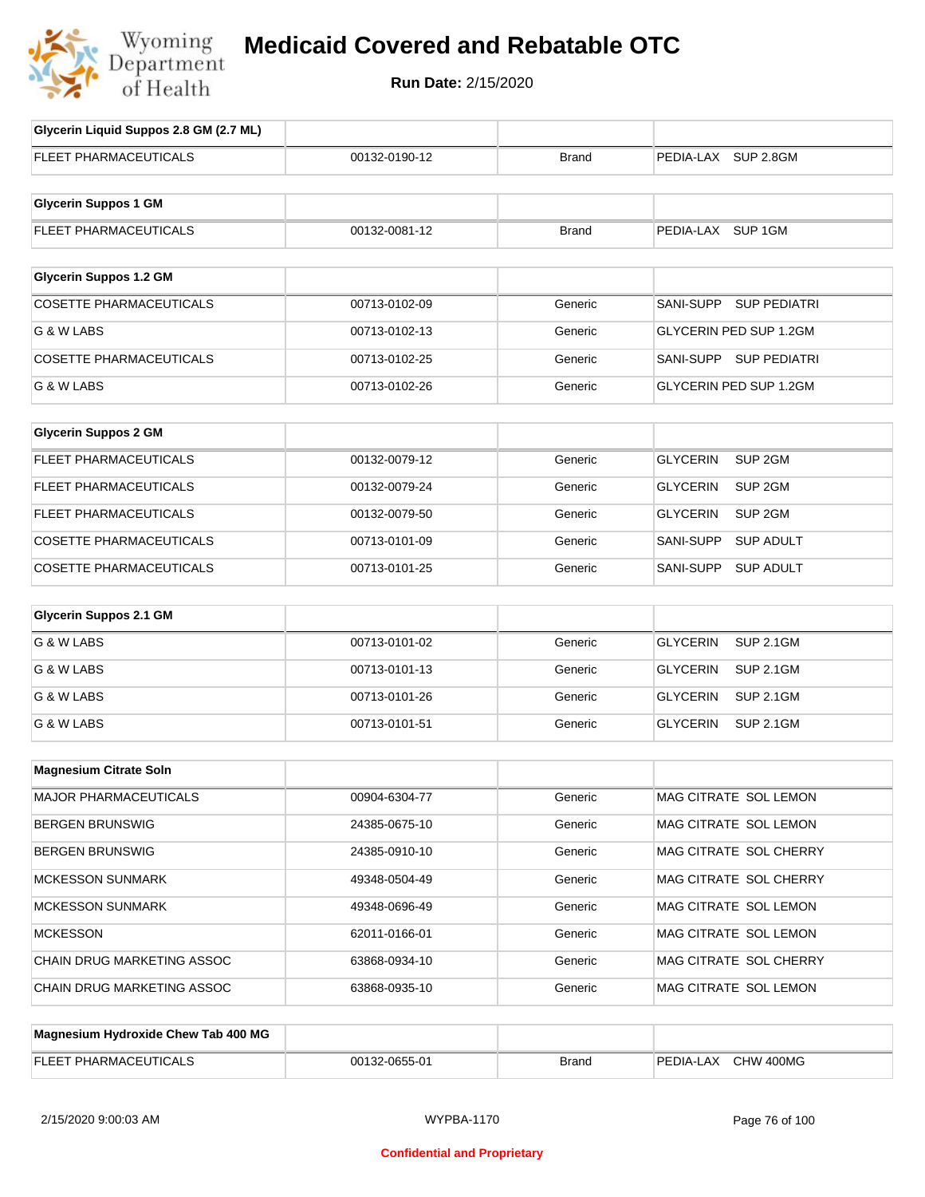# Medicaid Covered and Rebatable OTC

**Run Date:** 2/15/2020

| Glycerin Liquid Suppos 2.8 GM (2.7 ML) | | | |
|---|---|---|---|
| FLEET PHARMACEUTICALS | 00132-0190-12 | Brand | PEDIA-LAX SUP 2.8GM |

| Glycerin Suppos 1 GM | | | |
|---|---|---|---|
| FLEET PHARMACEUTICALS | 00132-0081-12 | Brand | PEDIA-LAX SUP 1GM |

| Glycerin Suppos 1.2 GM | | | |
|---|---|---|---|
| COSETTE PHARMACEUTICALS | 00713-0102-09 | Generic | SANI-SUPP SUP PEDIATRI |
| G & W LABS | 00713-0102-13 | Generic | GLYCERIN PED SUP 1.2GM |
| COSETTE PHARMACEUTICALS | 00713-0102-25 | Generic | SANI-SUPP SUP PEDIATRI |
| G & W LABS | 00713-0102-26 | Generic | GLYCERIN PED SUP 1.2GM |

| Glycerin Suppos 2 GM | | | |
|---|---|---|---|
| FLEET PHARMACEUTICALS | 00132-0079-12 | Generic | GLYCERIN SUP 2GM |
| FLEET PHARMACEUTICALS | 00132-0079-24 | Generic | GLYCERIN SUP 2GM |
| FLEET PHARMACEUTICALS | 00132-0079-50 | Generic | GLYCERIN SUP 2GM |
| COSETTE PHARMACEUTICALS | 00713-0101-09 | Generic | SANI-SUPP SUP ADULT |
| COSETTE PHARMACEUTICALS | 00713-0101-25 | Generic | SANI-SUPP SUP ADULT |

| Glycerin Suppos 2.1 GM | | | |
|---|---|---|---|
| G & W LABS | 00713-0101-02 | Generic | GLYCERIN SUP 2.1GM |
| G & W LABS | 00713-0101-13 | Generic | GLYCERIN SUP 2.1GM |
| G & W LABS | 00713-0101-26 | Generic | GLYCERIN SUP 2.1GM |
| G & W LABS | 00713-0101-51 | Generic | GLYCERIN SUP 2.1GM |

| Magnesium Citrate Soln | | | |
|---|---|---|---|
| MAJOR PHARMACEUTICALS | 00904-6304-77 | Generic | MAG CITRATE SOL LEMON |
| BERGEN BRUNSWIG | 24385-0675-10 | Generic | MAG CITRATE SOL LEMON |
| BERGEN BRUNSWIG | 24385-0910-10 | Generic | MAG CITRATE SOL CHERRY |
| MCKESSON SUNMARK | 49348-0504-49 | Generic | MAG CITRATE SOL CHERRY |
| MCKESSON SUNMARK | 49348-0696-49 | Generic | MAG CITRATE SOL LEMON |
| MCKESSON | 62011-0166-01 | Generic | MAG CITRATE SOL LEMON |
| CHAIN DRUG MARKETING ASSOC | 63868-0934-10 | Generic | MAG CITRATE SOL CHERRY |
| CHAIN DRUG MARKETING ASSOC | 63868-0935-10 | Generic | MAG CITRATE SOL LEMON |

| Magnesium Hydroxide Chew Tab 400 MG | | | |
|---|---|---|---|
| FLEET PHARMACEUTICALS | 00132-0655-01 | Brand | PEDIA-LAX CHW 400MG |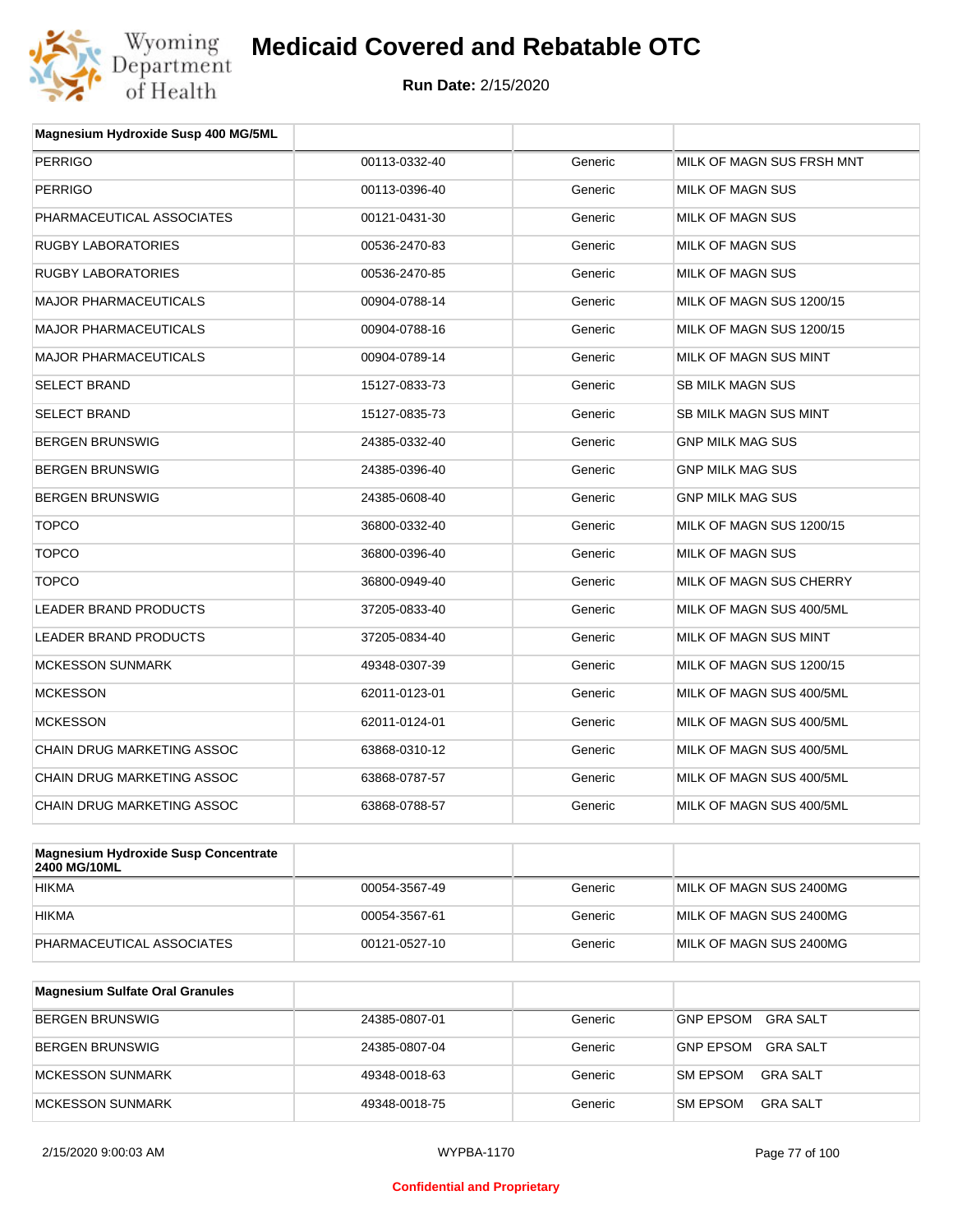# Medicaid Covered and Rebatable OTC

**Run Date:** 2/15/2020

| Magnesium Hydroxide Susp 400 MG/5ML | | | |
|---|---|---|---|
| PERRIGO | 00113-0332-40 | Generic | MILK OF MAGN SUS FRSH MNT |
| PERRIGO | 00113-0396-40 | Generic | MILK OF MAGN SUS |
| PHARMACEUTICAL ASSOCIATES | 00121-0431-30 | Generic | MILK OF MAGN SUS |
| RUGBY LABORATORIES | 00536-2470-83 | Generic | MILK OF MAGN SUS |
| RUGBY LABORATORIES | 00536-2470-85 | Generic | MILK OF MAGN SUS |
| MAJOR PHARMACEUTICALS | 00904-0788-14 | Generic | MILK OF MAGN SUS 1200/15 |
| MAJOR PHARMACEUTICALS | 00904-0788-16 | Generic | MILK OF MAGN SUS 1200/15 |
| MAJOR PHARMACEUTICALS | 00904-0789-14 | Generic | MILK OF MAGN SUS MINT |
| SELECT BRAND | 15127-0833-73 | Generic | SB MILK MAGN SUS |
| SELECT BRAND | 15127-0835-73 | Generic | SB MILK MAGN SUS MINT |
| BERGEN BRUNSWIG | 24385-0332-40 | Generic | GNP MILK MAG SUS |
| BERGEN BRUNSWIG | 24385-0396-40 | Generic | GNP MILK MAG SUS |
| BERGEN BRUNSWIG | 24385-0608-40 | Generic | GNP MILK MAG SUS |
| TOPCO | 36800-0332-40 | Generic | MILK OF MAGN SUS 1200/15 |
| TOPCO | 36800-0396-40 | Generic | MILK OF MAGN SUS |
| TOPCO | 36800-0949-40 | Generic | MILK OF MAGN SUS CHERRY |
| LEADER BRAND PRODUCTS | 37205-0833-40 | Generic | MILK OF MAGN SUS 400/5ML |
| LEADER BRAND PRODUCTS | 37205-0834-40 | Generic | MILK OF MAGN SUS MINT |
| MCKESSON SUNMARK | 49348-0307-39 | Generic | MILK OF MAGN SUS 1200/15 |
| MCKESSON | 62011-0123-01 | Generic | MILK OF MAGN SUS 400/5ML |
| MCKESSON | 62011-0124-01 | Generic | MILK OF MAGN SUS 400/5ML |
| CHAIN DRUG MARKETING ASSOC | 63868-0310-12 | Generic | MILK OF MAGN SUS 400/5ML |
| CHAIN DRUG MARKETING ASSOC | 63868-0787-57 | Generic | MILK OF MAGN SUS 400/5ML |
| CHAIN DRUG MARKETING ASSOC | 63868-0788-57 | Generic | MILK OF MAGN SUS 400/5ML |

| Magnesium Hydroxide Susp Concentrate 2400 MG/10ML | | | |
|---|---|---|---|
| HIKMA | 00054-3567-49 | Generic | MILK OF MAGN SUS 2400MG |
| HIKMA | 00054-3567-61 | Generic | MILK OF MAGN SUS 2400MG |
| PHARMACEUTICAL ASSOCIATES | 00121-0527-10 | Generic | MILK OF MAGN SUS 2400MG |

| Magnesium Sulfate Oral Granules | | | |
|---|---|---|---|
| BERGEN BRUNSWIG | 24385-0807-01 | Generic | GNP EPSOM GRA SALT |
| BERGEN BRUNSWIG | 24385-0807-04 | Generic | GNP EPSOM GRA SALT |
| MCKESSON SUNMARK | 49348-0018-63 | Generic | SM EPSOM GRA SALT |
| MCKESSON SUNMARK | 49348-0018-75 | Generic | SM EPSOM GRA SALT |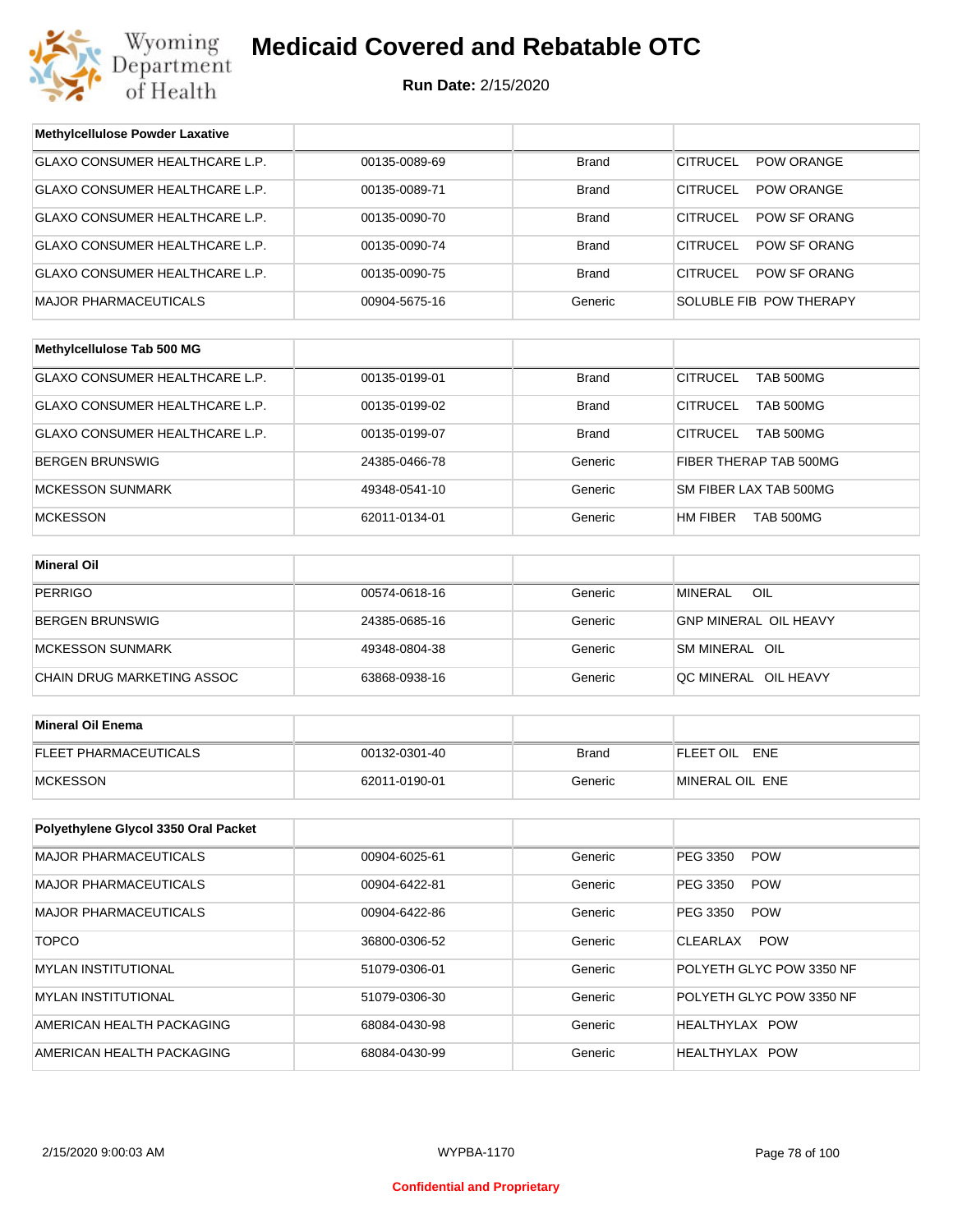# Medicaid Covered and Rebatable OTC

**Run Date:** 2/15/2020

| Methylcellulose Powder Laxative | | | |
|---|---|---|---|
| GLAXO CONSUMER HEALTHCARE L.P. | 00135-0089-69 | Brand | CITRUCEL POW ORANGE |
| GLAXO CONSUMER HEALTHCARE L.P. | 00135-0089-71 | Brand | CITRUCEL POW ORANGE |
| GLAXO CONSUMER HEALTHCARE L.P. | 00135-0090-70 | Brand | CITRUCEL POW SF ORANG |
| GLAXO CONSUMER HEALTHCARE L.P. | 00135-0090-74 | Brand | CITRUCEL POW SF ORANG |
| GLAXO CONSUMER HEALTHCARE L.P. | 00135-0090-75 | Brand | CITRUCEL POW SF ORANG |
| MAJOR PHARMACEUTICALS | 00904-5675-16 | Generic | SOLUBLE FIB POW THERAPY |

| Methylcellulose Tab 500 MG | | | |
|---|---|---|---|
| GLAXO CONSUMER HEALTHCARE L.P. | 00135-0199-01 | Brand | CITRUCEL TAB 500MG |
| GLAXO CONSUMER HEALTHCARE L.P. | 00135-0199-02 | Brand | CITRUCEL TAB 500MG |
| GLAXO CONSUMER HEALTHCARE L.P. | 00135-0199-07 | Brand | CITRUCEL TAB 500MG |
| BERGEN BRUNSWIG | 24385-0466-78 | Generic | FIBER THERAP TAB 500MG |
| MCKESSON SUNMARK | 49348-0541-10 | Generic | SM FIBER LAX TAB 500MG |
| MCKESSON | 62011-0134-01 | Generic | HM FIBER TAB 500MG |

| Mineral Oil | | | |
|---|---|---|---|
| PERRIGO | 00574-0618-16 | Generic | MINERAL OIL |
| BERGEN BRUNSWIG | 24385-0685-16 | Generic | GNP MINERAL OIL HEAVY |
| MCKESSON SUNMARK | 49348-0804-38 | Generic | SM MINERAL OIL |
| CHAIN DRUG MARKETING ASSOC | 63868-0938-16 | Generic | QC MINERAL OIL HEAVY |

| Mineral Oil Enema | | | |
|---|---|---|---|
| FLEET PHARMACEUTICALS | 00132-0301-40 | Brand | FLEET OIL ENE |
| MCKESSON | 62011-0190-01 | Generic | MINERAL OIL ENE |

| Polyethylene Glycol 3350 Oral Packet | | | |
|---|---|---|---|
| MAJOR PHARMACEUTICALS | 00904-6025-61 | Generic | PEG 3350 POW |
| MAJOR PHARMACEUTICALS | 00904-6422-81 | Generic | PEG 3350 POW |
| MAJOR PHARMACEUTICALS | 00904-6422-86 | Generic | PEG 3350 POW |
| TOPCO | 36800-0306-52 | Generic | CLEARLAX POW |
| MYLAN INSTITUTIONAL | 51079-0306-01 | Generic | POLYETH GLYC POW 3350 NF |
| MYLAN INSTITUTIONAL | 51079-0306-30 | Generic | POLYETH GLYC POW 3350 NF |
| AMERICAN HEALTH PACKAGING | 68084-0430-98 | Generic | HEALTHYLAX POW |
| AMERICAN HEALTH PACKAGING | 68084-0430-99 | Generic | HEALTHYLAX POW |

Confidential and Proprietary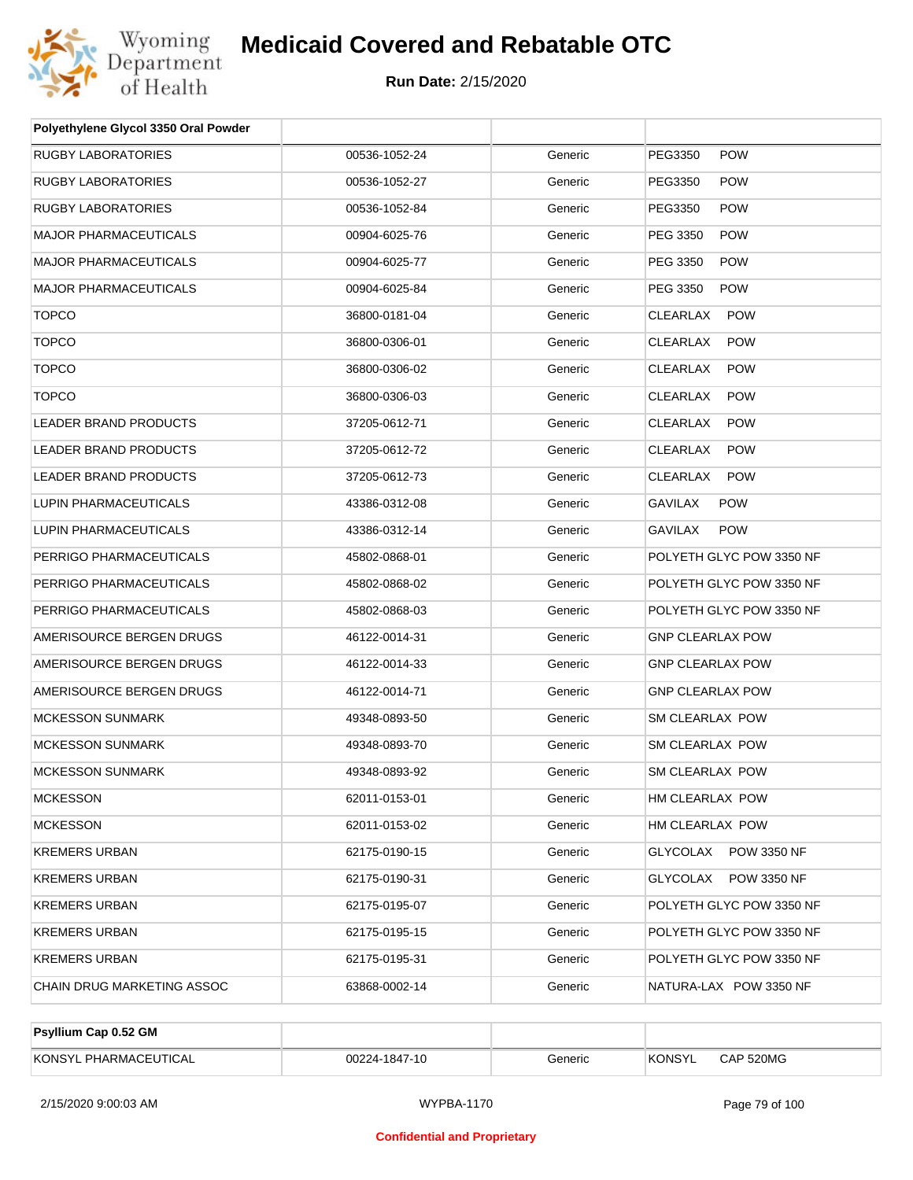# Medicaid Covered and Rebatable OTC

**Run Date:** 2/15/2020

| Polyethylene Glycol 3350 Oral Powder | | | |
|---|---|---|---|
| RUGBY LABORATORIES | 00536-1052-24 | Generic | PEG3350 POW |
| RUGBY LABORATORIES | 00536-1052-27 | Generic | PEG3350 POW |
| RUGBY LABORATORIES | 00536-1052-84 | Generic | PEG3350 POW |
| MAJOR PHARMACEUTICALS | 00904-6025-76 | Generic | PEG 3350 POW |
| MAJOR PHARMACEUTICALS | 00904-6025-77 | Generic | PEG 3350 POW |
| MAJOR PHARMACEUTICALS | 00904-6025-84 | Generic | PEG 3350 POW |
| TOPCO | 36800-0181-04 | Generic | CLEARLAX POW |
| TOPCO | 36800-0306-01 | Generic | CLEARLAX POW |
| TOPCO | 36800-0306-02 | Generic | CLEARLAX POW |
| TOPCO | 36800-0306-03 | Generic | CLEARLAX POW |
| LEADER BRAND PRODUCTS | 37205-0612-71 | Generic | CLEARLAX POW |
| LEADER BRAND PRODUCTS | 37205-0612-72 | Generic | CLEARLAX POW |
| LEADER BRAND PRODUCTS | 37205-0612-73 | Generic | CLEARLAX POW |
| LUPIN PHARMACEUTICALS | 43386-0312-08 | Generic | GAVILAX POW |
| LUPIN PHARMACEUTICALS | 43386-0312-14 | Generic | GAVILAX POW |
| PERRIGO PHARMACEUTICALS | 45802-0868-01 | Generic | POLYETH GLYC POW 3350 NF |
| PERRIGO PHARMACEUTICALS | 45802-0868-02 | Generic | POLYETH GLYC POW 3350 NF |
| PERRIGO PHARMACEUTICALS | 45802-0868-03 | Generic | POLYETH GLYC POW 3350 NF |
| AMERISOURCE BERGEN DRUGS | 46122-0014-31 | Generic | GNP CLEARLAX POW |
| AMERISOURCE BERGEN DRUGS | 46122-0014-33 | Generic | GNP CLEARLAX POW |
| AMERISOURCE BERGEN DRUGS | 46122-0014-71 | Generic | GNP CLEARLAX POW |
| MCKESSON SUNMARK | 49348-0893-50 | Generic | SM CLEARLAX POW |
| MCKESSON SUNMARK | 49348-0893-70 | Generic | SM CLEARLAX POW |
| MCKESSON SUNMARK | 49348-0893-92 | Generic | SM CLEARLAX POW |
| MCKESSON | 62011-0153-01 | Generic | HM CLEARLAX POW |
| MCKESSON | 62011-0153-02 | Generic | HM CLEARLAX POW |
| KREMERS URBAN | 62175-0190-15 | Generic | GLYCOLAX POW 3350 NF |
| KREMERS URBAN | 62175-0190-31 | Generic | GLYCOLAX POW 3350 NF |
| KREMERS URBAN | 62175-0195-07 | Generic | POLYETH GLYC POW 3350 NF |
| KREMERS URBAN | 62175-0195-15 | Generic | POLYETH GLYC POW 3350 NF |
| KREMERS URBAN | 62175-0195-31 | Generic | POLYETH GLYC POW 3350 NF |
| CHAIN DRUG MARKETING ASSOC | 63868-0002-14 | Generic | NATURA-LAX POW 3350 NF |

| Psyllium Cap 0.52 GM | | | |
|---|---|---|---|
| KONSYL PHARMACEUTICAL | 00224-1847-10 | Generic | KONSYL CAP 520MG |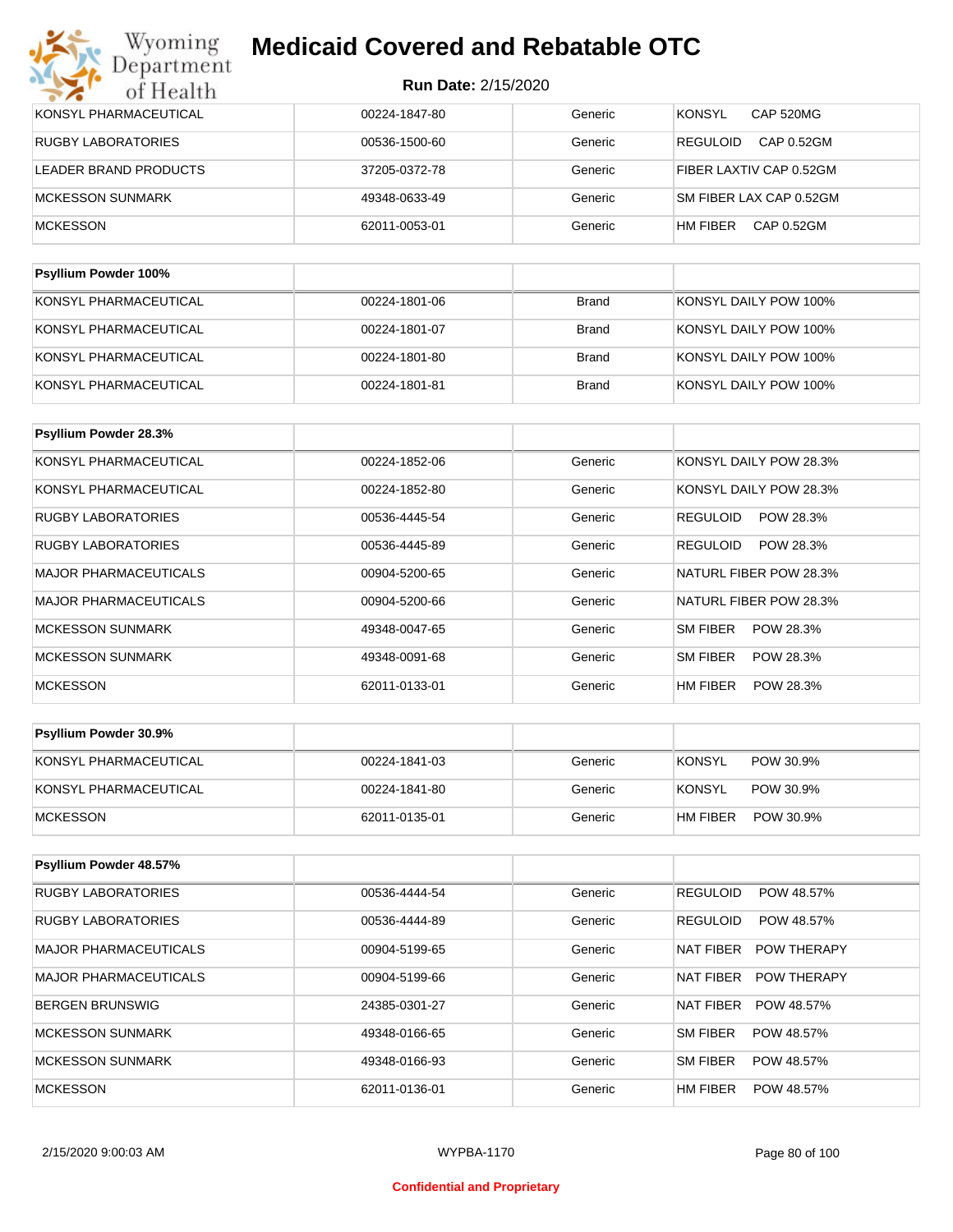# Medicaid Covered and Rebatable OTC

**Run Date: 2/15/2020**

| | | | |
|---|---|---|---|
| KONSYL PHARMACEUTICAL | 00224-1847-80 | Generic | KONSYL CAP 520MG |
| RUGBY LABORATORIES | 00536-1500-60 | Generic | REGULOID CAP 0.52GM |
| LEADER BRAND PRODUCTS | 37205-0372-78 | Generic | FIBER LAXTIV CAP 0.52GM |
| MCKESSON SUNMARK | 49348-0633-49 | Generic | SM FIBER LAX CAP 0.52GM |
| MCKESSON | 62011-0053-01 | Generic | HM FIBER CAP 0.52GM |

| Psyllium Powder 100% | | | |
|---|---|---|---|
| KONSYL PHARMACEUTICAL | 00224-1801-06 | Brand | KONSYL DAILY POW 100% |
| KONSYL PHARMACEUTICAL | 00224-1801-07 | Brand | KONSYL DAILY POW 100% |
| KONSYL PHARMACEUTICAL | 00224-1801-80 | Brand | KONSYL DAILY POW 100% |
| KONSYL PHARMACEUTICAL | 00224-1801-81 | Brand | KONSYL DAILY POW 100% |

| Psyllium Powder 28.3% | | | |
|---|---|---|---|
| KONSYL PHARMACEUTICAL | 00224-1852-06 | Generic | KONSYL DAILY POW 28.3% |
| KONSYL PHARMACEUTICAL | 00224-1852-80 | Generic | KONSYL DAILY POW 28.3% |
| RUGBY LABORATORIES | 00536-4445-54 | Generic | REGULOID POW 28.3% |
| RUGBY LABORATORIES | 00536-4445-89 | Generic | REGULOID POW 28.3% |
| MAJOR PHARMACEUTICALS | 00904-5200-65 | Generic | NATURL FIBER POW 28.3% |
| MAJOR PHARMACEUTICALS | 00904-5200-66 | Generic | NATURL FIBER POW 28.3% |
| MCKESSON SUNMARK | 49348-0047-65 | Generic | SM FIBER POW 28.3% |
| MCKESSON SUNMARK | 49348-0091-68 | Generic | SM FIBER POW 28.3% |
| MCKESSON | 62011-0133-01 | Generic | HM FIBER POW 28.3% |

| Psyllium Powder 30.9% | | | |
|---|---|---|---|
| KONSYL PHARMACEUTICAL | 00224-1841-03 | Generic | KONSYL POW 30.9% |
| KONSYL PHARMACEUTICAL | 00224-1841-80 | Generic | KONSYL POW 30.9% |
| MCKESSON | 62011-0135-01 | Generic | HM FIBER POW 30.9% |

| Psyllium Powder 48.57% | | | |
|---|---|---|---|
| RUGBY LABORATORIES | 00536-4444-54 | Generic | REGULOID POW 48.57% |
| RUGBY LABORATORIES | 00536-4444-89 | Generic | REGULOID POW 48.57% |
| MAJOR PHARMACEUTICALS | 00904-5199-65 | Generic | NAT FIBER POW THERAPY |
| MAJOR PHARMACEUTICALS | 00904-5199-66 | Generic | NAT FIBER POW THERAPY |
| BERGEN BRUNSWIG | 24385-0301-27 | Generic | NAT FIBER POW 48.57% |
| MCKESSON SUNMARK | 49348-0166-65 | Generic | SM FIBER POW 48.57% |
| MCKESSON SUNMARK | 49348-0166-93 | Generic | SM FIBER POW 48.57% |
| MCKESSON | 62011-0136-01 | Generic | HM FIBER POW 48.57% |

Confidential and Proprietary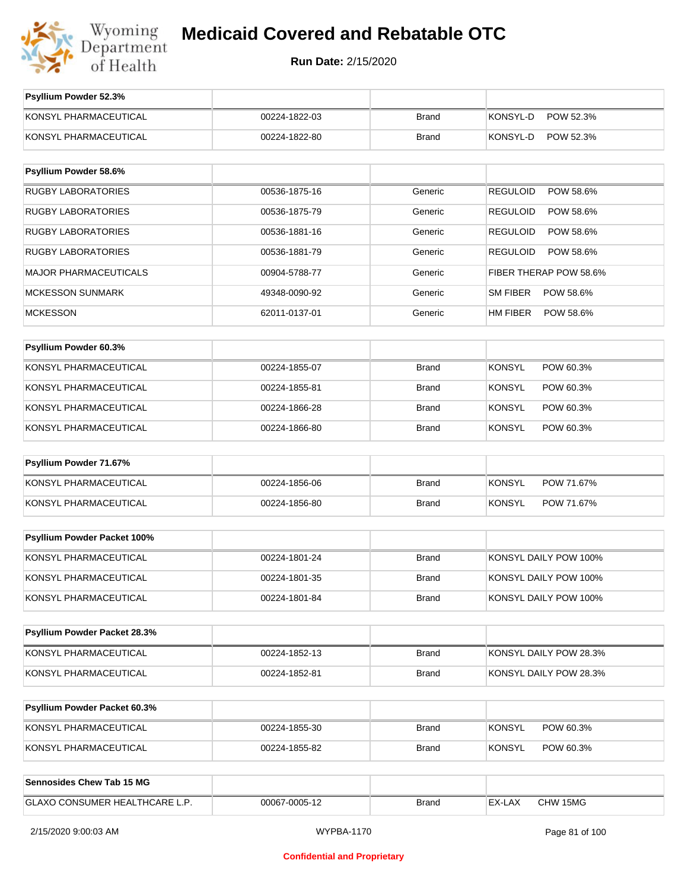# Medicaid Covered and Rebatable OTC

**Run Date:** 2/15/2020

| Psyllium Powder 52.3% | | | |
|---|---|---|---|
| KONSYL PHARMACEUTICAL | 00224-1822-03 | Brand | KONSYL-D POW 52.3% |
| KONSYL PHARMACEUTICAL | 00224-1822-80 | Brand | KONSYL-D POW 52.3% |

| Psyllium Powder 58.6% | | | |
|---|---|---|---|
| RUGBY LABORATORIES | 00536-1875-16 | Generic | REGULOID POW 58.6% |
| RUGBY LABORATORIES | 00536-1875-79 | Generic | REGULOID POW 58.6% |
| RUGBY LABORATORIES | 00536-1881-16 | Generic | REGULOID POW 58.6% |
| RUGBY LABORATORIES | 00536-1881-79 | Generic | REGULOID POW 58.6% |
| MAJOR PHARMACEUTICALS | 00904-5788-77 | Generic | FIBER THERAP POW 58.6% |
| MCKESSON SUNMARK | 49348-0090-92 | Generic | SM FIBER POW 58.6% |
| MCKESSON | 62011-0137-01 | Generic | HM FIBER POW 58.6% |

| Psyllium Powder 60.3% | | | |
|---|---|---|---|
| KONSYL PHARMACEUTICAL | 00224-1855-07 | Brand | KONSYL POW 60.3% |
| KONSYL PHARMACEUTICAL | 00224-1855-81 | Brand | KONSYL POW 60.3% |
| KONSYL PHARMACEUTICAL | 00224-1866-28 | Brand | KONSYL POW 60.3% |
| KONSYL PHARMACEUTICAL | 00224-1866-80 | Brand | KONSYL POW 60.3% |

| Psyllium Powder 71.67% | | | |
|---|---|---|---|
| KONSYL PHARMACEUTICAL | 00224-1856-06 | Brand | KONSYL POW 71.67% |
| KONSYL PHARMACEUTICAL | 00224-1856-80 | Brand | KONSYL POW 71.67% |

| Psyllium Powder Packet 100% | | | |
|---|---|---|---|
| KONSYL PHARMACEUTICAL | 00224-1801-24 | Brand | KONSYL DAILY POW 100% |
| KONSYL PHARMACEUTICAL | 00224-1801-35 | Brand | KONSYL DAILY POW 100% |
| KONSYL PHARMACEUTICAL | 00224-1801-84 | Brand | KONSYL DAILY POW 100% |

| Psyllium Powder Packet 28.3% | | | |
|---|---|---|---|
| KONSYL PHARMACEUTICAL | 00224-1852-13 | Brand | KONSYL DAILY POW 28.3% |
| KONSYL PHARMACEUTICAL | 00224-1852-81 | Brand | KONSYL DAILY POW 28.3% |

| Psyllium Powder Packet 60.3% | | | |
|---|---|---|---|
| KONSYL PHARMACEUTICAL | 00224-1855-30 | Brand | KONSYL POW 60.3% |
| KONSYL PHARMACEUTICAL | 00224-1855-82 | Brand | KONSYL POW 60.3% |

| Sennosides Chew Tab 15 MG | | | |
|---|---|---|---|
| GLAXO CONSUMER HEALTHCARE L.P. | 00067-0005-12 | Brand | EX-LAX CHW 15MG |

2/15/2020 9:00:03 AM WYPBA-1170

Confidential and Proprietary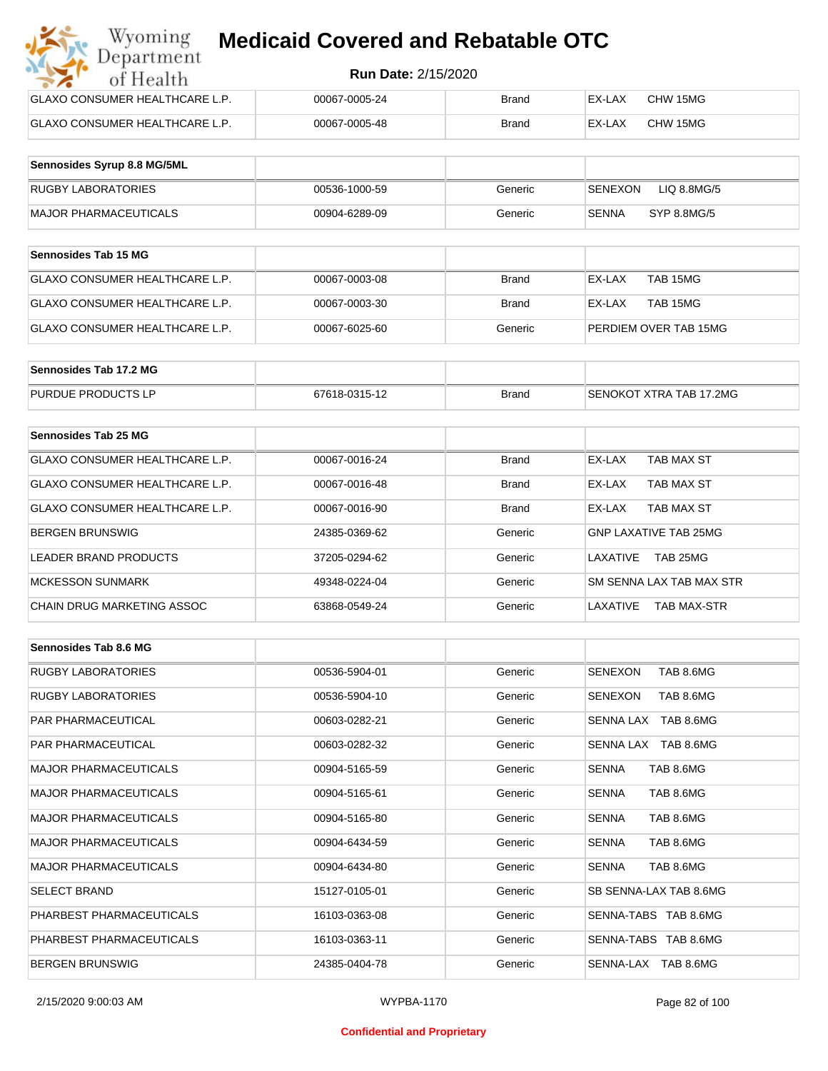| | | | |
|---|---|---|---|
| GLAXO CONSUMER HEALTHCARE L.P. | 00067-0005-24 | Brand | EX-LAX CHW 15MG |
| GLAXO CONSUMER HEALTHCARE L.P. | 00067-0005-48 | Brand | EX-LAX CHW 15MG |

| Sennosides Syrup 8.8 MG/5ML | | | |
|---|---|---|---|
| RUGBY LABORATORIES | 00536-1000-59 | Generic | SENEXON LIQ 8.8MG/5 |
| MAJOR PHARMACEUTICALS | 00904-6289-09 | Generic | SENNA SYP 8.8MG/5 |

| Sennosides Tab 15 MG | | | |
|---|---|---|---|
| GLAXO CONSUMER HEALTHCARE L.P. | 00067-0003-08 | Brand | EX-LAX TAB 15MG |
| GLAXO CONSUMER HEALTHCARE L.P. | 00067-0003-30 | Brand | EX-LAX TAB 15MG |
| GLAXO CONSUMER HEALTHCARE L.P. | 00067-6025-60 | Generic | PERDIEM OVER TAB 15MG |

| Sennosides Tab 17.2 MG | | | |
|---|---|---|---|
| PURDUE PRODUCTS LP | 67618-0315-12 | Brand | SENOKOT XTRA TAB 17.2MG |

| Sennosides Tab 25 MG | | | |
|---|---|---|---|
| GLAXO CONSUMER HEALTHCARE L.P. | 00067-0016-24 | Brand | EX-LAX TAB MAX ST |
| GLAXO CONSUMER HEALTHCARE L.P. | 00067-0016-48 | Brand | EX-LAX TAB MAX ST |
| GLAXO CONSUMER HEALTHCARE L.P. | 00067-0016-90 | Brand | EX-LAX TAB MAX ST |
| BERGEN BRUNSWIG | 24385-0369-62 | Generic | GNP LAXATIVE TAB 25MG |
| LEADER BRAND PRODUCTS | 37205-0294-62 | Generic | LAXATIVE TAB 25MG |
| MCKESSON SUNMARK | 49348-0224-04 | Generic | SM SENNA LAX TAB MAX STR |
| CHAIN DRUG MARKETING ASSOC | 63868-0549-24 | Generic | LAXATIVE TAB MAX-STR |

| Sennosides Tab 8.6 MG | | | |
|---|---|---|---|
| RUGBY LABORATORIES | 00536-5904-01 | Generic | SENEXON TAB 8.6MG |
| RUGBY LABORATORIES | 00536-5904-10 | Generic | SENEXON TAB 8.6MG |
| PAR PHARMACEUTICAL | 00603-0282-21 | Generic | SENNA LAX TAB 8.6MG |
| PAR PHARMACEUTICAL | 00603-0282-32 | Generic | SENNA LAX TAB 8.6MG |
| MAJOR PHARMACEUTICALS | 00904-5165-59 | Generic | SENNA TAB 8.6MG |
| MAJOR PHARMACEUTICALS | 00904-5165-61 | Generic | SENNA TAB 8.6MG |
| MAJOR PHARMACEUTICALS | 00904-5165-80 | Generic | SENNA TAB 8.6MG |
| MAJOR PHARMACEUTICALS | 00904-6434-59 | Generic | SENNA TAB 8.6MG |
| MAJOR PHARMACEUTICALS | 00904-6434-80 | Generic | SENNA TAB 8.6MG |
| SELECT BRAND | 15127-0105-01 | Generic | SB SENNA-LAX TAB 8.6MG |
| PHARBEST PHARMACEUTICALS | 16103-0363-08 | Generic | SENNA-TABS TAB 8.6MG |
| PHARBEST PHARMACEUTICALS | 16103-0363-11 | Generic | SENNA-TABS TAB 8.6MG |
| BERGEN BRUNSWIG | 24385-0404-78 | Generic | SENNA-LAX TAB 8.6MG |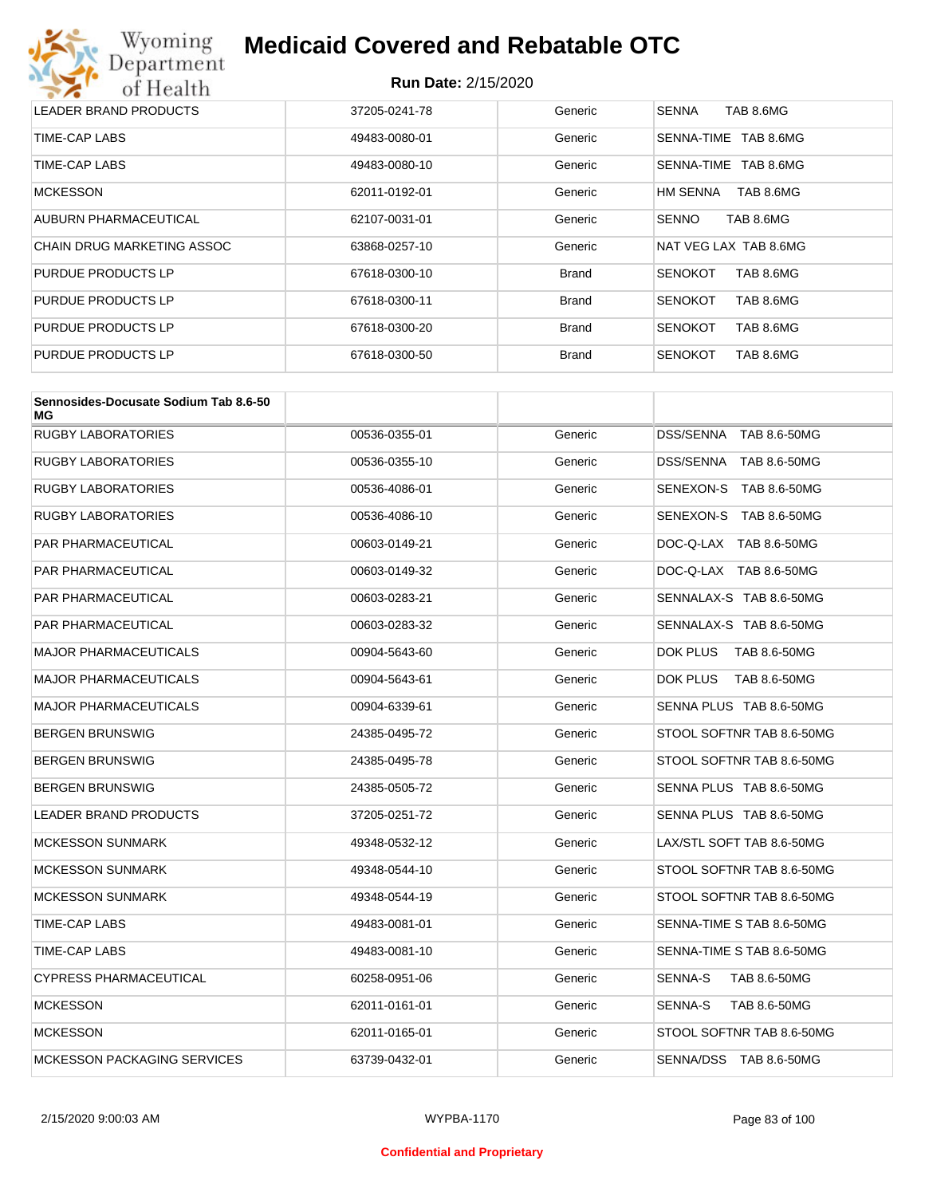| | | | |
|---|---|---|---|
| LEADER BRAND PRODUCTS | 37205-0241-78 | Generic | SENNA TAB 8.6MG |
| TIME-CAP LABS | 49483-0080-01 | Generic | SENNA-TIME TAB 8.6MG |
| TIME-CAP LABS | 49483-0080-10 | Generic | SENNA-TIME TAB 8.6MG |
| MCKESSON | 62011-0192-01 | Generic | HM SENNA TAB 8.6MG |
| AUBURN PHARMACEUTICAL | 62107-0031-01 | Generic | SENNO TAB 8.6MG |
| CHAIN DRUG MARKETING ASSOC | 63868-0257-10 | Generic | NAT VEG LAX TAB 8.6MG |
| PURDUE PRODUCTS LP | 67618-0300-10 | Brand | SENOKOT TAB 8.6MG |
| PURDUE PRODUCTS LP | 67618-0300-11 | Brand | SENOKOT TAB 8.6MG |
| PURDUE PRODUCTS LP | 67618-0300-20 | Brand | SENOKOT TAB 8.6MG |
| PURDUE PRODUCTS LP | 67618-0300-50 | Brand | SENOKOT TAB 8.6MG |

| **Sennosides-Docusate Sodium Tab 8.6-50 MG** | | | |
|---|---|---|---|
| RUGBY LABORATORIES | 00536-0355-01 | Generic | DSS/SENNA TAB 8.6-50MG |
| RUGBY LABORATORIES | 00536-0355-10 | Generic | DSS/SENNA TAB 8.6-50MG |
| RUGBY LABORATORIES | 00536-4086-01 | Generic | SENEXON-S TAB 8.6-50MG |
| RUGBY LABORATORIES | 00536-4086-10 | Generic | SENEXON-S TAB 8.6-50MG |
| PAR PHARMACEUTICAL | 00603-0149-21 | Generic | DOC-Q-LAX TAB 8.6-50MG |
| PAR PHARMACEUTICAL | 00603-0149-32 | Generic | DOC-Q-LAX TAB 8.6-50MG |
| PAR PHARMACEUTICAL | 00603-0283-21 | Generic | SENNALAX-S TAB 8.6-50MG |
| PAR PHARMACEUTICAL | 00603-0283-32 | Generic | SENNALAX-S TAB 8.6-50MG |
| MAJOR PHARMACEUTICALS | 00904-5643-60 | Generic | DOK PLUS TAB 8.6-50MG |
| MAJOR PHARMACEUTICALS | 00904-5643-61 | Generic | DOK PLUS TAB 8.6-50MG |
| MAJOR PHARMACEUTICALS | 00904-6339-61 | Generic | SENNA PLUS TAB 8.6-50MG |
| BERGEN BRUNSWIG | 24385-0495-72 | Generic | STOOL SOFTNR TAB 8.6-50MG |
| BERGEN BRUNSWIG | 24385-0495-78 | Generic | STOOL SOFTNR TAB 8.6-50MG |
| BERGEN BRUNSWIG | 24385-0505-72 | Generic | SENNA PLUS TAB 8.6-50MG |
| LEADER BRAND PRODUCTS | 37205-0251-72 | Generic | SENNA PLUS TAB 8.6-50MG |
| MCKESSON SUNMARK | 49348-0532-12 | Generic | LAX/STL SOFT TAB 8.6-50MG |
| MCKESSON SUNMARK | 49348-0544-10 | Generic | STOOL SOFTNR TAB 8.6-50MG |
| MCKESSON SUNMARK | 49348-0544-19 | Generic | STOOL SOFTNR TAB 8.6-50MG |
| TIME-CAP LABS | 49483-0081-01 | Generic | SENNA-TIME S TAB 8.6-50MG |
| TIME-CAP LABS | 49483-0081-10 | Generic | SENNA-TIME S TAB 8.6-50MG |
| CYPRESS PHARMACEUTICAL | 60258-0951-06 | Generic | SENNA-S TAB 8.6-50MG |
| MCKESSON | 62011-0161-01 | Generic | SENNA-S TAB 8.6-50MG |
| MCKESSON | 62011-0165-01 | Generic | STOOL SOFTNR TAB 8.6-50MG |
| MCKESSON PACKAGING SERVICES | 63739-0432-01 | Generic | SENNA/DSS TAB 8.6-50MG |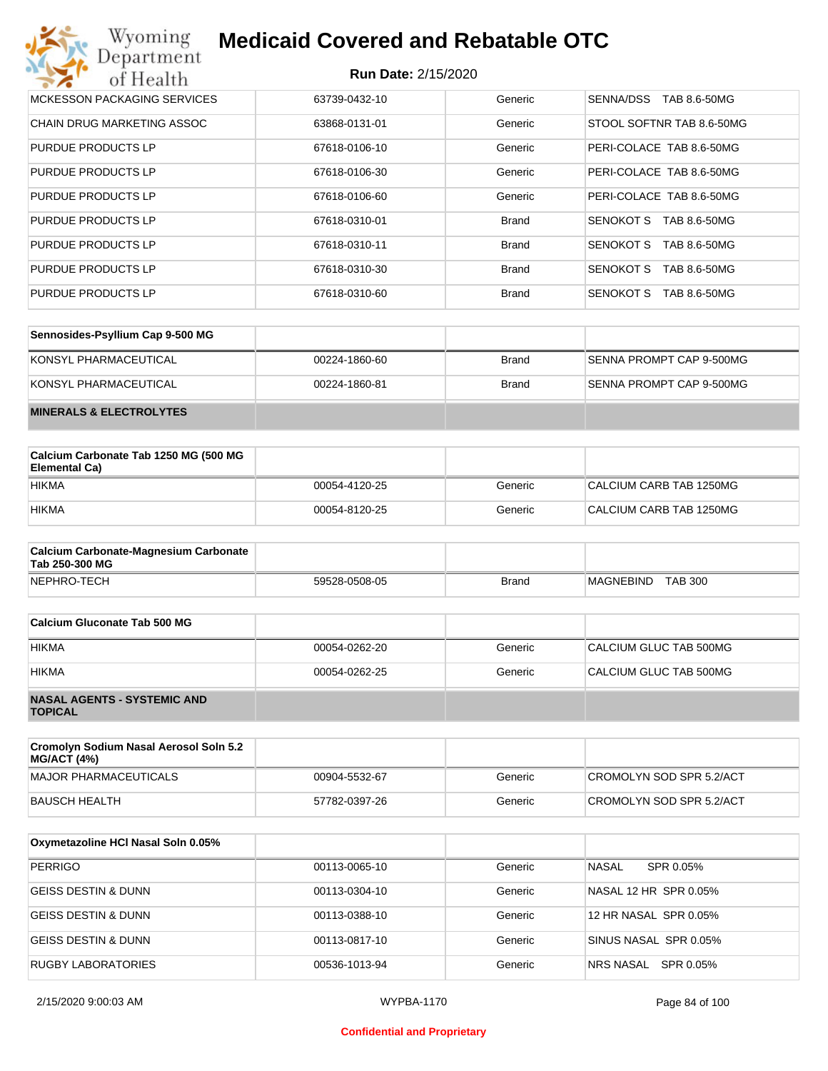| | | | |
|---|---|---|---|
| MCKESSON PACKAGING SERVICES | 63739-0432-10 | Generic | SENNA/DSS TAB 8.6-50MG |
| CHAIN DRUG MARKETING ASSOC | 63868-0131-01 | Generic | STOOL SOFTNR TAB 8.6-50MG |
| PURDUE PRODUCTS LP | 67618-0106-10 | Generic | PERI-COLACE TAB 8.6-50MG |
| PURDUE PRODUCTS LP | 67618-0106-30 | Generic | PERI-COLACE TAB 8.6-50MG |
| PURDUE PRODUCTS LP | 67618-0106-60 | Generic | PERI-COLACE TAB 8.6-50MG |
| PURDUE PRODUCTS LP | 67618-0310-01 | Brand | SENOKOT S TAB 8.6-50MG |
| PURDUE PRODUCTS LP | 67618-0310-11 | Brand | SENOKOT S TAB 8.6-50MG |
| PURDUE PRODUCTS LP | 67618-0310-30 | Brand | SENOKOT S TAB 8.6-50MG |
| PURDUE PRODUCTS LP | 67618-0310-60 | Brand | SENOKOT S TAB 8.6-50MG |

| Sennosides-Psyllium Cap 9-500 MG | | | |
|---|---|---|---|
| KONSYL PHARMACEUTICAL | 00224-1860-60 | Brand | SENNA PROMPT CAP 9-500MG |
| KONSYL PHARMACEUTICAL | 00224-1860-81 | Brand | SENNA PROMPT CAP 9-500MG |

## MINERALS & ELECTROLYTES

| Calcium Carbonate Tab 1250 MG (500 MG Elemental Ca) | | | |
|---|---|---|---|
| HIKMA | 00054-4120-25 | Generic | CALCIUM CARB TAB 1250MG |
| HIKMA | 00054-8120-25 | Generic | CALCIUM CARB TAB 1250MG |

| Calcium Carbonate-Magnesium Carbonate Tab 250-300 MG | | | |
|---|---|---|---|
| NEPHRO-TECH | 59528-0508-05 | Brand | MAGNEBIND TAB 300 |

| Calcium Gluconate Tab 500 MG | | | |
|---|---|---|---|
| HIKMA | 00054-0262-20 | Generic | CALCIUM GLUC TAB 500MG |
| HIKMA | 00054-0262-25 | Generic | CALCIUM GLUC TAB 500MG |

## NASAL AGENTS - SYSTEMIC AND TOPICAL

| Cromolyn Sodium Nasal Aerosol Soln 5.2 MG/ACT (4%) | | | |
|---|---|---|---|
| MAJOR PHARMACEUTICALS | 00904-5532-67 | Generic | CROMOLYN SOD SPR 5.2/ACT |
| BAUSCH HEALTH | 57782-0397-26 | Generic | CROMOLYN SOD SPR 5.2/ACT |

| Oxymetazoline HCl Nasal Soln 0.05% | | | |
|---|---|---|---|
| PERRIGO | 00113-0065-10 | Generic | NASAL SPR 0.05% |
| GEISS DESTIN & DUNN | 00113-0304-10 | Generic | NASAL 12 HR SPR 0.05% |
| GEISS DESTIN & DUNN | 00113-0388-10 | Generic | 12 HR NASAL SPR 0.05% |
| GEISS DESTIN & DUNN | 00113-0817-10 | Generic | SINUS NASAL SPR 0.05% |
| RUGBY LABORATORIES | 00536-1013-94 | Generic | NRS NASAL SPR 0.05% |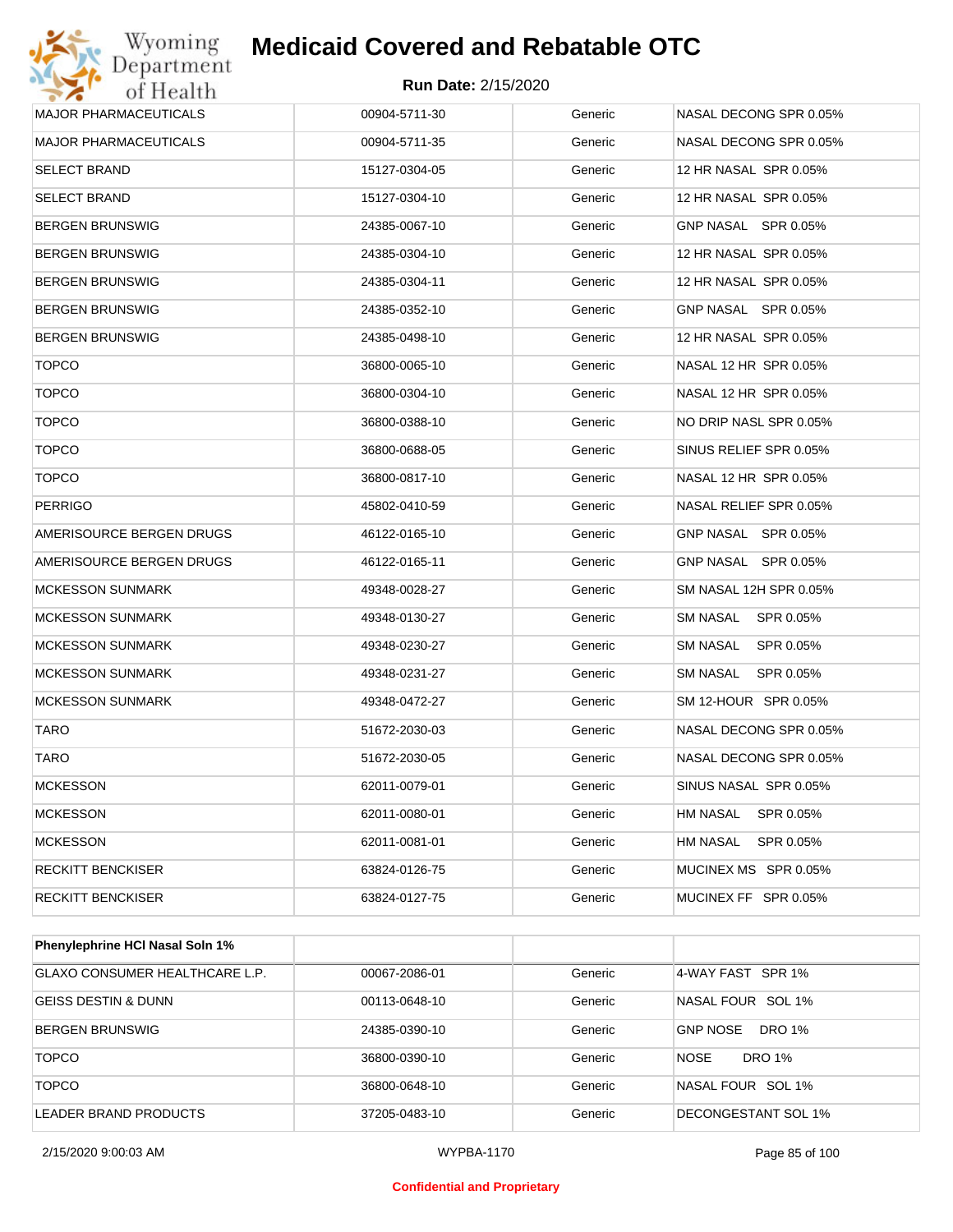| MAJOR PHARMACEUTICALS | 00904-5711-30 | Generic | NASAL DECONG SPR 0.05% |
|---|---|---|---|
| MAJOR PHARMACEUTICALS | 00904-5711-35 | Generic | NASAL DECONG SPR 0.05% |
| SELECT BRAND | 15127-0304-05 | Generic | 12 HR NASAL SPR 0.05% |
| SELECT BRAND | 15127-0304-10 | Generic | 12 HR NASAL SPR 0.05% |
| BERGEN BRUNSWIG | 24385-0067-10 | Generic | GNP NASAL SPR 0.05% |
| BERGEN BRUNSWIG | 24385-0304-10 | Generic | 12 HR NASAL SPR 0.05% |
| BERGEN BRUNSWIG | 24385-0304-11 | Generic | 12 HR NASAL SPR 0.05% |
| BERGEN BRUNSWIG | 24385-0352-10 | Generic | GNP NASAL SPR 0.05% |
| BERGEN BRUNSWIG | 24385-0498-10 | Generic | 12 HR NASAL SPR 0.05% |
| TOPCO | 36800-0065-10 | Generic | NASAL 12 HR SPR 0.05% |
| TOPCO | 36800-0304-10 | Generic | NASAL 12 HR SPR 0.05% |
| TOPCO | 36800-0388-10 | Generic | NO DRIP NASL SPR 0.05% |
| TOPCO | 36800-0688-05 | Generic | SINUS RELIEF SPR 0.05% |
| TOPCO | 36800-0817-10 | Generic | NASAL 12 HR SPR 0.05% |
| PERRIGO | 45802-0410-59 | Generic | NASAL RELIEF SPR 0.05% |
| AMERISOURCE BERGEN DRUGS | 46122-0165-10 | Generic | GNP NASAL SPR 0.05% |
| AMERISOURCE BERGEN DRUGS | 46122-0165-11 | Generic | GNP NASAL SPR 0.05% |
| MCKESSON SUNMARK | 49348-0028-27 | Generic | SM NASAL 12H SPR 0.05% |
| MCKESSON SUNMARK | 49348-0130-27 | Generic | SM NASAL SPR 0.05% |
| MCKESSON SUNMARK | 49348-0230-27 | Generic | SM NASAL SPR 0.05% |
| MCKESSON SUNMARK | 49348-0231-27 | Generic | SM NASAL SPR 0.05% |
| MCKESSON SUNMARK | 49348-0472-27 | Generic | SM 12-HOUR SPR 0.05% |
| TARO | 51672-2030-03 | Generic | NASAL DECONG SPR 0.05% |
| TARO | 51672-2030-05 | Generic | NASAL DECONG SPR 0.05% |
| MCKESSON | 62011-0079-01 | Generic | SINUS NASAL SPR 0.05% |
| MCKESSON | 62011-0080-01 | Generic | HM NASAL SPR 0.05% |
| MCKESSON | 62011-0081-01 | Generic | HM NASAL SPR 0.05% |
| RECKITT BENCKISER | 63824-0126-75 | Generic | MUCINEX MS SPR 0.05% |
| RECKITT BENCKISER | 63824-0127-75 | Generic | MUCINEX FF SPR 0.05% |

| **Phenylephrine HCl Nasal Soln 1%** | | | |
|---|---|---|---|
| GLAXO CONSUMER HEALTHCARE L.P. | 00067-2086-01 | Generic | 4-WAY FAST SPR 1% |
| GEISS DESTIN & DUNN | 00113-0648-10 | Generic | NASAL FOUR SOL 1% |
| BERGEN BRUNSWIG | 24385-0390-10 | Generic | GNP NOSE DRO 1% |
| TOPCO | 36800-0390-10 | Generic | NOSE DRO 1% |
| TOPCO | 36800-0648-10 | Generic | NASAL FOUR SOL 1% |
| LEADER BRAND PRODUCTS | 37205-0483-10 | Generic | DECONGESTANT SOL 1% |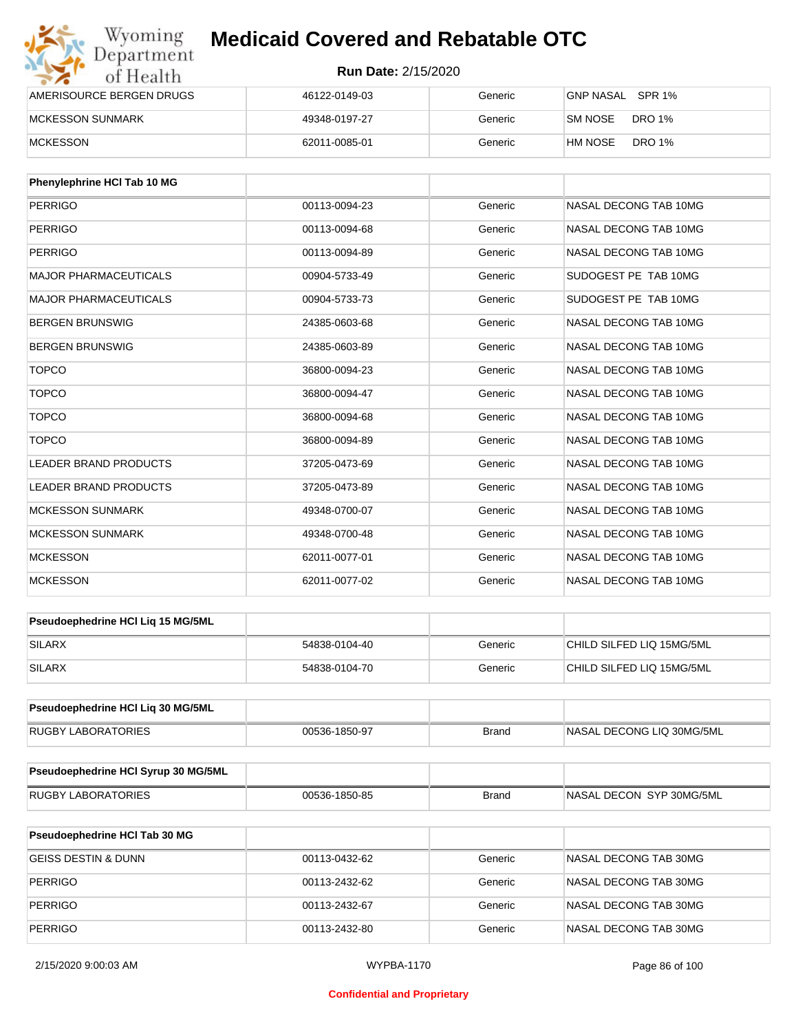| AMERISOURCE BERGEN DRUGS | 46122-0149-03 | Generic | GNP NASAL SPR 1% |
|---|---|---|---|
| MCKESSON SUNMARK | 49348-0197-27 | Generic | SM NOSE DRO 1% |
| MCKESSON | 62011-0085-01 | Generic | HM NOSE DRO 1% |

| Phenylephrine HCl Tab 10 MG | | | |
|---|---|---|---|
| PERRIGO | 00113-0094-23 | Generic | NASAL DECONG TAB 10MG |
| PERRIGO | 00113-0094-68 | Generic | NASAL DECONG TAB 10MG |
| PERRIGO | 00113-0094-89 | Generic | NASAL DECONG TAB 10MG |
| MAJOR PHARMACEUTICALS | 00904-5733-49 | Generic | SUDOGEST PE TAB 10MG |
| MAJOR PHARMACEUTICALS | 00904-5733-73 | Generic | SUDOGEST PE TAB 10MG |
| BERGEN BRUNSWIG | 24385-0603-68 | Generic | NASAL DECONG TAB 10MG |
| BERGEN BRUNSWIG | 24385-0603-89 | Generic | NASAL DECONG TAB 10MG |
| TOPCO | 36800-0094-23 | Generic | NASAL DECONG TAB 10MG |
| TOPCO | 36800-0094-47 | Generic | NASAL DECONG TAB 10MG |
| TOPCO | 36800-0094-68 | Generic | NASAL DECONG TAB 10MG |
| TOPCO | 36800-0094-89 | Generic | NASAL DECONG TAB 10MG |
| LEADER BRAND PRODUCTS | 37205-0473-69 | Generic | NASAL DECONG TAB 10MG |
| LEADER BRAND PRODUCTS | 37205-0473-89 | Generic | NASAL DECONG TAB 10MG |
| MCKESSON SUNMARK | 49348-0700-07 | Generic | NASAL DECONG TAB 10MG |
| MCKESSON SUNMARK | 49348-0700-48 | Generic | NASAL DECONG TAB 10MG |
| MCKESSON | 62011-0077-01 | Generic | NASAL DECONG TAB 10MG |
| MCKESSON | 62011-0077-02 | Generic | NASAL DECONG TAB 10MG |

| Pseudoephedrine HCl Liq 15 MG/5ML | | | |
|---|---|---|---|
| SILARX | 54838-0104-40 | Generic | CHILD SILFED LIQ 15MG/5ML |
| SILARX | 54838-0104-70 | Generic | CHILD SILFED LIQ 15MG/5ML |

| Pseudoephedrine HCl Liq 30 MG/5ML | | | |
|---|---|---|---|
| RUGBY LABORATORIES | 00536-1850-97 | Brand | NASAL DECONG LIQ 30MG/5ML |

| Pseudoephedrine HCl Syrup 30 MG/5ML | | | |
|---|---|---|---|
| RUGBY LABORATORIES | 00536-1850-85 | Brand | NASAL DECON SYP 30MG/5ML |

| Pseudoephedrine HCl Tab 30 MG | | | |
|---|---|---|---|
| GEISS DESTIN & DUNN | 00113-0432-62 | Generic | NASAL DECONG TAB 30MG |
| PERRIGO | 00113-2432-62 | Generic | NASAL DECONG TAB 30MG |
| PERRIGO | 00113-2432-67 | Generic | NASAL DECONG TAB 30MG |
| PERRIGO | 00113-2432-80 | Generic | NASAL DECONG TAB 30MG |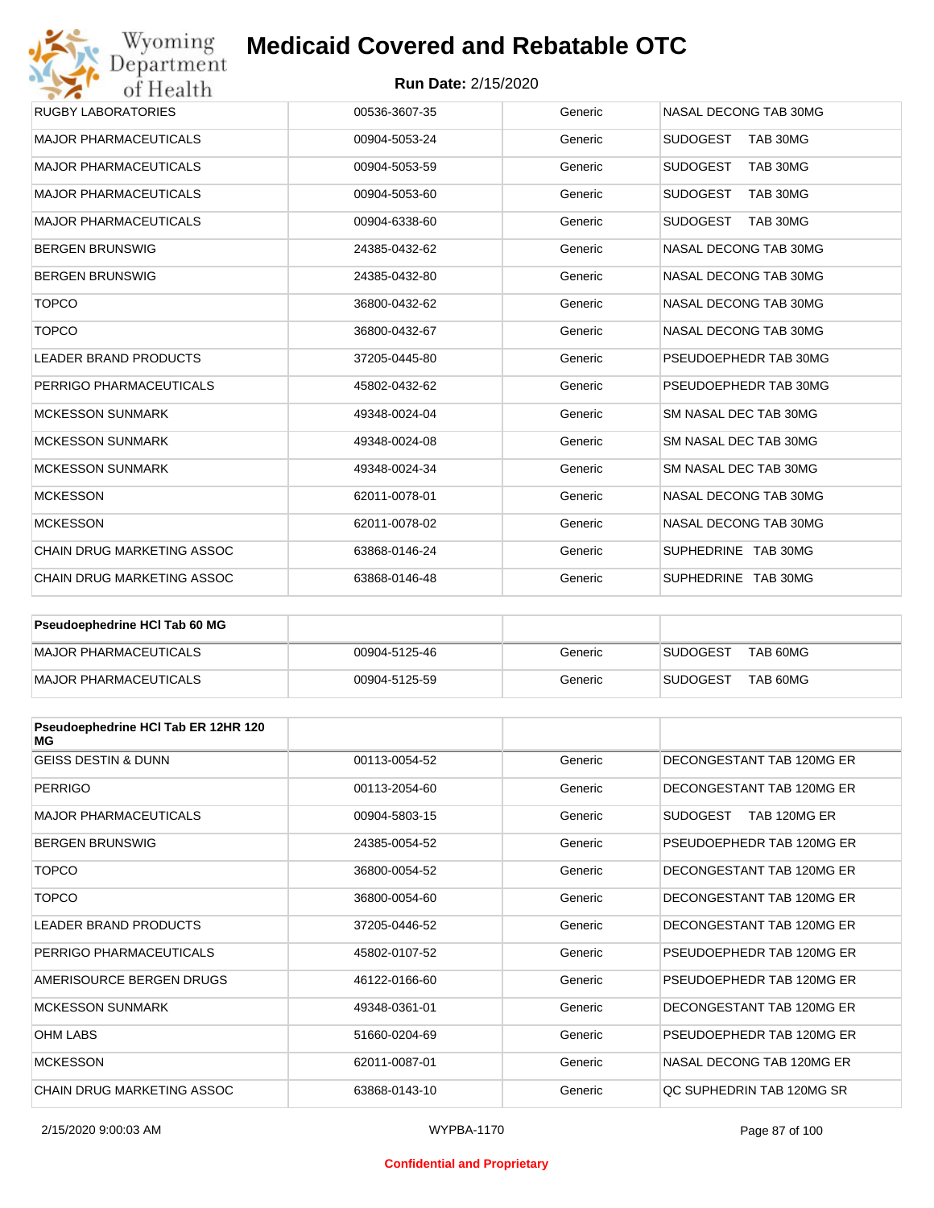| | | | |
|---|---|---|---|
| RUGBY LABORATORIES | 00536-3607-35 | Generic | NASAL DECONG TAB 30MG |
| MAJOR PHARMACEUTICALS | 00904-5053-24 | Generic | SUDOGEST TAB 30MG |
| MAJOR PHARMACEUTICALS | 00904-5053-59 | Generic | SUDOGEST TAB 30MG |
| MAJOR PHARMACEUTICALS | 00904-5053-60 | Generic | SUDOGEST TAB 30MG |
| MAJOR PHARMACEUTICALS | 00904-6338-60 | Generic | SUDOGEST TAB 30MG |
| BERGEN BRUNSWIG | 24385-0432-62 | Generic | NASAL DECONG TAB 30MG |
| BERGEN BRUNSWIG | 24385-0432-80 | Generic | NASAL DECONG TAB 30MG |
| TOPCO | 36800-0432-62 | Generic | NASAL DECONG TAB 30MG |
| TOPCO | 36800-0432-67 | Generic | NASAL DECONG TAB 30MG |
| LEADER BRAND PRODUCTS | 37205-0445-80 | Generic | PSEUDOEPHEDR TAB 30MG |
| PERRIGO PHARMACEUTICALS | 45802-0432-62 | Generic | PSEUDOEPHEDR TAB 30MG |
| MCKESSON SUNMARK | 49348-0024-04 | Generic | SM NASAL DEC TAB 30MG |
| MCKESSON SUNMARK | 49348-0024-08 | Generic | SM NASAL DEC TAB 30MG |
| MCKESSON SUNMARK | 49348-0024-34 | Generic | SM NASAL DEC TAB 30MG |
| MCKESSON | 62011-0078-01 | Generic | NASAL DECONG TAB 30MG |
| MCKESSON | 62011-0078-02 | Generic | NASAL DECONG TAB 30MG |
| CHAIN DRUG MARKETING ASSOC | 63868-0146-24 | Generic | SUPHEDRINE TAB 30MG |
| CHAIN DRUG MARKETING ASSOC | 63868-0146-48 | Generic | SUPHEDRINE TAB 30MG |

| **Pseudoephedrine HCl Tab 60 MG** | | | |
|---|---|---|---|
| MAJOR PHARMACEUTICALS | 00904-5125-46 | Generic | SUDOGEST TAB 60MG |
| MAJOR PHARMACEUTICALS | 00904-5125-59 | Generic | SUDOGEST TAB 60MG |

| **Pseudoephedrine HCl Tab ER 12HR 120 MG** | | | |
|---|---|---|---|
| GEISS DESTIN & DUNN | 00113-0054-52 | Generic | DECONGESTANT TAB 120MG ER |
| PERRIGO | 00113-2054-60 | Generic | DECONGESTANT TAB 120MG ER |
| MAJOR PHARMACEUTICALS | 00904-5803-15 | Generic | SUDOGEST TAB 120MG ER |
| BERGEN BRUNSWIG | 24385-0054-52 | Generic | PSEUDOEPHEDR TAB 120MG ER |
| TOPCO | 36800-0054-52 | Generic | DECONGESTANT TAB 120MG ER |
| TOPCO | 36800-0054-60 | Generic | DECONGESTANT TAB 120MG ER |
| LEADER BRAND PRODUCTS | 37205-0446-52 | Generic | DECONGESTANT TAB 120MG ER |
| PERRIGO PHARMACEUTICALS | 45802-0107-52 | Generic | PSEUDOEPHEDR TAB 120MG ER |
| AMERISOURCE BERGEN DRUGS | 46122-0166-60 | Generic | PSEUDOEPHEDR TAB 120MG ER |
| MCKESSON SUNMARK | 49348-0361-01 | Generic | DECONGESTANT TAB 120MG ER |
| OHM LABS | 51660-0204-69 | Generic | PSEUDOEPHEDR TAB 120MG ER |
| MCKESSON | 62011-0087-01 | Generic | NASAL DECONG TAB 120MG ER |
| CHAIN DRUG MARKETING ASSOC | 63868-0143-10 | Generic | QC SUPHEDRIN TAB 120MG SR |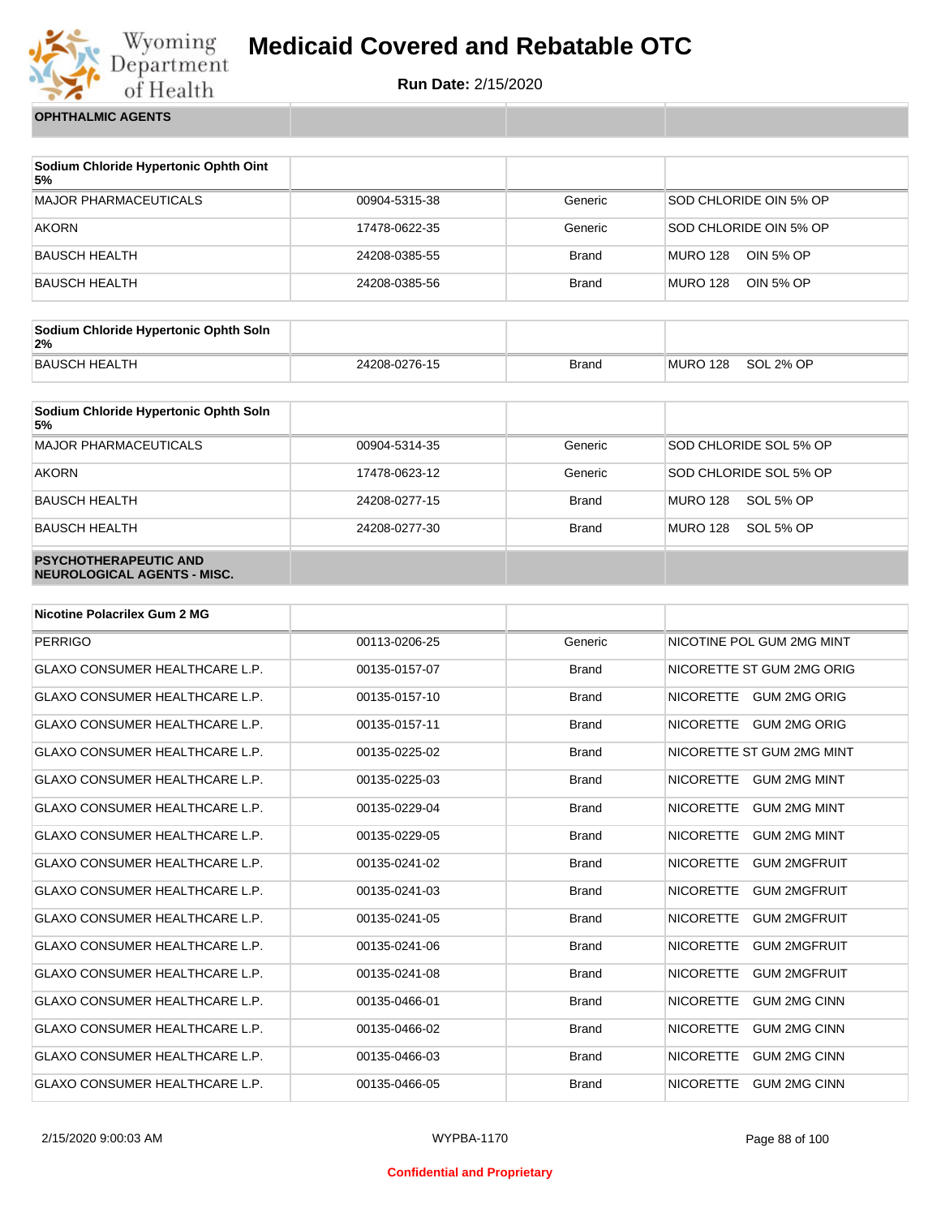## OPHTHALMIC AGENTS

| Sodium Chloride Hypertonic Ophth Oint 5% | | | |
|---|---|---|---|
| MAJOR PHARMACEUTICALS | 00904-5315-38 | Generic | SOD CHLORIDE OIN 5% OP |
| AKORN | 17478-0622-35 | Generic | SOD CHLORIDE OIN 5% OP |
| BAUSCH HEALTH | 24208-0385-55 | Brand | MURO 128 OIN 5% OP |
| BAUSCH HEALTH | 24208-0385-56 | Brand | MURO 128 OIN 5% OP |

| Sodium Chloride Hypertonic Ophth Soln 2% | | | |
|---|---|---|---|
| BAUSCH HEALTH | 24208-0276-15 | Brand | MURO 128 SOL 2% OP |

| Sodium Chloride Hypertonic Ophth Soln 5% | | | |
|---|---|---|---|
| MAJOR PHARMACEUTICALS | 00904-5314-35 | Generic | SOD CHLORIDE SOL 5% OP |
| AKORN | 17478-0623-12 | Generic | SOD CHLORIDE SOL 5% OP |
| BAUSCH HEALTH | 24208-0277-15 | Brand | MURO 128 SOL 5% OP |
| BAUSCH HEALTH | 24208-0277-30 | Brand | MURO 128 SOL 5% OP |

## PSYCHOTHERAPEUTIC AND NEUROLOGICAL AGENTS - MISC.

| Nicotine Polacrilex Gum 2 MG | | | |
|---|---|---|---|
| PERRIGO | 00113-0206-25 | Generic | NICOTINE POL GUM 2MG MINT |
| GLAXO CONSUMER HEALTHCARE L.P. | 00135-0157-07 | Brand | NICORETTE ST GUM 2MG ORIG |
| GLAXO CONSUMER HEALTHCARE L.P. | 00135-0157-10 | Brand | NICORETTE GUM 2MG ORIG |
| GLAXO CONSUMER HEALTHCARE L.P. | 00135-0157-11 | Brand | NICORETTE GUM 2MG ORIG |
| GLAXO CONSUMER HEALTHCARE L.P. | 00135-0225-02 | Brand | NICORETTE ST GUM 2MG MINT |
| GLAXO CONSUMER HEALTHCARE L.P. | 00135-0225-03 | Brand | NICORETTE GUM 2MG MINT |
| GLAXO CONSUMER HEALTHCARE L.P. | 00135-0229-04 | Brand | NICORETTE GUM 2MG MINT |
| GLAXO CONSUMER HEALTHCARE L.P. | 00135-0229-05 | Brand | NICORETTE GUM 2MG MINT |
| GLAXO CONSUMER HEALTHCARE L.P. | 00135-0241-02 | Brand | NICORETTE GUM 2MGFRUIT |
| GLAXO CONSUMER HEALTHCARE L.P. | 00135-0241-03 | Brand | NICORETTE GUM 2MGFRUIT |
| GLAXO CONSUMER HEALTHCARE L.P. | 00135-0241-05 | Brand | NICORETTE GUM 2MGFRUIT |
| GLAXO CONSUMER HEALTHCARE L.P. | 00135-0241-06 | Brand | NICORETTE GUM 2MGFRUIT |
| GLAXO CONSUMER HEALTHCARE L.P. | 00135-0241-08 | Brand | NICORETTE GUM 2MGFRUIT |
| GLAXO CONSUMER HEALTHCARE L.P. | 00135-0466-01 | Brand | NICORETTE GUM 2MG CINN |
| GLAXO CONSUMER HEALTHCARE L.P. | 00135-0466-02 | Brand | NICORETTE GUM 2MG CINN |
| GLAXO CONSUMER HEALTHCARE L.P. | 00135-0466-03 | Brand | NICORETTE GUM 2MG CINN |
| GLAXO CONSUMER HEALTHCARE L.P. | 00135-0466-05 | Brand | NICORETTE GUM 2MG CINN |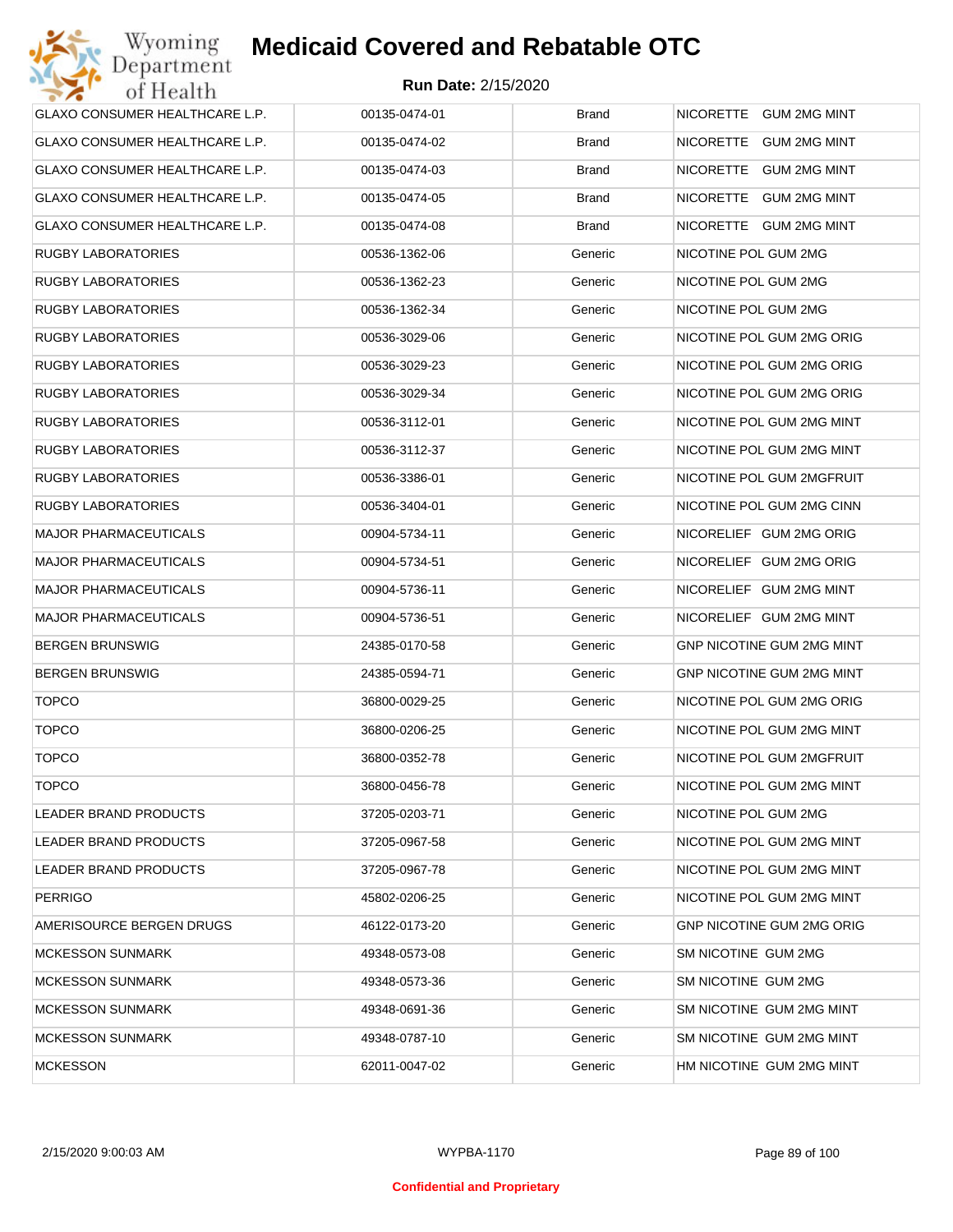| | | | |
|---|---|---|---|
| GLAXO CONSUMER HEALTHCARE L.P. | 00135-0474-01 | Brand | NICORETTE GUM 2MG MINT |
| GLAXO CONSUMER HEALTHCARE L.P. | 00135-0474-02 | Brand | NICORETTE GUM 2MG MINT |
| GLAXO CONSUMER HEALTHCARE L.P. | 00135-0474-03 | Brand | NICORETTE GUM 2MG MINT |
| GLAXO CONSUMER HEALTHCARE L.P. | 00135-0474-05 | Brand | NICORETTE GUM 2MG MINT |
| GLAXO CONSUMER HEALTHCARE L.P. | 00135-0474-08 | Brand | NICORETTE GUM 2MG MINT |
| RUGBY LABORATORIES | 00536-1362-06 | Generic | NICOTINE POL GUM 2MG |
| RUGBY LABORATORIES | 00536-1362-23 | Generic | NICOTINE POL GUM 2MG |
| RUGBY LABORATORIES | 00536-1362-34 | Generic | NICOTINE POL GUM 2MG |
| RUGBY LABORATORIES | 00536-3029-06 | Generic | NICOTINE POL GUM 2MG ORIG |
| RUGBY LABORATORIES | 00536-3029-23 | Generic | NICOTINE POL GUM 2MG ORIG |
| RUGBY LABORATORIES | 00536-3029-34 | Generic | NICOTINE POL GUM 2MG ORIG |
| RUGBY LABORATORIES | 00536-3112-01 | Generic | NICOTINE POL GUM 2MG MINT |
| RUGBY LABORATORIES | 00536-3112-37 | Generic | NICOTINE POL GUM 2MG MINT |
| RUGBY LABORATORIES | 00536-3386-01 | Generic | NICOTINE POL GUM 2MGFRUIT |
| RUGBY LABORATORIES | 00536-3404-01 | Generic | NICOTINE POL GUM 2MG CINN |
| MAJOR PHARMACEUTICALS | 00904-5734-11 | Generic | NICORELIEF GUM 2MG ORIG |
| MAJOR PHARMACEUTICALS | 00904-5734-51 | Generic | NICORELIEF GUM 2MG ORIG |
| MAJOR PHARMACEUTICALS | 00904-5736-11 | Generic | NICORELIEF GUM 2MG MINT |
| MAJOR PHARMACEUTICALS | 00904-5736-51 | Generic | NICORELIEF GUM 2MG MINT |
| BERGEN BRUNSWIG | 24385-0170-58 | Generic | GNP NICOTINE GUM 2MG MINT |
| BERGEN BRUNSWIG | 24385-0594-71 | Generic | GNP NICOTINE GUM 2MG MINT |
| TOPCO | 36800-0029-25 | Generic | NICOTINE POL GUM 2MG ORIG |
| TOPCO | 36800-0206-25 | Generic | NICOTINE POL GUM 2MG MINT |
| TOPCO | 36800-0352-78 | Generic | NICOTINE POL GUM 2MGFRUIT |
| TOPCO | 36800-0456-78 | Generic | NICOTINE POL GUM 2MG MINT |
| LEADER BRAND PRODUCTS | 37205-0203-71 | Generic | NICOTINE POL GUM 2MG |
| LEADER BRAND PRODUCTS | 37205-0967-58 | Generic | NICOTINE POL GUM 2MG MINT |
| LEADER BRAND PRODUCTS | 37205-0967-78 | Generic | NICOTINE POL GUM 2MG MINT |
| PERRIGO | 45802-0206-25 | Generic | NICOTINE POL GUM 2MG MINT |
| AMERISOURCE BERGEN DRUGS | 46122-0173-20 | Generic | GNP NICOTINE GUM 2MG ORIG |
| MCKESSON SUNMARK | 49348-0573-08 | Generic | SM NICOTINE GUM 2MG |
| MCKESSON SUNMARK | 49348-0573-36 | Generic | SM NICOTINE GUM 2MG |
| MCKESSON SUNMARK | 49348-0691-36 | Generic | SM NICOTINE GUM 2MG MINT |
| MCKESSON SUNMARK | 49348-0787-10 | Generic | SM NICOTINE GUM 2MG MINT |
| MCKESSON | 62011-0047-02 | Generic | HM NICOTINE GUM 2MG MINT |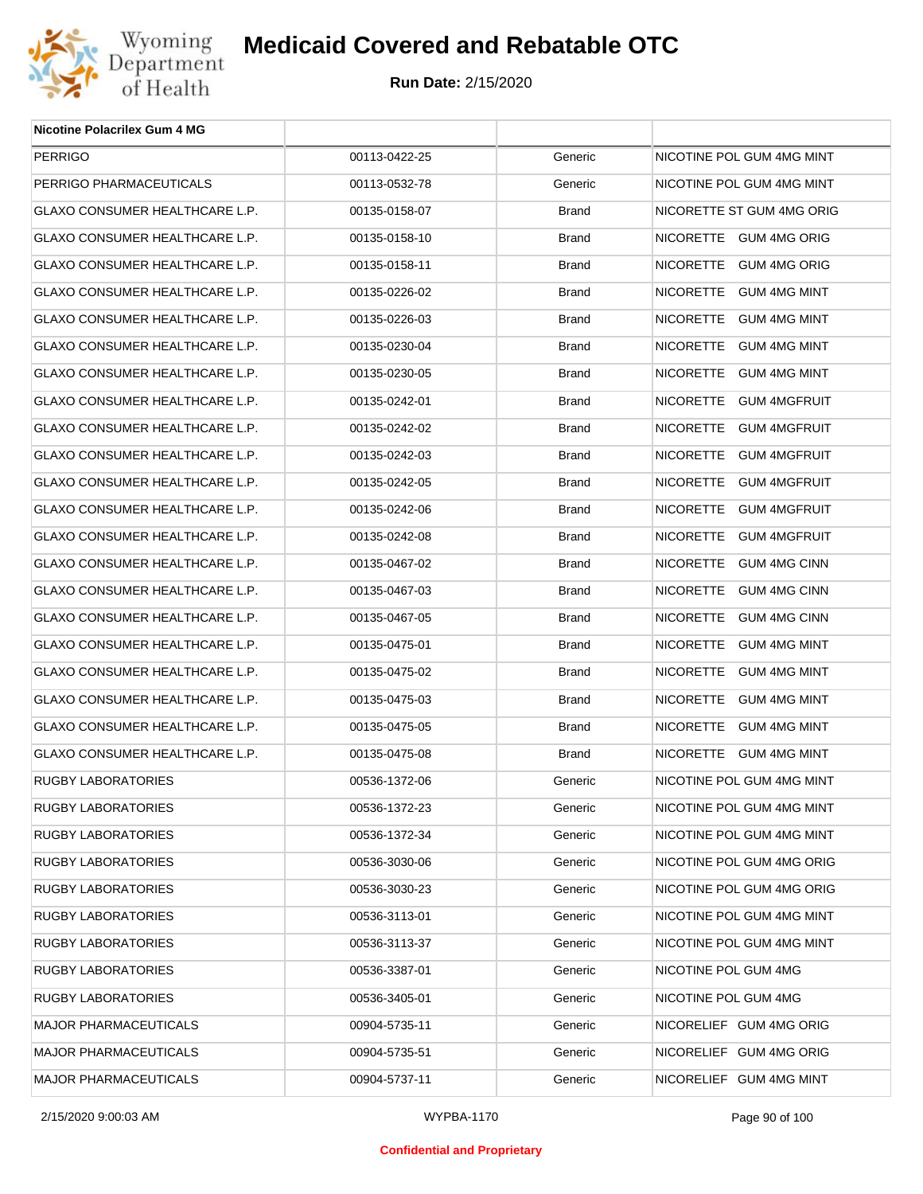# Medicaid Covered and Rebatable OTC

**Run Date:** 2/15/2020

| Nicotine Polacrilex Gum 4 MG | | | |
|---|---|---|---|
| PERRIGO | 00113-0422-25 | Generic | NICOTINE POL GUM 4MG MINT |
| PERRIGO PHARMACEUTICALS | 00113-0532-78 | Generic | NICOTINE POL GUM 4MG MINT |
| GLAXO CONSUMER HEALTHCARE L.P. | 00135-0158-07 | Brand | NICORETTE ST GUM 4MG ORIG |
| GLAXO CONSUMER HEALTHCARE L.P. | 00135-0158-10 | Brand | NICORETTE GUM 4MG ORIG |
| GLAXO CONSUMER HEALTHCARE L.P. | 00135-0158-11 | Brand | NICORETTE GUM 4MG ORIG |
| GLAXO CONSUMER HEALTHCARE L.P. | 00135-0226-02 | Brand | NICORETTE GUM 4MG MINT |
| GLAXO CONSUMER HEALTHCARE L.P. | 00135-0226-03 | Brand | NICORETTE GUM 4MG MINT |
| GLAXO CONSUMER HEALTHCARE L.P. | 00135-0230-04 | Brand | NICORETTE GUM 4MG MINT |
| GLAXO CONSUMER HEALTHCARE L.P. | 00135-0230-05 | Brand | NICORETTE GUM 4MG MINT |
| GLAXO CONSUMER HEALTHCARE L.P. | 00135-0242-01 | Brand | NICORETTE GUM 4MGFRUIT |
| GLAXO CONSUMER HEALTHCARE L.P. | 00135-0242-02 | Brand | NICORETTE GUM 4MGFRUIT |
| GLAXO CONSUMER HEALTHCARE L.P. | 00135-0242-03 | Brand | NICORETTE GUM 4MGFRUIT |
| GLAXO CONSUMER HEALTHCARE L.P. | 00135-0242-05 | Brand | NICORETTE GUM 4MGFRUIT |
| GLAXO CONSUMER HEALTHCARE L.P. | 00135-0242-06 | Brand | NICORETTE GUM 4MGFRUIT |
| GLAXO CONSUMER HEALTHCARE L.P. | 00135-0242-08 | Brand | NICORETTE GUM 4MGFRUIT |
| GLAXO CONSUMER HEALTHCARE L.P. | 00135-0467-02 | Brand | NICORETTE GUM 4MG CINN |
| GLAXO CONSUMER HEALTHCARE L.P. | 00135-0467-03 | Brand | NICORETTE GUM 4MG CINN |
| GLAXO CONSUMER HEALTHCARE L.P. | 00135-0467-05 | Brand | NICORETTE GUM 4MG CINN |
| GLAXO CONSUMER HEALTHCARE L.P. | 00135-0475-01 | Brand | NICORETTE GUM 4MG MINT |
| GLAXO CONSUMER HEALTHCARE L.P. | 00135-0475-02 | Brand | NICORETTE GUM 4MG MINT |
| GLAXO CONSUMER HEALTHCARE L.P. | 00135-0475-03 | Brand | NICORETTE GUM 4MG MINT |
| GLAXO CONSUMER HEALTHCARE L.P. | 00135-0475-05 | Brand | NICORETTE GUM 4MG MINT |
| GLAXO CONSUMER HEALTHCARE L.P. | 00135-0475-08 | Brand | NICORETTE GUM 4MG MINT |
| RUGBY LABORATORIES | 00536-1372-06 | Generic | NICOTINE POL GUM 4MG MINT |
| RUGBY LABORATORIES | 00536-1372-23 | Generic | NICOTINE POL GUM 4MG MINT |
| RUGBY LABORATORIES | 00536-1372-34 | Generic | NICOTINE POL GUM 4MG MINT |
| RUGBY LABORATORIES | 00536-3030-06 | Generic | NICOTINE POL GUM 4MG ORIG |
| RUGBY LABORATORIES | 00536-3030-23 | Generic | NICOTINE POL GUM 4MG ORIG |
| RUGBY LABORATORIES | 00536-3113-01 | Generic | NICOTINE POL GUM 4MG MINT |
| RUGBY LABORATORIES | 00536-3113-37 | Generic | NICOTINE POL GUM 4MG MINT |
| RUGBY LABORATORIES | 00536-3387-01 | Generic | NICOTINE POL GUM 4MG |
| RUGBY LABORATORIES | 00536-3405-01 | Generic | NICOTINE POL GUM 4MG |
| MAJOR PHARMACEUTICALS | 00904-5735-11 | Generic | NICORELIEF GUM 4MG ORIG |
| MAJOR PHARMACEUTICALS | 00904-5735-51 | Generic | NICORELIEF GUM 4MG ORIG |
| MAJOR PHARMACEUTICALS | 00904-5737-11 | Generic | NICORELIEF GUM 4MG MINT |

2/15/2020 9:00:03 AM WYPBA-1170

Confidential and Proprietary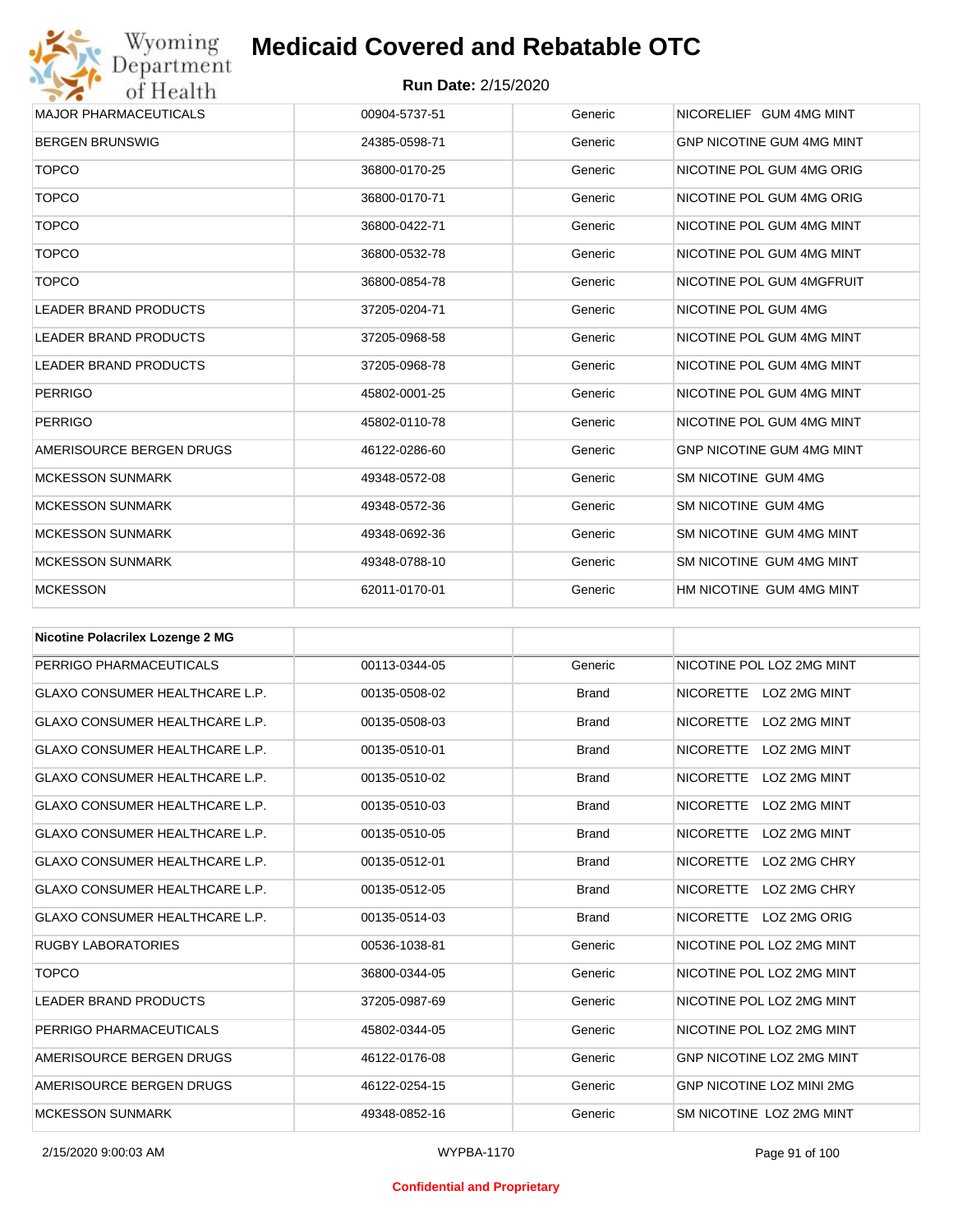| | | | |
|---|---|---|---|
| MAJOR PHARMACEUTICALS | 00904-5737-51 | Generic | NICORELIEF GUM 4MG MINT |
| BERGEN BRUNSWIG | 24385-0598-71 | Generic | GNP NICOTINE GUM 4MG MINT |
| TOPCO | 36800-0170-25 | Generic | NICOTINE POL GUM 4MG ORIG |
| TOPCO | 36800-0170-71 | Generic | NICOTINE POL GUM 4MG ORIG |
| TOPCO | 36800-0422-71 | Generic | NICOTINE POL GUM 4MG MINT |
| TOPCO | 36800-0532-78 | Generic | NICOTINE POL GUM 4MG MINT |
| TOPCO | 36800-0854-78 | Generic | NICOTINE POL GUM 4MGFRUIT |
| LEADER BRAND PRODUCTS | 37205-0204-71 | Generic | NICOTINE POL GUM 4MG |
| LEADER BRAND PRODUCTS | 37205-0968-58 | Generic | NICOTINE POL GUM 4MG MINT |
| LEADER BRAND PRODUCTS | 37205-0968-78 | Generic | NICOTINE POL GUM 4MG MINT |
| PERRIGO | 45802-0001-25 | Generic | NICOTINE POL GUM 4MG MINT |
| PERRIGO | 45802-0110-78 | Generic | NICOTINE POL GUM 4MG MINT |
| AMERISOURCE BERGEN DRUGS | 46122-0286-60 | Generic | GNP NICOTINE GUM 4MG MINT |
| MCKESSON SUNMARK | 49348-0572-08 | Generic | SM NICOTINE GUM 4MG |
| MCKESSON SUNMARK | 49348-0572-36 | Generic | SM NICOTINE GUM 4MG |
| MCKESSON SUNMARK | 49348-0692-36 | Generic | SM NICOTINE GUM 4MG MINT |
| MCKESSON SUNMARK | 49348-0788-10 | Generic | SM NICOTINE GUM 4MG MINT |
| MCKESSON | 62011-0170-01 | Generic | HM NICOTINE GUM 4MG MINT |

| Nicotine Polacrilex Lozenge 2 MG | | | |
|---|---|---|---|
| PERRIGO PHARMACEUTICALS | 00113-0344-05 | Generic | NICOTINE POL LOZ 2MG MINT |
| GLAXO CONSUMER HEALTHCARE L.P. | 00135-0508-02 | Brand | NICORETTE LOZ 2MG MINT |
| GLAXO CONSUMER HEALTHCARE L.P. | 00135-0508-03 | Brand | NICORETTE LOZ 2MG MINT |
| GLAXO CONSUMER HEALTHCARE L.P. | 00135-0510-01 | Brand | NICORETTE LOZ 2MG MINT |
| GLAXO CONSUMER HEALTHCARE L.P. | 00135-0510-02 | Brand | NICORETTE LOZ 2MG MINT |
| GLAXO CONSUMER HEALTHCARE L.P. | 00135-0510-03 | Brand | NICORETTE LOZ 2MG MINT |
| GLAXO CONSUMER HEALTHCARE L.P. | 00135-0510-05 | Brand | NICORETTE LOZ 2MG MINT |
| GLAXO CONSUMER HEALTHCARE L.P. | 00135-0512-01 | Brand | NICORETTE LOZ 2MG CHRY |
| GLAXO CONSUMER HEALTHCARE L.P. | 00135-0512-05 | Brand | NICORETTE LOZ 2MG CHRY |
| GLAXO CONSUMER HEALTHCARE L.P. | 00135-0514-03 | Brand | NICORETTE LOZ 2MG ORIG |
| RUGBY LABORATORIES | 00536-1038-81 | Generic | NICOTINE POL LOZ 2MG MINT |
| TOPCO | 36800-0344-05 | Generic | NICOTINE POL LOZ 2MG MINT |
| LEADER BRAND PRODUCTS | 37205-0987-69 | Generic | NICOTINE POL LOZ 2MG MINT |
| PERRIGO PHARMACEUTICALS | 45802-0344-05 | Generic | NICOTINE POL LOZ 2MG MINT |
| AMERISOURCE BERGEN DRUGS | 46122-0176-08 | Generic | GNP NICOTINE LOZ 2MG MINT |
| AMERISOURCE BERGEN DRUGS | 46122-0254-15 | Generic | GNP NICOTINE LOZ MINI 2MG |
| MCKESSON SUNMARK | 49348-0852-16 | Generic | SM NICOTINE LOZ 2MG MINT |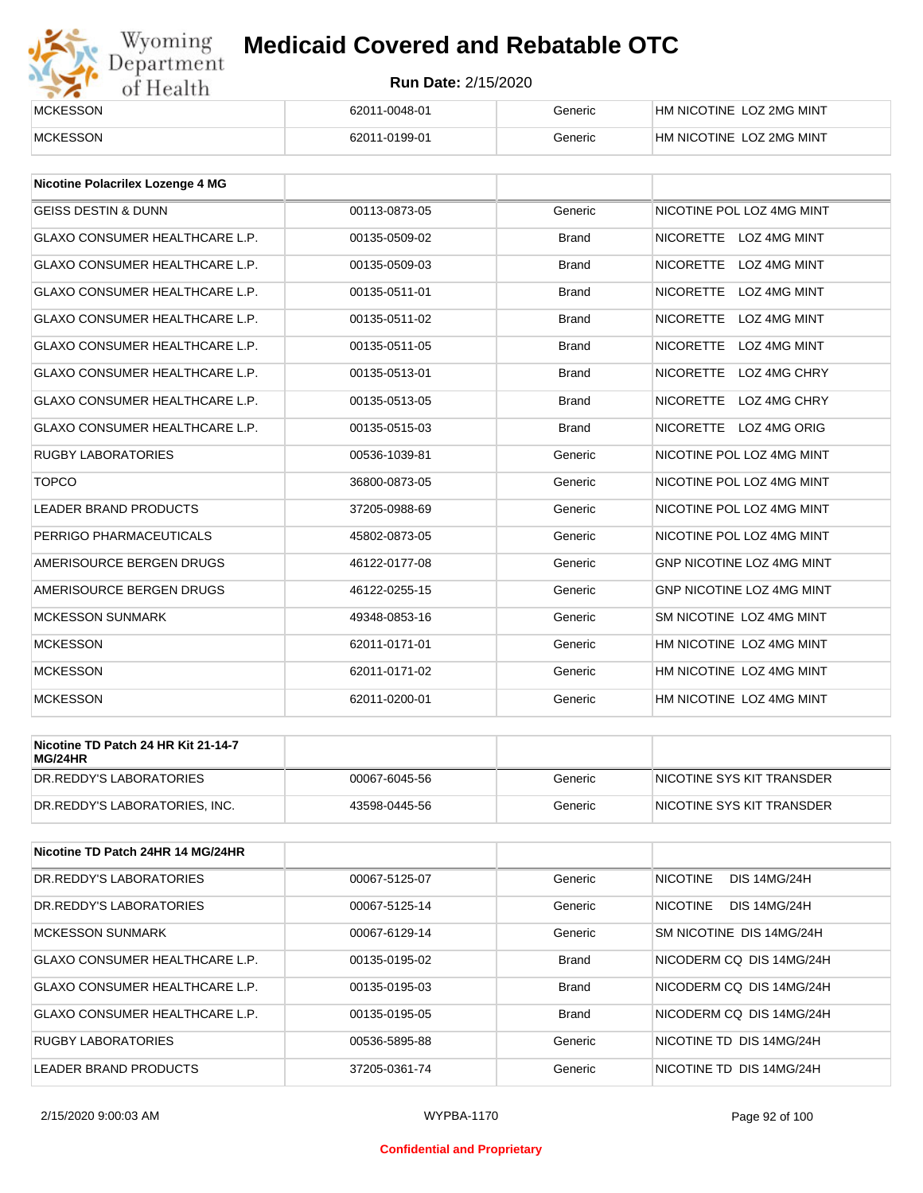| | | | |
|---|---|---|---|
| MCKESSON | 62011-0048-01 | Generic | HM NICOTINE LOZ 2MG MINT |
| MCKESSON | 62011-0199-01 | Generic | HM NICOTINE LOZ 2MG MINT |

| Nicotine Polacrilex Lozenge 4 MG | | | |
|---|---|---|---|
| GEISS DESTIN & DUNN | 00113-0873-05 | Generic | NICOTINE POL LOZ 4MG MINT |
| GLAXO CONSUMER HEALTHCARE L.P. | 00135-0509-02 | Brand | NICORETTE LOZ 4MG MINT |
| GLAXO CONSUMER HEALTHCARE L.P. | 00135-0509-03 | Brand | NICORETTE LOZ 4MG MINT |
| GLAXO CONSUMER HEALTHCARE L.P. | 00135-0511-01 | Brand | NICORETTE LOZ 4MG MINT |
| GLAXO CONSUMER HEALTHCARE L.P. | 00135-0511-02 | Brand | NICORETTE LOZ 4MG MINT |
| GLAXO CONSUMER HEALTHCARE L.P. | 00135-0511-05 | Brand | NICORETTE LOZ 4MG MINT |
| GLAXO CONSUMER HEALTHCARE L.P. | 00135-0513-01 | Brand | NICORETTE LOZ 4MG CHRY |
| GLAXO CONSUMER HEALTHCARE L.P. | 00135-0513-05 | Brand | NICORETTE LOZ 4MG CHRY |
| GLAXO CONSUMER HEALTHCARE L.P. | 00135-0515-03 | Brand | NICORETTE LOZ 4MG ORIG |
| RUGBY LABORATORIES | 00536-1039-81 | Generic | NICOTINE POL LOZ 4MG MINT |
| TOPCO | 36800-0873-05 | Generic | NICOTINE POL LOZ 4MG MINT |
| LEADER BRAND PRODUCTS | 37205-0988-69 | Generic | NICOTINE POL LOZ 4MG MINT |
| PERRIGO PHARMACEUTICALS | 45802-0873-05 | Generic | NICOTINE POL LOZ 4MG MINT |
| AMERISOURCE BERGEN DRUGS | 46122-0177-08 | Generic | GNP NICOTINE LOZ 4MG MINT |
| AMERISOURCE BERGEN DRUGS | 46122-0255-15 | Generic | GNP NICOTINE LOZ 4MG MINT |
| MCKESSON SUNMARK | 49348-0853-16 | Generic | SM NICOTINE LOZ 4MG MINT |
| MCKESSON | 62011-0171-01 | Generic | HM NICOTINE LOZ 4MG MINT |
| MCKESSON | 62011-0171-02 | Generic | HM NICOTINE LOZ 4MG MINT |
| MCKESSON | 62011-0200-01 | Generic | HM NICOTINE LOZ 4MG MINT |

| Nicotine TD Patch 24 HR Kit 21-14-7 MG/24HR | | | |
|---|---|---|---|
| DR.REDDY'S LABORATORIES | 00067-6045-56 | Generic | NICOTINE SYS KIT TRANSDER |
| DR.REDDY'S LABORATORIES, INC. | 43598-0445-56 | Generic | NICOTINE SYS KIT TRANSDER |

| Nicotine TD Patch 24HR 14 MG/24HR | | | |
|---|---|---|---|
| DR.REDDY'S LABORATORIES | 00067-5125-07 | Generic | NICOTINE DIS 14MG/24H |
| DR.REDDY'S LABORATORIES | 00067-5125-14 | Generic | NICOTINE DIS 14MG/24H |
| MCKESSON SUNMARK | 00067-6129-14 | Generic | SM NICOTINE DIS 14MG/24H |
| GLAXO CONSUMER HEALTHCARE L.P. | 00135-0195-02 | Brand | NICODERM CQ DIS 14MG/24H |
| GLAXO CONSUMER HEALTHCARE L.P. | 00135-0195-03 | Brand | NICODERM CQ DIS 14MG/24H |
| GLAXO CONSUMER HEALTHCARE L.P. | 00135-0195-05 | Brand | NICODERM CQ DIS 14MG/24H |
| RUGBY LABORATORIES | 00536-5895-88 | Generic | NICOTINE TD DIS 14MG/24H |
| LEADER BRAND PRODUCTS | 37205-0361-74 | Generic | NICOTINE TD DIS 14MG/24H |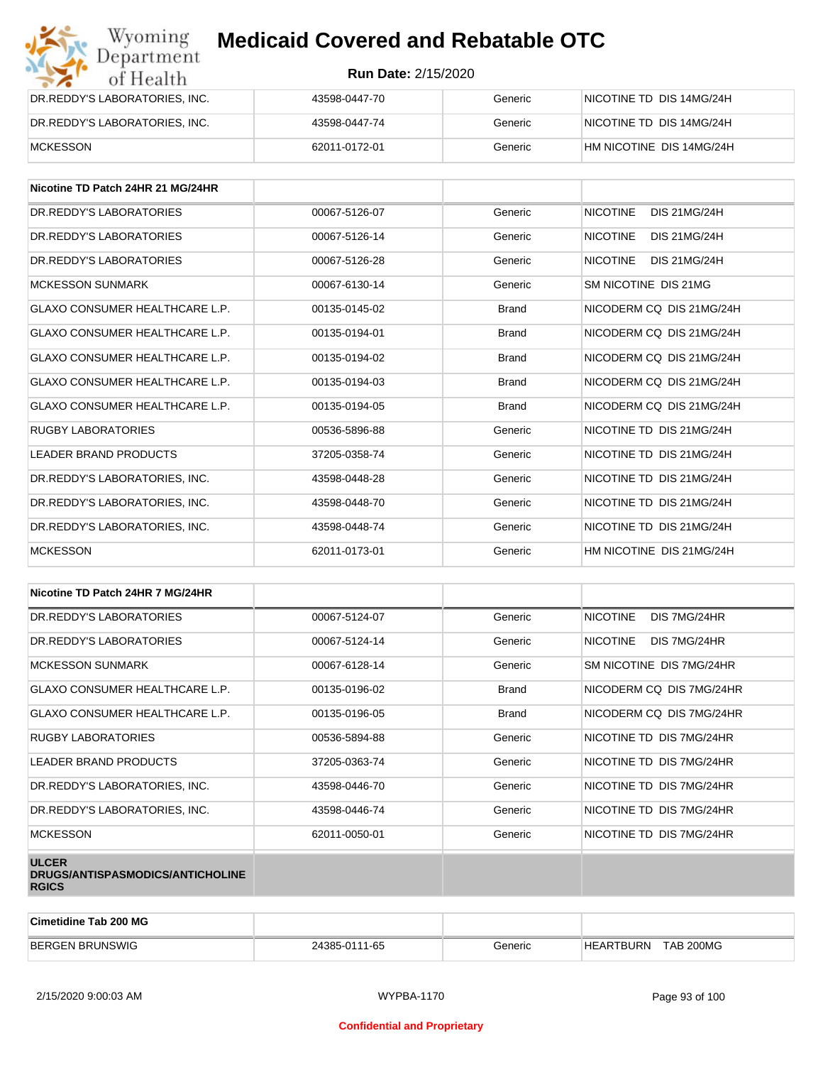| DR.REDDY'S LABORATORIES, INC. | 43598-0447-70 | Generic | NICOTINE TD DIS 14MG/24H |
|---|---|---|---|
| DR.REDDY'S LABORATORIES, INC. | 43598-0447-74 | Generic | NICOTINE TD DIS 14MG/24H |
| MCKESSON | 62011-0172-01 | Generic | HM NICOTINE DIS 14MG/24H |

| Nicotine TD Patch 24HR 21 MG/24HR | | | |
|---|---|---|---|
| DR.REDDY'S LABORATORIES | 00067-5126-07 | Generic | NICOTINE DIS 21MG/24H |
| DR.REDDY'S LABORATORIES | 00067-5126-14 | Generic | NICOTINE DIS 21MG/24H |
| DR.REDDY'S LABORATORIES | 00067-5126-28 | Generic | NICOTINE DIS 21MG/24H |
| MCKESSON SUNMARK | 00067-6130-14 | Generic | SM NICOTINE DIS 21MG |
| GLAXO CONSUMER HEALTHCARE L.P. | 00135-0145-02 | Brand | NICODERM CQ DIS 21MG/24H |
| GLAXO CONSUMER HEALTHCARE L.P. | 00135-0194-01 | Brand | NICODERM CQ DIS 21MG/24H |
| GLAXO CONSUMER HEALTHCARE L.P. | 00135-0194-02 | Brand | NICODERM CQ DIS 21MG/24H |
| GLAXO CONSUMER HEALTHCARE L.P. | 00135-0194-03 | Brand | NICODERM CQ DIS 21MG/24H |
| GLAXO CONSUMER HEALTHCARE L.P. | 00135-0194-05 | Brand | NICODERM CQ DIS 21MG/24H |
| RUGBY LABORATORIES | 00536-5896-88 | Generic | NICOTINE TD DIS 21MG/24H |
| LEADER BRAND PRODUCTS | 37205-0358-74 | Generic | NICOTINE TD DIS 21MG/24H |
| DR.REDDY'S LABORATORIES, INC. | 43598-0448-28 | Generic | NICOTINE TD DIS 21MG/24H |
| DR.REDDY'S LABORATORIES, INC. | 43598-0448-70 | Generic | NICOTINE TD DIS 21MG/24H |
| DR.REDDY'S LABORATORIES, INC. | 43598-0448-74 | Generic | NICOTINE TD DIS 21MG/24H |
| MCKESSON | 62011-0173-01 | Generic | HM NICOTINE DIS 21MG/24H |

| Nicotine TD Patch 24HR 7 MG/24HR | | | |
|---|---|---|---|
| DR.REDDY'S LABORATORIES | 00067-5124-07 | Generic | NICOTINE DIS 7MG/24HR |
| DR.REDDY'S LABORATORIES | 00067-5124-14 | Generic | NICOTINE DIS 7MG/24HR |
| MCKESSON SUNMARK | 00067-6128-14 | Generic | SM NICOTINE DIS 7MG/24HR |
| GLAXO CONSUMER HEALTHCARE L.P. | 00135-0196-02 | Brand | NICODERM CQ DIS 7MG/24HR |
| GLAXO CONSUMER HEALTHCARE L.P. | 00135-0196-05 | Brand | NICODERM CQ DIS 7MG/24HR |
| RUGBY LABORATORIES | 00536-5894-88 | Generic | NICOTINE TD DIS 7MG/24HR |
| LEADER BRAND PRODUCTS | 37205-0363-74 | Generic | NICOTINE TD DIS 7MG/24HR |
| DR.REDDY'S LABORATORIES, INC. | 43598-0446-70 | Generic | NICOTINE TD DIS 7MG/24HR |
| DR.REDDY'S LABORATORIES, INC. | 43598-0446-74 | Generic | NICOTINE TD DIS 7MG/24HR |
| MCKESSON | 62011-0050-01 | Generic | NICOTINE TD DIS 7MG/24HR |
| **ULCER DRUGS/ANTISPASMODICS/ANTICHOLINERGICS** | | | |

| Cimetidine Tab 200 MG | | | |
|---|---|---|---|
| BERGEN BRUNSWIG | 24385-0111-65 | Generic | HEARTBURN TAB 200MG |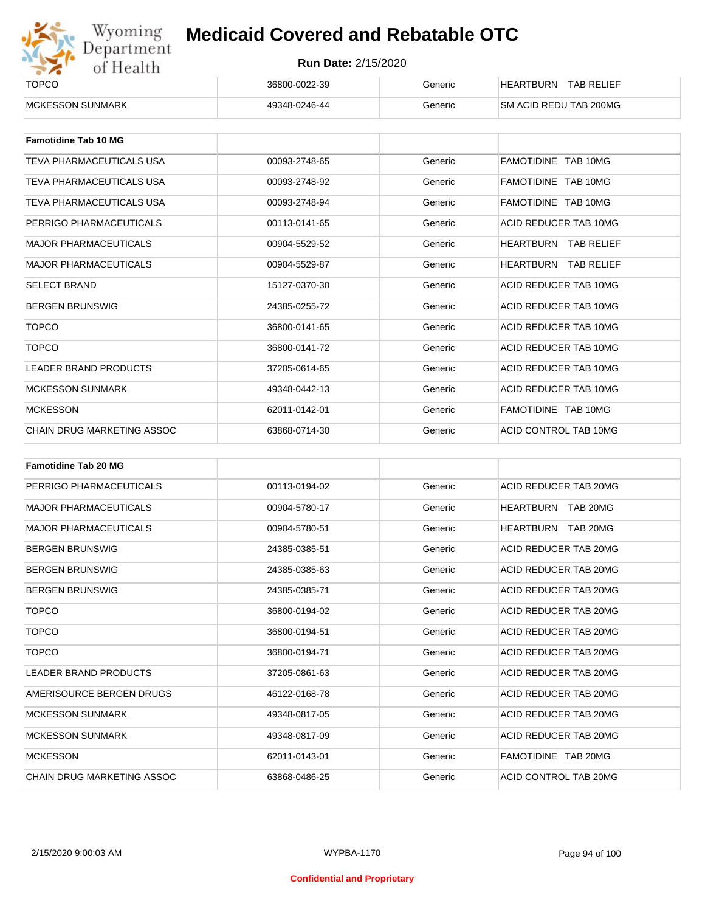| | | | |
|---|---|---|---|
| TOPCO | 36800-0022-39 | Generic | HEARTBURN TAB RELIEF |
| MCKESSON SUNMARK | 49348-0246-44 | Generic | SM ACID REDU TAB 200MG |

| **Famotidine Tab 10 MG** | | | |
|---|---|---|---|
| TEVA PHARMACEUTICALS USA | 00093-2748-65 | Generic | FAMOTIDINE TAB 10MG |
| TEVA PHARMACEUTICALS USA | 00093-2748-92 | Generic | FAMOTIDINE TAB 10MG |
| TEVA PHARMACEUTICALS USA | 00093-2748-94 | Generic | FAMOTIDINE TAB 10MG |
| PERRIGO PHARMACEUTICALS | 00113-0141-65 | Generic | ACID REDUCER TAB 10MG |
| MAJOR PHARMACEUTICALS | 00904-5529-52 | Generic | HEARTBURN TAB RELIEF |
| MAJOR PHARMACEUTICALS | 00904-5529-87 | Generic | HEARTBURN TAB RELIEF |
| SELECT BRAND | 15127-0370-30 | Generic | ACID REDUCER TAB 10MG |
| BERGEN BRUNSWIG | 24385-0255-72 | Generic | ACID REDUCER TAB 10MG |
| TOPCO | 36800-0141-65 | Generic | ACID REDUCER TAB 10MG |
| TOPCO | 36800-0141-72 | Generic | ACID REDUCER TAB 10MG |
| LEADER BRAND PRODUCTS | 37205-0614-65 | Generic | ACID REDUCER TAB 10MG |
| MCKESSON SUNMARK | 49348-0442-13 | Generic | ACID REDUCER TAB 10MG |
| MCKESSON | 62011-0142-01 | Generic | FAMOTIDINE TAB 10MG |
| CHAIN DRUG MARKETING ASSOC | 63868-0714-30 | Generic | ACID CONTROL TAB 10MG |

| **Famotidine Tab 20 MG** | | | |
|---|---|---|---|
| PERRIGO PHARMACEUTICALS | 00113-0194-02 | Generic | ACID REDUCER TAB 20MG |
| MAJOR PHARMACEUTICALS | 00904-5780-17 | Generic | HEARTBURN TAB 20MG |
| MAJOR PHARMACEUTICALS | 00904-5780-51 | Generic | HEARTBURN TAB 20MG |
| BERGEN BRUNSWIG | 24385-0385-51 | Generic | ACID REDUCER TAB 20MG |
| BERGEN BRUNSWIG | 24385-0385-63 | Generic | ACID REDUCER TAB 20MG |
| BERGEN BRUNSWIG | 24385-0385-71 | Generic | ACID REDUCER TAB 20MG |
| TOPCO | 36800-0194-02 | Generic | ACID REDUCER TAB 20MG |
| TOPCO | 36800-0194-51 | Generic | ACID REDUCER TAB 20MG |
| TOPCO | 36800-0194-71 | Generic | ACID REDUCER TAB 20MG |
| LEADER BRAND PRODUCTS | 37205-0861-63 | Generic | ACID REDUCER TAB 20MG |
| AMERISOURCE BERGEN DRUGS | 46122-0168-78 | Generic | ACID REDUCER TAB 20MG |
| MCKESSON SUNMARK | 49348-0817-05 | Generic | ACID REDUCER TAB 20MG |
| MCKESSON SUNMARK | 49348-0817-09 | Generic | ACID REDUCER TAB 20MG |
| MCKESSON | 62011-0143-01 | Generic | FAMOTIDINE TAB 20MG |
| CHAIN DRUG MARKETING ASSOC | 63868-0486-25 | Generic | ACID CONTROL TAB 20MG |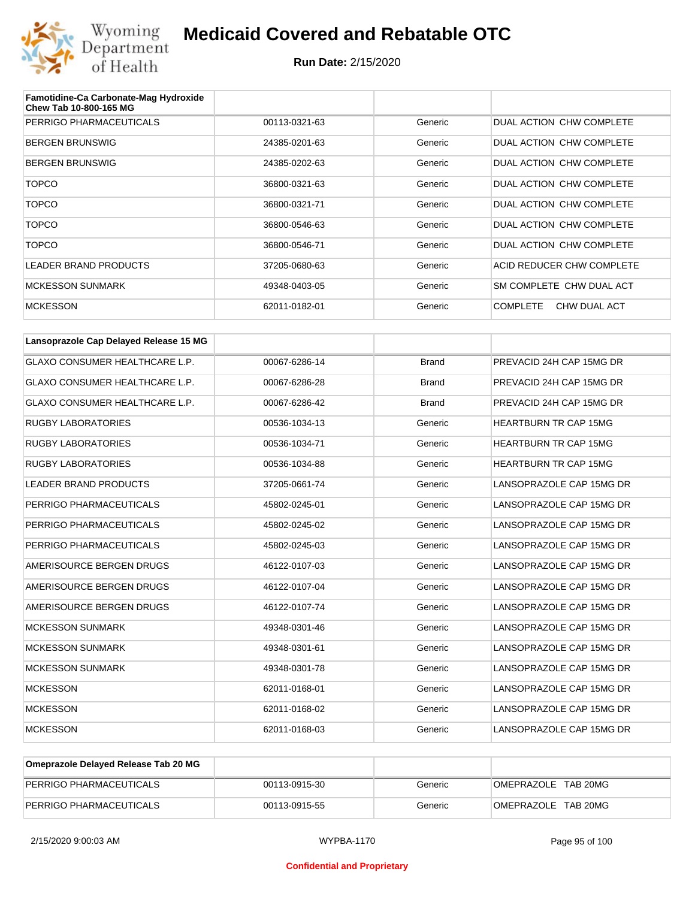# Medicaid Covered and Rebatable OTC

**Run Date:** 2/15/2020

| Famotidine-Ca Carbonate-Mag Hydroxide Chew Tab 10-800-165 MG | | | |
|---|---|---|---|
| PERRIGO PHARMACEUTICALS | 00113-0321-63 | Generic | DUAL ACTION CHW COMPLETE |
| BERGEN BRUNSWIG | 24385-0201-63 | Generic | DUAL ACTION CHW COMPLETE |
| BERGEN BRUNSWIG | 24385-0202-63 | Generic | DUAL ACTION CHW COMPLETE |
| TOPCO | 36800-0321-63 | Generic | DUAL ACTION CHW COMPLETE |
| TOPCO | 36800-0321-71 | Generic | DUAL ACTION CHW COMPLETE |
| TOPCO | 36800-0546-63 | Generic | DUAL ACTION CHW COMPLETE |
| TOPCO | 36800-0546-71 | Generic | DUAL ACTION CHW COMPLETE |
| LEADER BRAND PRODUCTS | 37205-0680-63 | Generic | ACID REDUCER CHW COMPLETE |
| MCKESSON SUNMARK | 49348-0403-05 | Generic | SM COMPLETE CHW DUAL ACT |
| MCKESSON | 62011-0182-01 | Generic | COMPLETE CHW DUAL ACT |

| Lansoprazole Cap Delayed Release 15 MG | | | |
|---|---|---|---|
| GLAXO CONSUMER HEALTHCARE L.P. | 00067-6286-14 | Brand | PREVACID 24H CAP 15MG DR |
| GLAXO CONSUMER HEALTHCARE L.P. | 00067-6286-28 | Brand | PREVACID 24H CAP 15MG DR |
| GLAXO CONSUMER HEALTHCARE L.P. | 00067-6286-42 | Brand | PREVACID 24H CAP 15MG DR |
| RUGBY LABORATORIES | 00536-1034-13 | Generic | HEARTBURN TR CAP 15MG |
| RUGBY LABORATORIES | 00536-1034-71 | Generic | HEARTBURN TR CAP 15MG |
| RUGBY LABORATORIES | 00536-1034-88 | Generic | HEARTBURN TR CAP 15MG |
| LEADER BRAND PRODUCTS | 37205-0661-74 | Generic | LANSOPRAZOLE CAP 15MG DR |
| PERRIGO PHARMACEUTICALS | 45802-0245-01 | Generic | LANSOPRAZOLE CAP 15MG DR |
| PERRIGO PHARMACEUTICALS | 45802-0245-02 | Generic | LANSOPRAZOLE CAP 15MG DR |
| PERRIGO PHARMACEUTICALS | 45802-0245-03 | Generic | LANSOPRAZOLE CAP 15MG DR |
| AMERISOURCE BERGEN DRUGS | 46122-0107-03 | Generic | LANSOPRAZOLE CAP 15MG DR |
| AMERISOURCE BERGEN DRUGS | 46122-0107-04 | Generic | LANSOPRAZOLE CAP 15MG DR |
| AMERISOURCE BERGEN DRUGS | 46122-0107-74 | Generic | LANSOPRAZOLE CAP 15MG DR |
| MCKESSON SUNMARK | 49348-0301-46 | Generic | LANSOPRAZOLE CAP 15MG DR |
| MCKESSON SUNMARK | 49348-0301-61 | Generic | LANSOPRAZOLE CAP 15MG DR |
| MCKESSON SUNMARK | 49348-0301-78 | Generic | LANSOPRAZOLE CAP 15MG DR |
| MCKESSON | 62011-0168-01 | Generic | LANSOPRAZOLE CAP 15MG DR |
| MCKESSON | 62011-0168-02 | Generic | LANSOPRAZOLE CAP 15MG DR |
| MCKESSON | 62011-0168-03 | Generic | LANSOPRAZOLE CAP 15MG DR |

| Omeprazole Delayed Release Tab 20 MG | | | |
|---|---|---|---|
| PERRIGO PHARMACEUTICALS | 00113-0915-30 | Generic | OMEPRAZOLE TAB 20MG |
| PERRIGO PHARMACEUTICALS | 00113-0915-55 | Generic | OMEPRAZOLE TAB 20MG |

Confidential and Proprietary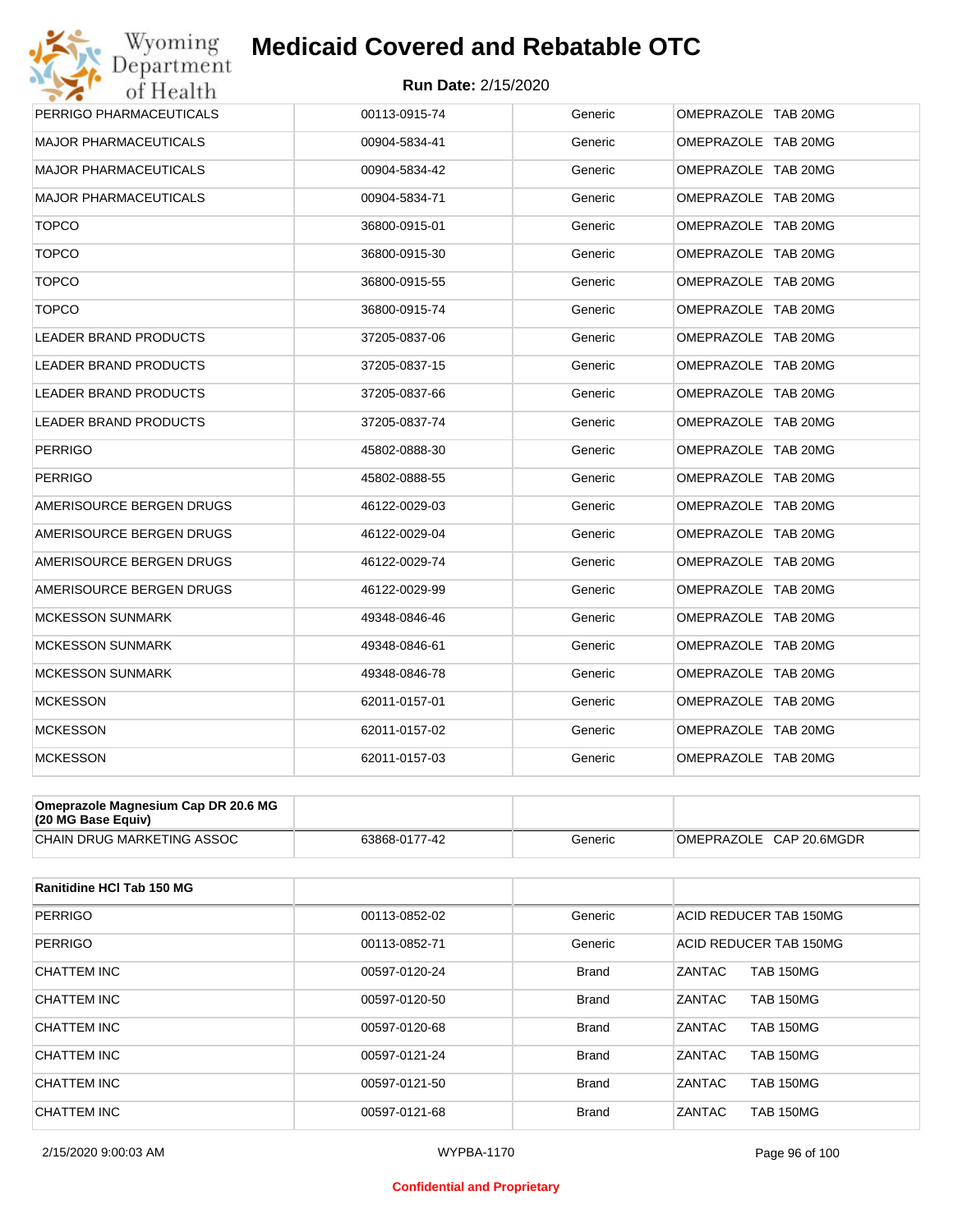# Medicaid Covered and Rebatable OTC

**Run Date:** 2/15/2020

| | | | |
|---|---|---|---|
| PERRIGO PHARMACEUTICALS | 00113-0915-74 | Generic | OMEPRAZOLE TAB 20MG |
| MAJOR PHARMACEUTICALS | 00904-5834-41 | Generic | OMEPRAZOLE TAB 20MG |
| MAJOR PHARMACEUTICALS | 00904-5834-42 | Generic | OMEPRAZOLE TAB 20MG |
| MAJOR PHARMACEUTICALS | 00904-5834-71 | Generic | OMEPRAZOLE TAB 20MG |
| TOPCO | 36800-0915-01 | Generic | OMEPRAZOLE TAB 20MG |
| TOPCO | 36800-0915-30 | Generic | OMEPRAZOLE TAB 20MG |
| TOPCO | 36800-0915-55 | Generic | OMEPRAZOLE TAB 20MG |
| TOPCO | 36800-0915-74 | Generic | OMEPRAZOLE TAB 20MG |
| LEADER BRAND PRODUCTS | 37205-0837-06 | Generic | OMEPRAZOLE TAB 20MG |
| LEADER BRAND PRODUCTS | 37205-0837-15 | Generic | OMEPRAZOLE TAB 20MG |
| LEADER BRAND PRODUCTS | 37205-0837-66 | Generic | OMEPRAZOLE TAB 20MG |
| LEADER BRAND PRODUCTS | 37205-0837-74 | Generic | OMEPRAZOLE TAB 20MG |
| PERRIGO | 45802-0888-30 | Generic | OMEPRAZOLE TAB 20MG |
| PERRIGO | 45802-0888-55 | Generic | OMEPRAZOLE TAB 20MG |
| AMERISOURCE BERGEN DRUGS | 46122-0029-03 | Generic | OMEPRAZOLE TAB 20MG |
| AMERISOURCE BERGEN DRUGS | 46122-0029-04 | Generic | OMEPRAZOLE TAB 20MG |
| AMERISOURCE BERGEN DRUGS | 46122-0029-74 | Generic | OMEPRAZOLE TAB 20MG |
| AMERISOURCE BERGEN DRUGS | 46122-0029-99 | Generic | OMEPRAZOLE TAB 20MG |
| MCKESSON SUNMARK | 49348-0846-46 | Generic | OMEPRAZOLE TAB 20MG |
| MCKESSON SUNMARK | 49348-0846-61 | Generic | OMEPRAZOLE TAB 20MG |
| MCKESSON SUNMARK | 49348-0846-78 | Generic | OMEPRAZOLE TAB 20MG |
| MCKESSON | 62011-0157-01 | Generic | OMEPRAZOLE TAB 20MG |
| MCKESSON | 62011-0157-02 | Generic | OMEPRAZOLE TAB 20MG |
| MCKESSON | 62011-0157-03 | Generic | OMEPRAZOLE TAB 20MG |

| **Omeprazole Magnesium Cap DR 20.6 MG (20 MG Base Equiv)** | | | |
|---|---|---|---|
| CHAIN DRUG MARKETING ASSOC | 63868-0177-42 | Generic | OMEPRAZOLE CAP 20.6MGDR |

| **Ranitidine HCl Tab 150 MG** | | | |
|---|---|---|---|
| PERRIGO | 00113-0852-02 | Generic | ACID REDUCER TAB 150MG |
| PERRIGO | 00113-0852-71 | Generic | ACID REDUCER TAB 150MG |
| CHATTEM INC | 00597-0120-24 | Brand | ZANTAC TAB 150MG |
| CHATTEM INC | 00597-0120-50 | Brand | ZANTAC TAB 150MG |
| CHATTEM INC | 00597-0120-68 | Brand | ZANTAC TAB 150MG |
| CHATTEM INC | 00597-0121-24 | Brand | ZANTAC TAB 150MG |
| CHATTEM INC | 00597-0121-50 | Brand | ZANTAC TAB 150MG |
| CHATTEM INC | 00597-0121-68 | Brand | ZANTAC TAB 150MG |

2/15/2020 9:00:03 AM WYPBA-1170

Confidential and Proprietary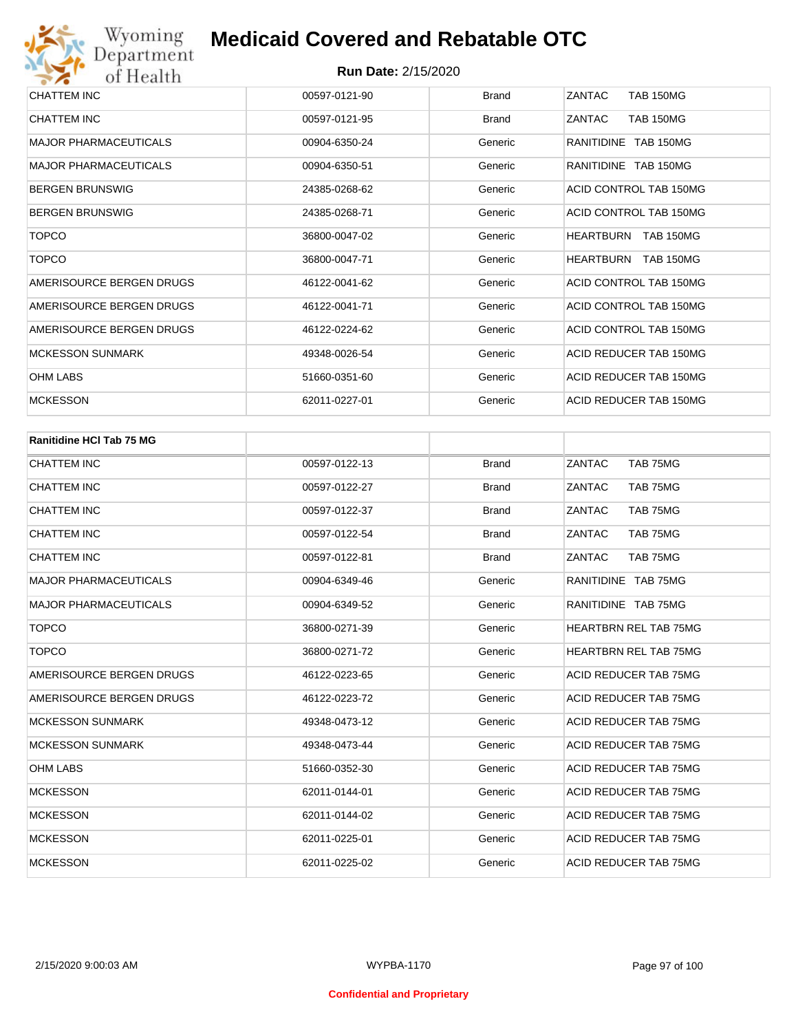| | | | |
|---|---|---|---|
| CHATTEM INC | 00597-0121-90 | Brand | ZANTAC TAB 150MG |
| CHATTEM INC | 00597-0121-95 | Brand | ZANTAC TAB 150MG |
| MAJOR PHARMACEUTICALS | 00904-6350-24 | Generic | RANITIDINE TAB 150MG |
| MAJOR PHARMACEUTICALS | 00904-6350-51 | Generic | RANITIDINE TAB 150MG |
| BERGEN BRUNSWIG | 24385-0268-62 | Generic | ACID CONTROL TAB 150MG |
| BERGEN BRUNSWIG | 24385-0268-71 | Generic | ACID CONTROL TAB 150MG |
| TOPCO | 36800-0047-02 | Generic | HEARTBURN TAB 150MG |
| TOPCO | 36800-0047-71 | Generic | HEARTBURN TAB 150MG |
| AMERISOURCE BERGEN DRUGS | 46122-0041-62 | Generic | ACID CONTROL TAB 150MG |
| AMERISOURCE BERGEN DRUGS | 46122-0041-71 | Generic | ACID CONTROL TAB 150MG |
| AMERISOURCE BERGEN DRUGS | 46122-0224-62 | Generic | ACID CONTROL TAB 150MG |
| MCKESSON SUNMARK | 49348-0026-54 | Generic | ACID REDUCER TAB 150MG |
| OHM LABS | 51660-0351-60 | Generic | ACID REDUCER TAB 150MG |
| MCKESSON | 62011-0227-01 | Generic | ACID REDUCER TAB 150MG |

| **Ranitidine HCl Tab 75 MG** | | | |
|---|---|---|---|
| CHATTEM INC | 00597-0122-13 | Brand | ZANTAC TAB 75MG |
| CHATTEM INC | 00597-0122-27 | Brand | ZANTAC TAB 75MG |
| CHATTEM INC | 00597-0122-37 | Brand | ZANTAC TAB 75MG |
| CHATTEM INC | 00597-0122-54 | Brand | ZANTAC TAB 75MG |
| CHATTEM INC | 00597-0122-81 | Brand | ZANTAC TAB 75MG |
| MAJOR PHARMACEUTICALS | 00904-6349-46 | Generic | RANITIDINE TAB 75MG |
| MAJOR PHARMACEUTICALS | 00904-6349-52 | Generic | RANITIDINE TAB 75MG |
| TOPCO | 36800-0271-39 | Generic | HEARTBRN REL TAB 75MG |
| TOPCO | 36800-0271-72 | Generic | HEARTBRN REL TAB 75MG |
| AMERISOURCE BERGEN DRUGS | 46122-0223-65 | Generic | ACID REDUCER TAB 75MG |
| AMERISOURCE BERGEN DRUGS | 46122-0223-72 | Generic | ACID REDUCER TAB 75MG |
| MCKESSON SUNMARK | 49348-0473-12 | Generic | ACID REDUCER TAB 75MG |
| MCKESSON SUNMARK | 49348-0473-44 | Generic | ACID REDUCER TAB 75MG |
| OHM LABS | 51660-0352-30 | Generic | ACID REDUCER TAB 75MG |
| MCKESSON | 62011-0144-01 | Generic | ACID REDUCER TAB 75MG |
| MCKESSON | 62011-0144-02 | Generic | ACID REDUCER TAB 75MG |
| MCKESSON | 62011-0225-01 | Generic | ACID REDUCER TAB 75MG |
| MCKESSON | 62011-0225-02 | Generic | ACID REDUCER TAB 75MG |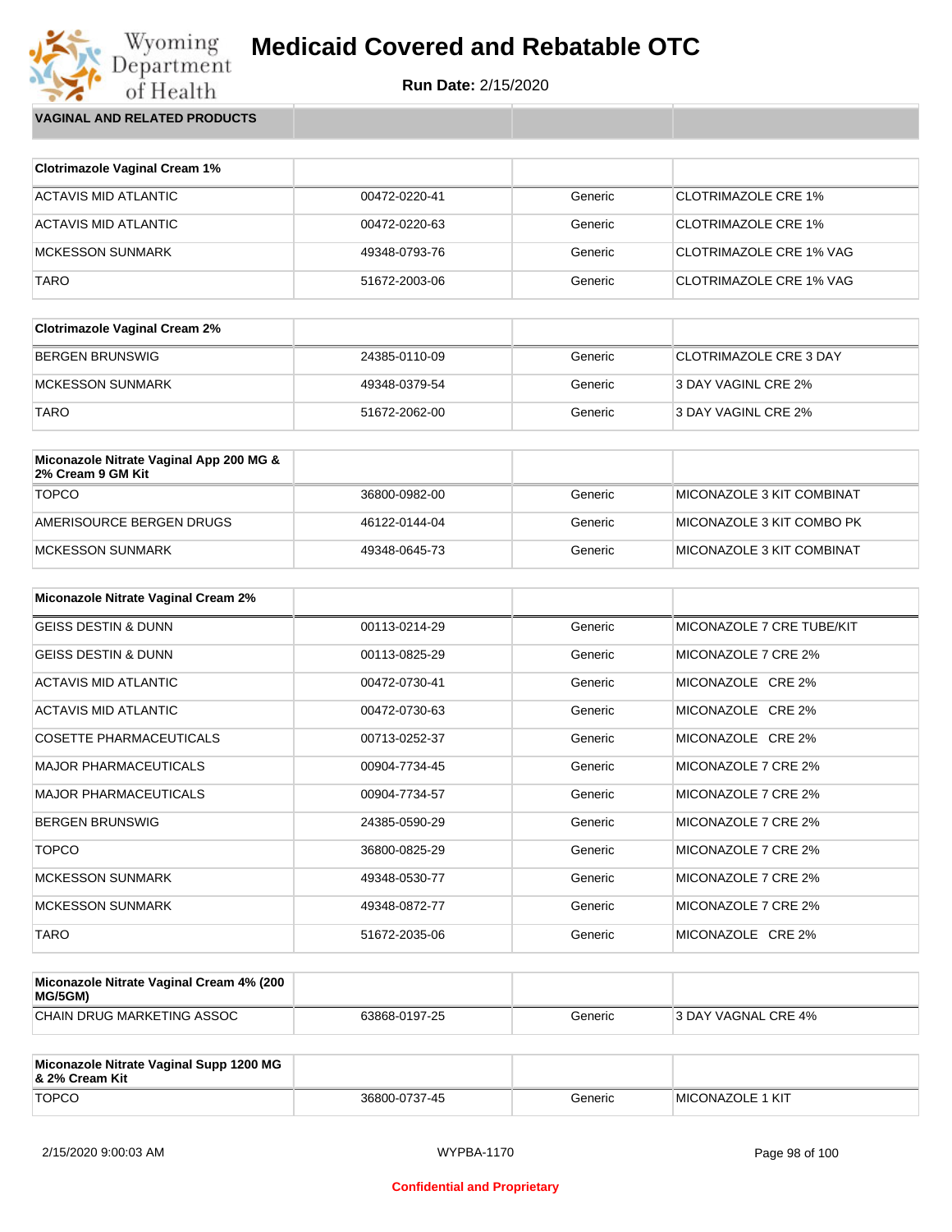# Medicaid Covered and Rebatable OTC

**Run Date:** 2/15/2020

## VAGINAL AND RELATED PRODUCTS

| Clotrimazole Vaginal Cream 1% | | | |
|---|---|---|---|
| ACTAVIS MID ATLANTIC | 00472-0220-41 | Generic | CLOTRIMAZOLE CRE 1% |
| ACTAVIS MID ATLANTIC | 00472-0220-63 | Generic | CLOTRIMAZOLE CRE 1% |
| MCKESSON SUNMARK | 49348-0793-76 | Generic | CLOTRIMAZOLE CRE 1% VAG |
| TARO | 51672-2003-06 | Generic | CLOTRIMAZOLE CRE 1% VAG |

| Clotrimazole Vaginal Cream 2% | | | |
|---|---|---|---|
| BERGEN BRUNSWIG | 24385-0110-09 | Generic | CLOTRIMAZOLE CRE 3 DAY |
| MCKESSON SUNMARK | 49348-0379-54 | Generic | 3 DAY VAGINL CRE 2% |
| TARO | 51672-2062-00 | Generic | 3 DAY VAGINL CRE 2% |

| Miconazole Nitrate Vaginal App 200 MG & 2% Cream 9 GM Kit | | | |
|---|---|---|---|
| TOPCO | 36800-0982-00 | Generic | MICONAZOLE 3 KIT COMBINAT |
| AMERISOURCE BERGEN DRUGS | 46122-0144-04 | Generic | MICONAZOLE 3 KIT COMBO PK |
| MCKESSON SUNMARK | 49348-0645-73 | Generic | MICONAZOLE 3 KIT COMBINAT |

| Miconazole Nitrate Vaginal Cream 2% | | | |
|---|---|---|---|
| GEISS DESTIN & DUNN | 00113-0214-29 | Generic | MICONAZOLE 7 CRE TUBE/KIT |
| GEISS DESTIN & DUNN | 00113-0825-29 | Generic | MICONAZOLE 7 CRE 2% |
| ACTAVIS MID ATLANTIC | 00472-0730-41 | Generic | MICONAZOLE CRE 2% |
| ACTAVIS MID ATLANTIC | 00472-0730-63 | Generic | MICONAZOLE CRE 2% |
| COSETTE PHARMACEUTICALS | 00713-0252-37 | Generic | MICONAZOLE CRE 2% |
| MAJOR PHARMACEUTICALS | 00904-7734-45 | Generic | MICONAZOLE 7 CRE 2% |
| MAJOR PHARMACEUTICALS | 00904-7734-57 | Generic | MICONAZOLE 7 CRE 2% |
| BERGEN BRUNSWIG | 24385-0590-29 | Generic | MICONAZOLE 7 CRE 2% |
| TOPCO | 36800-0825-29 | Generic | MICONAZOLE 7 CRE 2% |
| MCKESSON SUNMARK | 49348-0530-77 | Generic | MICONAZOLE 7 CRE 2% |
| MCKESSON SUNMARK | 49348-0872-77 | Generic | MICONAZOLE 7 CRE 2% |
| TARO | 51672-2035-06 | Generic | MICONAZOLE CRE 2% |

| Miconazole Nitrate Vaginal Cream 4% (200 MG/5GM) | | | |
|---|---|---|---|
| CHAIN DRUG MARKETING ASSOC | 63868-0197-25 | Generic | 3 DAY VAGNAL CRE 4% |

| Miconazole Nitrate Vaginal Supp 1200 MG & 2% Cream Kit | | | |
|---|---|---|---|
| TOPCO | 36800-0737-45 | Generic | MICONAZOLE 1 KIT |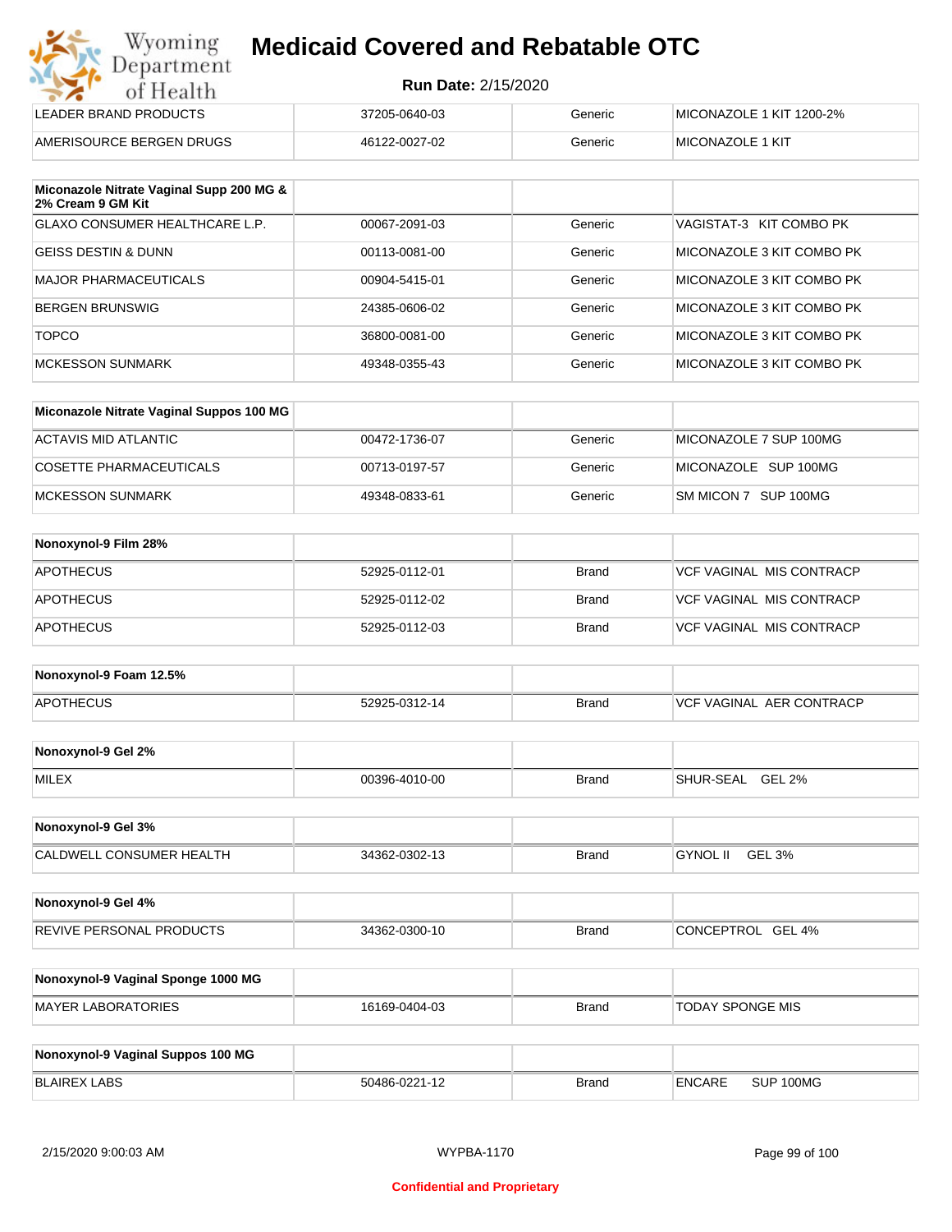| | | | |
|---|---|---|---|
| LEADER BRAND PRODUCTS | 37205-0640-03 | Generic | MICONAZOLE 1 KIT 1200-2% |
| AMERISOURCE BERGEN DRUGS | 46122-0027-02 | Generic | MICONAZOLE 1 KIT |

| Miconazole Nitrate Vaginal Supp 200 MG & 2% Cream 9 GM Kit | | | |
|---|---|---|---|
| GLAXO CONSUMER HEALTHCARE L.P. | 00067-2091-03 | Generic | VAGISTAT-3 KIT COMBO PK |
| GEISS DESTIN & DUNN | 00113-0081-00 | Generic | MICONAZOLE 3 KIT COMBO PK |
| MAJOR PHARMACEUTICALS | 00904-5415-01 | Generic | MICONAZOLE 3 KIT COMBO PK |
| BERGEN BRUNSWIG | 24385-0606-02 | Generic | MICONAZOLE 3 KIT COMBO PK |
| TOPCO | 36800-0081-00 | Generic | MICONAZOLE 3 KIT COMBO PK |
| MCKESSON SUNMARK | 49348-0355-43 | Generic | MICONAZOLE 3 KIT COMBO PK |

| Miconazole Nitrate Vaginal Suppos 100 MG | | | |
|---|---|---|---|
| ACTAVIS MID ATLANTIC | 00472-1736-07 | Generic | MICONAZOLE 7 SUP 100MG |
| COSETTE PHARMACEUTICALS | 00713-0197-57 | Generic | MICONAZOLE SUP 100MG |
| MCKESSON SUNMARK | 49348-0833-61 | Generic | SM MICON 7 SUP 100MG |

| Nonoxynol-9 Film 28% | | | |
|---|---|---|---|
| APOTHECUS | 52925-0112-01 | Brand | VCF VAGINAL MIS CONTRACP |
| APOTHECUS | 52925-0112-02 | Brand | VCF VAGINAL MIS CONTRACP |
| APOTHECUS | 52925-0112-03 | Brand | VCF VAGINAL MIS CONTRACP |

| Nonoxynol-9 Foam 12.5% | | | |
|---|---|---|---|
| APOTHECUS | 52925-0312-14 | Brand | VCF VAGINAL AER CONTRACP |

| Nonoxynol-9 Gel 2% | | | |
|---|---|---|---|
| MILEX | 00396-4010-00 | Brand | SHUR-SEAL GEL 2% |

| Nonoxynol-9 Gel 3% | | | |
|---|---|---|---|
| CALDWELL CONSUMER HEALTH | 34362-0302-13 | Brand | GYNOL II GEL 3% |

| Nonoxynol-9 Gel 4% | | | |
|---|---|---|---|
| REVIVE PERSONAL PRODUCTS | 34362-0300-10 | Brand | CONCEPTROL GEL 4% |

| Nonoxynol-9 Vaginal Sponge 1000 MG | | | |
|---|---|---|---|
| MAYER LABORATORIES | 16169-0404-03 | Brand | TODAY SPONGE MIS |

| Nonoxynol-9 Vaginal Suppos 100 MG | | | |
|---|---|---|---|
| BLAIREX LABS | 50486-0221-12 | Brand | ENCARE SUP 100MG |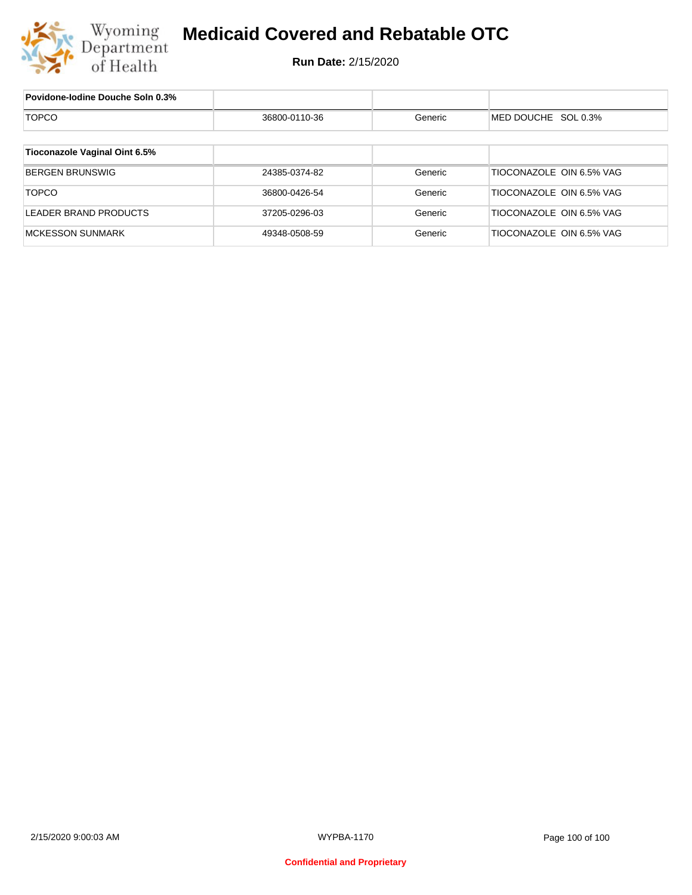| Povidone-Iodine Douche Soln 0.3% | | | |
| --- | --- | --- | --- |
| TOPCO | 36800-0110-36 | Generic | MED DOUCHE SOL 0.3% |

| Tioconazole Vaginal Oint 6.5% | | | |
| --- | --- | --- | --- |
| BERGEN BRUNSWIG | 24385-0374-82 | Generic | TIOCONAZOLE OIN 6.5% VAG |
| TOPCO | 36800-0426-54 | Generic | TIOCONAZOLE OIN 6.5% VAG |
| LEADER BRAND PRODUCTS | 37205-0296-03 | Generic | TIOCONAZOLE OIN 6.5% VAG |
| MCKESSON SUNMARK | 49348-0508-59 | Generic | TIOCONAZOLE OIN 6.5% VAG |